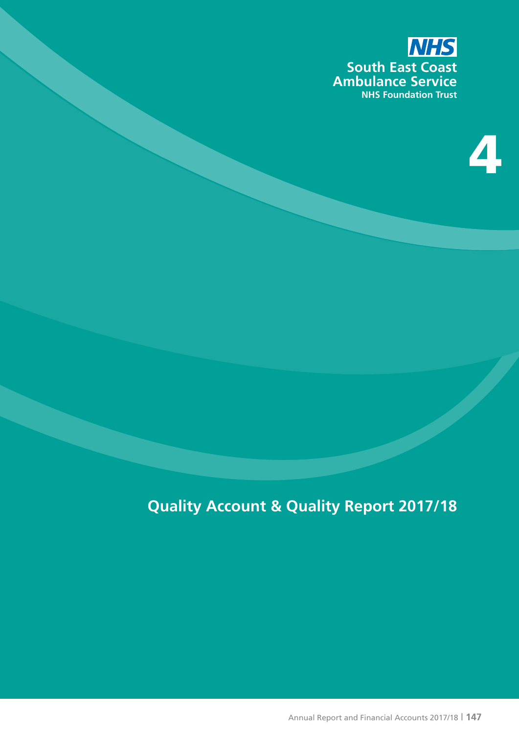NHS

South East Coast Ambulance Service

NHS Foundation Trust

# 4

# Quality Account & Quality Report 2017/18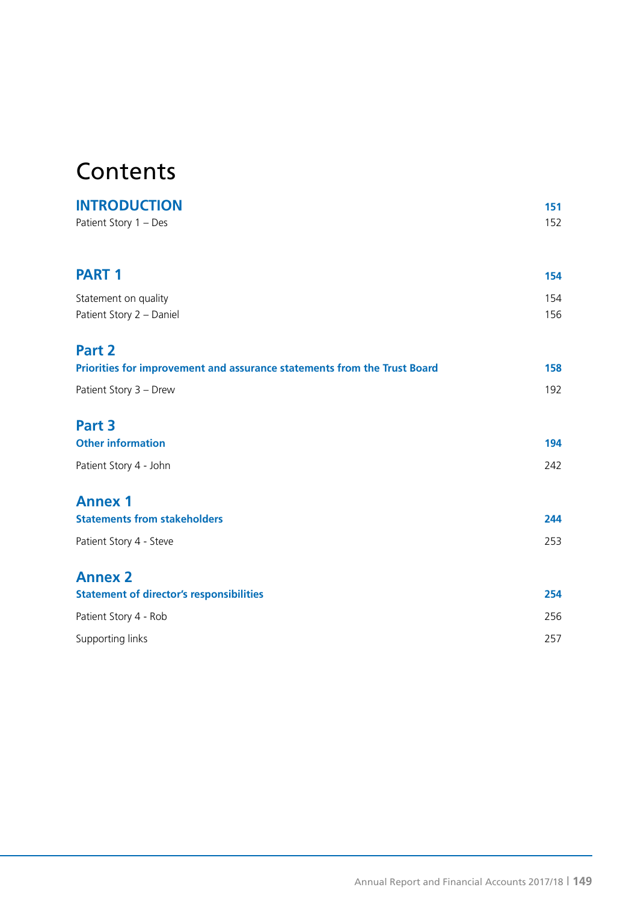# Contents

| | |
|---|---|
| **INTRODUCTION** | **151** |
| Patient Story 1 – Des | 152 |
| **PART 1** | **154** |
| Statement on quality | 154 |
| Patient Story 2 – Daniel | 156 |
| **Part 2** | |
| **Priorities for improvement and assurance statements from the Trust Board** | **158** |
| Patient Story 3 – Drew | 192 |
| **Part 3** | |
| **Other information** | **194** |
| Patient Story 4 - John | 242 |
| **Annex 1** | |
| **Statements from stakeholders** | **244** |
| Patient Story 4 - Steve | 253 |
| **Annex 2** | |
| **Statement of director's responsibilities** | **254** |
| Patient Story 4 - Rob | 256 |
| Supporting links | 257 |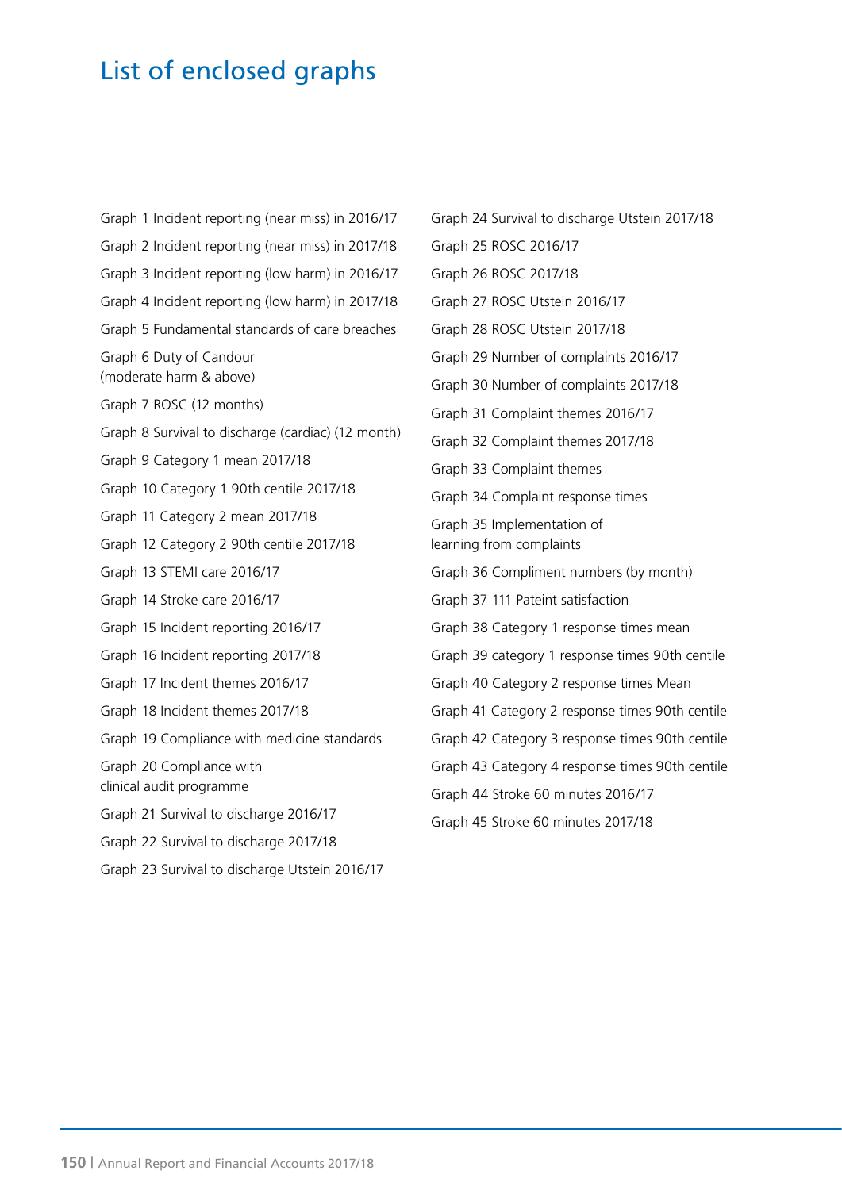# List of enclosed graphs

Graph 1 Incident reporting (near miss) in 2016/17

Graph 2 Incident reporting (near miss) in 2017/18

Graph 3 Incident reporting (low harm) in 2016/17

Graph 4 Incident reporting (low harm) in 2017/18

Graph 5 Fundamental standards of care breaches

Graph 6 Duty of Candour (moderate harm & above)

Graph 7 ROSC (12 months)

Graph 8 Survival to discharge (cardiac) (12 month)

Graph 9 Category 1 mean 2017/18

Graph 10 Category 1 90th centile 2017/18

Graph 11 Category 2 mean 2017/18

Graph 12 Category 2 90th centile 2017/18

Graph 13 STEMI care 2016/17

Graph 14 Stroke care 2016/17

Graph 15 Incident reporting 2016/17

Graph 16 Incident reporting 2017/18

Graph 17 Incident themes 2016/17

Graph 18 Incident themes 2017/18

Graph 19 Compliance with medicine standards

Graph 20 Compliance with clinical audit programme

Graph 21 Survival to discharge 2016/17

Graph 22 Survival to discharge 2017/18

Graph 23 Survival to discharge Utstein 2016/17

Graph 24 Survival to discharge Utstein 2017/18

Graph 25 ROSC 2016/17

Graph 26 ROSC 2017/18

Graph 27 ROSC Utstein 2016/17

Graph 28 ROSC Utstein 2017/18

Graph 29 Number of complaints 2016/17

Graph 30 Number of complaints 2017/18

Graph 31 Complaint themes 2016/17

Graph 32 Complaint themes 2017/18

Graph 33 Complaint themes

Graph 34 Complaint response times

Graph 35 Implementation of learning from complaints

Graph 36 Compliment numbers (by month)

Graph 37 111 Pateint satisfaction

Graph 38 Category 1 response times mean

Graph 39 category 1 response times 90th centile

Graph 40 Category 2 response times Mean

Graph 41 Category 2 response times 90th centile

Graph 42 Category 3 response times 90th centile

Graph 43 Category 4 response times 90th centile

Graph 44 Stroke 60 minutes 2016/17

Graph 45 Stroke 60 minutes 2017/18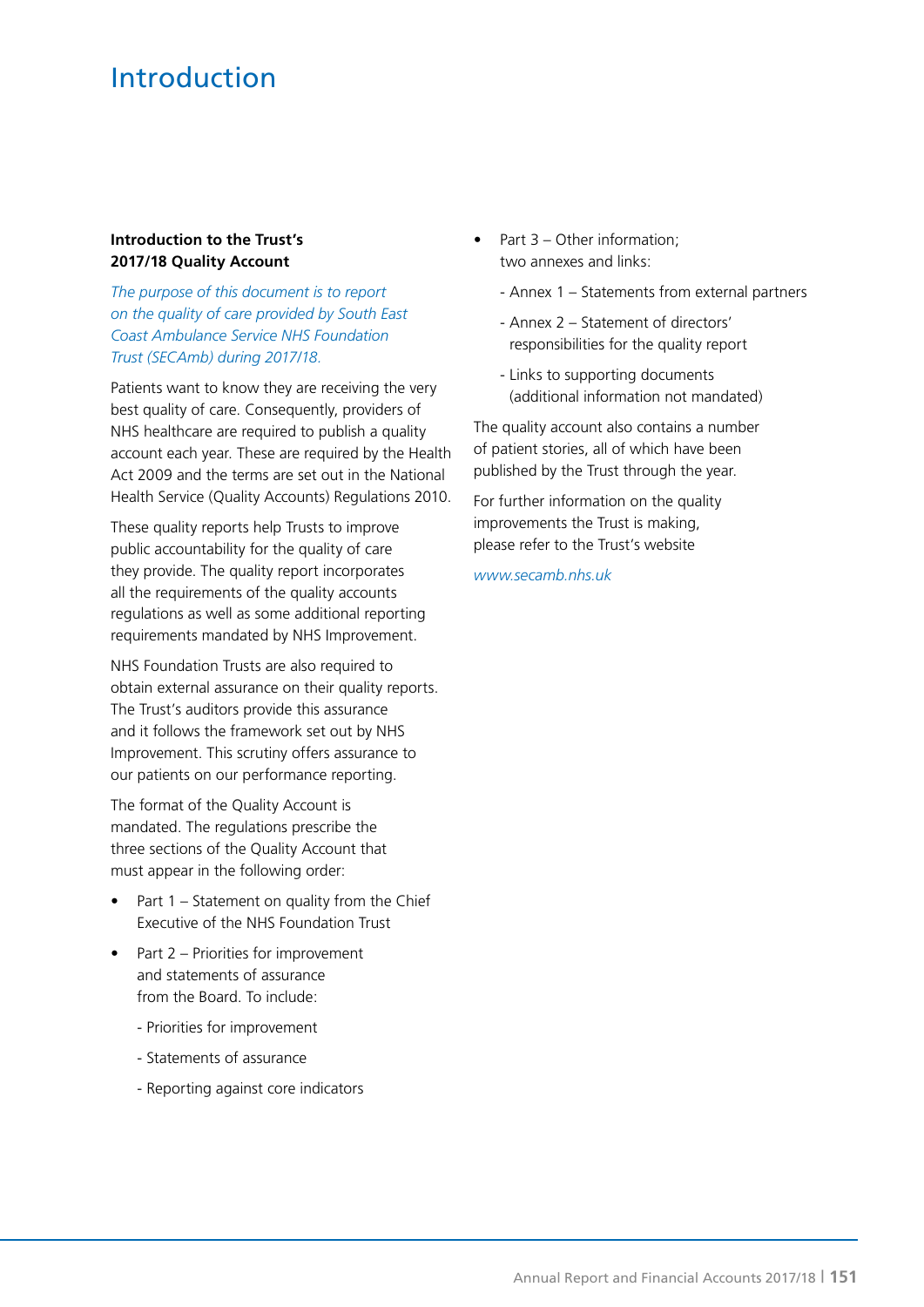# Introduction

**Introduction to the Trust's 2017/18 Quality Account**

*The purpose of this document is to report on the quality of care provided by South East Coast Ambulance Service NHS Foundation Trust (SECAmb) during 2017/18.*

Patients want to know they are receiving the very best quality of care. Consequently, providers of NHS healthcare are required to publish a quality account each year. These are required by the Health Act 2009 and the terms are set out in the National Health Service (Quality Accounts) Regulations 2010.

These quality reports help Trusts to improve public accountability for the quality of care they provide. The quality report incorporates all the requirements of the quality accounts regulations as well as some additional reporting requirements mandated by NHS Improvement.

NHS Foundation Trusts are also required to obtain external assurance on their quality reports. The Trust's auditors provide this assurance and it follows the framework set out by NHS Improvement. This scrutiny offers assurance to our patients on our performance reporting.

The format of the Quality Account is mandated. The regulations prescribe the three sections of the Quality Account that must appear in the following order:

- Part 1 – Statement on quality from the Chief Executive of the NHS Foundation Trust
- Part 2 – Priorities for improvement and statements of assurance from the Board. To include:
  - Priorities for improvement
  - Statements of assurance
  - Reporting against core indicators
- Part 3 – Other information; two annexes and links:
  - Annex 1 – Statements from external partners
  - Annex 2 – Statement of directors' responsibilities for the quality report
  - Links to supporting documents (additional information not mandated)

The quality account also contains a number of patient stories, all of which have been published by the Trust through the year.

For further information on the quality improvements the Trust is making, please refer to the Trust's website

*www.secamb.nhs.uk*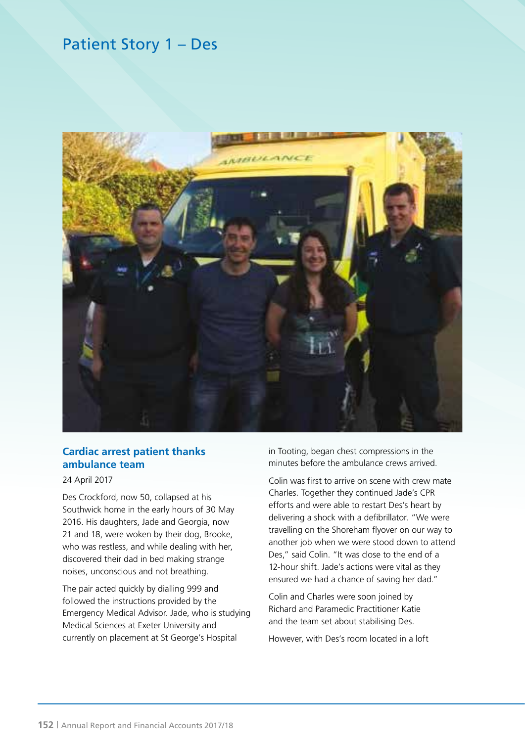# Patient Story 1 – Des

## Cardiac arrest patient thanks ambulance team

24 April 2017

Des Crockford, now 50, collapsed at his Southwick home in the early hours of 30 May 2016. His daughters, Jade and Georgia, now 21 and 18, were woken by their dog, Brooke, who was restless, and while dealing with her, discovered their dad in bed making strange noises, unconscious and not breathing.

The pair acted quickly by dialling 999 and followed the instructions provided by the Emergency Medical Advisor. Jade, who is studying Medical Sciences at Exeter University and currently on placement at St George's Hospital in Tooting, began chest compressions in the minutes before the ambulance crews arrived.

Colin was first to arrive on scene with crew mate Charles. Together they continued Jade's CPR efforts and were able to restart Des's heart by delivering a shock with a defibrillator. "We were travelling on the Shoreham flyover on our way to another job when we were stood down to attend Des," said Colin. "It was close to the end of a 12-hour shift. Jade's actions were vital as they ensured we had a chance of saving her dad."

Colin and Charles were soon joined by Richard and Paramedic Practitioner Katie and the team set about stabilising Des.

However, with Des's room located in a loft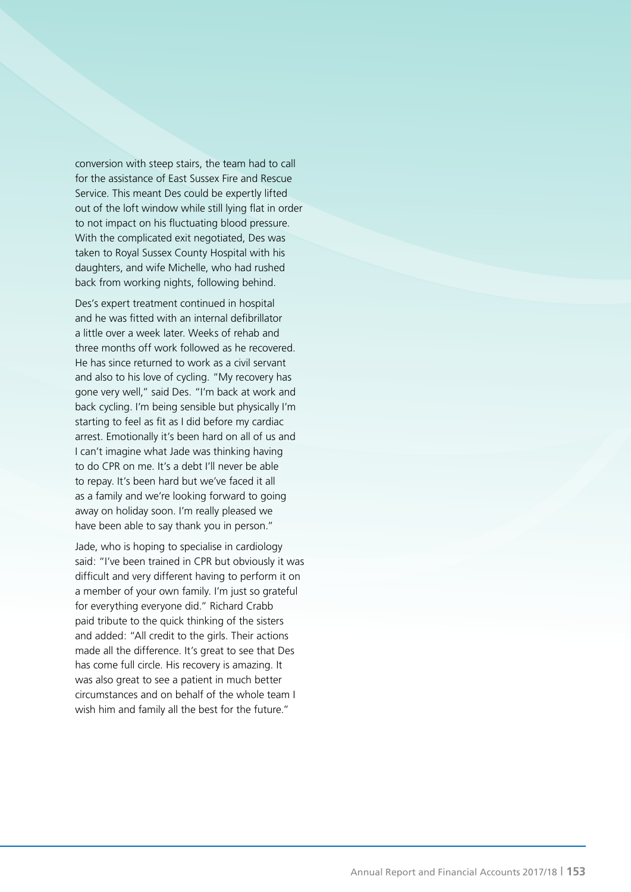conversion with steep stairs, the team had to call for the assistance of East Sussex Fire and Rescue Service. This meant Des could be expertly lifted out of the loft window while still lying flat in order to not impact on his fluctuating blood pressure. With the complicated exit negotiated, Des was taken to Royal Sussex County Hospital with his daughters, and wife Michelle, who had rushed back from working nights, following behind.

Des's expert treatment continued in hospital and he was fitted with an internal defibrillator a little over a week later. Weeks of rehab and three months off work followed as he recovered. He has since returned to work as a civil servant and also to his love of cycling. "My recovery has gone very well," said Des. "I'm back at work and back cycling. I'm being sensible but physically I'm starting to feel as fit as I did before my cardiac arrest. Emotionally it's been hard on all of us and I can't imagine what Jade was thinking having to do CPR on me. It's a debt I'll never be able to repay. It's been hard but we've faced it all as a family and we're looking forward to going away on holiday soon. I'm really pleased we have been able to say thank you in person."

Jade, who is hoping to specialise in cardiology said: "I've been trained in CPR but obviously it was difficult and very different having to perform it on a member of your own family. I'm just so grateful for everything everyone did." Richard Crabb paid tribute to the quick thinking of the sisters and added: "All credit to the girls. Their actions made all the difference. It's great to see that Des has come full circle. His recovery is amazing. It was also great to see a patient in much better circumstances and on behalf of the whole team I wish him and family all the best for the future."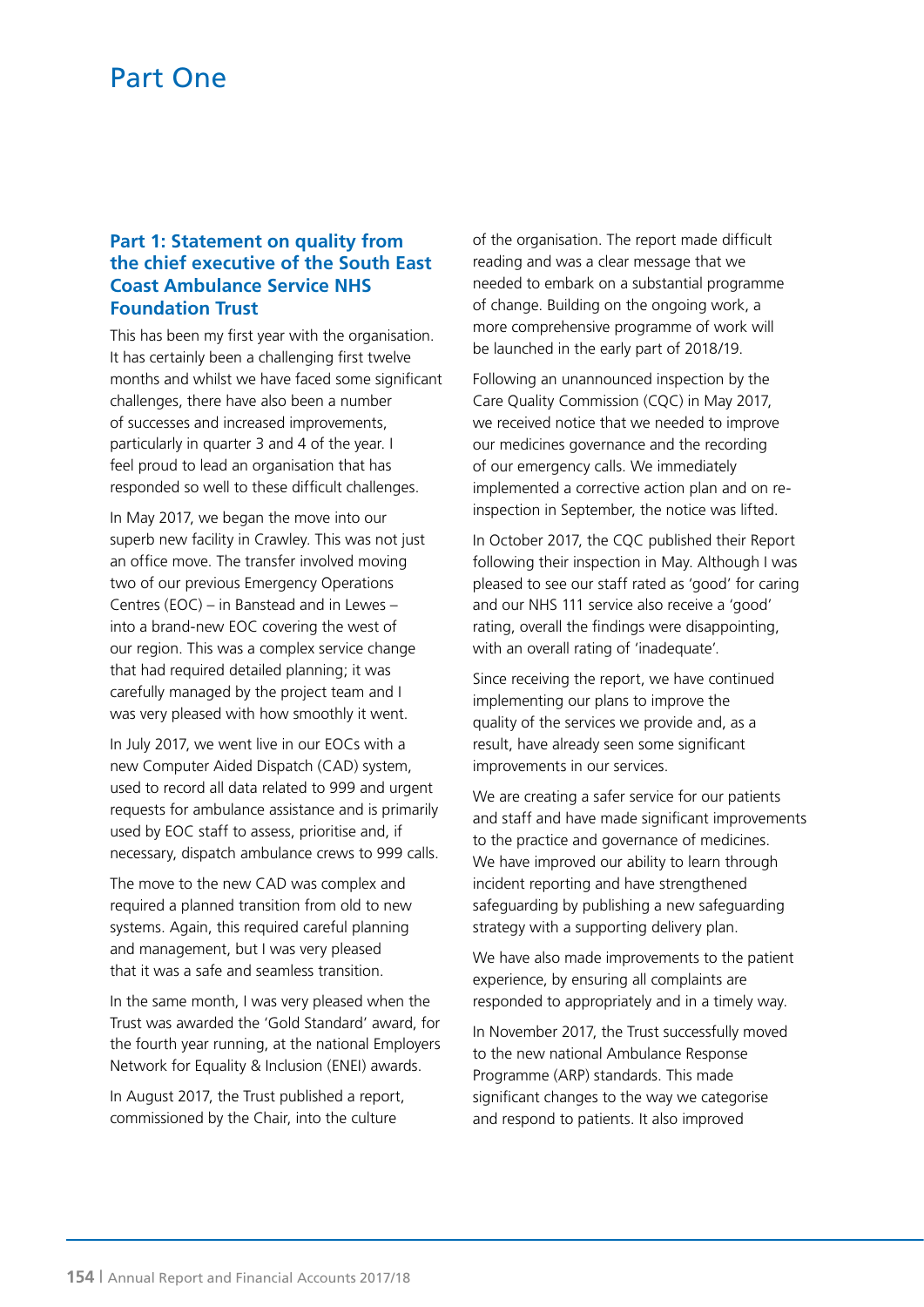# Part One

## Part 1: Statement on quality from the chief executive of the South East Coast Ambulance Service NHS Foundation Trust

This has been my first year with the organisation. It has certainly been a challenging first twelve months and whilst we have faced some significant challenges, there have also been a number of successes and increased improvements, particularly in quarter 3 and 4 of the year. I feel proud to lead an organisation that has responded so well to these difficult challenges.

In May 2017, we began the move into our superb new facility in Crawley. This was not just an office move. The transfer involved moving two of our previous Emergency Operations Centres (EOC) – in Banstead and in Lewes – into a brand-new EOC covering the west of our region. This was a complex service change that had required detailed planning; it was carefully managed by the project team and I was very pleased with how smoothly it went.

In July 2017, we went live in our EOCs with a new Computer Aided Dispatch (CAD) system, used to record all data related to 999 and urgent requests for ambulance assistance and is primarily used by EOC staff to assess, prioritise and, if necessary, dispatch ambulance crews to 999 calls.

The move to the new CAD was complex and required a planned transition from old to new systems. Again, this required careful planning and management, but I was very pleased that it was a safe and seamless transition.

In the same month, I was very pleased when the Trust was awarded the 'Gold Standard' award, for the fourth year running, at the national Employers Network for Equality & Inclusion (ENEI) awards.

In August 2017, the Trust published a report, commissioned by the Chair, into the culture of the organisation. The report made difficult reading and was a clear message that we needed to embark on a substantial programme of change. Building on the ongoing work, a more comprehensive programme of work will be launched in the early part of 2018/19.

Following an unannounced inspection by the Care Quality Commission (CQC) in May 2017, we received notice that we needed to improve our medicines governance and the recording of our emergency calls. We immediately implemented a corrective action plan and on re-inspection in September, the notice was lifted.

In October 2017, the CQC published their Report following their inspection in May. Although I was pleased to see our staff rated as 'good' for caring and our NHS 111 service also receive a 'good' rating, overall the findings were disappointing, with an overall rating of 'inadequate'.

Since receiving the report, we have continued implementing our plans to improve the quality of the services we provide and, as a result, have already seen some significant improvements in our services.

We are creating a safer service for our patients and staff and have made significant improvements to the practice and governance of medicines. We have improved our ability to learn through incident reporting and have strengthened safeguarding by publishing a new safeguarding strategy with a supporting delivery plan.

We have also made improvements to the patient experience, by ensuring all complaints are responded to appropriately and in a timely way.

In November 2017, the Trust successfully moved to the new national Ambulance Response Programme (ARP) standards. This made significant changes to the way we categorise and respond to patients. It also improved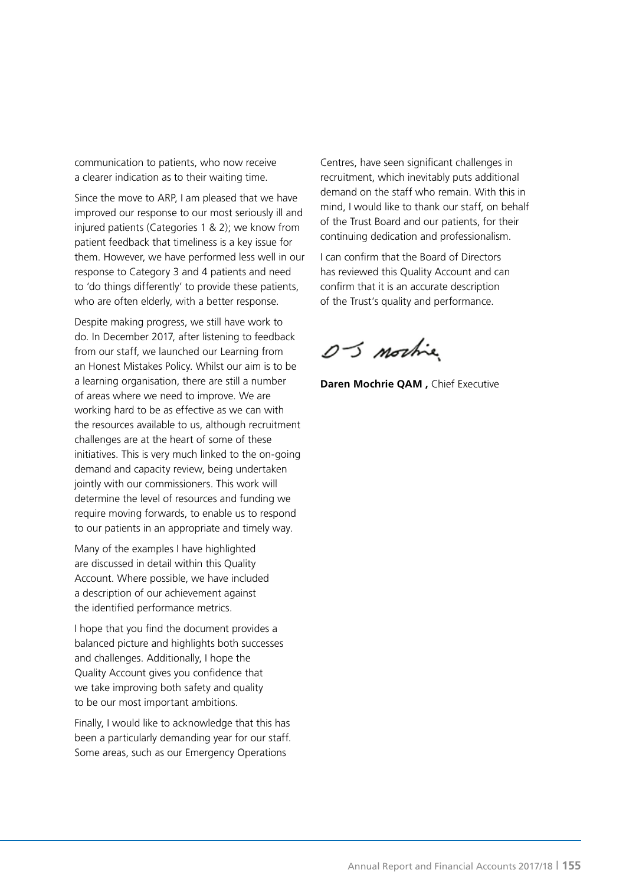communication to patients, who now receive a clearer indication as to their waiting time.

Since the move to ARP, I am pleased that we have improved our response to our most seriously ill and injured patients (Categories 1 & 2); we know from patient feedback that timeliness is a key issue for them. However, we have performed less well in our response to Category 3 and 4 patients and need to 'do things differently' to provide these patients, who are often elderly, with a better response.

Despite making progress, we still have work to do. In December 2017, after listening to feedback from our staff, we launched our Learning from an Honest Mistakes Policy. Whilst our aim is to be a learning organisation, there are still a number of areas where we need to improve. We are working hard to be as effective as we can with the resources available to us, although recruitment challenges are at the heart of some of these initiatives. This is very much linked to the on-going demand and capacity review, being undertaken jointly with our commissioners. This work will determine the level of resources and funding we require moving forwards, to enable us to respond to our patients in an appropriate and timely way.

Many of the examples I have highlighted are discussed in detail within this Quality Account. Where possible, we have included a description of our achievement against the identified performance metrics.

I hope that you find the document provides a balanced picture and highlights both successes and challenges. Additionally, I hope the Quality Account gives you confidence that we take improving both safety and quality to be our most important ambitions.

Finally, I would like to acknowledge that this has been a particularly demanding year for our staff. Some areas, such as our Emergency Operations Centres, have seen significant challenges in recruitment, which inevitably puts additional demand on the staff who remain. With this in mind, I would like to thank our staff, on behalf of the Trust Board and our patients, for their continuing dedication and professionalism.

I can confirm that the Board of Directors has reviewed this Quality Account and can confirm that it is an accurate description of the Trust's quality and performance.

**Daren Mochrie QAM ,** Chief Executive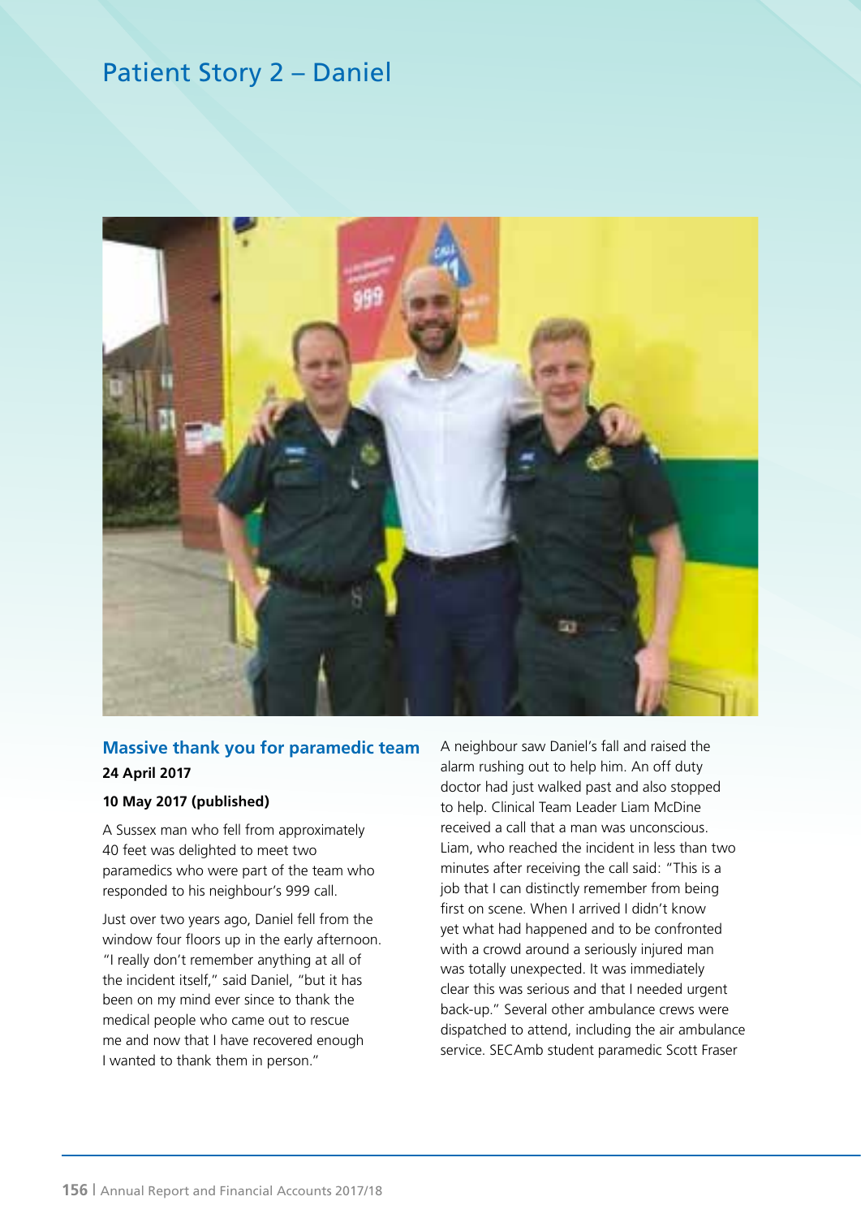# Patient Story 2 – Daniel

## Massive thank you for paramedic team

**24 April 2017**

**10 May 2017 (published)**

A Sussex man who fell from approximately 40 feet was delighted to meet two paramedics who were part of the team who responded to his neighbour's 999 call.

Just over two years ago, Daniel fell from the window four floors up in the early afternoon. "I really don't remember anything at all of the incident itself," said Daniel, "but it has been on my mind ever since to thank the medical people who came out to rescue me and now that I have recovered enough I wanted to thank them in person."

A neighbour saw Daniel's fall and raised the alarm rushing out to help him. An off duty doctor had just walked past and also stopped to help. Clinical Team Leader Liam McDine received a call that a man was unconscious. Liam, who reached the incident in less than two minutes after receiving the call said: "This is a job that I can distinctly remember from being first on scene. When I arrived I didn't know yet what had happened and to be confronted with a crowd around a seriously injured man was totally unexpected. It was immediately clear this was serious and that I needed urgent back-up." Several other ambulance crews were dispatched to attend, including the air ambulance service. SECAmb student paramedic Scott Fraser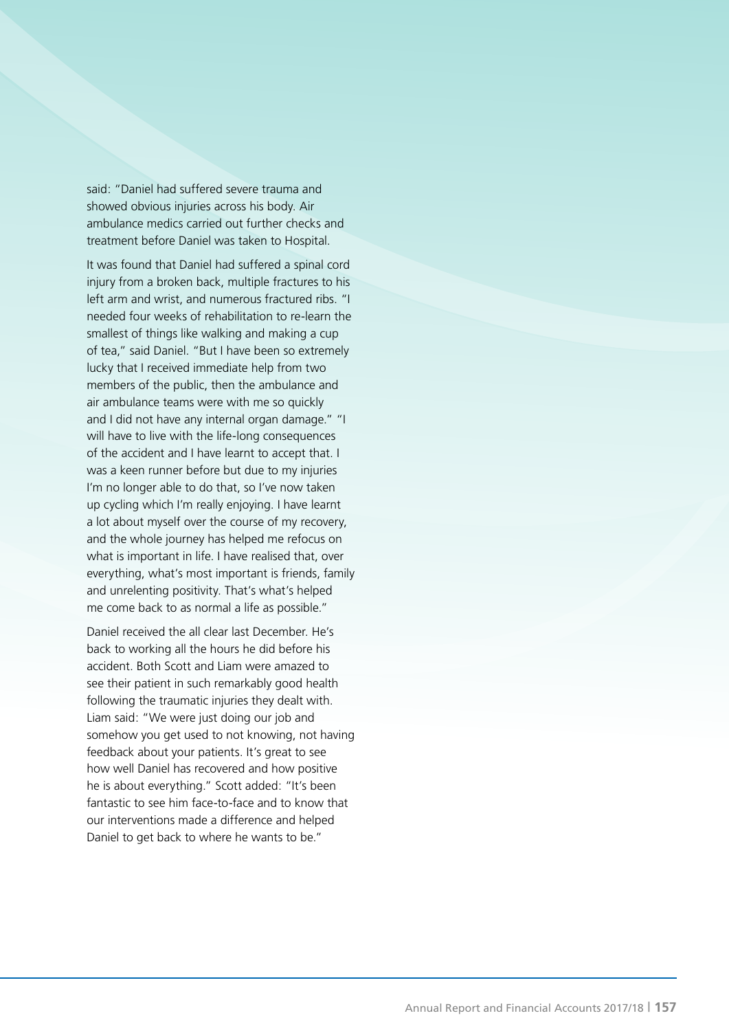said: "Daniel had suffered severe trauma and showed obvious injuries across his body. Air ambulance medics carried out further checks and treatment before Daniel was taken to Hospital.

It was found that Daniel had suffered a spinal cord injury from a broken back, multiple fractures to his left arm and wrist, and numerous fractured ribs. "I needed four weeks of rehabilitation to re-learn the smallest of things like walking and making a cup of tea," said Daniel. "But I have been so extremely lucky that I received immediate help from two members of the public, then the ambulance and air ambulance teams were with me so quickly and I did not have any internal organ damage." "I will have to live with the life-long consequences of the accident and I have learnt to accept that. I was a keen runner before but due to my injuries I'm no longer able to do that, so I've now taken up cycling which I'm really enjoying. I have learnt a lot about myself over the course of my recovery, and the whole journey has helped me refocus on what is important in life. I have realised that, over everything, what's most important is friends, family and unrelenting positivity. That's what's helped me come back to as normal a life as possible."

Daniel received the all clear last December. He's back to working all the hours he did before his accident. Both Scott and Liam were amazed to see their patient in such remarkably good health following the traumatic injuries they dealt with. Liam said: "We were just doing our job and somehow you get used to not knowing, not having feedback about your patients. It's great to see how well Daniel has recovered and how positive he is about everything." Scott added: "It's been fantastic to see him face-to-face and to know that our interventions made a difference and helped Daniel to get back to where he wants to be."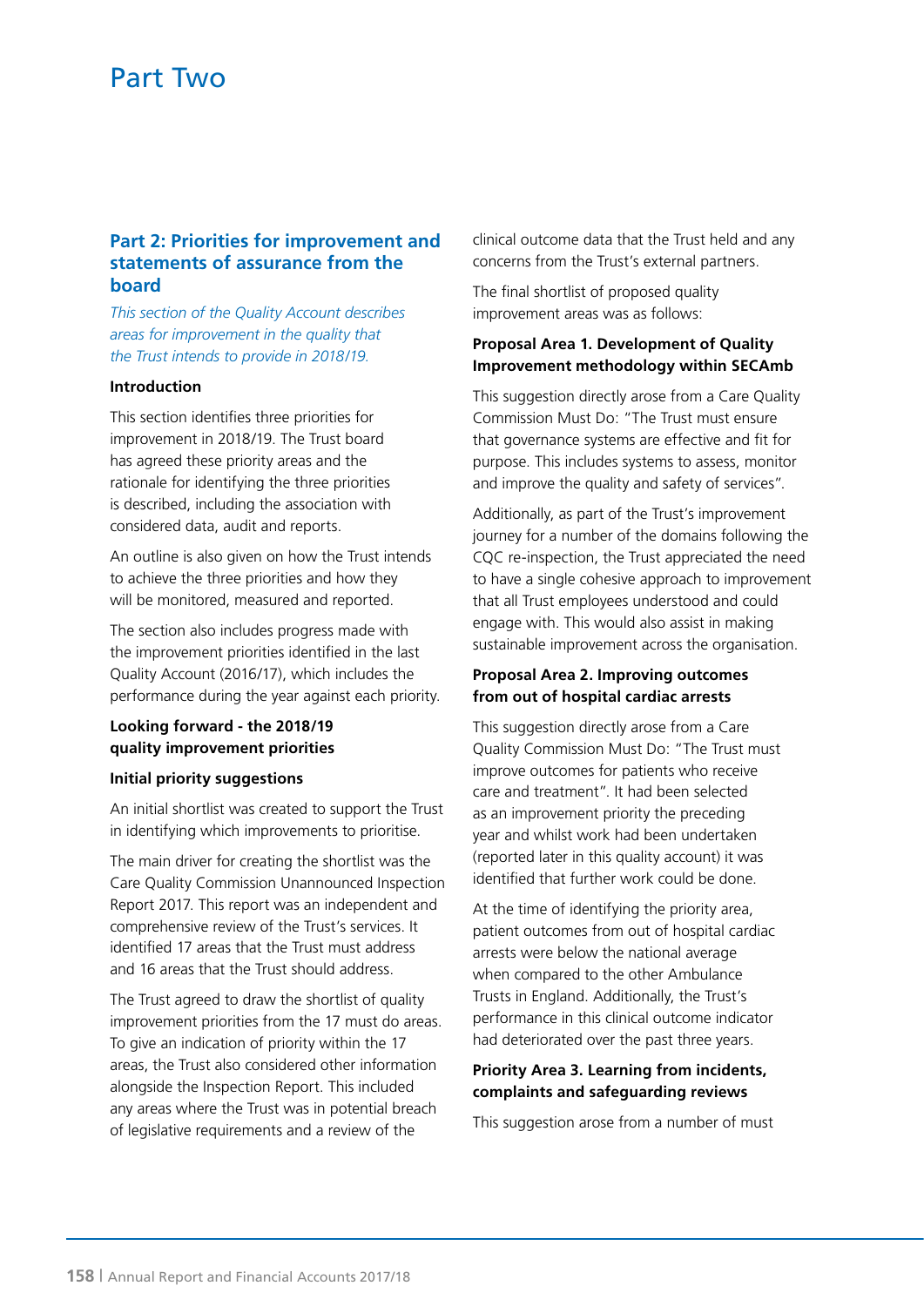# Part Two

## Part 2: Priorities for improvement and statements of assurance from the board

*This section of the Quality Account describes areas for improvement in the quality that the Trust intends to provide in 2018/19.*

**Introduction**

This section identifies three priorities for improvement in 2018/19. The Trust board has agreed these priority areas and the rationale for identifying the three priorities is described, including the association with considered data, audit and reports.

An outline is also given on how the Trust intends to achieve the three priorities and how they will be monitored, measured and reported.

The section also includes progress made with the improvement priorities identified in the last Quality Account (2016/17), which includes the performance during the year against each priority.

**Looking forward - the 2018/19 quality improvement priorities**

**Initial priority suggestions**

An initial shortlist was created to support the Trust in identifying which improvements to prioritise.

The main driver for creating the shortlist was the Care Quality Commission Unannounced Inspection Report 2017. This report was an independent and comprehensive review of the Trust's services. It identified 17 areas that the Trust must address and 16 areas that the Trust should address.

The Trust agreed to draw the shortlist of quality improvement priorities from the 17 must do areas. To give an indication of priority within the 17 areas, the Trust also considered other information alongside the Inspection Report. This included any areas where the Trust was in potential breach of legislative requirements and a review of the clinical outcome data that the Trust held and any concerns from the Trust's external partners.

The final shortlist of proposed quality improvement areas was as follows:

**Proposal Area 1. Development of Quality Improvement methodology within SECAmb**

This suggestion directly arose from a Care Quality Commission Must Do: "The Trust must ensure that governance systems are effective and fit for purpose. This includes systems to assess, monitor and improve the quality and safety of services".

Additionally, as part of the Trust's improvement journey for a number of the domains following the CQC re-inspection, the Trust appreciated the need to have a single cohesive approach to improvement that all Trust employees understood and could engage with. This would also assist in making sustainable improvement across the organisation.

**Proposal Area 2. Improving outcomes from out of hospital cardiac arrests**

This suggestion directly arose from a Care Quality Commission Must Do: "The Trust must improve outcomes for patients who receive care and treatment". It had been selected as an improvement priority the preceding year and whilst work had been undertaken (reported later in this quality account) it was identified that further work could be done.

At the time of identifying the priority area, patient outcomes from out of hospital cardiac arrests were below the national average when compared to the other Ambulance Trusts in England. Additionally, the Trust's performance in this clinical outcome indicator had deteriorated over the past three years.

**Priority Area 3. Learning from incidents, complaints and safeguarding reviews**

This suggestion arose from a number of must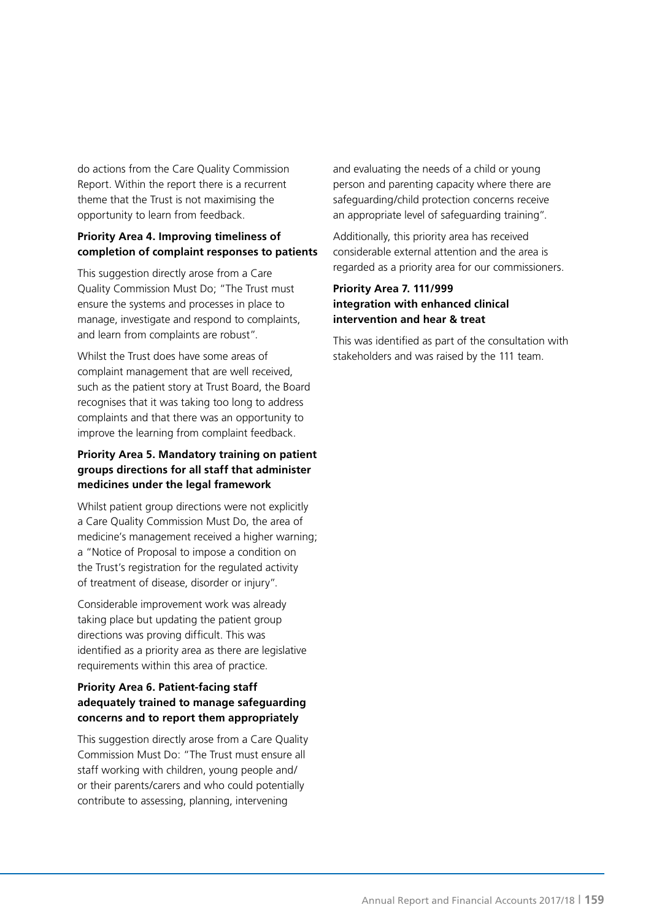do actions from the Care Quality Commission Report. Within the report there is a recurrent theme that the Trust is not maximising the opportunity to learn from feedback.

**Priority Area 4. Improving timeliness of completion of complaint responses to patients**

This suggestion directly arose from a Care Quality Commission Must Do; "The Trust must ensure the systems and processes in place to manage, investigate and respond to complaints, and learn from complaints are robust".

Whilst the Trust does have some areas of complaint management that are well received, such as the patient story at Trust Board, the Board recognises that it was taking too long to address complaints and that there was an opportunity to improve the learning from complaint feedback.

**Priority Area 5. Mandatory training on patient groups directions for all staff that administer medicines under the legal framework**

Whilst patient group directions were not explicitly a Care Quality Commission Must Do, the area of medicine's management received a higher warning; a "Notice of Proposal to impose a condition on the Trust's registration for the regulated activity of treatment of disease, disorder or injury".

Considerable improvement work was already taking place but updating the patient group directions was proving difficult. This was identified as a priority area as there are legislative requirements within this area of practice.

**Priority Area 6. Patient-facing staff adequately trained to manage safeguarding concerns and to report them appropriately**

This suggestion directly arose from a Care Quality Commission Must Do: "The Trust must ensure all staff working with children, young people and/or their parents/carers and who could potentially contribute to assessing, planning, intervening and evaluating the needs of a child or young person and parenting capacity where there are safeguarding/child protection concerns receive an appropriate level of safeguarding training".

Additionally, this priority area has received considerable external attention and the area is regarded as a priority area for our commissioners.

**Priority Area 7. 111/999 integration with enhanced clinical intervention and hear & treat**

This was identified as part of the consultation with stakeholders and was raised by the 111 team.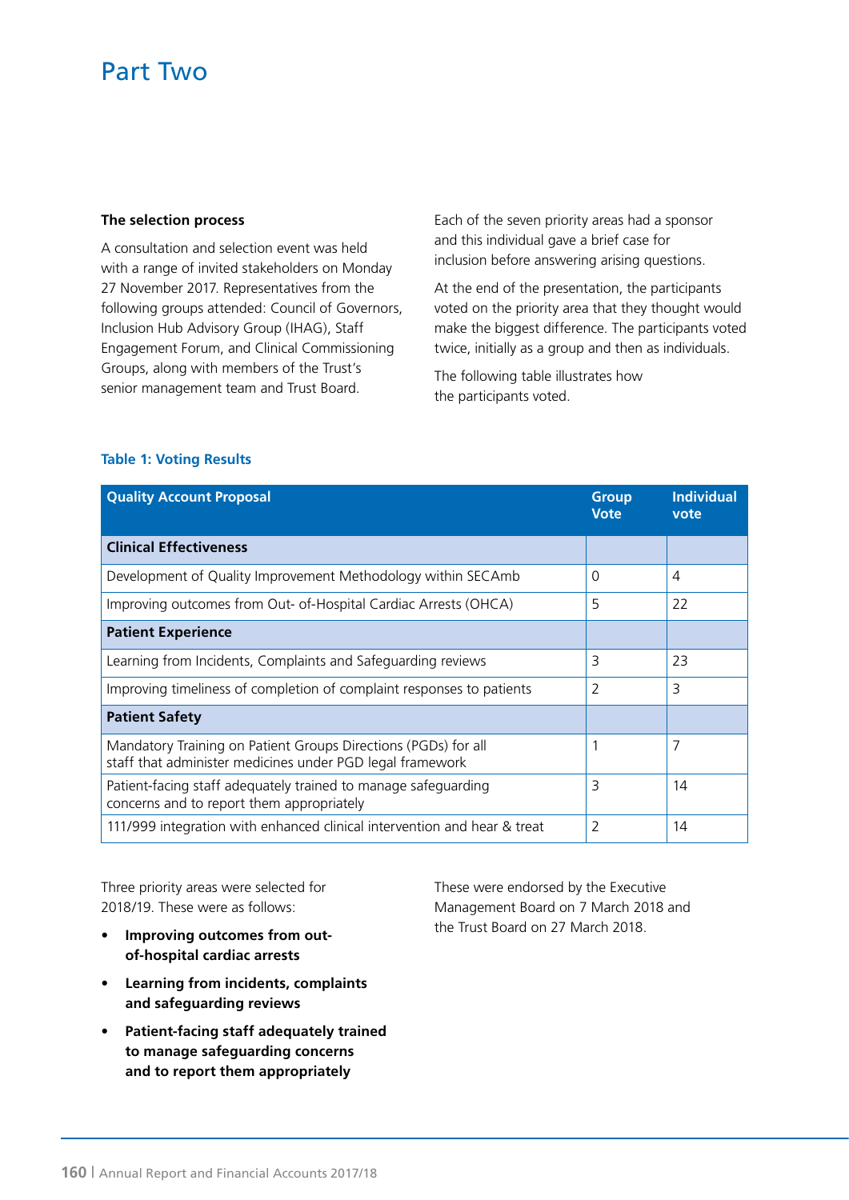# Part Two

**The selection process**

A consultation and selection event was held with a range of invited stakeholders on Monday 27 November 2017. Representatives from the following groups attended: Council of Governors, Inclusion Hub Advisory Group (IHAG), Staff Engagement Forum, and Clinical Commissioning Groups, along with members of the Trust's senior management team and Trust Board.

Each of the seven priority areas had a sponsor and this individual gave a brief case for inclusion before answering arising questions.

At the end of the presentation, the participants voted on the priority area that they thought would make the biggest difference. The participants voted twice, initially as a group and then as individuals.

The following table illustrates how the participants voted.

**Table 1: Voting Results**

| Quality Account Proposal | Group Vote | Individual vote |
|---|---|---|
| **Clinical Effectiveness** | | |
| Development of Quality Improvement Methodology within SECAmb | 0 | 4 |
| Improving outcomes from Out- of-Hospital Cardiac Arrests (OHCA) | 5 | 22 |
| **Patient Experience** | | |
| Learning from Incidents, Complaints and Safeguarding reviews | 3 | 23 |
| Improving timeliness of completion of complaint responses to patients | 2 | 3 |
| **Patient Safety** | | |
| Mandatory Training on Patient Groups Directions (PGDs) for all staff that administer medicines under PGD legal framework | 1 | 7 |
| Patient-facing staff adequately trained to manage safeguarding concerns and to report them appropriately | 3 | 14 |
| 111/999 integration with enhanced clinical intervention and hear & treat | 2 | 14 |

Three priority areas were selected for 2018/19. These were as follows:

- **Improving outcomes from out-of-hospital cardiac arrests**
- **Learning from incidents, complaints and safeguarding reviews**
- **Patient-facing staff adequately trained to manage safeguarding concerns and to report them appropriately**

These were endorsed by the Executive Management Board on 7 March 2018 and the Trust Board on 27 March 2018.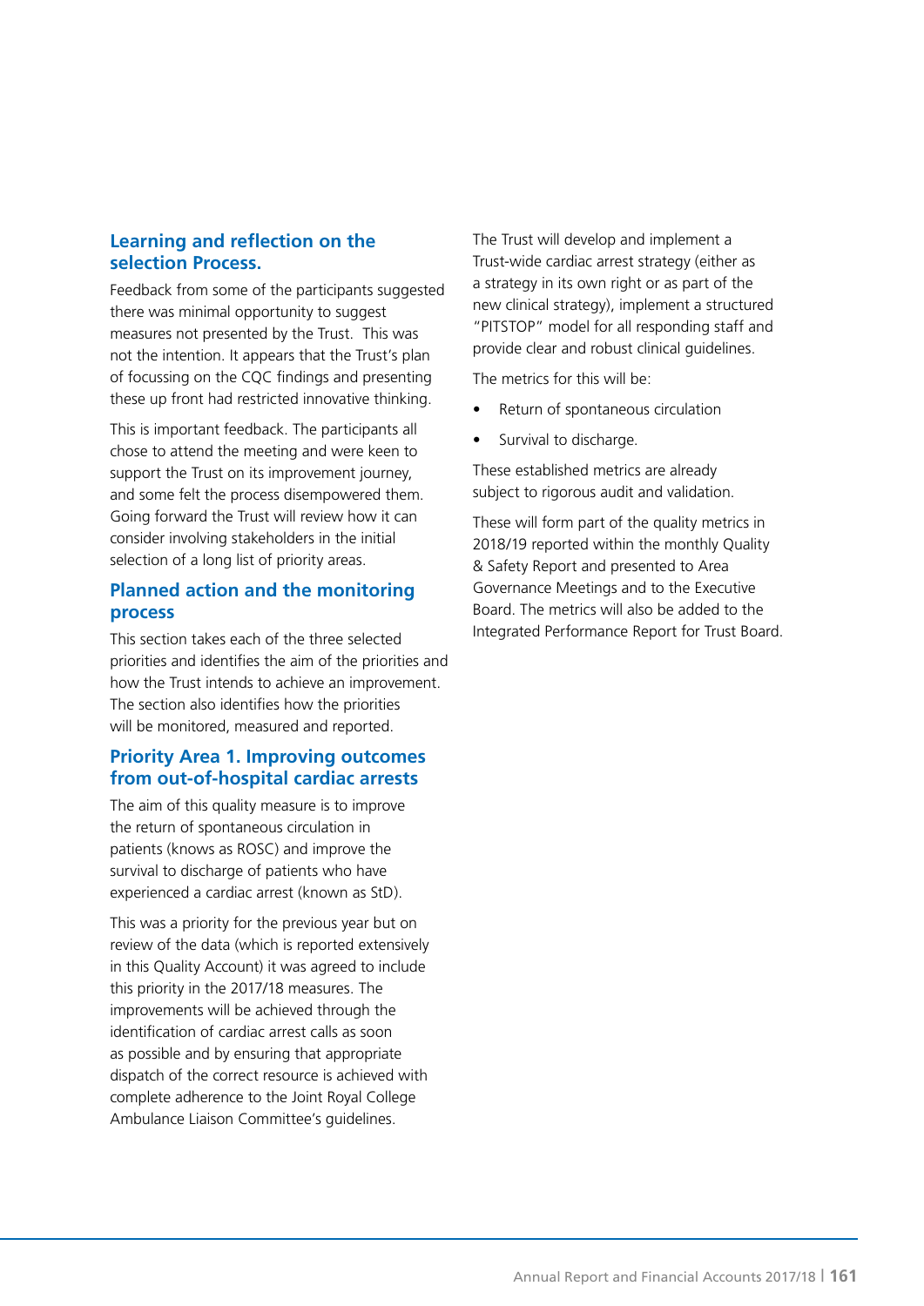## Learning and reflection on the selection Process.

Feedback from some of the participants suggested there was minimal opportunity to suggest measures not presented by the Trust. This was not the intention. It appears that the Trust's plan of focussing on the CQC findings and presenting these up front had restricted innovative thinking.

This is important feedback. The participants all chose to attend the meeting and were keen to support the Trust on its improvement journey, and some felt the process disempowered them. Going forward the Trust will review how it can consider involving stakeholders in the initial selection of a long list of priority areas.

## Planned action and the monitoring process

This section takes each of the three selected priorities and identifies the aim of the priorities and how the Trust intends to achieve an improvement. The section also identifies how the priorities will be monitored, measured and reported.

## Priority Area 1. Improving outcomes from out-of-hospital cardiac arrests

The aim of this quality measure is to improve the return of spontaneous circulation in patients (knows as ROSC) and improve the survival to discharge of patients who have experienced a cardiac arrest (known as StD).

This was a priority for the previous year but on review of the data (which is reported extensively in this Quality Account) it was agreed to include this priority in the 2017/18 measures. The improvements will be achieved through the identification of cardiac arrest calls as soon as possible and by ensuring that appropriate dispatch of the correct resource is achieved with complete adherence to the Joint Royal College Ambulance Liaison Committee's guidelines.

The Trust will develop and implement a Trust-wide cardiac arrest strategy (either as a strategy in its own right or as part of the new clinical strategy), implement a structured "PITSTOP" model for all responding staff and provide clear and robust clinical guidelines.

The metrics for this will be:

- Return of spontaneous circulation
- Survival to discharge.

These established metrics are already subject to rigorous audit and validation.

These will form part of the quality metrics in 2018/19 reported within the monthly Quality & Safety Report and presented to Area Governance Meetings and to the Executive Board. The metrics will also be added to the Integrated Performance Report for Trust Board.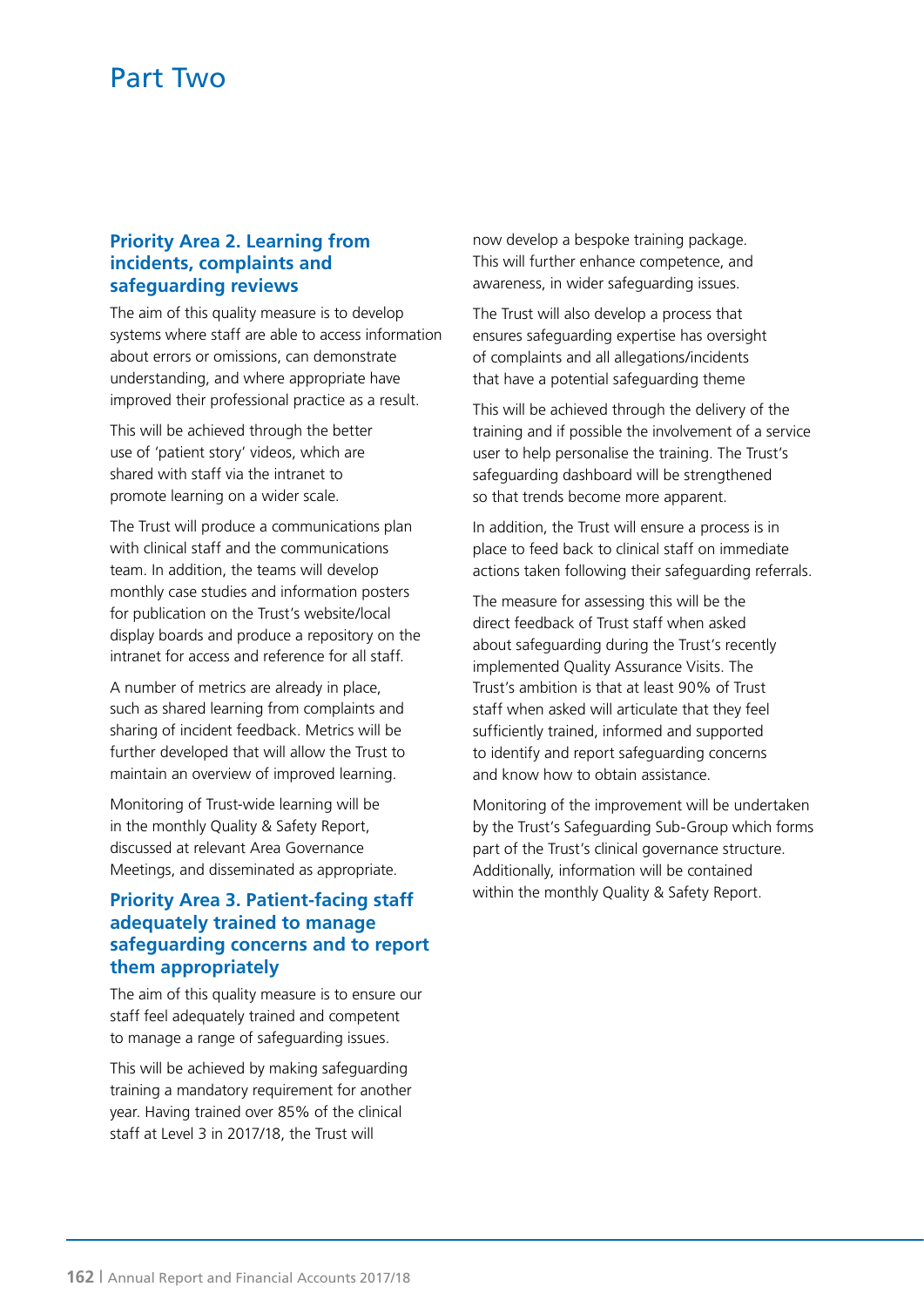# Part Two

### Priority Area 2. Learning from incidents, complaints and safeguarding reviews

The aim of this quality measure is to develop systems where staff are able to access information about errors or omissions, can demonstrate understanding, and where appropriate have improved their professional practice as a result.

This will be achieved through the better use of 'patient story' videos, which are shared with staff via the intranet to promote learning on a wider scale.

The Trust will produce a communications plan with clinical staff and the communications team. In addition, the teams will develop monthly case studies and information posters for publication on the Trust's website/local display boards and produce a repository on the intranet for access and reference for all staff.

A number of metrics are already in place, such as shared learning from complaints and sharing of incident feedback. Metrics will be further developed that will allow the Trust to maintain an overview of improved learning.

Monitoring of Trust-wide learning will be in the monthly Quality & Safety Report, discussed at relevant Area Governance Meetings, and disseminated as appropriate.

### Priority Area 3. Patient-facing staff adequately trained to manage safeguarding concerns and to report them appropriately

The aim of this quality measure is to ensure our staff feel adequately trained and competent to manage a range of safeguarding issues.

This will be achieved by making safeguarding training a mandatory requirement for another year. Having trained over 85% of the clinical staff at Level 3 in 2017/18, the Trust will now develop a bespoke training package. This will further enhance competence, and awareness, in wider safeguarding issues.

The Trust will also develop a process that ensures safeguarding expertise has oversight of complaints and all allegations/incidents that have a potential safeguarding theme

This will be achieved through the delivery of the training and if possible the involvement of a service user to help personalise the training. The Trust's safeguarding dashboard will be strengthened so that trends become more apparent.

In addition, the Trust will ensure a process is in place to feed back to clinical staff on immediate actions taken following their safeguarding referrals.

The measure for assessing this will be the direct feedback of Trust staff when asked about safeguarding during the Trust's recently implemented Quality Assurance Visits. The Trust's ambition is that at least 90% of Trust staff when asked will articulate that they feel sufficiently trained, informed and supported to identify and report safeguarding concerns and know how to obtain assistance.

Monitoring of the improvement will be undertaken by the Trust's Safeguarding Sub-Group which forms part of the Trust's clinical governance structure. Additionally, information will be contained within the monthly Quality & Safety Report.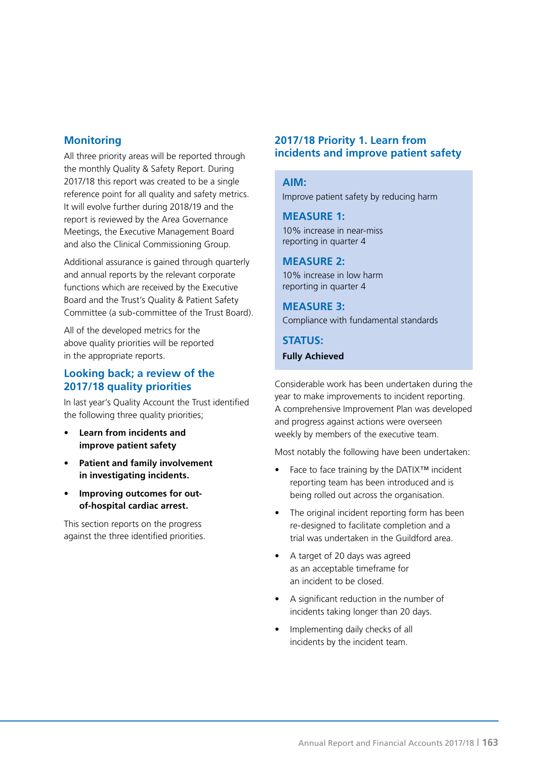## Monitoring

All three priority areas will be reported through the monthly Quality & Safety Report. During 2017/18 this report was created to be a single reference point for all quality and safety metrics. It will evolve further during 2018/19 and the report is reviewed by the Area Governance Meetings, the Executive Management Board and also the Clinical Commissioning Group.

Additional assurance is gained through quarterly and annual reports by the relevant corporate functions which are received by the Executive Board and the Trust's Quality & Patient Safety Committee (a sub-committee of the Trust Board).

All of the developed metrics for the above quality priorities will be reported in the appropriate reports.

## Looking back; a review of the 2017/18 quality priorities

In last year's Quality Account the Trust identified the following three quality priorities;

- **Learn from incidents and improve patient safety**
- **Patient and family involvement in investigating incidents.**
- **Improving outcomes for out-of-hospital cardiac arrest.**

This section reports on the progress against the three identified priorities.

## 2017/18 Priority 1. Learn from incidents and improve patient safety

**AIM:**
Improve patient safety by reducing harm

**MEASURE 1:**
10% increase in near-miss reporting in quarter 4

**MEASURE 2:**
10% increase in low harm reporting in quarter 4

**MEASURE 3:**
Compliance with fundamental standards

**STATUS:**
**Fully Achieved**

Considerable work has been undertaken during the year to make improvements to incident reporting. A comprehensive Improvement Plan was developed and progress against actions were overseen weekly by members of the executive team.

Most notably the following have been undertaken:

- Face to face training by the DATIX™ incident reporting team has been introduced and is being rolled out across the organisation.
- The original incident reporting form has been re-designed to facilitate completion and a trial was undertaken in the Guildford area.
- A target of 20 days was agreed as an acceptable timeframe for an incident to be closed.
- A significant reduction in the number of incidents taking longer than 20 days.
- Implementing daily checks of all incidents by the incident team.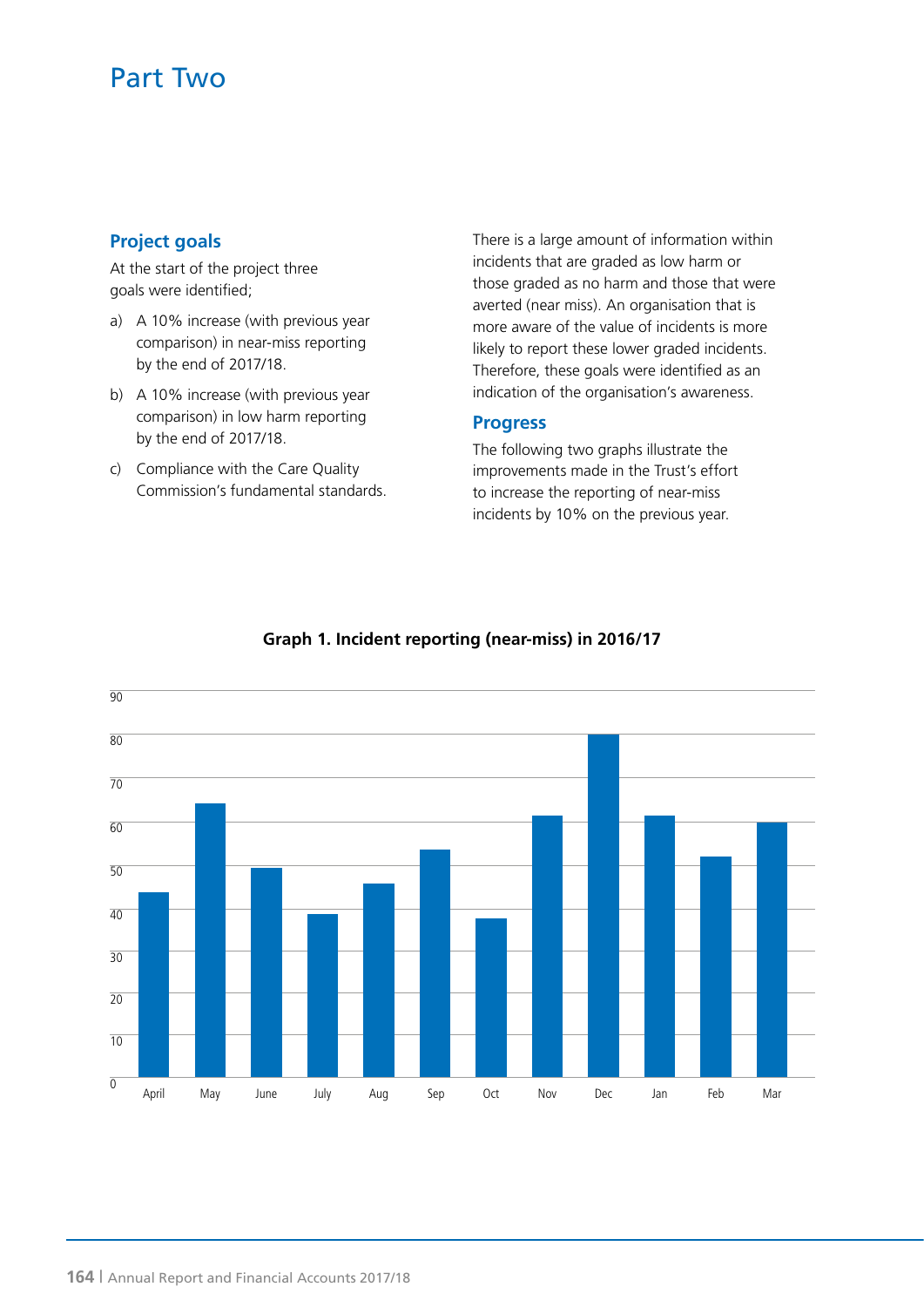# Part Two

## Project goals

At the start of the project three goals were identified;

a) A 10% increase (with previous year comparison) in near-miss reporting by the end of 2017/18.

b) A 10% increase (with previous year comparison) in low harm reporting by the end of 2017/18.

c) Compliance with the Care Quality Commission's fundamental standards.

There is a large amount of information within incidents that are graded as low harm or those graded as no harm and those that were averted (near miss). An organisation that is more aware of the value of incidents is more likely to report these lower graded incidents. Therefore, these goals were identified as an indication of the organisation's awareness.

## Progress

The following two graphs illustrate the improvements made in the Trust's effort to increase the reporting of near-miss incidents by 10% on the previous year.

**Graph 1. Incident reporting (near-miss) in 2016/17**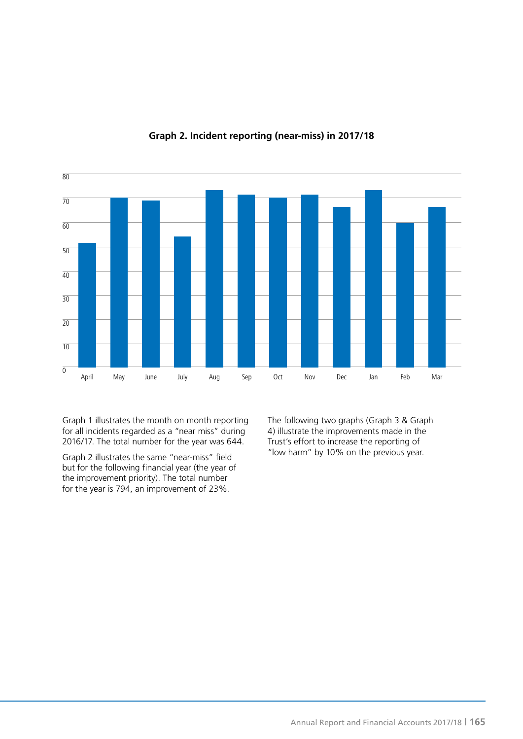**Graph 2. Incident reporting (near-miss) in 2017/18**

Graph 1 illustrates the month on month reporting for all incidents regarded as a "near miss" during 2016/17. The total number for the year was 644.

Graph 2 illustrates the same "near-miss" field but for the following financial year (the year of the improvement priority). The total number for the year is 794, an improvement of 23%.

The following two graphs (Graph 3 & Graph 4) illustrate the improvements made in the Trust's effort to increase the reporting of "low harm" by 10% on the previous year.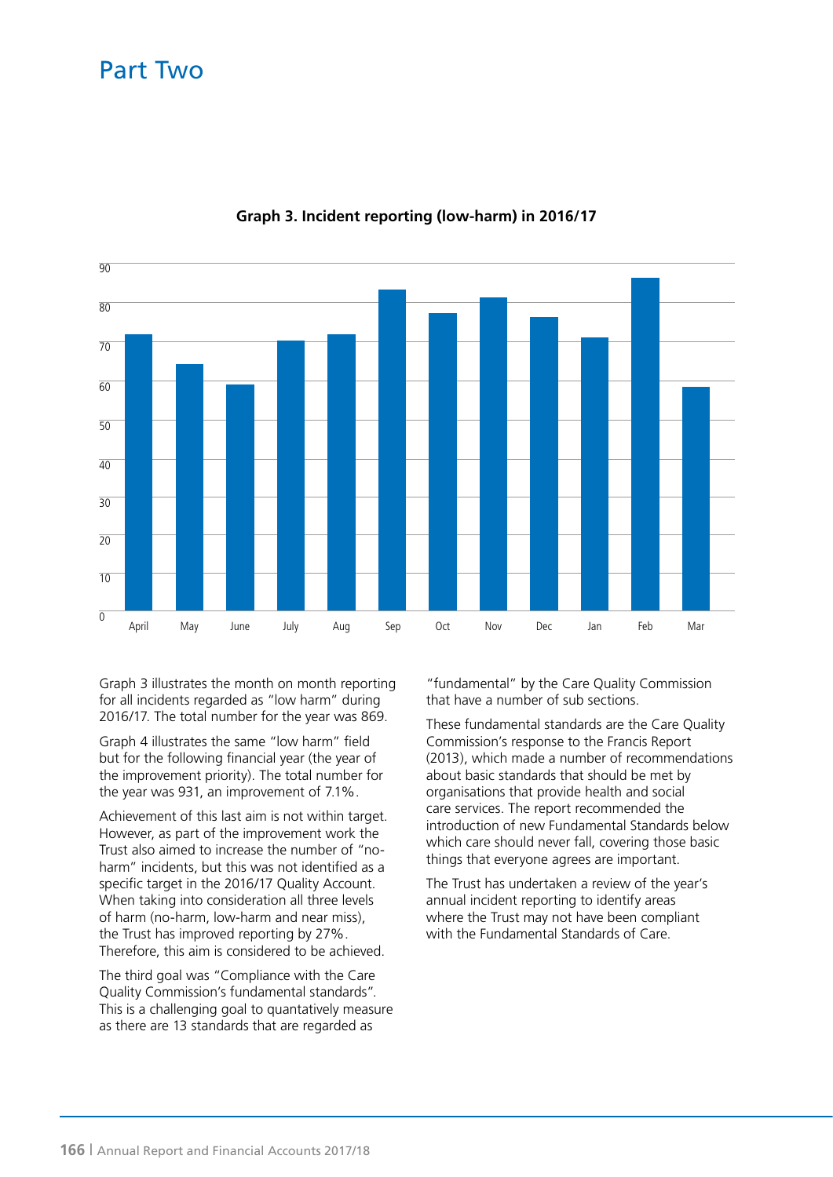# Part Two

**Graph 3. Incident reporting (low-harm) in 2016/17**

Graph 3 illustrates the month on month reporting for all incidents regarded as "low harm" during 2016/17. The total number for the year was 869.

Graph 4 illustrates the same "low harm" field but for the following financial year (the year of the improvement priority). The total number for the year was 931, an improvement of 7.1%.

Achievement of this last aim is not within target. However, as part of the improvement work the Trust also aimed to increase the number of "no-harm" incidents, but this was not identified as a specific target in the 2016/17 Quality Account. When taking into consideration all three levels of harm (no-harm, low-harm and near miss), the Trust has improved reporting by 27%. Therefore, this aim is considered to be achieved.

The third goal was "Compliance with the Care Quality Commission's fundamental standards". This is a challenging goal to quantatively measure as there are 13 standards that are regarded as "fundamental" by the Care Quality Commission that have a number of sub sections.

These fundamental standards are the Care Quality Commission's response to the Francis Report (2013), which made a number of recommendations about basic standards that should be met by organisations that provide health and social care services. The report recommended the introduction of new Fundamental Standards below which care should never fall, covering those basic things that everyone agrees are important.

The Trust has undertaken a review of the year's annual incident reporting to identify areas where the Trust may not have been compliant with the Fundamental Standards of Care.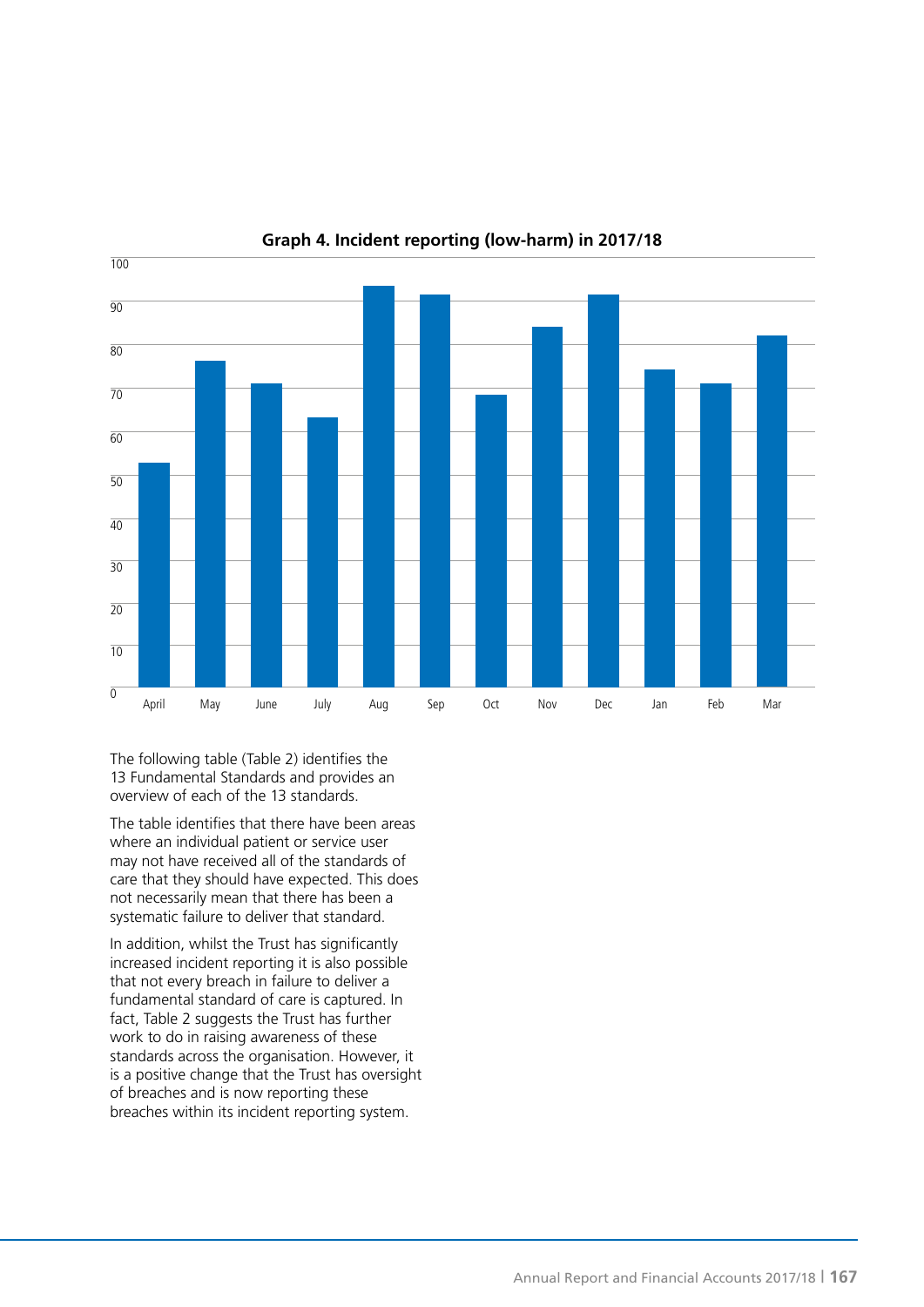**Graph 4. Incident reporting (low-harm) in 2017/18**

The following table (Table 2) identifies the 13 Fundamental Standards and provides an overview of each of the 13 standards.

The table identifies that there have been areas where an individual patient or service user may not have received all of the standards of care that they should have expected. This does not necessarily mean that there has been a systematic failure to deliver that standard.

In addition, whilst the Trust has significantly increased incident reporting it is also possible that not every breach in failure to deliver a fundamental standard of care is captured. In fact, Table 2 suggests the Trust has further work to do in raising awareness of these standards across the organisation. However, it is a positive change that the Trust has oversight of breaches and is now reporting these breaches within its incident reporting system.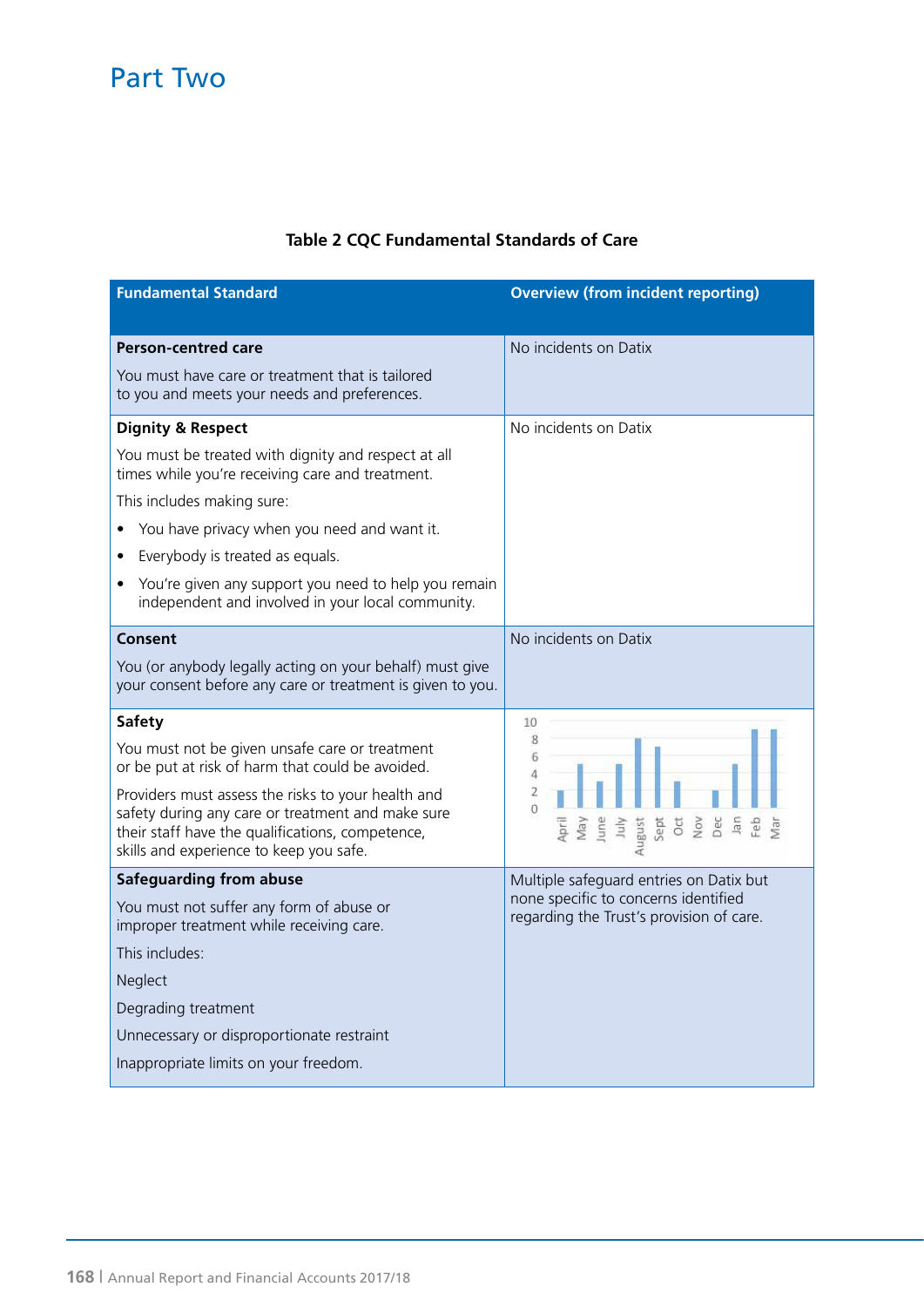**Table 2 CQC Fundamental Standards of Care**

| Fundamental Standard | Overview (from incident reporting) |
|---|---|
| **Person-centred care**<br><br>You must have care or treatment that is tailored to you and meets your needs and preferences. | No incidents on Datix |
| **Dignity & Respect**<br><br>You must be treated with dignity and respect at all times while you're receiving care and treatment.<br><br>This includes making sure:<br><br>• You have privacy when you need and want it.<br>• Everybody is treated as equals.<br>• You're given any support you need to help you remain independent and involved in your local community. | No incidents on Datix |
| **Consent**<br><br>You (or anybody legally acting on your behalf) must give your consent before any care or treatment is given to you. | No incidents on Datix |
| **Safety**<br><br>You must not be given unsafe care or treatment or be put at risk of harm that could be avoided.<br><br>Providers must assess the risks to your health and safety during any care or treatment and make sure their staff have the qualifications, competence, skills and experience to keep you safe. | [Bar chart: y-axis 0–10; months April, May, June, July, August, Sept, Oct, Nov, Dec, Jan, Feb, Mar] |
| **Safeguarding from abuse**<br><br>You must not suffer any form of abuse or improper treatment while receiving care.<br><br>This includes:<br><br>Neglect<br><br>Degrading treatment<br><br>Unnecessary or disproportionate restraint<br><br>Inappropriate limits on your freedom. | Multiple safeguard entries on Datix but none specific to concerns identified regarding the Trust's provision of care. |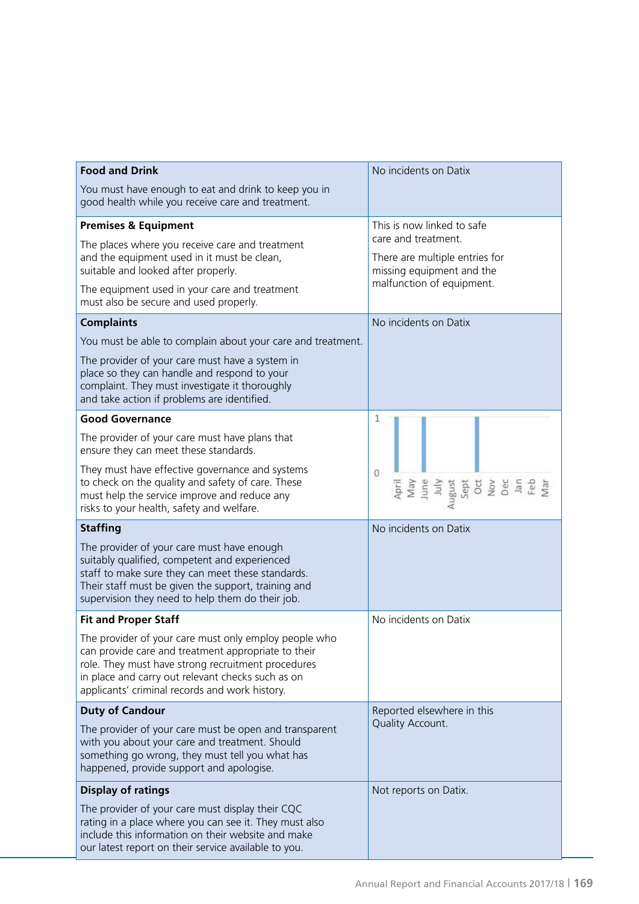| | |
|---|---|
| **Food and Drink**<br>You must have enough to eat and drink to keep you in good health while you receive care and treatment. | No incidents on Datix |
| **Premises & Equipment**<br>The places where you receive care and treatment and the equipment used in it must be clean, suitable and looked after properly.<br>The equipment used in your care and treatment must also be secure and used properly. | This is now linked to safe care and treatment.<br>There are multiple entries for missing equipment and the malfunction of equipment. |
| **Complaints**<br>You must be able to complain about your care and treatment.<br>The provider of your care must have a system in place so they can handle and respond to your complaint. They must investigate it thoroughly and take action if problems are identified. | No incidents on Datix |
| **Good Governance**<br>The provider of your care must have plans that ensure they can meet these standards.<br>They must have effective governance and systems to check on the quality and safety of care. These must help the service improve and reduce any risks to your health, safety and welfare. | 1<br>0<br>April May June July August Sept Oct Nov Dec Jan Feb Mar |
| **Staffing**<br>The provider of your care must have enough suitably qualified, competent and experienced staff to make sure they can meet these standards. Their staff must be given the support, training and supervision they need to help them do their job. | No incidents on Datix |
| **Fit and Proper Staff**<br>The provider of your care must only employ people who can provide care and treatment appropriate to their role. They must have strong recruitment procedures in place and carry out relevant checks such as on applicants' criminal records and work history. | No incidents on Datix |
| **Duty of Candour**<br>The provider of your care must be open and transparent with you about your care and treatment. Should something go wrong, they must tell you what has happened, provide support and apologise. | Reported elsewhere in this Quality Account. |
| **Display of ratings**<br>The provider of your care must display their CQC rating in a place where you can see it. They must also include this information on their website and make our latest report on their service available to you. | Not reports on Datix. |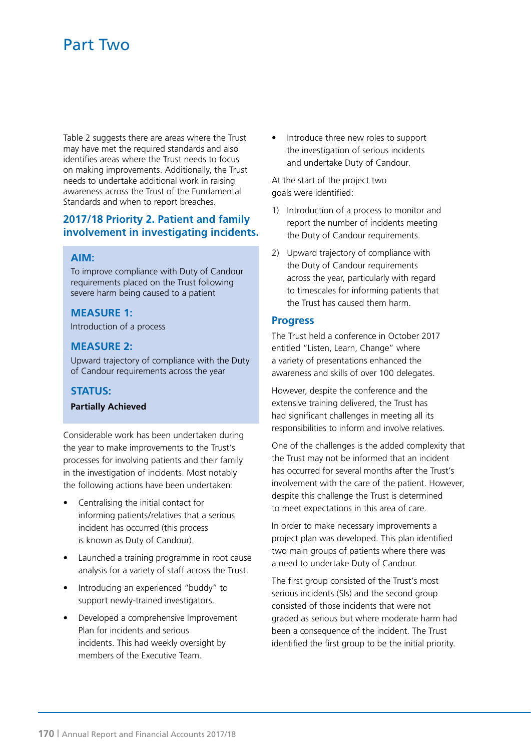# Part Two

Table 2 suggests there are areas where the Trust may have met the required standards and also identifies areas where the Trust needs to focus on making improvements. Additionally, the Trust needs to undertake additional work in raising awareness across the Trust of the Fundamental Standards and when to report breaches.

## 2017/18 Priority 2. Patient and family involvement in investigating incidents.

### AIM:

To improve compliance with Duty of Candour requirements placed on the Trust following severe harm being caused to a patient

### MEASURE 1:

Introduction of a process

### MEASURE 2:

Upward trajectory of compliance with the Duty of Candour requirements across the year

### STATUS:

**Partially Achieved**

Considerable work has been undertaken during the year to make improvements to the Trust's processes for involving patients and their family in the investigation of incidents. Most notably the following actions have been undertaken:

- Centralising the initial contact for informing patients/relatives that a serious incident has occurred (this process is known as Duty of Candour).
- Launched a training programme in root cause analysis for a variety of staff across the Trust.
- Introducing an experienced "buddy" to support newly-trained investigators.
- Developed a comprehensive Improvement Plan for incidents and serious incidents. This had weekly oversight by members of the Executive Team.
- Introduce three new roles to support the investigation of serious incidents and undertake Duty of Candour.

At the start of the project two goals were identified:

1) Introduction of a process to monitor and report the number of incidents meeting the Duty of Candour requirements.
2) Upward trajectory of compliance with the Duty of Candour requirements across the year, particularly with regard to timescales for informing patients that the Trust has caused them harm.

### Progress

The Trust held a conference in October 2017 entitled "Listen, Learn, Change" where a variety of presentations enhanced the awareness and skills of over 100 delegates.

However, despite the conference and the extensive training delivered, the Trust has had significant challenges in meeting all its responsibilities to inform and involve relatives.

One of the challenges is the added complexity that the Trust may not be informed that an incident has occurred for several months after the Trust's involvement with the care of the patient. However, despite this challenge the Trust is determined to meet expectations in this area of care.

In order to make necessary improvements a project plan was developed. This plan identified two main groups of patients where there was a need to undertake Duty of Candour.

The first group consisted of the Trust's most serious incidents (SIs) and the second group consisted of those incidents that were not graded as serious but where moderate harm had been a consequence of the incident. The Trust identified the first group to be the initial priority.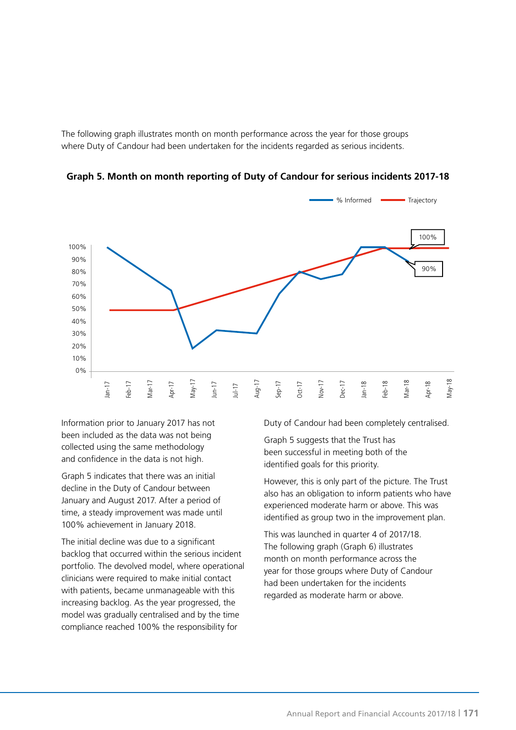The following graph illustrates month on month performance across the year for those groups where Duty of Candour had been undertaken for the incidents regarded as serious incidents.

**Graph 5. Month on month reporting of Duty of Candour for serious incidents 2017-18**

Information prior to January 2017 has not been included as the data was not being collected using the same methodology and confidence in the data is not high.

Graph 5 indicates that there was an initial decline in the Duty of Candour between January and August 2017. After a period of time, a steady improvement was made until 100% achievement in January 2018.

The initial decline was due to a significant backlog that occurred within the serious incident portfolio. The devolved model, where operational clinicians were required to make initial contact with patients, became unmanageable with this increasing backlog. As the year progressed, the model was gradually centralised and by the time compliance reached 100% the responsibility for Duty of Candour had been completely centralised.

Graph 5 suggests that the Trust has been successful in meeting both of the identified goals for this priority.

However, this is only part of the picture. The Trust also has an obligation to inform patients who have experienced moderate harm or above. This was identified as group two in the improvement plan.

This was launched in quarter 4 of 2017/18. The following graph (Graph 6) illustrates month on month performance across the year for those groups where Duty of Candour had been undertaken for the incidents regarded as moderate harm or above.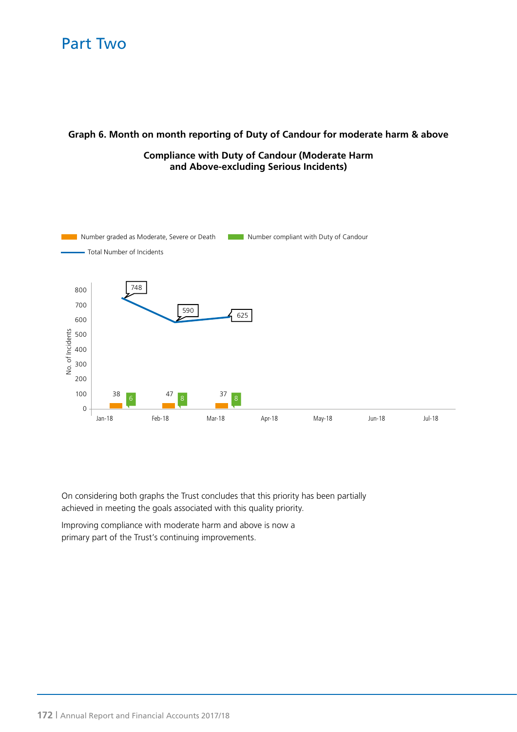# Part Two

**Graph 6. Month on month reporting of Duty of Candour for moderate harm & above**

**Compliance with Duty of Candour (Moderate Harm and Above-excluding Serious Incidents)**

| Month | Number graded as Moderate, Severe or Death | Number compliant with Duty of Candour | Total Number of Incidents |
|---|---|---|---|
| Jan-18 | 38 | 6 | 748 |
| Feb-18 | 47 | 8 | 590 |
| Mar-18 | 37 | 8 | 625 |
| Apr-18 | | | |
| May-18 | | | |
| Jun-18 | | | |
| Jul-18 | | | |

On considering both graphs the Trust concludes that this priority has been partially achieved in meeting the goals associated with this quality priority.

Improving compliance with moderate harm and above is now a primary part of the Trust's continuing improvements.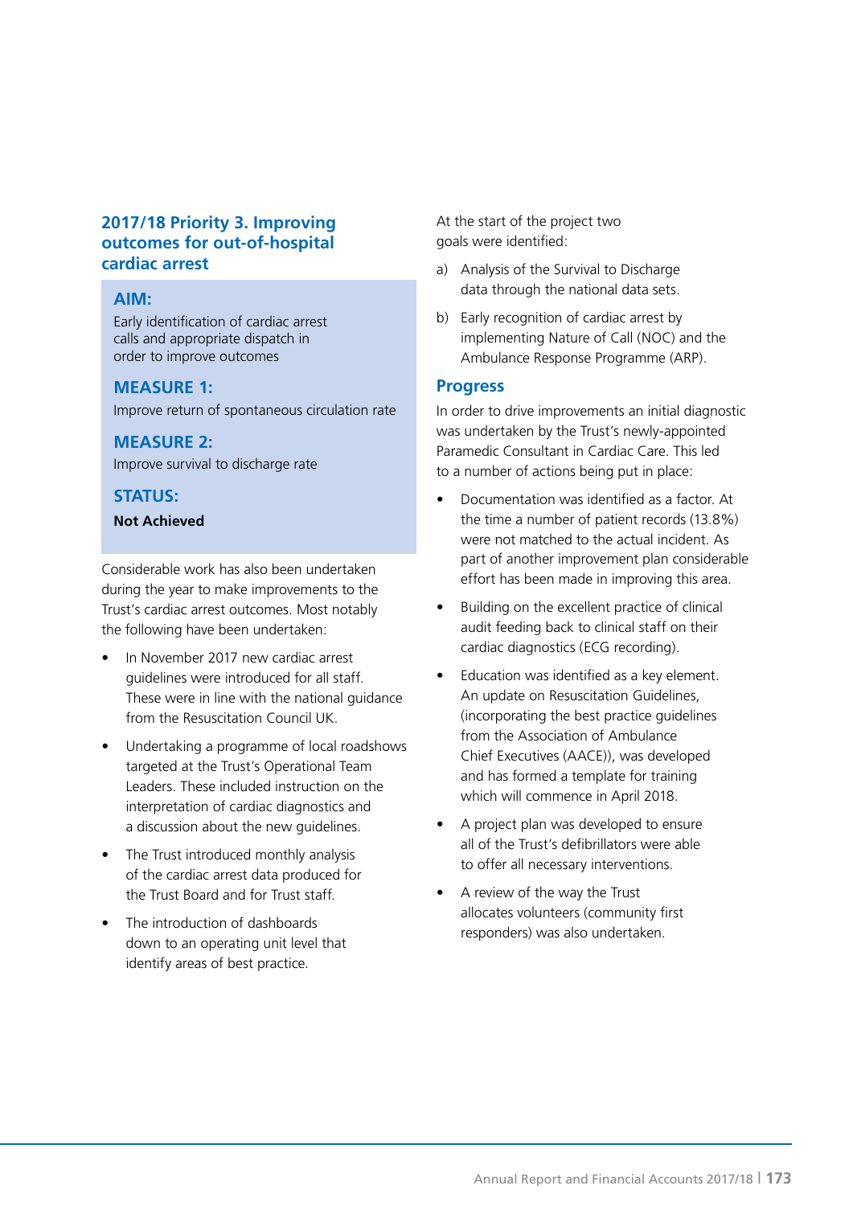## 2017/18 Priority 3. Improving outcomes for out-of-hospital cardiac arrest

### AIM:

Early identification of cardiac arrest calls and appropriate dispatch in order to improve outcomes

### MEASURE 1:

Improve return of spontaneous circulation rate

### MEASURE 2:

Improve survival to discharge rate

### STATUS:

**Not Achieved**

Considerable work has also been undertaken during the year to make improvements to the Trust's cardiac arrest outcomes. Most notably the following have been undertaken:

- In November 2017 new cardiac arrest guidelines were introduced for all staff. These were in line with the national guidance from the Resuscitation Council UK.
- Undertaking a programme of local roadshows targeted at the Trust's Operational Team Leaders. These included instruction on the interpretation of cardiac diagnostics and a discussion about the new guidelines.
- The Trust introduced monthly analysis of the cardiac arrest data produced for the Trust Board and for Trust staff.
- The introduction of dashboards down to an operating unit level that identify areas of best practice.

At the start of the project two goals were identified:

a) Analysis of the Survival to Discharge data through the national data sets.

b) Early recognition of cardiac arrest by implementing Nature of Call (NOC) and the Ambulance Response Programme (ARP).

### Progress

In order to drive improvements an initial diagnostic was undertaken by the Trust's newly-appointed Paramedic Consultant in Cardiac Care. This led to a number of actions being put in place:

- Documentation was identified as a factor. At the time a number of patient records (13.8%) were not matched to the actual incident. As part of another improvement plan considerable effort has been made in improving this area.
- Building on the excellent practice of clinical audit feeding back to clinical staff on their cardiac diagnostics (ECG recording).
- Education was identified as a key element. An update on Resuscitation Guidelines, (incorporating the best practice guidelines from the Association of Ambulance Chief Executives (AACE)), was developed and has formed a template for training which will commence in April 2018.
- A project plan was developed to ensure all of the Trust's defibrillators were able to offer all necessary interventions.
- A review of the way the Trust allocates volunteers (community first responders) was also undertaken.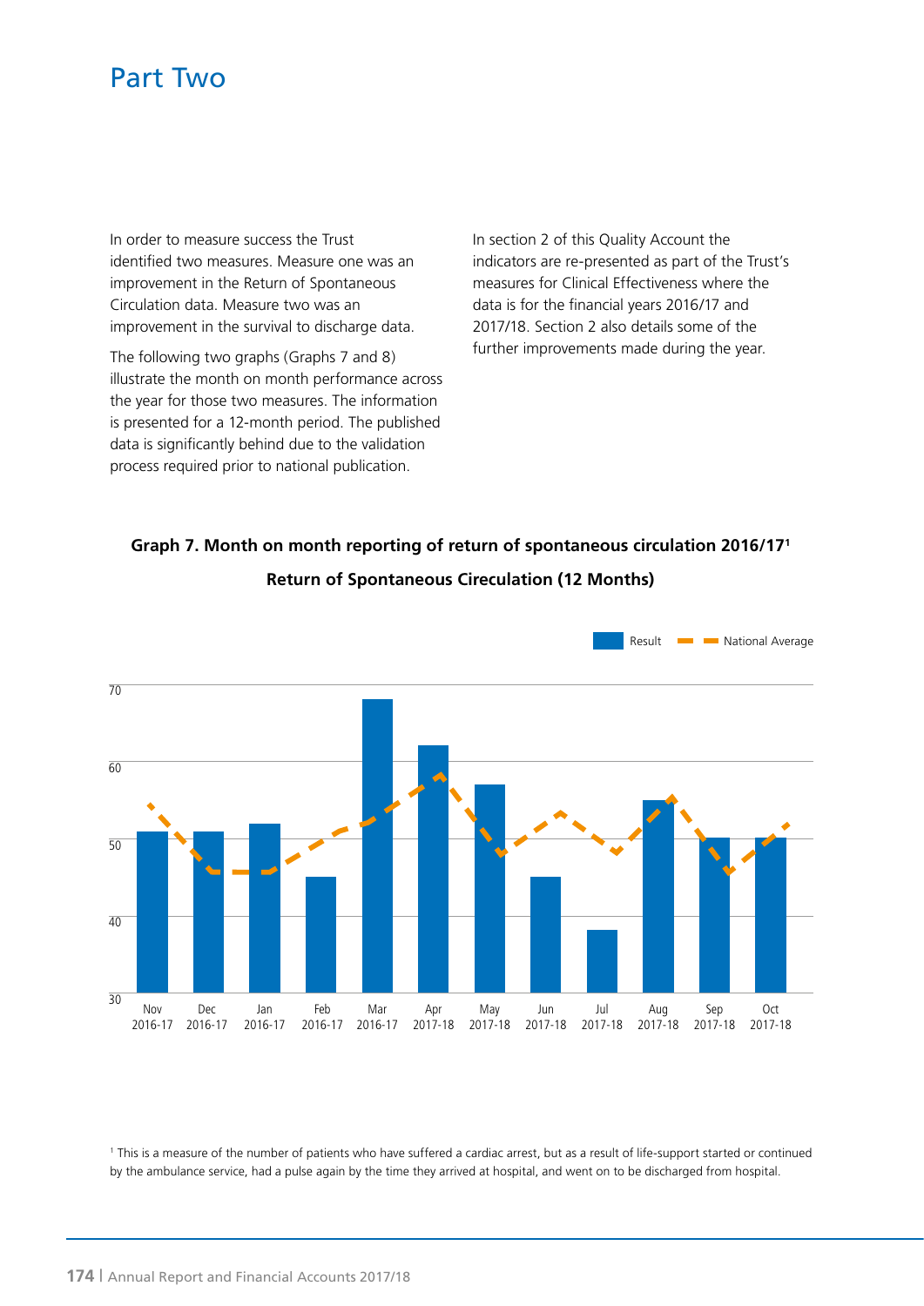# Part Two

In order to measure success the Trust identified two measures. Measure one was an improvement in the Return of Spontaneous Circulation data. Measure two was an improvement in the survival to discharge data.

The following two graphs (Graphs 7 and 8) illustrate the month on month performance across the year for those two measures. The information is presented for a 12-month period. The published data is significantly behind due to the validation process required prior to national publication.

In section 2 of this Quality Account the indicators are re-presented as part of the Trust's measures for Clinical Effectiveness where the data is for the financial years 2016/17 and 2017/18. Section 2 also details some of the further improvements made during the year.

**Graph 7. Month on month reporting of return of spontaneous circulation 2016/17**[1]

**Return of Spontaneous Cireculation (12 Months)**

Result — National Average

70

60

50

40

30

Nov 2016-17 | Dec 2016-17 | Jan 2016-17 | Feb 2016-17 | Mar 2016-17 | Apr 2017-18 | May 2017-18 | Jun 2017-18 | Jul 2017-18 | Aug 2017-18 | Sep 2017-18 | Oct 2017-18

[1] This is a measure of the number of patients who have suffered a cardiac arrest, but as a result of life-support started or continued by the ambulance service, had a pulse again by the time they arrived at hospital, and went on to be discharged from hospital.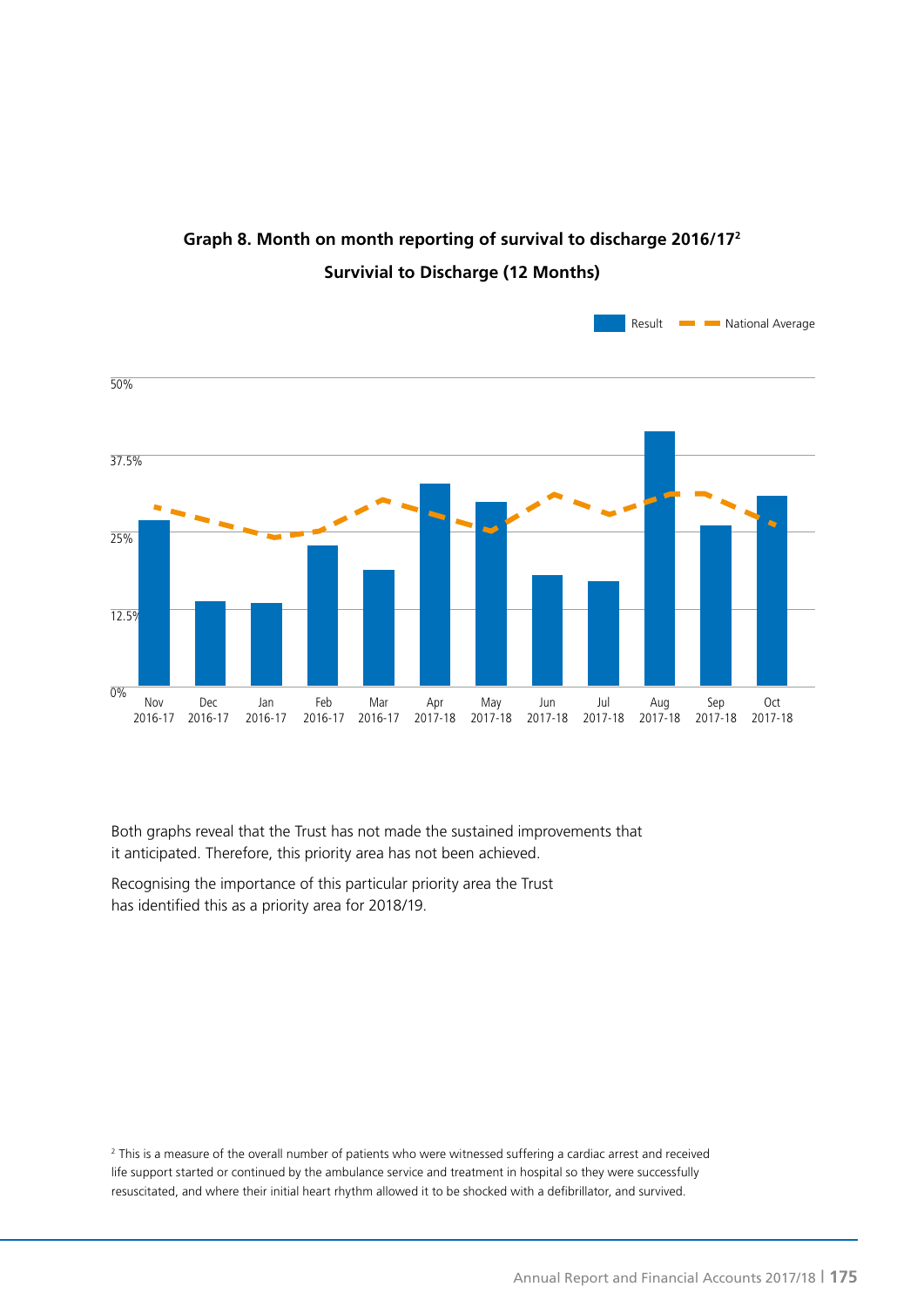**Graph 8. Month on month reporting of survival to discharge 2016/17[2]**

**Survivial to Discharge (12 Months)**

Result | National Average

50%
37.5%
25%
12.5%
0%

Nov 2016-17 | Dec 2016-17 | Jan 2016-17 | Feb 2016-17 | Mar 2016-17 | Apr 2017-18 | May 2017-18 | Jun 2017-18 | Jul 2017-18 | Aug 2017-18 | Sep 2017-18 | Oct 2017-18

Both graphs reveal that the Trust has not made the sustained improvements that it anticipated. Therefore, this priority area has not been achieved.

Recognising the importance of this particular priority area the Trust has identified this as a priority area for 2018/19.

[2] This is a measure of the overall number of patients who were witnessed suffering a cardiac arrest and received life support started or continued by the ambulance service and treatment in hospital so they were successfully resuscitated, and where their initial heart rhythm allowed it to be shocked with a defibrillator, and survived.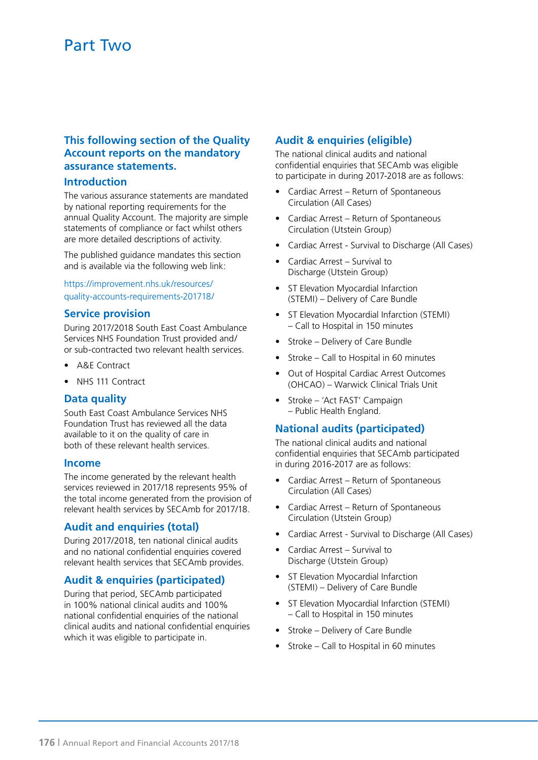# Part Two

## This following section of the Quality Account reports on the mandatory assurance statements.

### Introduction

The various assurance statements are mandated by national reporting requirements for the annual Quality Account. The majority are simple statements of compliance or fact whilst others are more detailed descriptions of activity.

The published guidance mandates this section and is available via the following web link:

https://improvement.nhs.uk/resources/quality-accounts-requirements-201718/

### Service provision

During 2017/2018 South East Coast Ambulance Services NHS Foundation Trust provided and/or sub-contracted two relevant health services.

- A&E Contract
- NHS 111 Contract

### Data quality

South East Coast Ambulance Services NHS Foundation Trust has reviewed all the data available to it on the quality of care in both of these relevant health services.

### Income

The income generated by the relevant health services reviewed in 2017/18 represents 95% of the total income generated from the provision of relevant health services by SECAmb for 2017/18.

### Audit and enquiries (total)

During 2017/2018, ten national clinical audits and no national confidential enquiries covered relevant health services that SECAmb provides.

### Audit & enquiries (participated)

During that period, SECAmb participated in 100% national clinical audits and 100% national confidential enquiries of the national clinical audits and national confidential enquiries which it was eligible to participate in.

### Audit & enquiries (eligible)

The national clinical audits and national confidential enquiries that SECAmb was eligible to participate in during 2017-2018 are as follows:

- Cardiac Arrest – Return of Spontaneous Circulation (All Cases)
- Cardiac Arrest – Return of Spontaneous Circulation (Utstein Group)
- Cardiac Arrest - Survival to Discharge (All Cases)
- Cardiac Arrest – Survival to Discharge (Utstein Group)
- ST Elevation Myocardial Infarction (STEMI) – Delivery of Care Bundle
- ST Elevation Myocardial Infarction (STEMI) – Call to Hospital in 150 minutes
- Stroke – Delivery of Care Bundle
- Stroke – Call to Hospital in 60 minutes
- Out of Hospital Cardiac Arrest Outcomes (OHCAO) – Warwick Clinical Trials Unit
- Stroke – 'Act FAST' Campaign – Public Health England.

### National audits (participated)

The national clinical audits and national confidential enquiries that SECAmb participated in during 2016-2017 are as follows:

- Cardiac Arrest – Return of Spontaneous Circulation (All Cases)
- Cardiac Arrest – Return of Spontaneous Circulation (Utstein Group)
- Cardiac Arrest - Survival to Discharge (All Cases)
- Cardiac Arrest – Survival to Discharge (Utstein Group)
- ST Elevation Myocardial Infarction (STEMI) – Delivery of Care Bundle
- ST Elevation Myocardial Infarction (STEMI) – Call to Hospital in 150 minutes
- Stroke – Delivery of Care Bundle
- Stroke – Call to Hospital in 60 minutes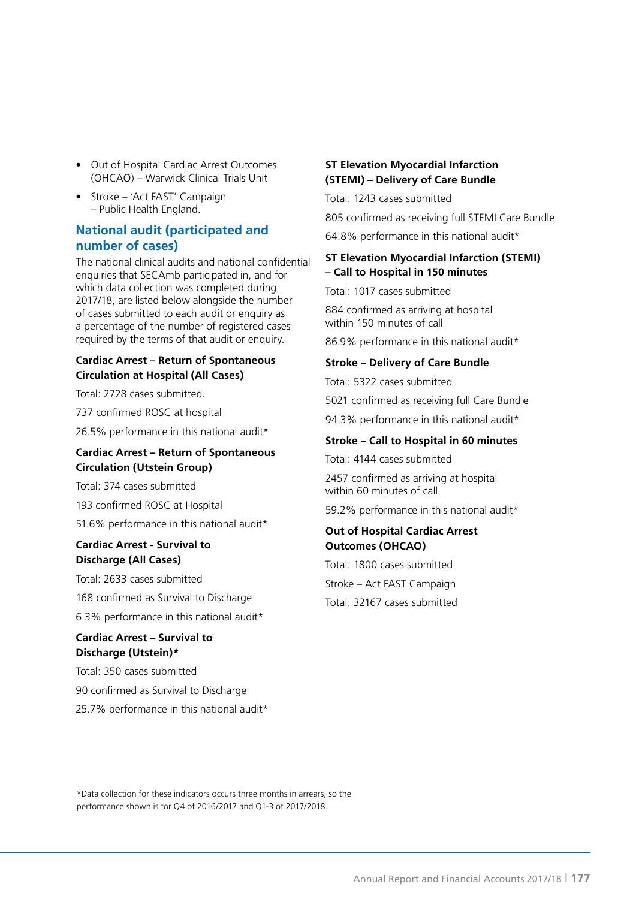- Out of Hospital Cardiac Arrest Outcomes (OHCAO) – Warwick Clinical Trials Unit
- Stroke – 'Act FAST' Campaign – Public Health England.

## National audit (participated and number of cases)

The national clinical audits and national confidential enquiries that SECAmb participated in, and for which data collection was completed during 2017/18, are listed below alongside the number of cases submitted to each audit or enquiry as a percentage of the number of registered cases required by the terms of that audit or enquiry.

**Cardiac Arrest – Return of Spontaneous Circulation at Hospital (All Cases)**

Total: 2728 cases submitted.

737 confirmed ROSC at hospital

26.5% performance in this national audit*

**Cardiac Arrest – Return of Spontaneous Circulation (Utstein Group)**

Total: 374 cases submitted

193 confirmed ROSC at Hospital

51.6% performance in this national audit*

**Cardiac Arrest - Survival to Discharge (All Cases)**

Total: 2633 cases submitted

168 confirmed as Survival to Discharge

6.3% performance in this national audit*

**Cardiac Arrest – Survival to Discharge (Utstein)***

Total: 350 cases submitted

90 confirmed as Survival to Discharge

25.7% performance in this national audit*

**ST Elevation Myocardial Infarction (STEMI) – Delivery of Care Bundle**

Total: 1243 cases submitted

805 confirmed as receiving full STEMI Care Bundle

64.8% performance in this national audit*

**ST Elevation Myocardial Infarction (STEMI) – Call to Hospital in 150 minutes**

Total: 1017 cases submitted

884 confirmed as arriving at hospital within 150 minutes of call

86.9% performance in this national audit*

**Stroke – Delivery of Care Bundle**

Total: 5322 cases submitted

5021 confirmed as receiving full Care Bundle

94.3% performance in this national audit*

**Stroke – Call to Hospital in 60 minutes**

Total: 4144 cases submitted

2457 confirmed as arriving at hospital within 60 minutes of call

59.2% performance in this national audit*

**Out of Hospital Cardiac Arrest Outcomes (OHCAO)**

Total: 1800 cases submitted

Stroke – Act FAST Campaign

Total: 32167 cases submitted

*Data collection for these indicators occurs three months in arrears, so the performance shown is for Q4 of 2016/2017 and Q1-3 of 2017/2018.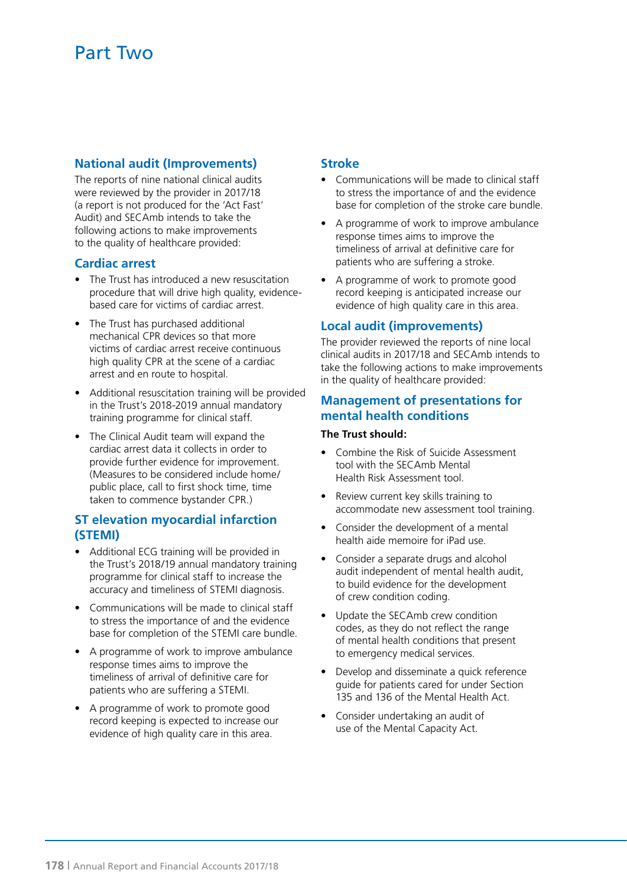# Part Two

## National audit (Improvements)

The reports of nine national clinical audits were reviewed by the provider in 2017/18 (a report is not produced for the 'Act Fast' Audit) and SECAmb intends to take the following actions to make improvements to the quality of healthcare provided:

### Cardiac arrest

- The Trust has introduced a new resuscitation procedure that will drive high quality, evidence-based care for victims of cardiac arrest.
- The Trust has purchased additional mechanical CPR devices so that more victims of cardiac arrest receive continuous high quality CPR at the scene of a cardiac arrest and en route to hospital.
- Additional resuscitation training will be provided in the Trust's 2018-2019 annual mandatory training programme for clinical staff.
- The Clinical Audit team will expand the cardiac arrest data it collects in order to provide further evidence for improvement. (Measures to be considered include home/ public place, call to first shock time, time taken to commence bystander CPR.)

### ST elevation myocardial infarction (STEMI)

- Additional ECG training will be provided in the Trust's 2018/19 annual mandatory training programme for clinical staff to increase the accuracy and timeliness of STEMI diagnosis.
- Communications will be made to clinical staff to stress the importance of and the evidence base for completion of the STEMI care bundle.
- A programme of work to improve ambulance response times aims to improve the timeliness of arrival of definitive care for patients who are suffering a STEMI.
- A programme of work to promote good record keeping is expected to increase our evidence of high quality care in this area.

### Stroke

- Communications will be made to clinical staff to stress the importance of and the evidence base for completion of the stroke care bundle.
- A programme of work to improve ambulance response times aims to improve the timeliness of arrival at definitive care for patients who are suffering a stroke.
- A programme of work to promote good record keeping is anticipated increase our evidence of high quality care in this area.

## Local audit (improvements)

The provider reviewed the reports of nine local clinical audits in 2017/18 and SECAmb intends to take the following actions to make improvements in the quality of healthcare provided:

### Management of presentations for mental health conditions

**The Trust should:**

- Combine the Risk of Suicide Assessment tool with the SECAmb Mental Health Risk Assessment tool.
- Review current key skills training to accommodate new assessment tool training.
- Consider the development of a mental health aide memoire for iPad use.
- Consider a separate drugs and alcohol audit independent of mental health audit, to build evidence for the development of crew condition coding.
- Update the SECAmb crew condition codes, as they do not reflect the range of mental health conditions that present to emergency medical services.
- Develop and disseminate a quick reference guide for patients cared for under Section 135 and 136 of the Mental Health Act.
- Consider undertaking an audit of use of the Mental Capacity Act.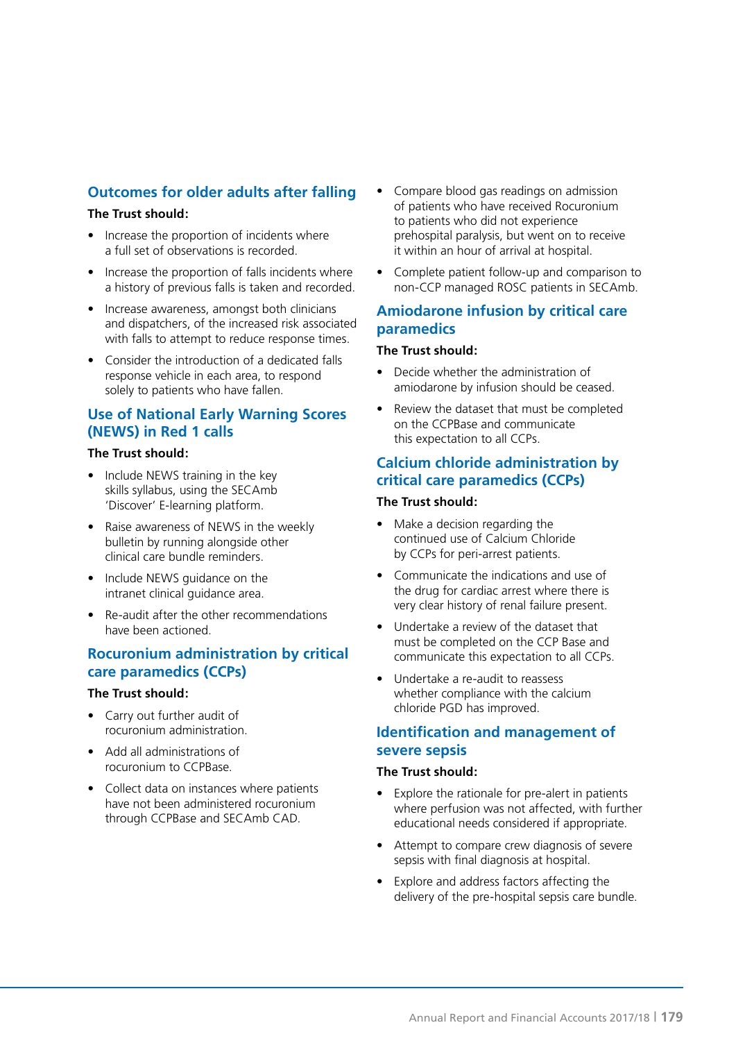## Outcomes for older adults after falling

**The Trust should:**

- Increase the proportion of incidents where a full set of observations is recorded.
- Increase the proportion of falls incidents where a history of previous falls is taken and recorded.
- Increase awareness, amongst both clinicians and dispatchers, of the increased risk associated with falls to attempt to reduce response times.
- Consider the introduction of a dedicated falls response vehicle in each area, to respond solely to patients who have fallen.

## Use of National Early Warning Scores (NEWS) in Red 1 calls

**The Trust should:**

- Include NEWS training in the key skills syllabus, using the SECAmb 'Discover' E-learning platform.
- Raise awareness of NEWS in the weekly bulletin by running alongside other clinical care bundle reminders.
- Include NEWS guidance on the intranet clinical guidance area.
- Re-audit after the other recommendations have been actioned.

## Rocuronium administration by critical care paramedics (CCPs)

**The Trust should:**

- Carry out further audit of rocuronium administration.
- Add all administrations of rocuronium to CCPBase.
- Collect data on instances where patients have not been administered rocuronium through CCPBase and SECAmb CAD.
- Compare blood gas readings on admission of patients who have received Rocuronium to patients who did not experience prehospital paralysis, but went on to receive it within an hour of arrival at hospital.
- Complete patient follow-up and comparison to non-CCP managed ROSC patients in SECAmb.

## Amiodarone infusion by critical care paramedics

**The Trust should:**

- Decide whether the administration of amiodarone by infusion should be ceased.
- Review the dataset that must be completed on the CCPBase and communicate this expectation to all CCPs.

## Calcium chloride administration by critical care paramedics (CCPs)

**The Trust should:**

- Make a decision regarding the continued use of Calcium Chloride by CCPs for peri-arrest patients.
- Communicate the indications and use of the drug for cardiac arrest where there is very clear history of renal failure present.
- Undertake a review of the dataset that must be completed on the CCP Base and communicate this expectation to all CCPs.
- Undertake a re-audit to reassess whether compliance with the calcium chloride PGD has improved.

## Identification and management of severe sepsis

**The Trust should:**

- Explore the rationale for pre-alert in patients where perfusion was not affected, with further educational needs considered if appropriate.
- Attempt to compare crew diagnosis of severe sepsis with final diagnosis at hospital.
- Explore and address factors affecting the delivery of the pre-hospital sepsis care bundle.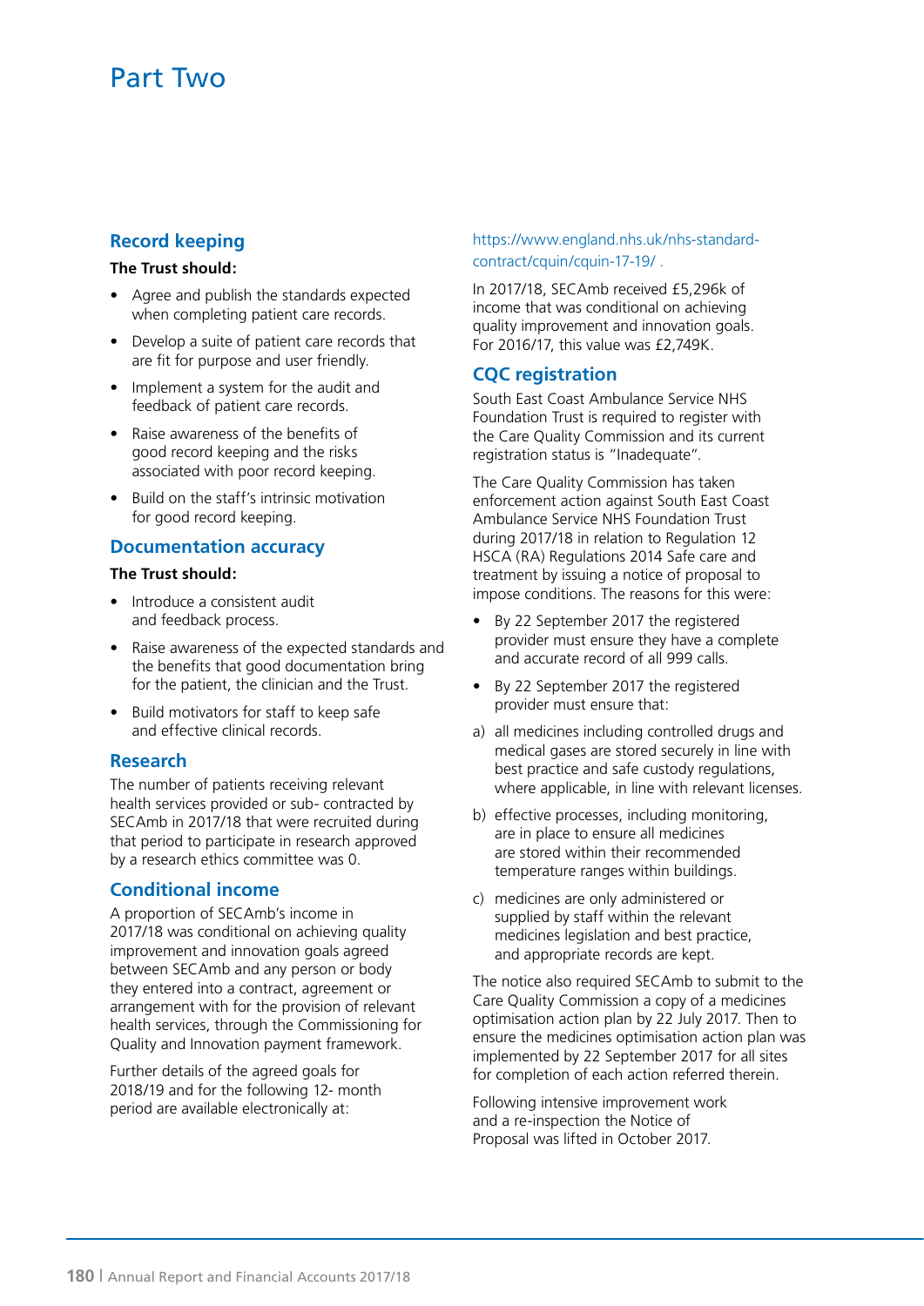# Part Two

## Record keeping

**The Trust should:**

- Agree and publish the standards expected when completing patient care records.
- Develop a suite of patient care records that are fit for purpose and user friendly.
- Implement a system for the audit and feedback of patient care records.
- Raise awareness of the benefits of good record keeping and the risks associated with poor record keeping.
- Build on the staff's intrinsic motivation for good record keeping.

## Documentation accuracy

**The Trust should:**

- Introduce a consistent audit and feedback process.
- Raise awareness of the expected standards and the benefits that good documentation bring for the patient, the clinician and the Trust.
- Build motivators for staff to keep safe and effective clinical records.

## Research

The number of patients receiving relevant health services provided or sub- contracted by SECAmb in 2017/18 that were recruited during that period to participate in research approved by a research ethics committee was 0.

## Conditional income

A proportion of SECAmb's income in 2017/18 was conditional on achieving quality improvement and innovation goals agreed between SECAmb and any person or body they entered into a contract, agreement or arrangement with for the provision of relevant health services, through the Commissioning for Quality and Innovation payment framework.

Further details of the agreed goals for 2018/19 and for the following 12- month period are available electronically at: https://www.england.nhs.uk/nhs-standard-contract/cquin/cquin-17-19/ .

In 2017/18, SECAmb received £5,296k of income that was conditional on achieving quality improvement and innovation goals. For 2016/17, this value was £2,749K.

## CQC registration

South East Coast Ambulance Service NHS Foundation Trust is required to register with the Care Quality Commission and its current registration status is "Inadequate".

The Care Quality Commission has taken enforcement action against South East Coast Ambulance Service NHS Foundation Trust during 2017/18 in relation to Regulation 12 HSCA (RA) Regulations 2014 Safe care and treatment by issuing a notice of proposal to impose conditions. The reasons for this were:

- By 22 September 2017 the registered provider must ensure they have a complete and accurate record of all 999 calls.
- By 22 September 2017 the registered provider must ensure that:

a) all medicines including controlled drugs and medical gases are stored securely in line with best practice and safe custody regulations, where applicable, in line with relevant licenses.

b) effective processes, including monitoring, are in place to ensure all medicines are stored within their recommended temperature ranges within buildings.

c) medicines are only administered or supplied by staff within the relevant medicines legislation and best practice, and appropriate records are kept.

The notice also required SECAmb to submit to the Care Quality Commission a copy of a medicines optimisation action plan by 22 July 2017. Then to ensure the medicines optimisation action plan was implemented by 22 September 2017 for all sites for completion of each action referred therein.

Following intensive improvement work and a re-inspection the Notice of Proposal was lifted in October 2017.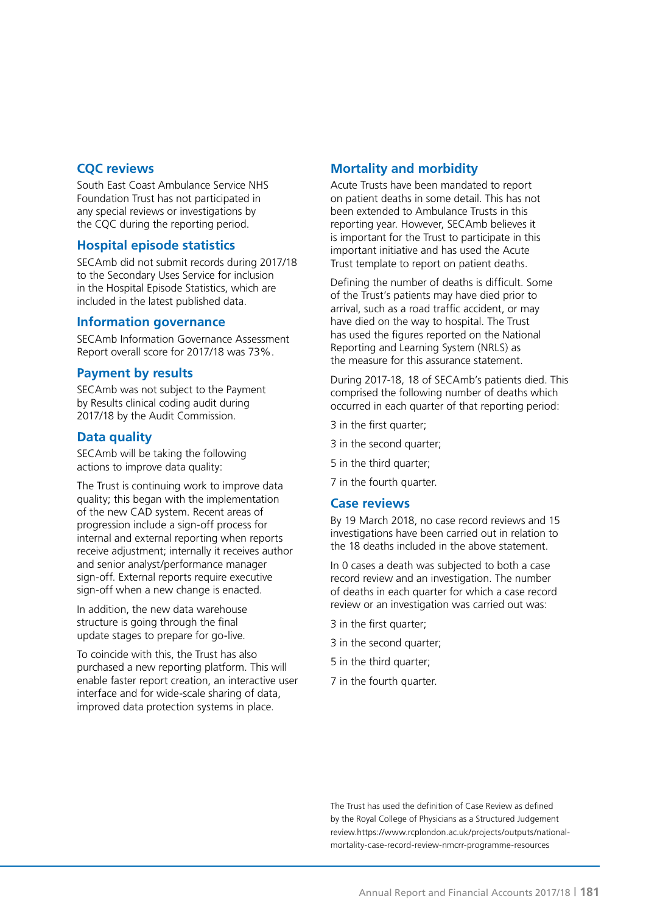## CQC reviews

South East Coast Ambulance Service NHS Foundation Trust has not participated in any special reviews or investigations by the CQC during the reporting period.

## Hospital episode statistics

SECAmb did not submit records during 2017/18 to the Secondary Uses Service for inclusion in the Hospital Episode Statistics, which are included in the latest published data.

## Information governance

SECAmb Information Governance Assessment Report overall score for 2017/18 was 73%.

## Payment by results

SECAmb was not subject to the Payment by Results clinical coding audit during 2017/18 by the Audit Commission.

## Data quality

SECAmb will be taking the following actions to improve data quality:

The Trust is continuing work to improve data quality; this began with the implementation of the new CAD system. Recent areas of progression include a sign-off process for internal and external reporting when reports receive adjustment; internally it receives author and senior analyst/performance manager sign-off. External reports require executive sign-off when a new change is enacted.

In addition, the new data warehouse structure is going through the final update stages to prepare for go-live.

To coincide with this, the Trust has also purchased a new reporting platform. This will enable faster report creation, an interactive user interface and for wide-scale sharing of data, improved data protection systems in place.

## Mortality and morbidity

Acute Trusts have been mandated to report on patient deaths in some detail. This has not been extended to Ambulance Trusts in this reporting year. However, SECAmb believes it is important for the Trust to participate in this important initiative and has used the Acute Trust template to report on patient deaths.

Defining the number of deaths is difficult. Some of the Trust's patients may have died prior to arrival, such as a road traffic accident, or may have died on the way to hospital. The Trust has used the figures reported on the National Reporting and Learning System (NRLS) as the measure for this assurance statement.

During 2017-18, 18 of SECAmb's patients died. This comprised the following number of deaths which occurred in each quarter of that reporting period:

3 in the first quarter;

3 in the second quarter;

5 in the third quarter;

7 in the fourth quarter.

## Case reviews

By 19 March 2018, no case record reviews and 15 investigations have been carried out in relation to the 18 deaths included in the above statement.

In 0 cases a death was subjected to both a case record review and an investigation. The number of deaths in each quarter for which a case record review or an investigation was carried out was:

3 in the first quarter;

3 in the second quarter;

5 in the third quarter;

7 in the fourth quarter.

The Trust has used the definition of Case Review as defined by the Royal College of Physicians as a Structured Judgement review.https://www.rcplondon.ac.uk/projects/outputs/national-mortality-case-record-review-nmcrr-programme-resources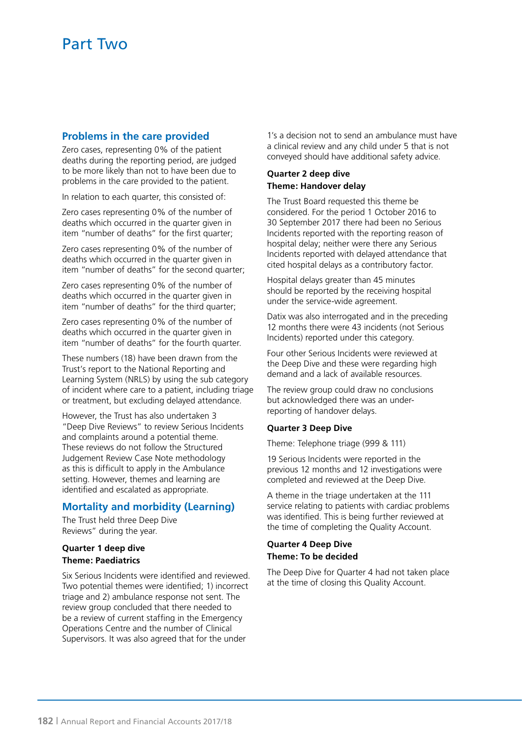# Part Two

## Problems in the care provided

Zero cases, representing 0% of the patient deaths during the reporting period, are judged to be more likely than not to have been due to problems in the care provided to the patient.

In relation to each quarter, this consisted of:

Zero cases representing 0% of the number of deaths which occurred in the quarter given in item "number of deaths" for the first quarter;

Zero cases representing 0% of the number of deaths which occurred in the quarter given in item "number of deaths" for the second quarter;

Zero cases representing 0% of the number of deaths which occurred in the quarter given in item "number of deaths" for the third quarter;

Zero cases representing 0% of the number of deaths which occurred in the quarter given in item "number of deaths" for the fourth quarter.

These numbers (18) have been drawn from the Trust's report to the National Reporting and Learning System (NRLS) by using the sub category of incident where care to a patient, including triage or treatment, but excluding delayed attendance.

However, the Trust has also undertaken 3 "Deep Dive Reviews" to review Serious Incidents and complaints around a potential theme. These reviews do not follow the Structured Judgement Review Case Note methodology as this is difficult to apply in the Ambulance setting. However, themes and learning are identified and escalated as appropriate.

## Mortality and morbidity (Learning)

The Trust held three Deep Dive Reviews" during the year.

**Quarter 1 deep dive**
**Theme: Paediatrics**

Six Serious Incidents were identified and reviewed. Two potential themes were identified; 1) incorrect triage and 2) ambulance response not sent. The review group concluded that there needed to be a review of current staffing in the Emergency Operations Centre and the number of Clinical Supervisors. It was also agreed that for the under 1's a decision not to send an ambulance must have a clinical review and any child under 5 that is not conveyed should have additional safety advice.

**Quarter 2 deep dive**
**Theme: Handover delay**

The Trust Board requested this theme be considered. For the period 1 October 2016 to 30 September 2017 there had been no Serious Incidents reported with the reporting reason of hospital delay; neither were there any Serious Incidents reported with delayed attendance that cited hospital delays as a contributory factor.

Hospital delays greater than 45 minutes should be reported by the receiving hospital under the service-wide agreement.

Datix was also interrogated and in the preceding 12 months there were 43 incidents (not Serious Incidents) reported under this category.

Four other Serious Incidents were reviewed at the Deep Dive and these were regarding high demand and a lack of available resources.

The review group could draw no conclusions but acknowledged there was an under-reporting of handover delays.

**Quarter 3 Deep Dive**

Theme: Telephone triage (999 & 111)

19 Serious Incidents were reported in the previous 12 months and 12 investigations were completed and reviewed at the Deep Dive.

A theme in the triage undertaken at the 111 service relating to patients with cardiac problems was identified. This is being further reviewed at the time of completing the Quality Account.

**Quarter 4 Deep Dive**
**Theme: To be decided**

The Deep Dive for Quarter 4 had not taken place at the time of closing this Quality Account.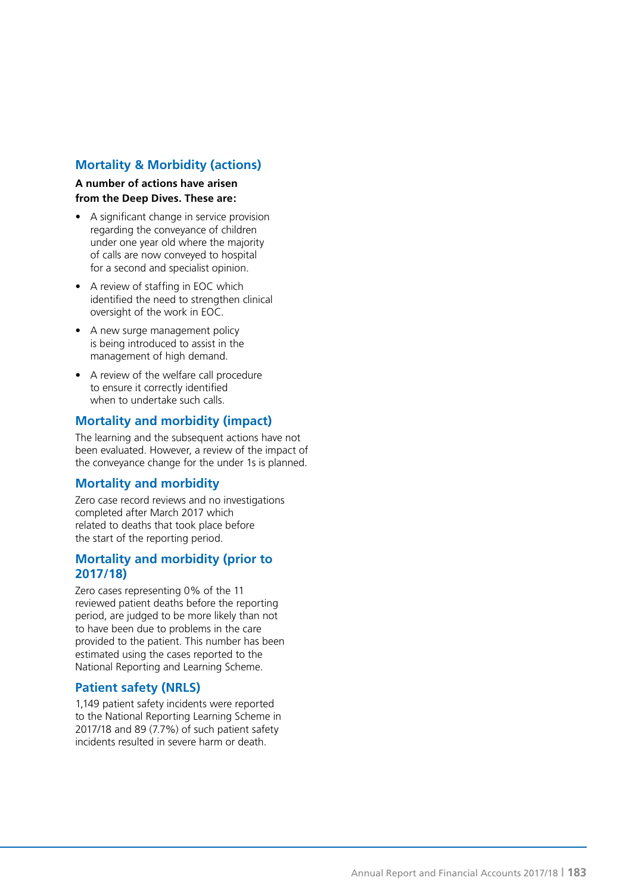## Mortality & Morbidity (actions)

**A number of actions have arisen from the Deep Dives. These are:**

- A significant change in service provision regarding the conveyance of children under one year old where the majority of calls are now conveyed to hospital for a second and specialist opinion.
- A review of staffing in EOC which identified the need to strengthen clinical oversight of the work in EOC.
- A new surge management policy is being introduced to assist in the management of high demand.
- A review of the welfare call procedure to ensure it correctly identified when to undertake such calls.

## Mortality and morbidity (impact)

The learning and the subsequent actions have not been evaluated. However, a review of the impact of the conveyance change for the under 1s is planned.

## Mortality and morbidity

Zero case record reviews and no investigations completed after March 2017 which related to deaths that took place before the start of the reporting period.

## Mortality and morbidity (prior to 2017/18)

Zero cases representing 0% of the 11 reviewed patient deaths before the reporting period, are judged to be more likely than not to have been due to problems in the care provided to the patient. This number has been estimated using the cases reported to the National Reporting and Learning Scheme.

## Patient safety (NRLS)

1,149 patient safety incidents were reported to the National Reporting Learning Scheme in 2017/18 and 89 (7.7%) of such patient safety incidents resulted in severe harm or death.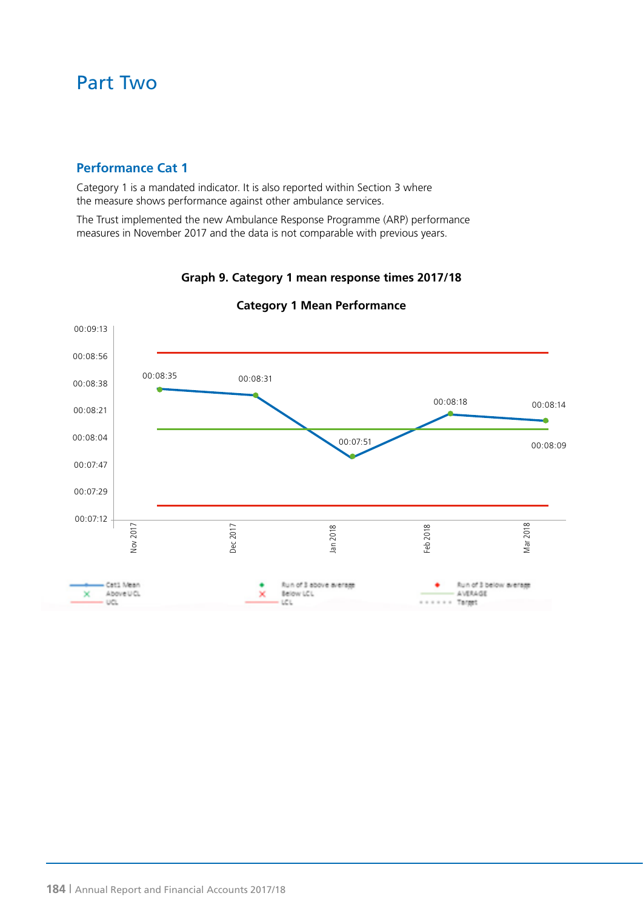# Part Two

## Performance Cat 1

Category 1 is a mandated indicator. It is also reported within Section 3 where the measure shows performance against other ambulance services.

The Trust implemented the new Ambulance Response Programme (ARP) performance measures in November 2017 and the data is not comparable with previous years.

**Graph 9. Category 1 mean response times 2017/18**

**Category 1 Mean Performance**

| Month | Cat1 Mean |
|---|---|
| Nov 2017 | 00:08:35 |
| Dec 2017 | 00:08:31 |
| Jan 2018 | 00:07:51 |
| Feb 2018 | 00:08:18 |
| Mar 2018 | 00:08:14 |

Average: 00:08:09

Legend: Cat1 Mean, Above UCL, UCL, Run of 3 above average, Below LCL, LCL, Run of 3 below average, AVERAGE, Target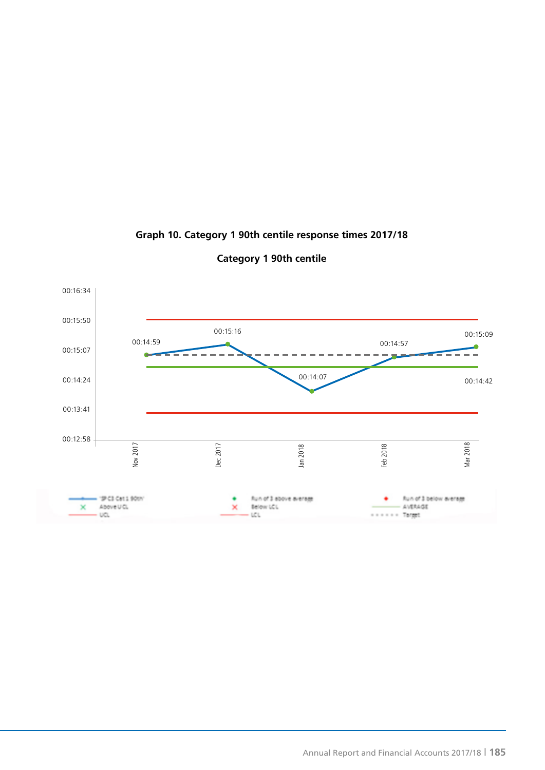**Graph 10. Category 1 90th centile response times 2017/18**

**Category 1 90th centile**

| Month | Response time |
|---|---|
| Nov 2017 | 00:14:59 |
| Dec 2017 | 00:15:16 |
| Jan 2018 | 00:14:07 |
| Feb 2018 | 00:14:57 |
| Mar 2018 | 00:15:09 |

Average: 00:14:42

Legend: 'SPC3 Cat 1 90th', Above UCL, UCL, Run of 3 above average, Below LCL, LCL, Run of 3 below average, AVERAGE, Target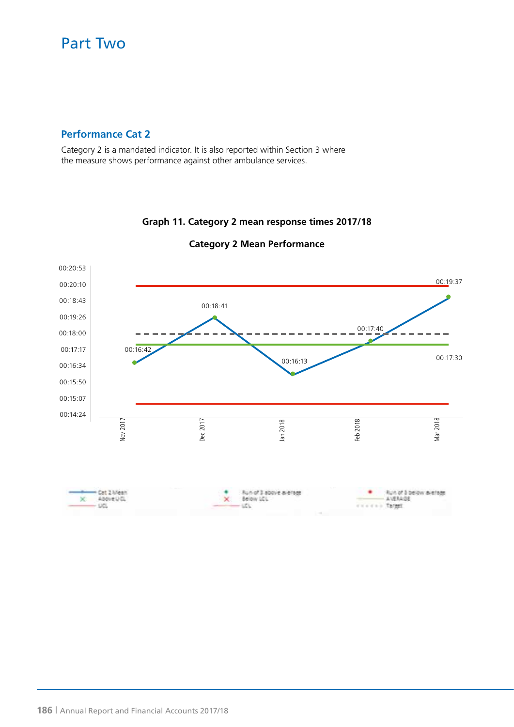# Part Two

## Performance Cat 2

Category 2 is a mandated indicator. It is also reported within Section 3 where the measure shows performance against other ambulance services.

**Graph 11. Category 2 mean response times 2017/18**

**Category 2 Mean Performance**

| Month | Cat 2 Mean |
|---|---|
| Nov 2017 | 00:16:42 |
| Dec 2017 | 00:18:41 |
| Jan 2018 | 00:16:13 |
| Feb 2018 | 00:17:40 |
| Mar 2018 | 00:19:37 |

Average: 00:17:30

Legend: Cat 2 Mean; Above UCL; UCL; Run of 3 above average; Below LCL; LCL; Run of 3 below average; AVERAGE; Target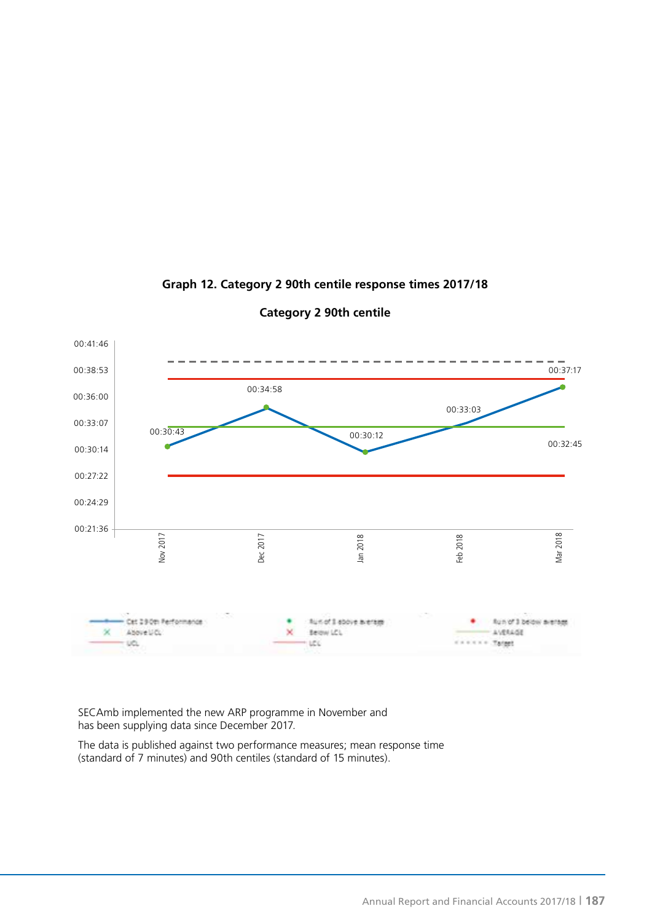**Graph 12. Category 2 90th centile response times 2017/18**

**Category 2 90th centile**

SECAmb implemented the new ARP programme in November and has been supplying data since December 2017.

The data is published against two performance measures; mean response time (standard of 7 minutes) and 90th centiles (standard of 15 minutes).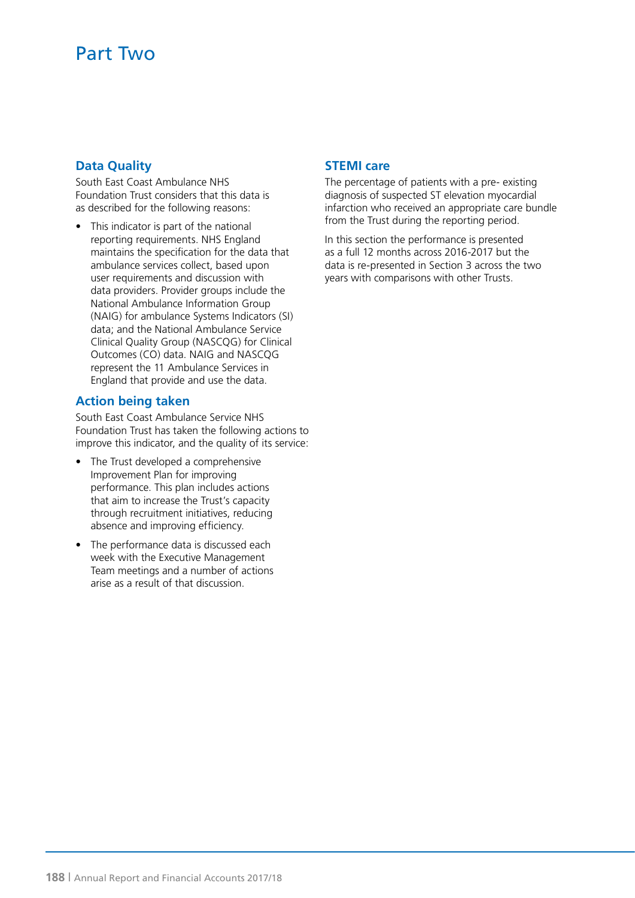# Part Two

## Data Quality

South East Coast Ambulance NHS Foundation Trust considers that this data is as described for the following reasons:

- This indicator is part of the national reporting requirements. NHS England maintains the specification for the data that ambulance services collect, based upon user requirements and discussion with data providers. Provider groups include the National Ambulance Information Group (NAIG) for ambulance Systems Indicators (SI) data; and the National Ambulance Service Clinical Quality Group (NASCQG) for Clinical Outcomes (CO) data. NAIG and NASCQG represent the 11 Ambulance Services in England that provide and use the data.

## Action being taken

South East Coast Ambulance Service NHS Foundation Trust has taken the following actions to improve this indicator, and the quality of its service:

- The Trust developed a comprehensive Improvement Plan for improving performance. This plan includes actions that aim to increase the Trust's capacity through recruitment initiatives, reducing absence and improving efficiency.
- The performance data is discussed each week with the Executive Management Team meetings and a number of actions arise as a result of that discussion.

## STEMI care

The percentage of patients with a pre- existing diagnosis of suspected ST elevation myocardial infarction who received an appropriate care bundle from the Trust during the reporting period.

In this section the performance is presented as a full 12 months across 2016-2017 but the data is re-presented in Section 3 across the two years with comparisons with other Trusts.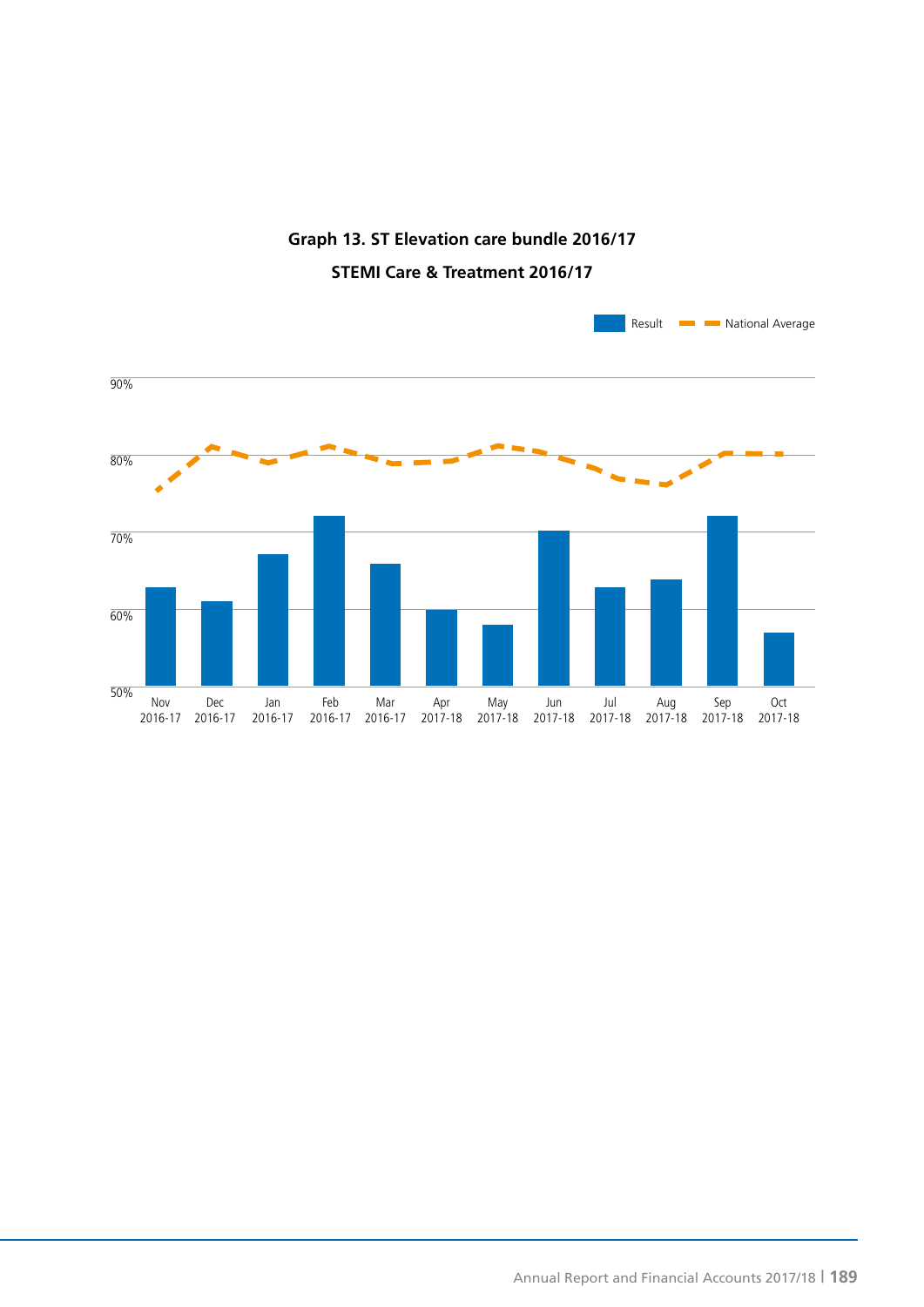**Graph 13. ST Elevation care bundle 2016/17**

**STEMI Care & Treatment 2016/17**

Result | National Average

90%
80%
70%
60%
50%

Nov 2016-17 | Dec 2016-17 | Jan 2016-17 | Feb 2016-17 | Mar 2016-17 | Apr 2017-18 | May 2017-18 | Jun 2017-18 | Jul 2017-18 | Aug 2017-18 | Sep 2017-18 | Oct 2017-18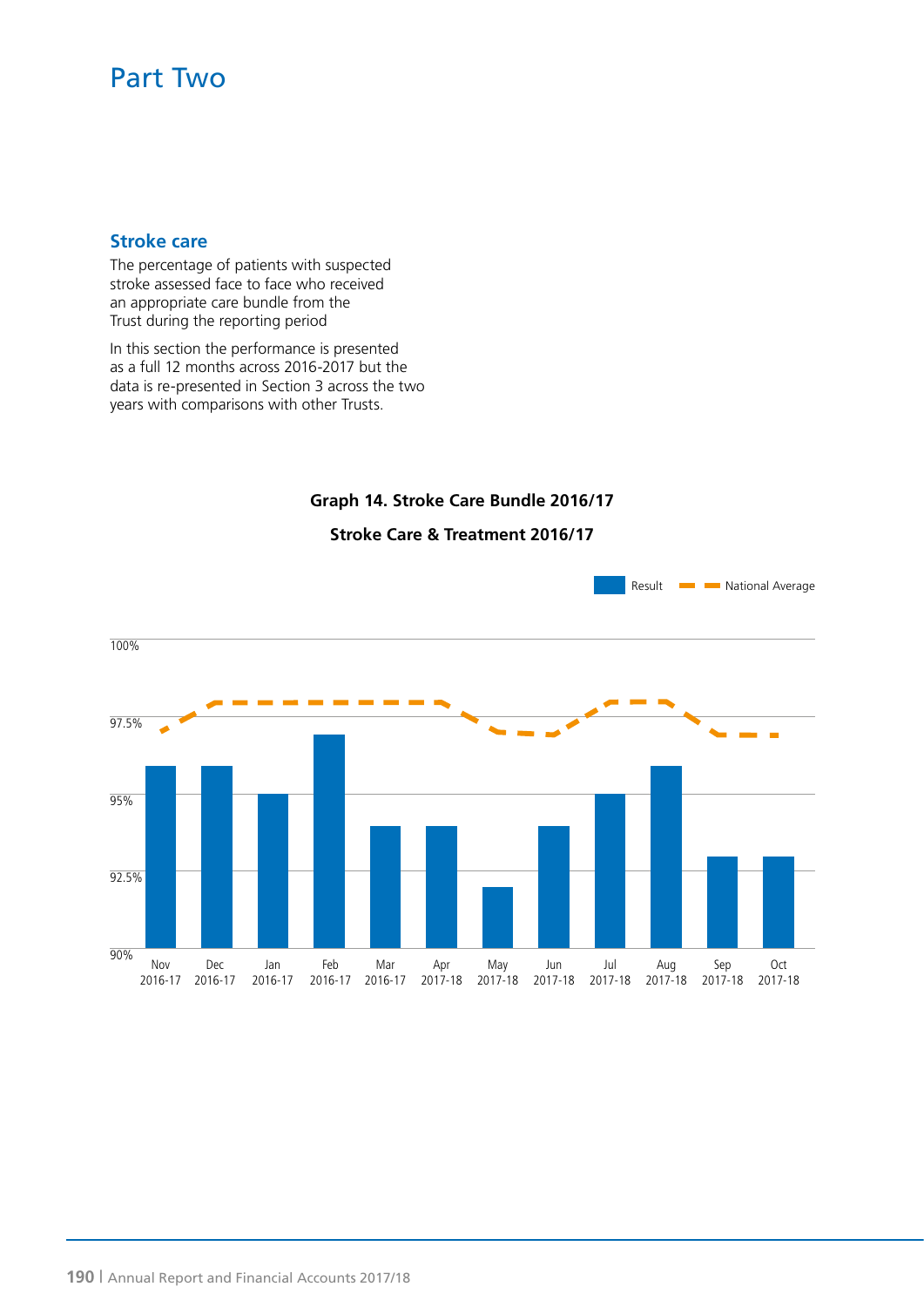# Part Two

## Stroke care

The percentage of patients with suspected stroke assessed face to face who received an appropriate care bundle from the Trust during the reporting period

In this section the performance is presented as a full 12 months across 2016-2017 but the data is re-presented in Section 3 across the two years with comparisons with other Trusts.

**Graph 14. Stroke Care Bundle 2016/17**

**Stroke Care & Treatment 2016/17**

| Month | Result | National Average |
|---|---|---|
| Nov 2016-17 | 96% | 97% |
| Dec 2016-17 | 96% | 98% |
| Jan 2016-17 | 95% | 98% |
| Feb 2016-17 | 97% | 98% |
| Mar 2016-17 | 94% | 98% |
| Apr 2017-18 | 94% | 98% |
| May 2017-18 | 92% | 97% |
| Jun 2017-18 | 94% | 97% |
| Jul 2017-18 | 95% | 98% |
| Aug 2017-18 | 96% | 98% |
| Sep 2017-18 | 93% | 97% |
| Oct 2017-18 | 93% | 97% |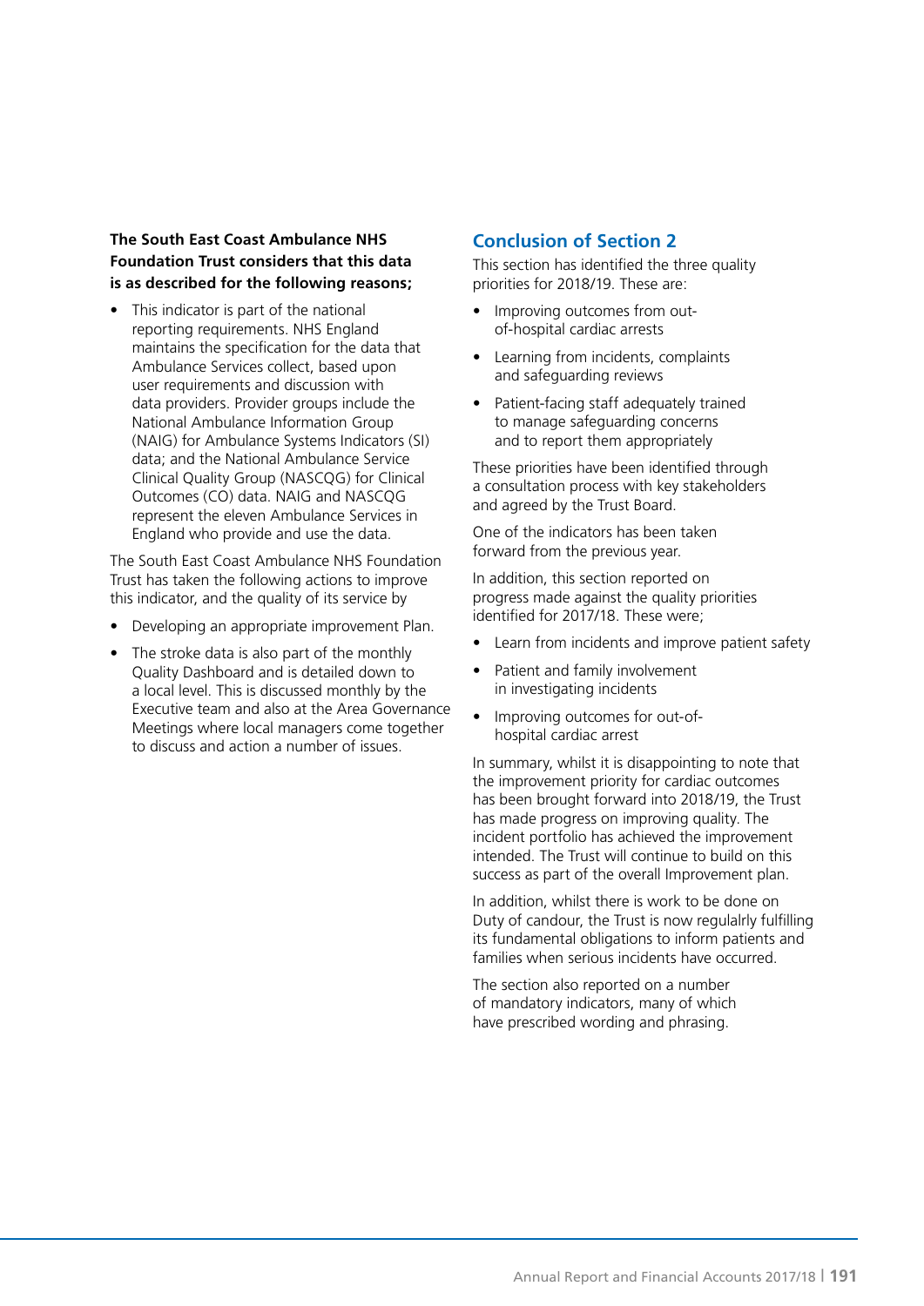**The South East Coast Ambulance NHS Foundation Trust considers that this data is as described for the following reasons;**

- This indicator is part of the national reporting requirements. NHS England maintains the specification for the data that Ambulance Services collect, based upon user requirements and discussion with data providers. Provider groups include the National Ambulance Information Group (NAIG) for Ambulance Systems Indicators (SI) data; and the National Ambulance Service Clinical Quality Group (NASCQG) for Clinical Outcomes (CO) data. NAIG and NASCQG represent the eleven Ambulance Services in England who provide and use the data.

The South East Coast Ambulance NHS Foundation Trust has taken the following actions to improve this indicator, and the quality of its service by

- Developing an appropriate improvement Plan.
- The stroke data is also part of the monthly Quality Dashboard and is detailed down to a local level. This is discussed monthly by the Executive team and also at the Area Governance Meetings where local managers come together to discuss and action a number of issues.

## Conclusion of Section 2

This section has identified the three quality priorities for 2018/19. These are:

- Improving outcomes from out-of-hospital cardiac arrests
- Learning from incidents, complaints and safeguarding reviews
- Patient-facing staff adequately trained to manage safeguarding concerns and to report them appropriately

These priorities have been identified through a consultation process with key stakeholders and agreed by the Trust Board.

One of the indicators has been taken forward from the previous year.

In addition, this section reported on progress made against the quality priorities identified for 2017/18. These were;

- Learn from incidents and improve patient safety
- Patient and family involvement in investigating incidents
- Improving outcomes for out-of-hospital cardiac arrest

In summary, whilst it is disappointing to note that the improvement priority for cardiac outcomes has been brought forward into 2018/19, the Trust has made progress on improving quality. The incident portfolio has achieved the improvement intended. The Trust will continue to build on this success as part of the overall Improvement plan.

In addition, whilst there is work to be done on Duty of candour, the Trust is now regulalrly fulfilling its fundamental obligations to inform patients and families when serious incidents have occurred.

The section also reported on a number of mandatory indicators, many of which have prescribed wording and phrasing.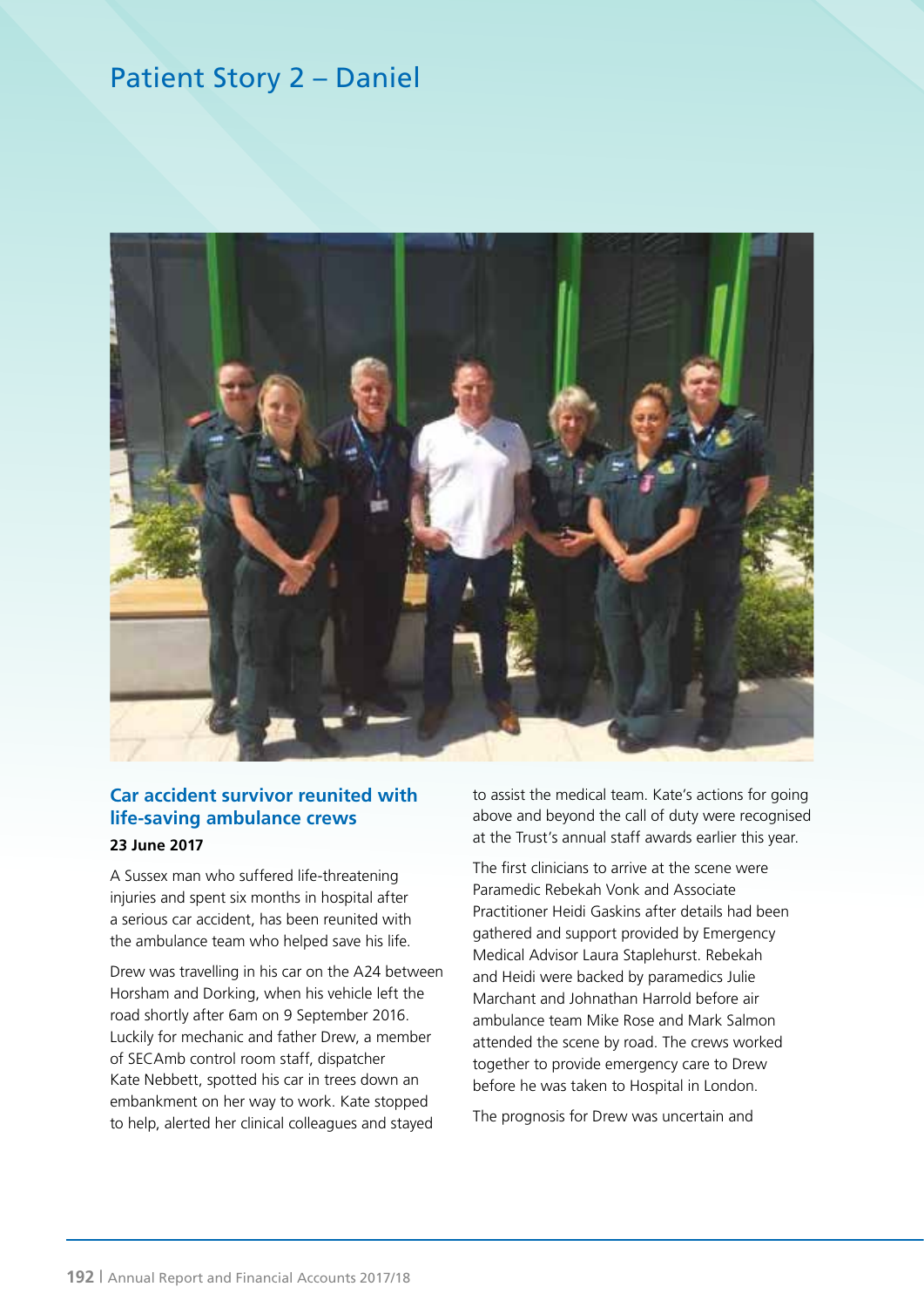# Patient Story 2 – Daniel

## Car accident survivor reunited with life-saving ambulance crews

**23 June 2017**

A Sussex man who suffered life-threatening injuries and spent six months in hospital after a serious car accident, has been reunited with the ambulance team who helped save his life.

Drew was travelling in his car on the A24 between Horsham and Dorking, when his vehicle left the road shortly after 6am on 9 September 2016. Luckily for mechanic and father Drew, a member of SECAmb control room staff, dispatcher Kate Nebbett, spotted his car in trees down an embankment on her way to work. Kate stopped to help, alerted her clinical colleagues and stayed to assist the medical team. Kate's actions for going above and beyond the call of duty were recognised at the Trust's annual staff awards earlier this year.

The first clinicians to arrive at the scene were Paramedic Rebekah Vonk and Associate Practitioner Heidi Gaskins after details had been gathered and support provided by Emergency Medical Advisor Laura Staplehurst. Rebekah and Heidi were backed by paramedics Julie Marchant and Johnathan Harrold before air ambulance team Mike Rose and Mark Salmon attended the scene by road. The crews worked together to provide emergency care to Drew before he was taken to Hospital in London.

The prognosis for Drew was uncertain and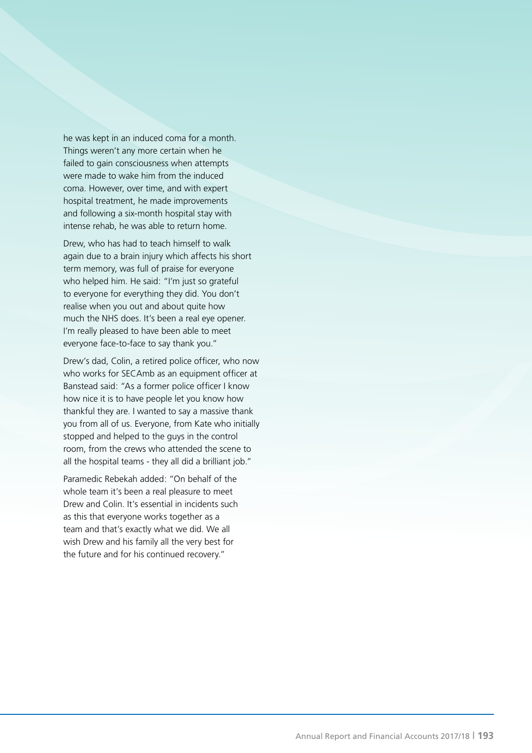he was kept in an induced coma for a month. Things weren't any more certain when he failed to gain consciousness when attempts were made to wake him from the induced coma. However, over time, and with expert hospital treatment, he made improvements and following a six-month hospital stay with intense rehab, he was able to return home.

Drew, who has had to teach himself to walk again due to a brain injury which affects his short term memory, was full of praise for everyone who helped him. He said: "I'm just so grateful to everyone for everything they did. You don't realise when you out and about quite how much the NHS does. It's been a real eye opener. I'm really pleased to have been able to meet everyone face-to-face to say thank you."

Drew's dad, Colin, a retired police officer, who now who works for SECAmb as an equipment officer at Banstead said: "As a former police officer I know how nice it is to have people let you know how thankful they are. I wanted to say a massive thank you from all of us. Everyone, from Kate who initially stopped and helped to the guys in the control room, from the crews who attended the scene to all the hospital teams - they all did a brilliant job."

Paramedic Rebekah added: "On behalf of the whole team it's been a real pleasure to meet Drew and Colin. It's essential in incidents such as this that everyone works together as a team and that's exactly what we did. We all wish Drew and his family all the very best for the future and for his continued recovery."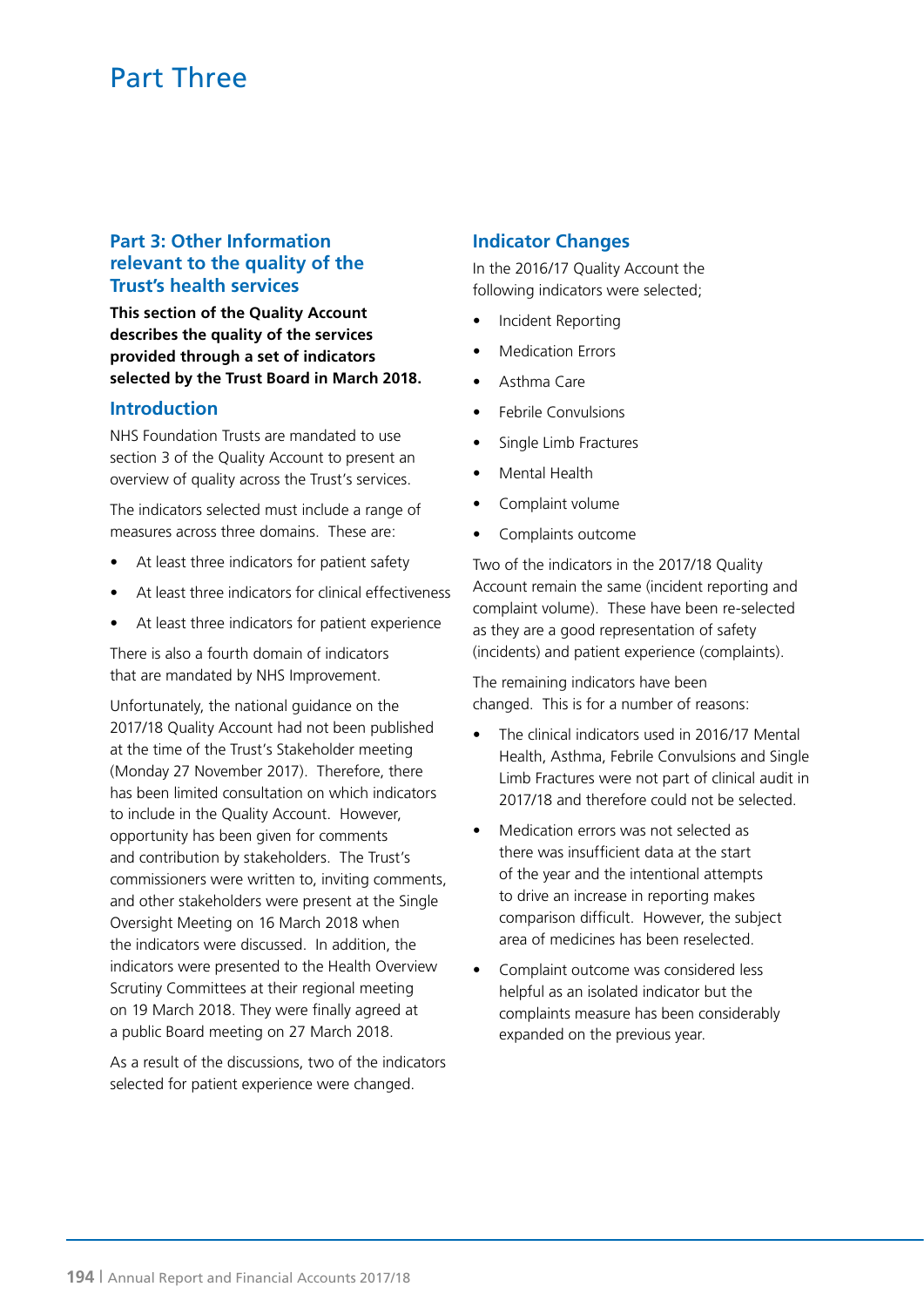# Part Three

## Part 3: Other Information relevant to the quality of the Trust's health services

**This section of the Quality Account describes the quality of the services provided through a set of indicators selected by the Trust Board in March 2018.**

### Introduction

NHS Foundation Trusts are mandated to use section 3 of the Quality Account to present an overview of quality across the Trust's services.

The indicators selected must include a range of measures across three domains. These are:

- At least three indicators for patient safety
- At least three indicators for clinical effectiveness
- At least three indicators for patient experience

There is also a fourth domain of indicators that are mandated by NHS Improvement.

Unfortunately, the national guidance on the 2017/18 Quality Account had not been published at the time of the Trust's Stakeholder meeting (Monday 27 November 2017). Therefore, there has been limited consultation on which indicators to include in the Quality Account. However, opportunity has been given for comments and contribution by stakeholders. The Trust's commissioners were written to, inviting comments, and other stakeholders were present at the Single Oversight Meeting on 16 March 2018 when the indicators were discussed. In addition, the indicators were presented to the Health Overview Scrutiny Committees at their regional meeting on 19 March 2018. They were finally agreed at a public Board meeting on 27 March 2018.

As a result of the discussions, two of the indicators selected for patient experience were changed.

### Indicator Changes

In the 2016/17 Quality Account the following indicators were selected;

- Incident Reporting
- Medication Errors
- Asthma Care
- Febrile Convulsions
- Single Limb Fractures
- Mental Health
- Complaint volume
- Complaints outcome

Two of the indicators in the 2017/18 Quality Account remain the same (incident reporting and complaint volume). These have been re-selected as they are a good representation of safety (incidents) and patient experience (complaints).

The remaining indicators have been changed. This is for a number of reasons:

- The clinical indicators used in 2016/17 Mental Health, Asthma, Febrile Convulsions and Single Limb Fractures were not part of clinical audit in 2017/18 and therefore could not be selected.
- Medication errors was not selected as there was insufficient data at the start of the year and the intentional attempts to drive an increase in reporting makes comparison difficult. However, the subject area of medicines has been reselected.
- Complaint outcome was considered less helpful as an isolated indicator but the complaints measure has been considerably expanded on the previous year.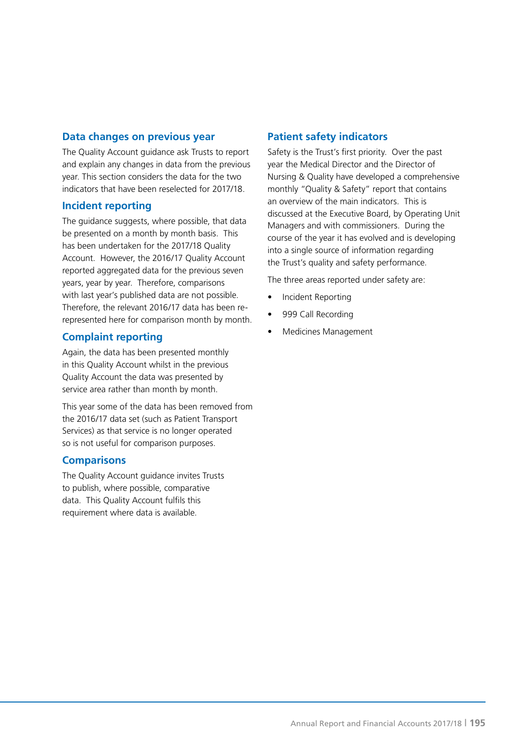## Data changes on previous year

The Quality Account guidance ask Trusts to report and explain any changes in data from the previous year. This section considers the data for the two indicators that have been reselected for 2017/18.

### Incident reporting

The guidance suggests, where possible, that data be presented on a month by month basis. This has been undertaken for the 2017/18 Quality Account. However, the 2016/17 Quality Account reported aggregated data for the previous seven years, year by year. Therefore, comparisons with last year's published data are not possible. Therefore, the relevant 2016/17 data has been re-represented here for comparison month by month.

### Complaint reporting

Again, the data has been presented monthly in this Quality Account whilst in the previous Quality Account the data was presented by service area rather than month by month.

This year some of the data has been removed from the 2016/17 data set (such as Patient Transport Services) as that service is no longer operated so is not useful for comparison purposes.

### Comparisons

The Quality Account guidance invites Trusts to publish, where possible, comparative data. This Quality Account fulfils this requirement where data is available.

## Patient safety indicators

Safety is the Trust's first priority. Over the past year the Medical Director and the Director of Nursing & Quality have developed a comprehensive monthly "Quality & Safety" report that contains an overview of the main indicators. This is discussed at the Executive Board, by Operating Unit Managers and with commissioners. During the course of the year it has evolved and is developing into a single source of information regarding the Trust's quality and safety performance.

The three areas reported under safety are:

- Incident Reporting
- 999 Call Recording
- Medicines Management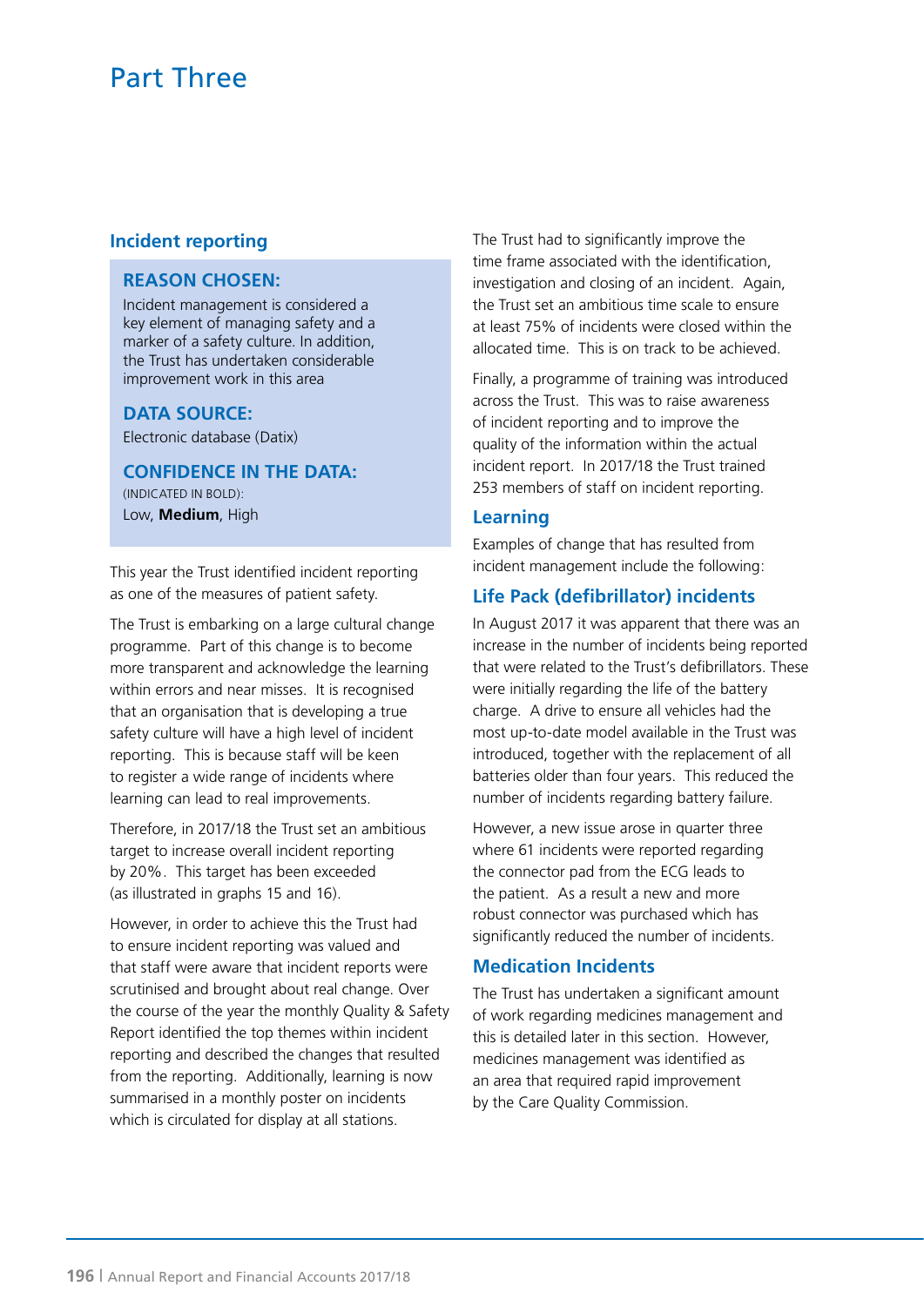# Part Three

## Incident reporting

**REASON CHOSEN:**

Incident management is considered a key element of managing safety and a marker of a safety culture. In addition, the Trust has undertaken considerable improvement work in this area

**DATA SOURCE:**

Electronic database (Datix)

**CONFIDENCE IN THE DATA:**

(INDICATED IN BOLD):

Low, **Medium**, High

This year the Trust identified incident reporting as one of the measures of patient safety.

The Trust is embarking on a large cultural change programme. Part of this change is to become more transparent and acknowledge the learning within errors and near misses. It is recognised that an organisation that is developing a true safety culture will have a high level of incident reporting. This is because staff will be keen to register a wide range of incidents where learning can lead to real improvements.

Therefore, in 2017/18 the Trust set an ambitious target to increase overall incident reporting by 20%. This target has been exceeded (as illustrated in graphs 15 and 16).

However, in order to achieve this the Trust had to ensure incident reporting was valued and that staff were aware that incident reports were scrutinised and brought about real change. Over the course of the year the monthly Quality & Safety Report identified the top themes within incident reporting and described the changes that resulted from the reporting. Additionally, learning is now summarised in a monthly poster on incidents which is circulated for display at all stations.

The Trust had to significantly improve the time frame associated with the identification, investigation and closing of an incident. Again, the Trust set an ambitious time scale to ensure at least 75% of incidents were closed within the allocated time. This is on track to be achieved.

Finally, a programme of training was introduced across the Trust. This was to raise awareness of incident reporting and to improve the quality of the information within the actual incident report. In 2017/18 the Trust trained 253 members of staff on incident reporting.

### Learning

Examples of change that has resulted from incident management include the following:

### Life Pack (defibrillator) incidents

In August 2017 it was apparent that there was an increase in the number of incidents being reported that were related to the Trust's defibrillators. These were initially regarding the life of the battery charge. A drive to ensure all vehicles had the most up-to-date model available in the Trust was introduced, together with the replacement of all batteries older than four years. This reduced the number of incidents regarding battery failure.

However, a new issue arose in quarter three where 61 incidents were reported regarding the connector pad from the ECG leads to the patient. As a result a new and more robust connector was purchased which has significantly reduced the number of incidents.

### Medication Incidents

The Trust has undertaken a significant amount of work regarding medicines management and this is detailed later in this section. However, medicines management was identified as an area that required rapid improvement by the Care Quality Commission.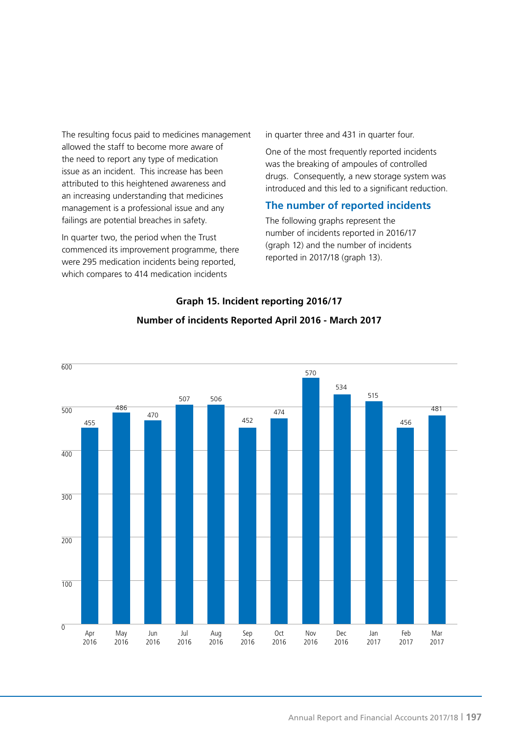The resulting focus paid to medicines management allowed the staff to become more aware of the need to report any type of medication issue as an incident. This increase has been attributed to this heightened awareness and an increasing understanding that medicines management is a professional issue and any failings are potential breaches in safety.

In quarter two, the period when the Trust commenced its improvement programme, there were 295 medication incidents being reported, which compares to 414 medication incidents in quarter three and 431 in quarter four.

One of the most frequently reported incidents was the breaking of ampoules of controlled drugs. Consequently, a new storage system was introduced and this led to a significant reduction.

## The number of reported incidents

The following graphs represent the number of incidents reported in 2016/17 (graph 12) and the number of incidents reported in 2017/18 (graph 13).

**Graph 15. Incident reporting 2016/17**

**Number of incidents Reported April 2016 - March 2017**

| Month | Number of incidents |
|---|---|
| Apr 2016 | 455 |
| May 2016 | 486 |
| Jun 2016 | 470 |
| Jul 2016 | 507 |
| Aug 2016 | 506 |
| Sep 2016 | 452 |
| Oct 2016 | 474 |
| Nov 2016 | 570 |
| Dec 2016 | 534 |
| Jan 2017 | 515 |
| Feb 2017 | 456 |
| Mar 2017 | 481 |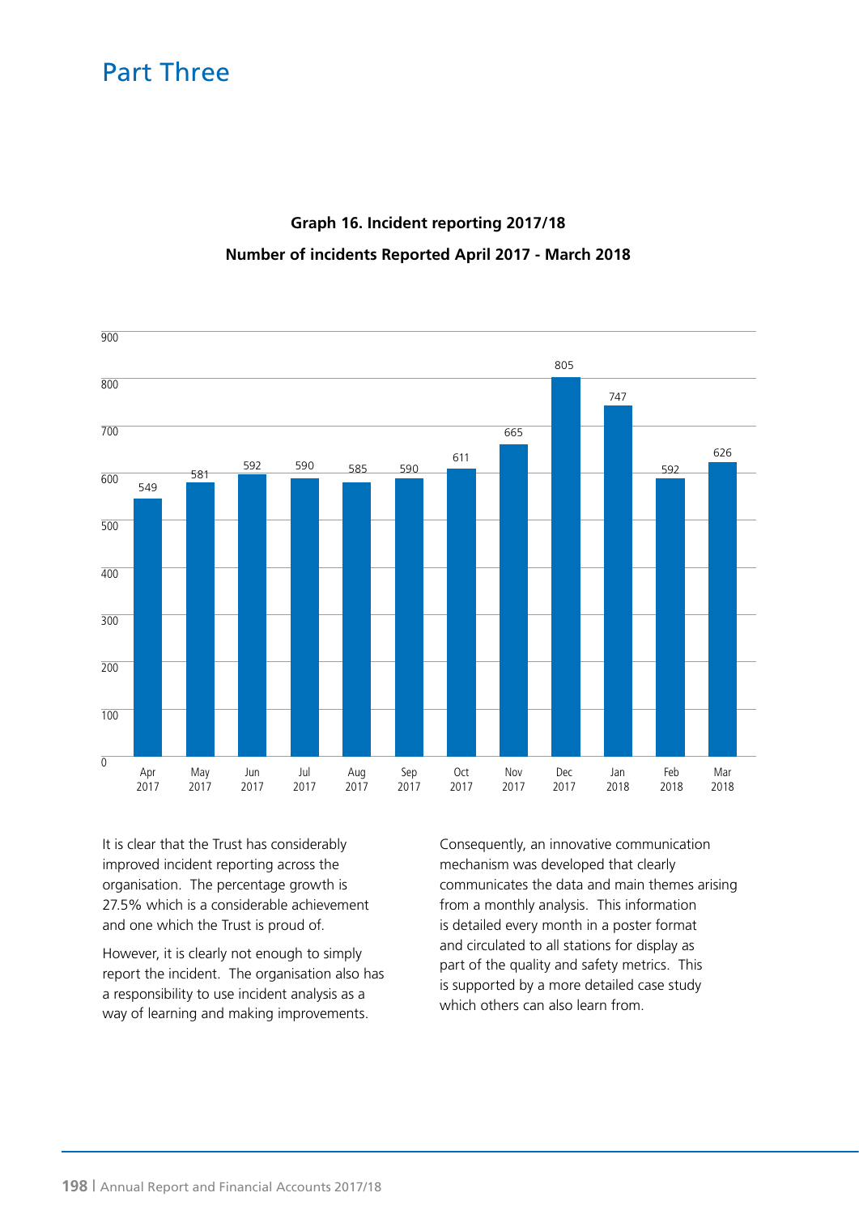# Part Three

**Graph 16. Incident reporting 2017/18**

**Number of incidents Reported April 2017 - March 2018**

| Month | Number of incidents |
|---|---|
| Apr 2017 | 549 |
| May 2017 | 581 |
| Jun 2017 | 592 |
| Jul 2017 | 590 |
| Aug 2017 | 585 |
| Sep 2017 | 590 |
| Oct 2017 | 611 |
| Nov 2017 | 665 |
| Dec 2017 | 805 |
| Jan 2018 | 747 |
| Feb 2018 | 592 |
| Mar 2018 | 626 |

It is clear that the Trust has considerably improved incident reporting across the organisation. The percentage growth is 27.5% which is a considerable achievement and one which the Trust is proud of.

However, it is clearly not enough to simply report the incident. The organisation also has a responsibility to use incident analysis as a way of learning and making improvements.

Consequently, an innovative communication mechanism was developed that clearly communicates the data and main themes arising from a monthly analysis. This information is detailed every month in a poster format and circulated to all stations for display as part of the quality and safety metrics. This is supported by a more detailed case study which others can also learn from.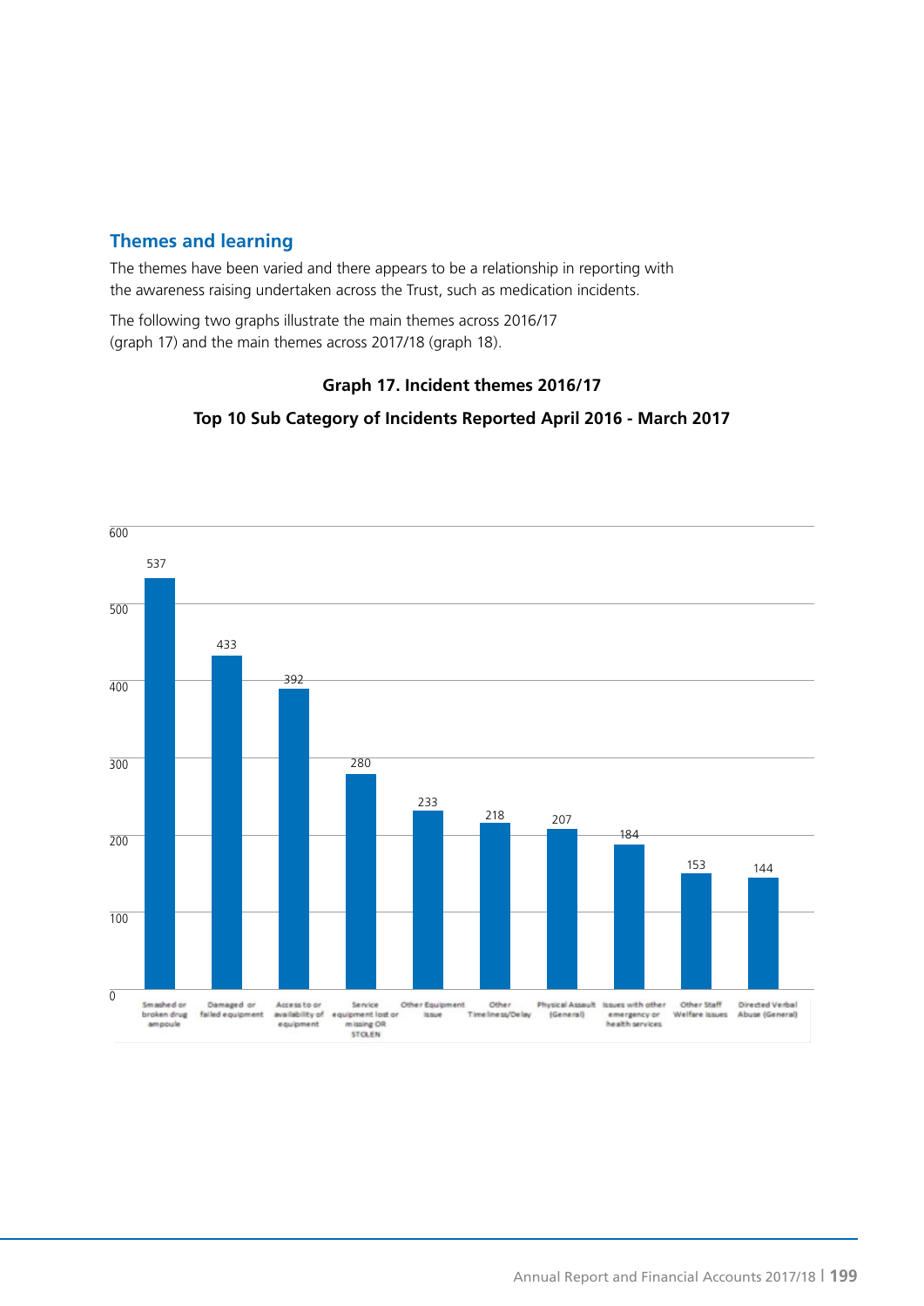## Themes and learning

The themes have been varied and there appears to be a relationship in reporting with the awareness raising undertaken across the Trust, such as medication incidents.

The following two graphs illustrate the main themes across 2016/17 (graph 17) and the main themes across 2017/18 (graph 18).

**Graph 17. Incident themes 2016/17**

**Top 10 Sub Category of Incidents Reported April 2016 - March 2017**

| Sub Category | Incidents |
|---|---|
| Smashed or broken drug ampoule | 537 |
| Damaged or failed equipment | 433 |
| Access to or availability of equipment | 392 |
| Service equipment lost or missing OR STOLEN | 280 |
| Other Equipment Issue | 233 |
| Other Timeliness/Delay | 218 |
| Physical Assault (General) | 207 |
| Issues with other emergency or health services | 184 |
| Other Staff Welfare issues | 153 |
| Directed Verbal Abuse (General) | 144 |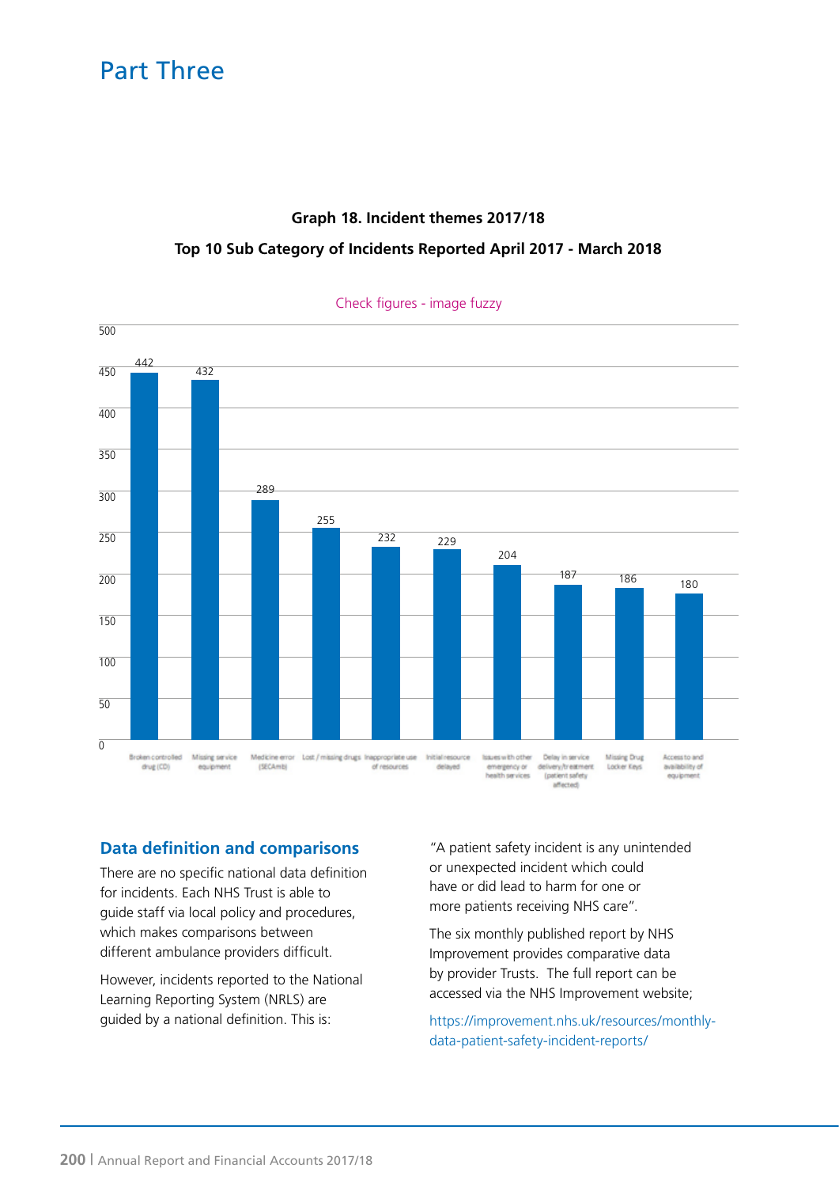## Graph 18. Incident themes 2017/18

**Top 10 Sub Category of Incidents Reported April 2017 - March 2018**

Check figures - image fuzzy

| Sub Category | Incidents |
| --- | --- |
| Broken controlled drug (CD) | 442 |
| Missing service equipment | 432 |
| Medicine error (SECAmb) | 289 |
| Lost / missing drugs | 255 |
| Inappropriate use of resources | 232 |
| Initial resource delayed | 229 |
| Issues with other emergency or health services | 204 |
| Delay in service delivery/treatment (patient safety affected) | 187 |
| Missing Drug Locker Keys | 186 |
| Access to and availability of equipment | 180 |

### Data definition and comparisons

There are no specific national data definition for incidents. Each NHS Trust is able to guide staff via local policy and procedures, which makes comparisons between different ambulance providers difficult.

However, incidents reported to the National Learning Reporting System (NRLS) are guided by a national definition. This is:

"A patient safety incident is any unintended or unexpected incident which could have or did lead to harm for one or more patients receiving NHS care".

The six monthly published report by NHS Improvement provides comparative data by provider Trusts. The full report can be accessed via the NHS Improvement website;

https://improvement.nhs.uk/resources/monthly-data-patient-safety-incident-reports/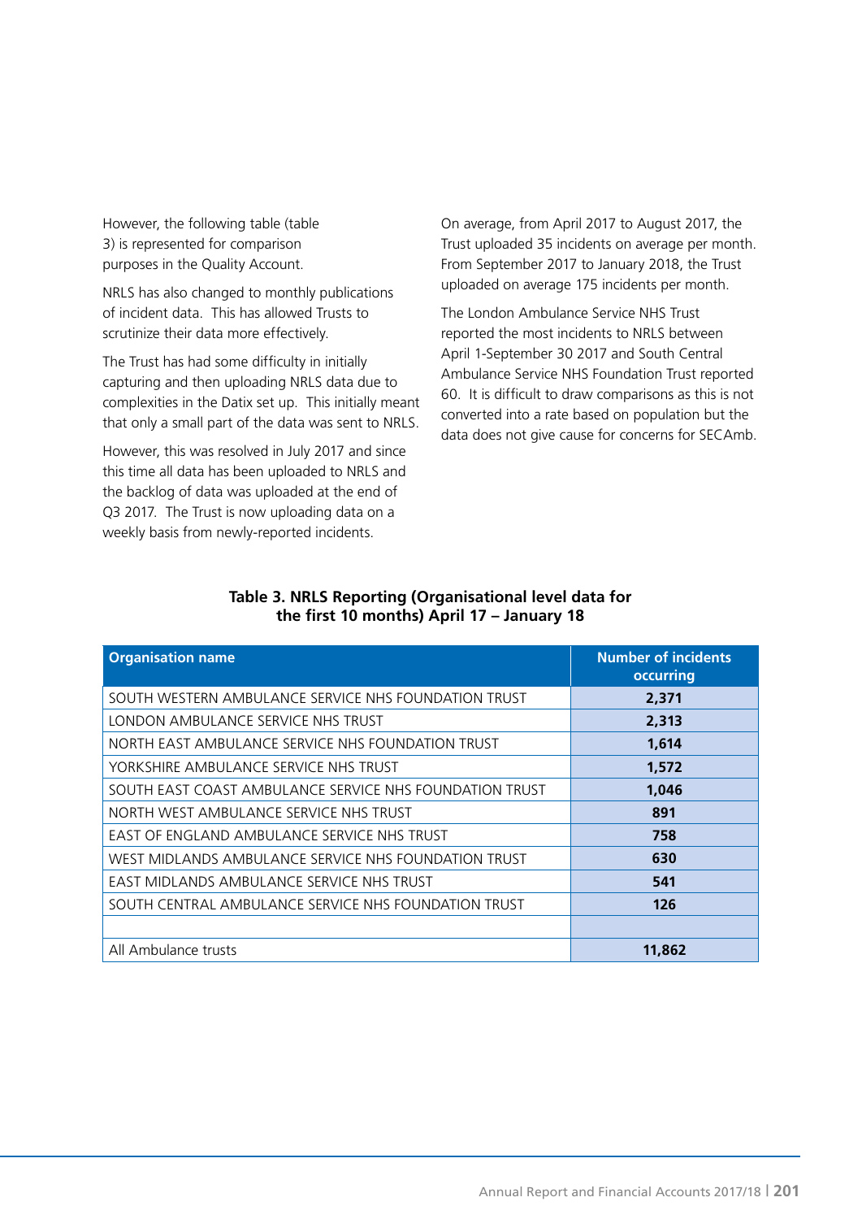However, the following table (table 3) is represented for comparison purposes in the Quality Account.

NRLS has also changed to monthly publications of incident data. This has allowed Trusts to scrutinize their data more effectively.

The Trust has had some difficulty in initially capturing and then uploading NRLS data due to complexities in the Datix set up. This initially meant that only a small part of the data was sent to NRLS.

However, this was resolved in July 2017 and since this time all data has been uploaded to NRLS and the backlog of data was uploaded at the end of Q3 2017. The Trust is now uploading data on a weekly basis from newly-reported incidents.

On average, from April 2017 to August 2017, the Trust uploaded 35 incidents on average per month. From September 2017 to January 2018, the Trust uploaded on average 175 incidents per month.

The London Ambulance Service NHS Trust reported the most incidents to NRLS between April 1-September 30 2017 and South Central Ambulance Service NHS Foundation Trust reported 60. It is difficult to draw comparisons as this is not converted into a rate based on population but the data does not give cause for concerns for SECAmb.

**Table 3. NRLS Reporting (Organisational level data for the first 10 months) April 17 – January 18**

| Organisation name | Number of incidents occurring |
|---|---|
| SOUTH WESTERN AMBULANCE SERVICE NHS FOUNDATION TRUST | **2,371** |
| LONDON AMBULANCE SERVICE NHS TRUST | **2,313** |
| NORTH EAST AMBULANCE SERVICE NHS FOUNDATION TRUST | **1,614** |
| YORKSHIRE AMBULANCE SERVICE NHS TRUST | **1,572** |
| SOUTH EAST COAST AMBULANCE SERVICE NHS FOUNDATION TRUST | **1,046** |
| NORTH WEST AMBULANCE SERVICE NHS TRUST | **891** |
| EAST OF ENGLAND AMBULANCE SERVICE NHS TRUST | **758** |
| WEST MIDLANDS AMBULANCE SERVICE NHS FOUNDATION TRUST | **630** |
| EAST MIDLANDS AMBULANCE SERVICE NHS TRUST | **541** |
| SOUTH CENTRAL AMBULANCE SERVICE NHS FOUNDATION TRUST | **126** |
| | |
| All Ambulance trusts | **11,862** |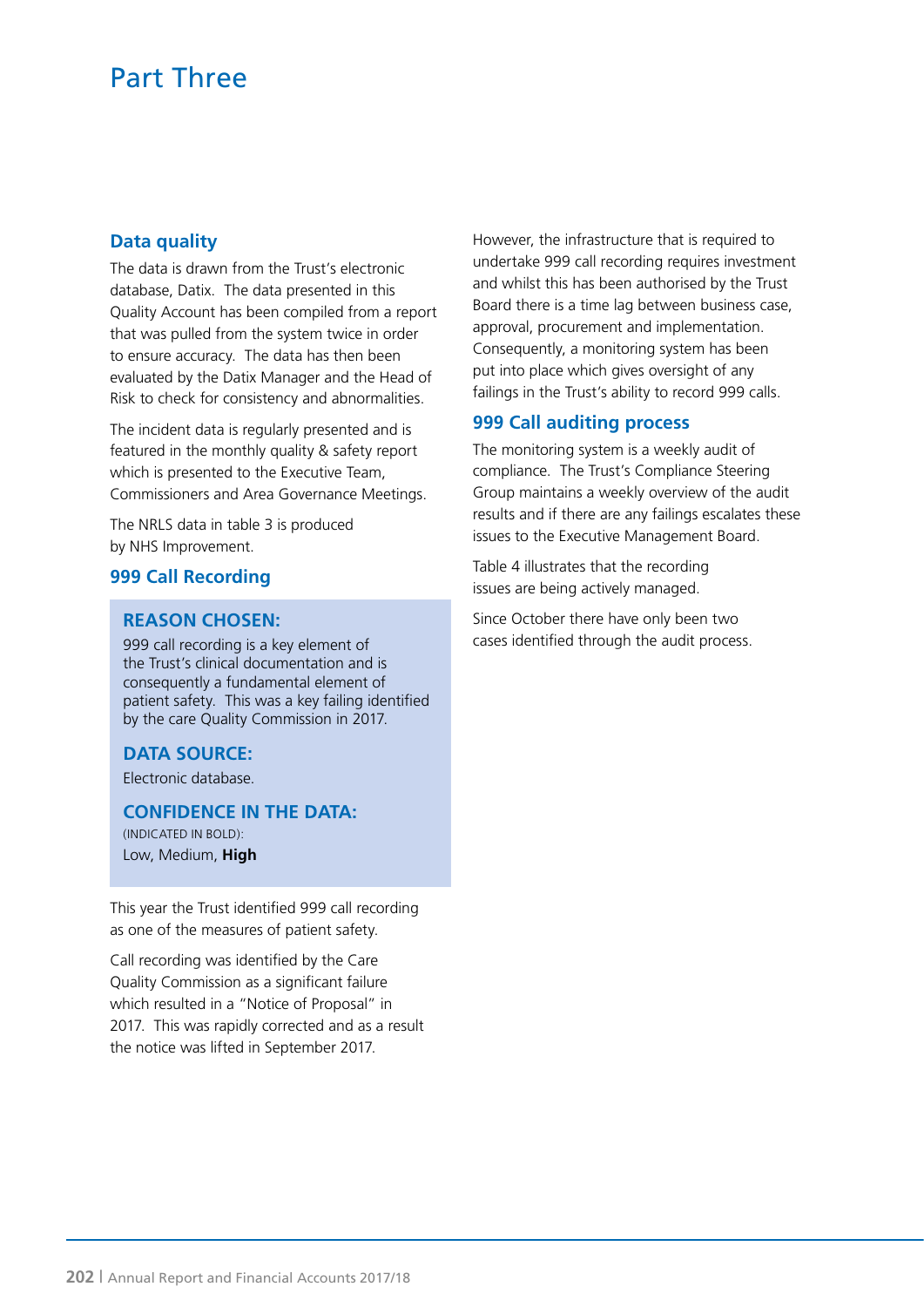# Part Three

## Data quality

The data is drawn from the Trust's electronic database, Datix. The data presented in this Quality Account has been compiled from a report that was pulled from the system twice in order to ensure accuracy. The data has then been evaluated by the Datix Manager and the Head of Risk to check for consistency and abnormalities.

The incident data is regularly presented and is featured in the monthly quality & safety report which is presented to the Executive Team, Commissioners and Area Governance Meetings.

The NRLS data in table 3 is produced by NHS Improvement.

## 999 Call Recording

### REASON CHOSEN:

999 call recording is a key element of the Trust's clinical documentation and is consequently a fundamental element of patient safety. This was a key failing identified by the care Quality Commission in 2017.

### DATA SOURCE:

Electronic database.

### CONFIDENCE IN THE DATA:

(INDICATED IN BOLD):

Low, Medium, **High**

This year the Trust identified 999 call recording as one of the measures of patient safety.

Call recording was identified by the Care Quality Commission as a significant failure which resulted in a "Notice of Proposal" in 2017. This was rapidly corrected and as a result the notice was lifted in September 2017.

However, the infrastructure that is required to undertake 999 call recording requires investment and whilst this has been authorised by the Trust Board there is a time lag between business case, approval, procurement and implementation. Consequently, a monitoring system has been put into place which gives oversight of any failings in the Trust's ability to record 999 calls.

## 999 Call auditing process

The monitoring system is a weekly audit of compliance. The Trust's Compliance Steering Group maintains a weekly overview of the audit results and if there are any failings escalates these issues to the Executive Management Board.

Table 4 illustrates that the recording issues are being actively managed.

Since October there have only been two cases identified through the audit process.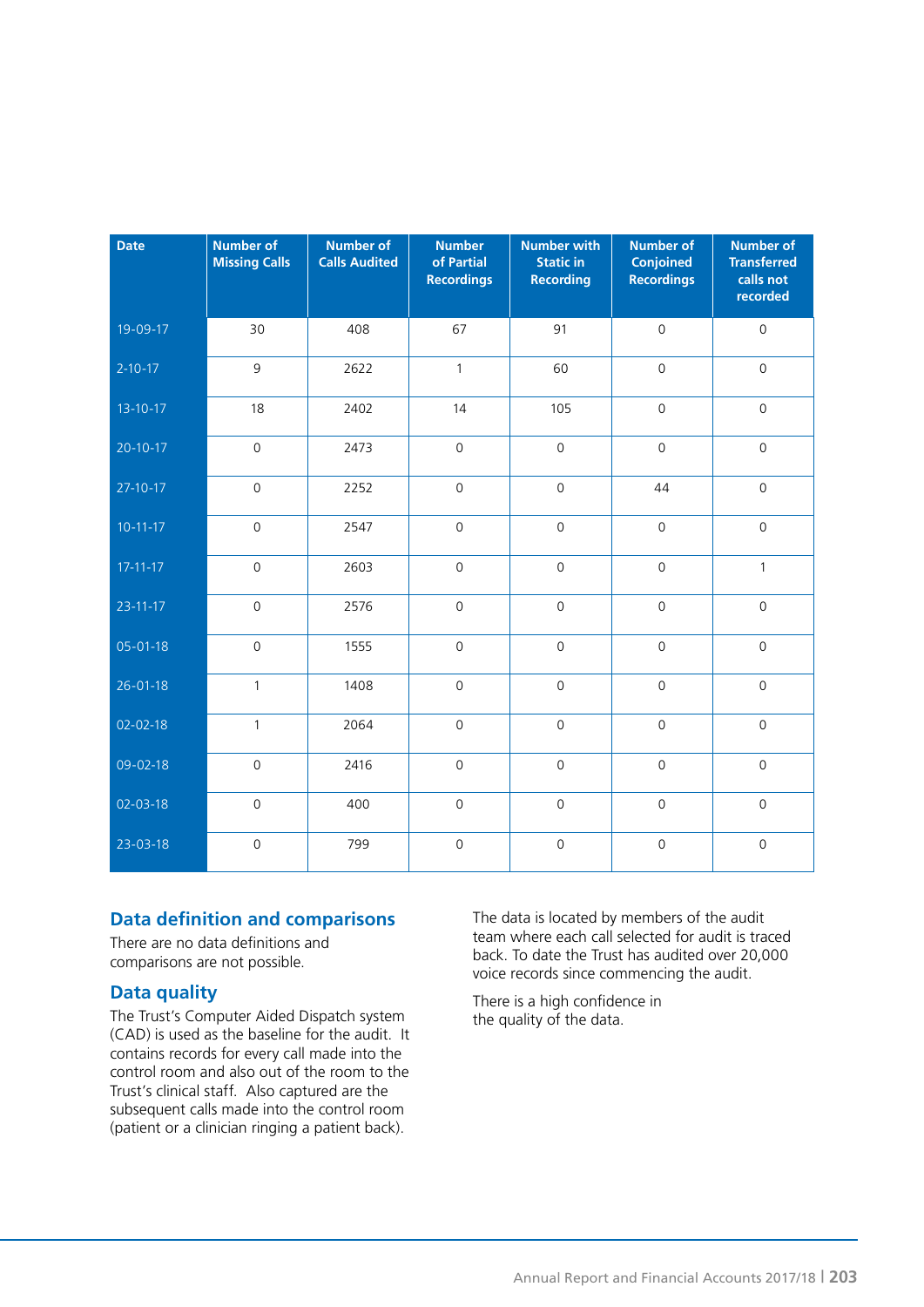| Date | Number of Missing Calls | Number of Calls Audited | Number of Partial Recordings | Number with Static in Recording | Number of Conjoined Recordings | Number of Transferred calls not recorded |
|---|---|---|---|---|---|---|
| 19-09-17 | 30 | 408 | 67 | 91 | 0 | 0 |
| 2-10-17 | 9 | 2622 | 1 | 60 | 0 | 0 |
| 13-10-17 | 18 | 2402 | 14 | 105 | 0 | 0 |
| 20-10-17 | 0 | 2473 | 0 | 0 | 0 | 0 |
| 27-10-17 | 0 | 2252 | 0 | 0 | 44 | 0 |
| 10-11-17 | 0 | 2547 | 0 | 0 | 0 | 0 |
| 17-11-17 | 0 | 2603 | 0 | 0 | 0 | 1 |
| 23-11-17 | 0 | 2576 | 0 | 0 | 0 | 0 |
| 05-01-18 | 0 | 1555 | 0 | 0 | 0 | 0 |
| 26-01-18 | 1 | 1408 | 0 | 0 | 0 | 0 |
| 02-02-18 | 1 | 2064 | 0 | 0 | 0 | 0 |
| 09-02-18 | 0 | 2416 | 0 | 0 | 0 | 0 |
| 02-03-18 | 0 | 400 | 0 | 0 | 0 | 0 |
| 23-03-18 | 0 | 799 | 0 | 0 | 0 | 0 |

## Data definition and comparisons

There are no data definitions and comparisons are not possible.

## Data quality

The Trust's Computer Aided Dispatch system (CAD) is used as the baseline for the audit. It contains records for every call made into the control room and also out of the room to the Trust's clinical staff. Also captured are the subsequent calls made into the control room (patient or a clinician ringing a patient back).

The data is located by members of the audit team where each call selected for audit is traced back. To date the Trust has audited over 20,000 voice records since commencing the audit.

There is a high confidence in the quality of the data.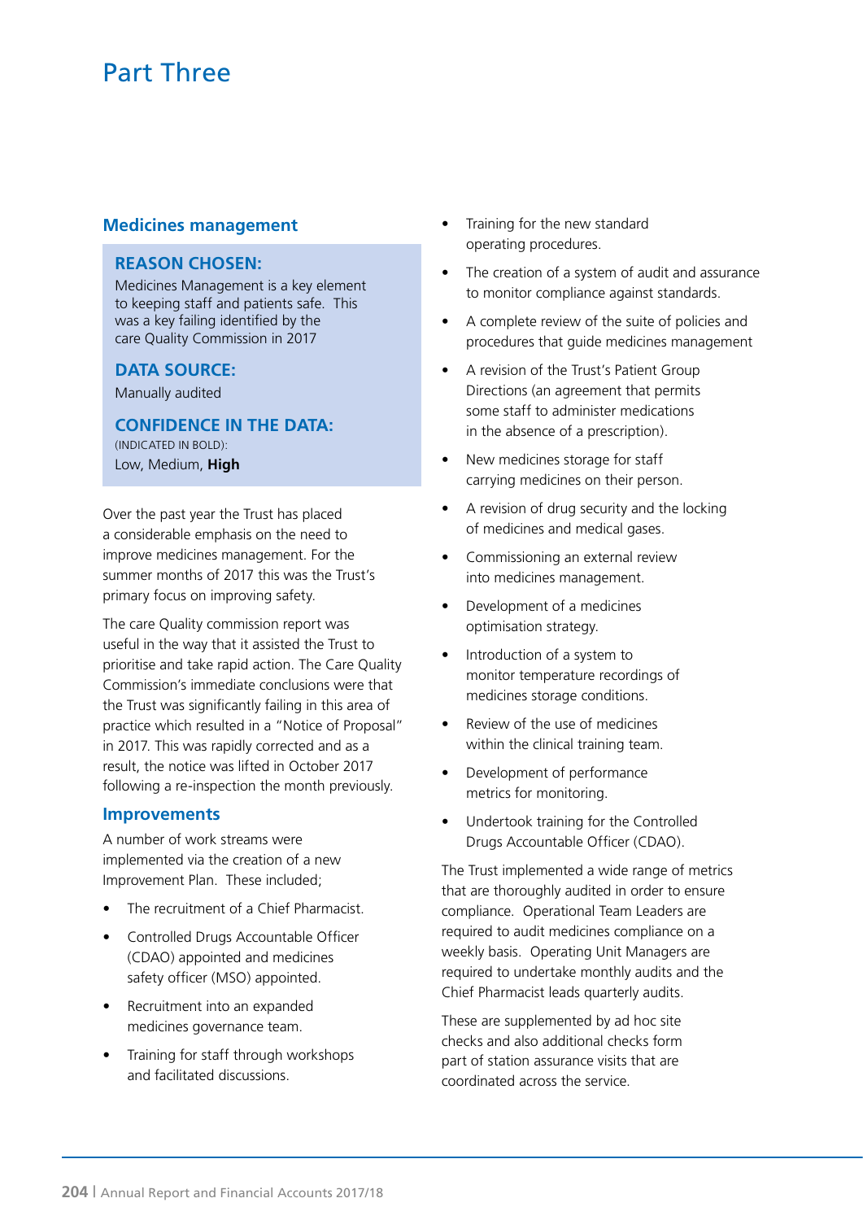# Part Three

## Medicines management

**REASON CHOSEN:**
Medicines Management is a key element to keeping staff and patients safe. This was a key failing identified by the care Quality Commission in 2017

**DATA SOURCE:**
Manually audited

**CONFIDENCE IN THE DATA:**
(INDICATED IN BOLD):
Low, Medium, **High**

Over the past year the Trust has placed a considerable emphasis on the need to improve medicines management. For the summer months of 2017 this was the Trust's primary focus on improving safety.

The care Quality commission report was useful in the way that it assisted the Trust to prioritise and take rapid action. The Care Quality Commission's immediate conclusions were that the Trust was significantly failing in this area of practice which resulted in a "Notice of Proposal" in 2017. This was rapidly corrected and as a result, the notice was lifted in October 2017 following a re-inspection the month previously.

### Improvements

A number of work streams were implemented via the creation of a new Improvement Plan. These included;

- The recruitment of a Chief Pharmacist.
- Controlled Drugs Accountable Officer (CDAO) appointed and medicines safety officer (MSO) appointed.
- Recruitment into an expanded medicines governance team.
- Training for staff through workshops and facilitated discussions.
- Training for the new standard operating procedures.
- The creation of a system of audit and assurance to monitor compliance against standards.
- A complete review of the suite of policies and procedures that guide medicines management
- A revision of the Trust's Patient Group Directions (an agreement that permits some staff to administer medications in the absence of a prescription).
- New medicines storage for staff carrying medicines on their person.
- A revision of drug security and the locking of medicines and medical gases.
- Commissioning an external review into medicines management.
- Development of a medicines optimisation strategy.
- Introduction of a system to monitor temperature recordings of medicines storage conditions.
- Review of the use of medicines within the clinical training team.
- Development of performance metrics for monitoring.
- Undertook training for the Controlled Drugs Accountable Officer (CDAO).

The Trust implemented a wide range of metrics that are thoroughly audited in order to ensure compliance. Operational Team Leaders are required to audit medicines compliance on a weekly basis. Operating Unit Managers are required to undertake monthly audits and the Chief Pharmacist leads quarterly audits.

These are supplemented by ad hoc site checks and also additional checks form part of station assurance visits that are coordinated across the service.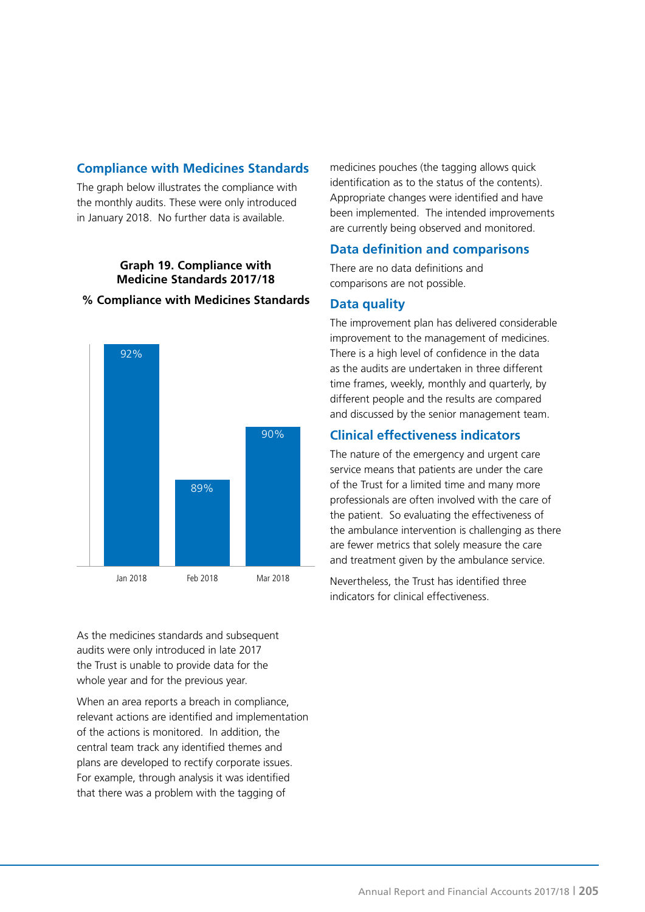## Compliance with Medicines Standards

The graph below illustrates the compliance with the monthly audits. These were only introduced in January 2018. No further data is available.

**Graph 19. Compliance with Medicine Standards 2017/18**

**% Compliance with Medicines Standards**

| Month | % Compliance |
|---|---|
| Jan 2018 | 92% |
| Feb 2018 | 89% |
| Mar 2018 | 90% |

As the medicines standards and subsequent audits were only introduced in late 2017 the Trust is unable to provide data for the whole year and for the previous year.

When an area reports a breach in compliance, relevant actions are identified and implementation of the actions is monitored. In addition, the central team track any identified themes and plans are developed to rectify corporate issues. For example, through analysis it was identified that there was a problem with the tagging of medicines pouches (the tagging allows quick identification as to the status of the contents). Appropriate changes were identified and have been implemented. The intended improvements are currently being observed and monitored.

## Data definition and comparisons

There are no data definitions and comparisons are not possible.

## Data quality

The improvement plan has delivered considerable improvement to the management of medicines. There is a high level of confidence in the data as the audits are undertaken in three different time frames, weekly, monthly and quarterly, by different people and the results are compared and discussed by the senior management team.

## Clinical effectiveness indicators

The nature of the emergency and urgent care service means that patients are under the care of the Trust for a limited time and many more professionals are often involved with the care of the patient. So evaluating the effectiveness of the ambulance intervention is challenging as there are fewer metrics that solely measure the care and treatment given by the ambulance service.

Nevertheless, the Trust has identified three indicators for clinical effectiveness.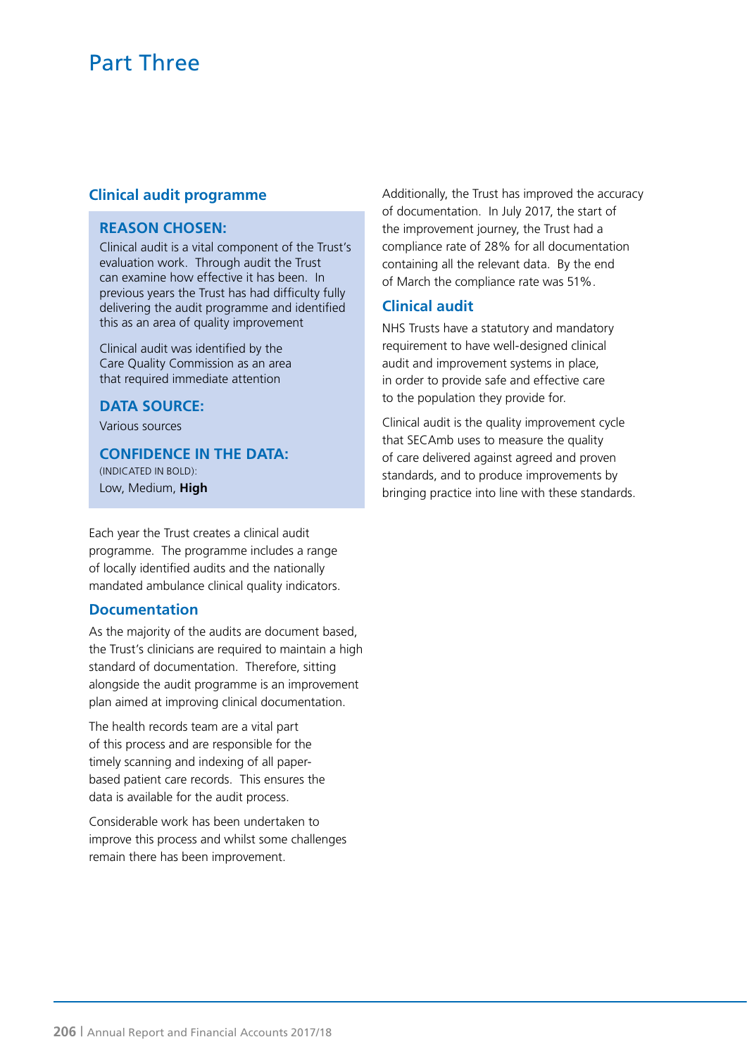# Part Three

## Clinical audit programme

### REASON CHOSEN:

Clinical audit is a vital component of the Trust's evaluation work. Through audit the Trust can examine how effective it has been. In previous years the Trust has had difficulty fully delivering the audit programme and identified this as an area of quality improvement

Clinical audit was identified by the Care Quality Commission as an area that required immediate attention

### DATA SOURCE:

Various sources

### CONFIDENCE IN THE DATA:

(INDICATED IN BOLD):

Low, Medium, **High**

Each year the Trust creates a clinical audit programme. The programme includes a range of locally identified audits and the nationally mandated ambulance clinical quality indicators.

## Documentation

As the majority of the audits are document based, the Trust's clinicians are required to maintain a high standard of documentation. Therefore, sitting alongside the audit programme is an improvement plan aimed at improving clinical documentation.

The health records team are a vital part of this process and are responsible for the timely scanning and indexing of all paper-based patient care records. This ensures the data is available for the audit process.

Considerable work has been undertaken to improve this process and whilst some challenges remain there has been improvement.

Additionally, the Trust has improved the accuracy of documentation. In July 2017, the start of the improvement journey, the Trust had a compliance rate of 28% for all documentation containing all the relevant data. By the end of March the compliance rate was 51%.

## Clinical audit

NHS Trusts have a statutory and mandatory requirement to have well-designed clinical audit and improvement systems in place, in order to provide safe and effective care to the population they provide for.

Clinical audit is the quality improvement cycle that SECAmb uses to measure the quality of care delivered against agreed and proven standards, and to produce improvements by bringing practice into line with these standards.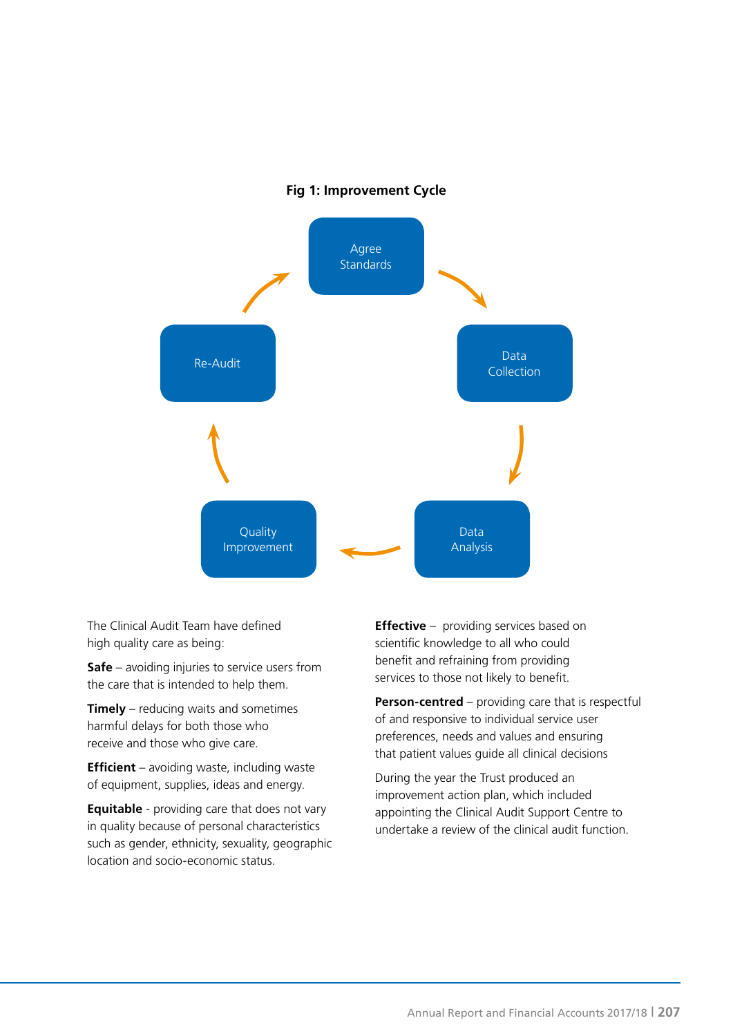**Fig 1: Improvement Cycle**

Agree Standards → Data Collection → Data Analysis → Quality Improvement → Re-Audit → Agree Standards

The Clinical Audit Team have defined high quality care as being:

**Safe** – avoiding injuries to service users from the care that is intended to help them.

**Timely** – reducing waits and sometimes harmful delays for both those who receive and those who give care.

**Efficient** – avoiding waste, including waste of equipment, supplies, ideas and energy.

**Equitable** - providing care that does not vary in quality because of personal characteristics such as gender, ethnicity, sexuality, geographic location and socio-economic status.

**Effective** – providing services based on scientific knowledge to all who could benefit and refraining from providing services to those not likely to benefit.

**Person-centred** – providing care that is respectful of and responsive to individual service user preferences, needs and values and ensuring that patient values guide all clinical decisions

During the year the Trust produced an improvement action plan, which included appointing the Clinical Audit Support Centre to undertake a review of the clinical audit function.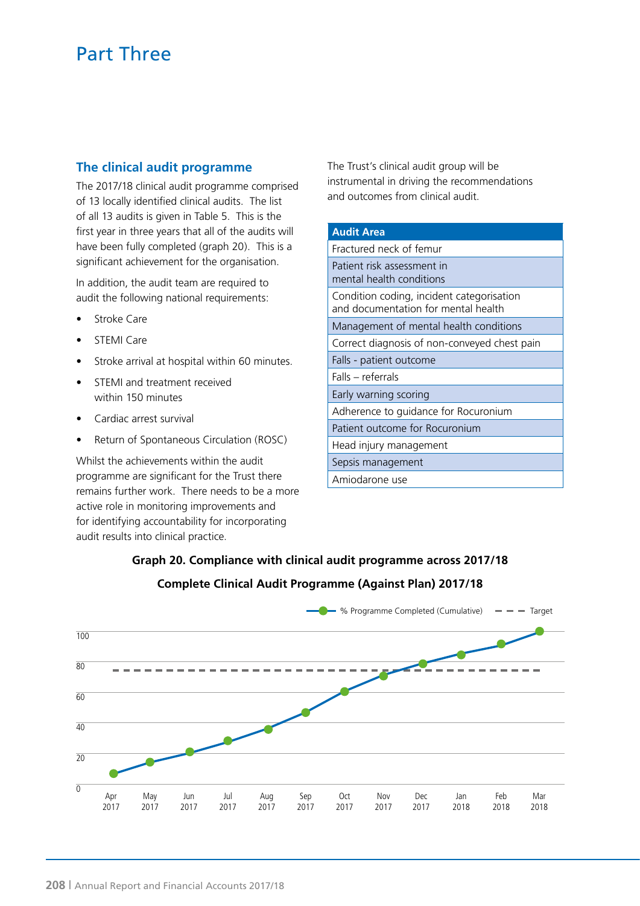# Part Three

## The clinical audit programme

The 2017/18 clinical audit programme comprised of 13 locally identified clinical audits. The list of all 13 audits is given in Table 5. This is the first year in three years that all of the audits will have been fully completed (graph 20). This is a significant achievement for the organisation.

In addition, the audit team are required to audit the following national requirements:

- Stroke Care
- STEMI Care
- Stroke arrival at hospital within 60 minutes.
- STEMI and treatment received within 150 minutes
- Cardiac arrest survival
- Return of Spontaneous Circulation (ROSC)

Whilst the achievements within the audit programme are significant for the Trust there remains further work. There needs to be a more active role in monitoring improvements and for identifying accountability for incorporating audit results into clinical practice.

The Trust's clinical audit group will be instrumental in driving the recommendations and outcomes from clinical audit.

| Audit Area |
|---|
| Fractured neck of femur |
| Patient risk assessment in mental health conditions |
| Condition coding, incident categorisation and documentation for mental health |
| Management of mental health conditions |
| Correct diagnosis of non-conveyed chest pain |
| Falls - patient outcome |
| Falls – referrals |
| Early warning scoring |
| Adherence to guidance for Rocuronium |
| Patient outcome for Rocuronium |
| Head injury management |
| Sepsis management |
| Amiodarone use |

**Graph 20. Compliance with clinical audit programme across 2017/18**

**Complete Clinical Audit Programme (Against Plan) 2017/18**

Legend: % Programme Completed (Cumulative); Target

y-axis: 0, 20, 40, 60, 80, 100

x-axis: Apr 2017, May 2017, Jun 2017, Jul 2017, Aug 2017, Sep 2017, Oct 2017, Nov 2017, Dec 2017, Jan 2018, Feb 2018, Mar 2018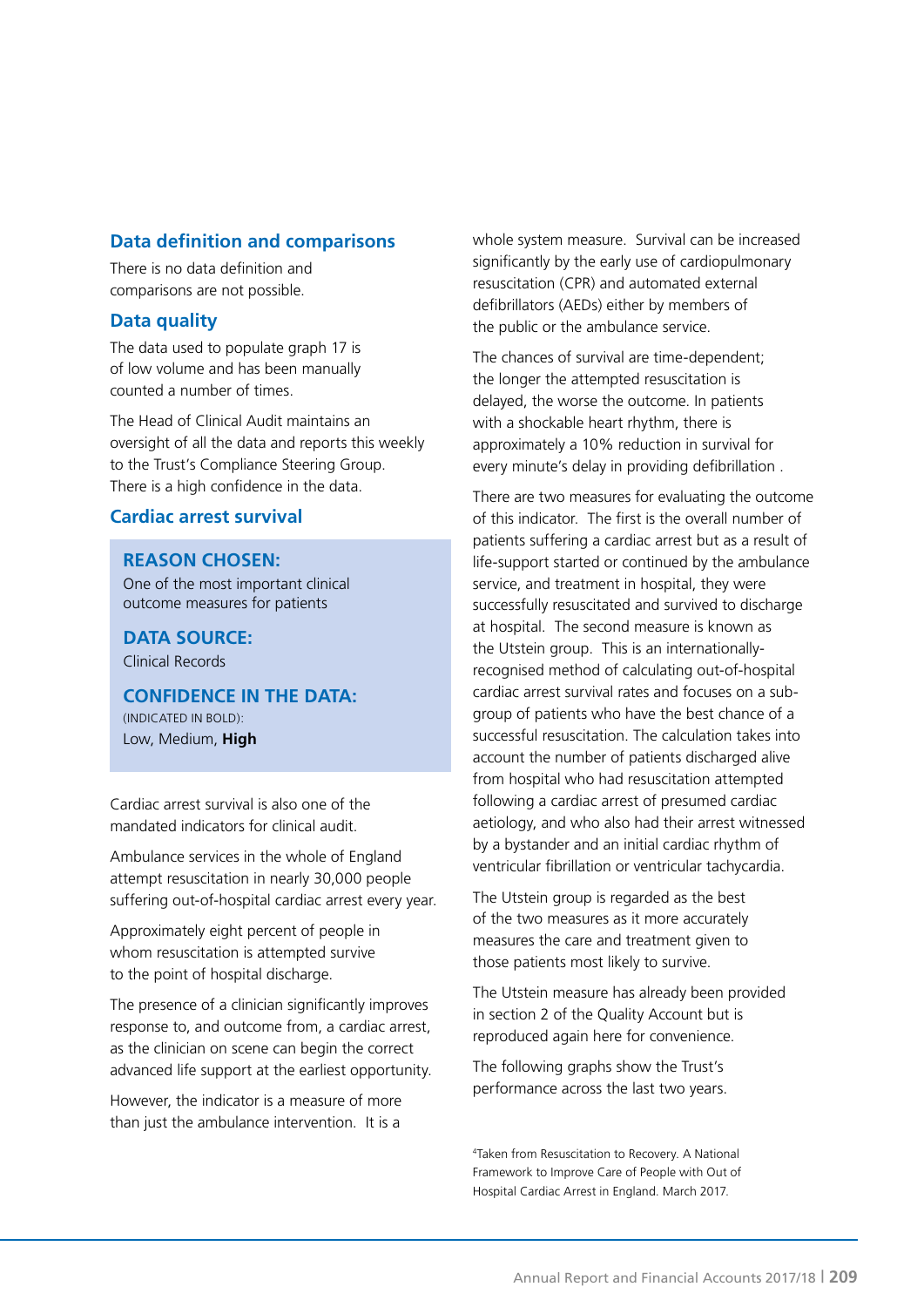## Data definition and comparisons

There is no data definition and comparisons are not possible.

## Data quality

The data used to populate graph 17 is of low volume and has been manually counted a number of times.

The Head of Clinical Audit maintains an oversight of all the data and reports this weekly to the Trust's Compliance Steering Group. There is a high confidence in the data.

## Cardiac arrest survival

**REASON CHOSEN:**
One of the most important clinical outcome measures for patients

**DATA SOURCE:**
Clinical Records

**CONFIDENCE IN THE DATA:**
(INDICATED IN BOLD):
Low, Medium, **High**

Cardiac arrest survival is also one of the mandated indicators for clinical audit.

Ambulance services in the whole of England attempt resuscitation in nearly 30,000 people suffering out-of-hospital cardiac arrest every year.

Approximately eight percent of people in whom resuscitation is attempted survive to the point of hospital discharge.

The presence of a clinician significantly improves response to, and outcome from, a cardiac arrest, as the clinician on scene can begin the correct advanced life support at the earliest opportunity.

However, the indicator is a measure of more than just the ambulance intervention. It is a whole system measure. Survival can be increased significantly by the early use of cardiopulmonary resuscitation (CPR) and automated external defibrillators (AEDs) either by members of the public or the ambulance service.

The chances of survival are time-dependent; the longer the attempted resuscitation is delayed, the worse the outcome. In patients with a shockable heart rhythm, there is approximately a 10% reduction in survival for every minute's delay in providing defibrillation .

There are two measures for evaluating the outcome of this indicator. The first is the overall number of patients suffering a cardiac arrest but as a result of life-support started or continued by the ambulance service, and treatment in hospital, they were successfully resuscitated and survived to discharge at hospital. The second measure is known as the Utstein group. This is an internationally-recognised method of calculating out-of-hospital cardiac arrest survival rates and focuses on a sub-group of patients who have the best chance of a successful resuscitation. The calculation takes into account the number of patients discharged alive from hospital who had resuscitation attempted following a cardiac arrest of presumed cardiac aetiology, and who also had their arrest witnessed by a bystander and an initial cardiac rhythm of ventricular fibrillation or ventricular tachycardia.

The Utstein group is regarded as the best of the two measures as it more accurately measures the care and treatment given to those patients most likely to survive.

The Utstein measure has already been provided in section 2 of the Quality Account but is reproduced again here for convenience.

The following graphs show the Trust's performance across the last two years.

[4] Taken from Resuscitation to Recovery. A National Framework to Improve Care of People with Out of Hospital Cardiac Arrest in England. March 2017.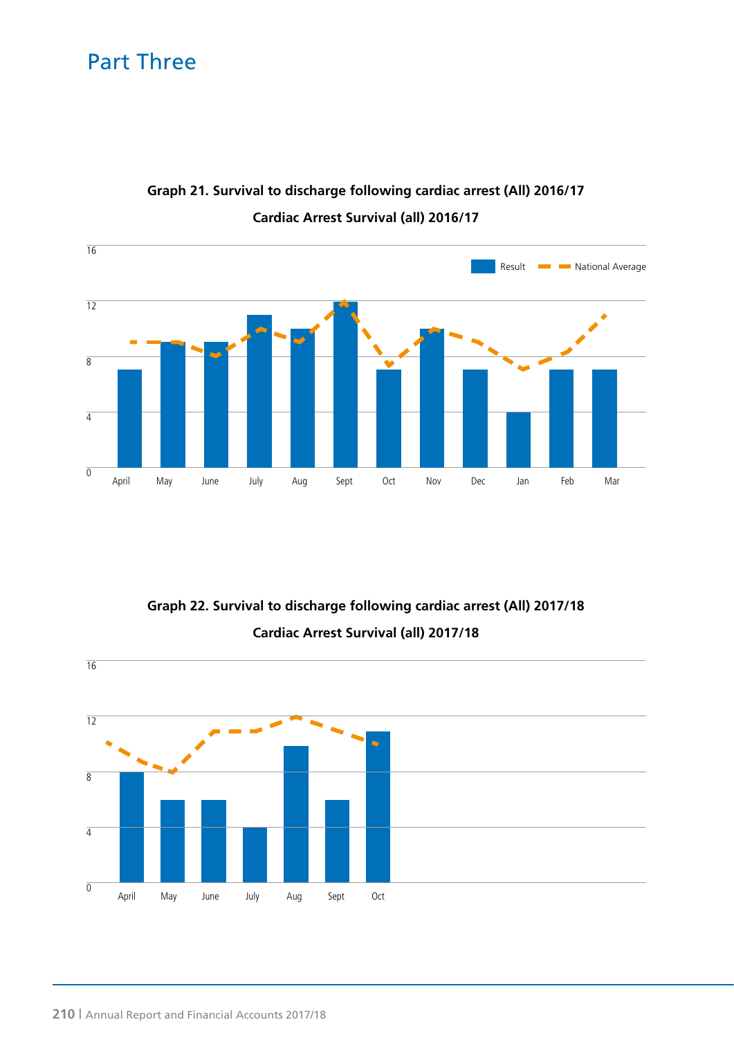## Part Three

**Graph 21. Survival to discharge following cardiac arrest (All) 2016/17**

**Cardiac Arrest Survival (all) 2016/17**

| Month | Result | National Average |
|---|---|---|
| April | 7 | 9 |
| May | 9 | 9 |
| June | 9 | 8 |
| July | 11 | 10 |
| Aug | 10 | 9 |
| Sept | 12 | 12 |
| Oct | 7 | 7 |
| Nov | 10 | 10 |
| Dec | 7 | 9 |
| Jan | 4 | 7 |
| Feb | 7 | 8 |
| Mar | 7 | 11 |

**Graph 22. Survival to discharge following cardiac arrest (All) 2017/18**

**Cardiac Arrest Survival (all) 2017/18**

| Month | Result | National Average |
|---|---|---|
| April | 8 | 10 |
| May | 6 | 8 |
| June | 6 | 11 |
| July | 4 | 11 |
| Aug | 10 | 12 |
| Sept | 6 | 11 |
| Oct | 11 | 10 |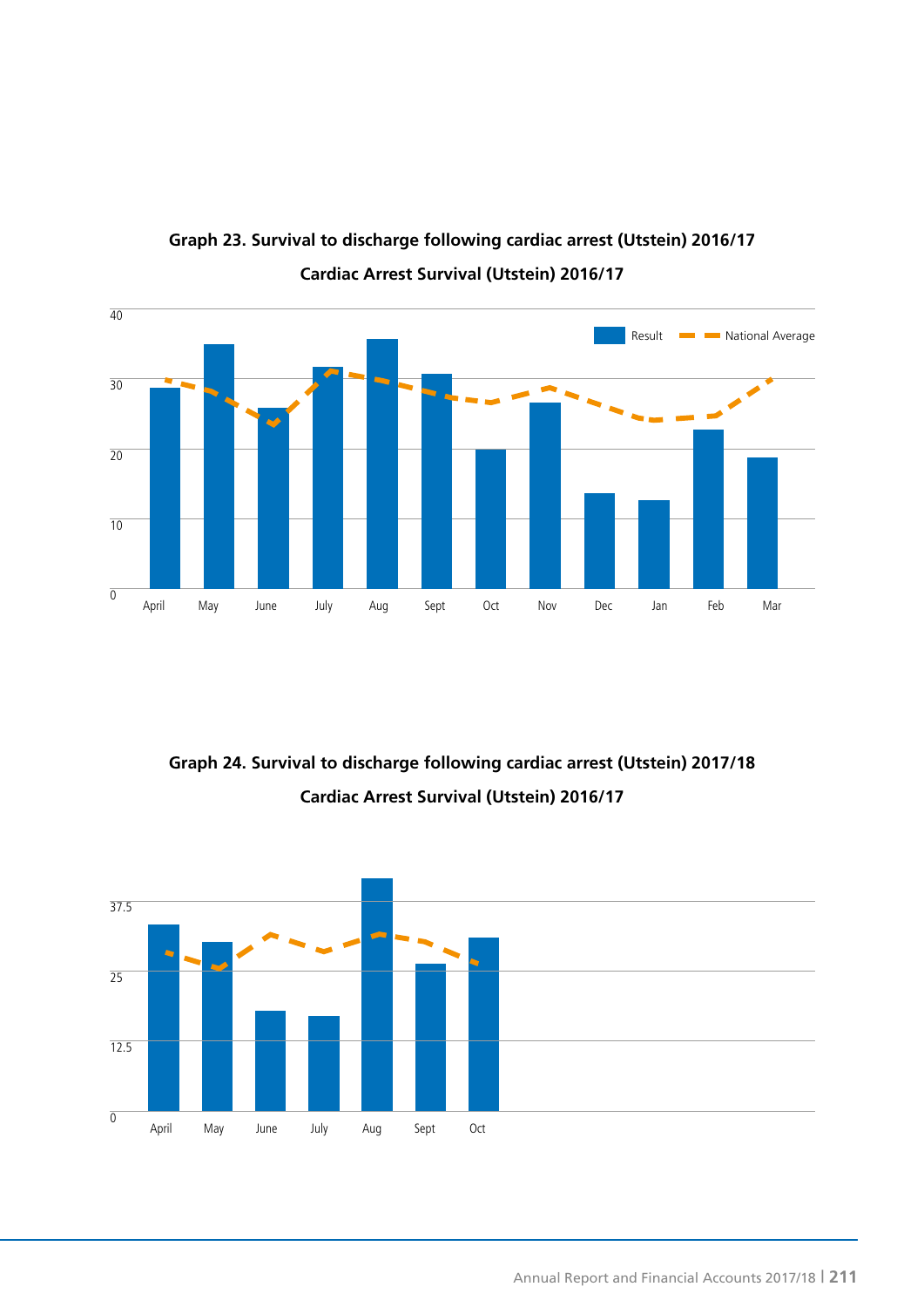**Graph 23. Survival to discharge following cardiac arrest (Utstein) 2016/17**

**Cardiac Arrest Survival (Utstein) 2016/17**

Result | National Average

40
30
20
10
0

April May June July Aug Sept Oct Nov Dec Jan Feb Mar

**Graph 24. Survival to discharge following cardiac arrest (Utstein) 2017/18**

**Cardiac Arrest Survival (Utstein) 2016/17**

37.5
25
12.5
0

April May June July Aug Sept Oct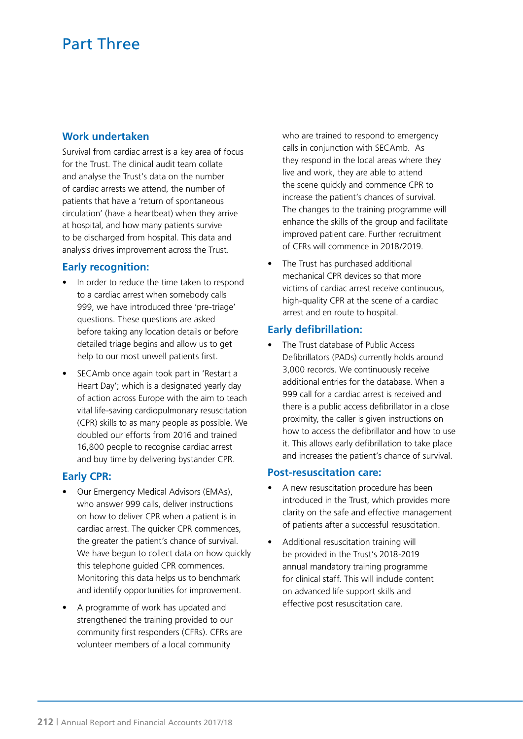# Part Three

## Work undertaken

Survival from cardiac arrest is a key area of focus for the Trust. The clinical audit team collate and analyse the Trust's data on the number of cardiac arrests we attend, the number of patients that have a 'return of spontaneous circulation' (have a heartbeat) when they arrive at hospital, and how many patients survive to be discharged from hospital. This data and analysis drives improvement across the Trust.

### Early recognition:

- In order to reduce the time taken to respond to a cardiac arrest when somebody calls 999, we have introduced three 'pre-triage' questions. These questions are asked before taking any location details or before detailed triage begins and allow us to get help to our most unwell patients first.
- SECAmb once again took part in 'Restart a Heart Day'; which is a designated yearly day of action across Europe with the aim to teach vital life-saving cardiopulmonary resuscitation (CPR) skills to as many people as possible. We doubled our efforts from 2016 and trained 16,800 people to recognise cardiac arrest and buy time by delivering bystander CPR.

### Early CPR:

- Our Emergency Medical Advisors (EMAs), who answer 999 calls, deliver instructions on how to deliver CPR when a patient is in cardiac arrest. The quicker CPR commences, the greater the patient's chance of survival. We have begun to collect data on how quickly this telephone guided CPR commences. Monitoring this data helps us to benchmark and identify opportunities for improvement.
- A programme of work has updated and strengthened the training provided to our community first responders (CFRs). CFRs are volunteer members of a local community who are trained to respond to emergency calls in conjunction with SECAmb. As they respond in the local areas where they live and work, they are able to attend the scene quickly and commence CPR to increase the patient's chances of survival. The changes to the training programme will enhance the skills of the group and facilitate improved patient care. Further recruitment of CFRs will commence in 2018/2019.
- The Trust has purchased additional mechanical CPR devices so that more victims of cardiac arrest receive continuous, high-quality CPR at the scene of a cardiac arrest and en route to hospital.

### Early defibrillation:

- The Trust database of Public Access Defibrillators (PADs) currently holds around 3,000 records. We continuously receive additional entries for the database. When a 999 call for a cardiac arrest is received and there is a public access defibrillator in a close proximity, the caller is given instructions on how to access the defibrillator and how to use it. This allows early defibrillation to take place and increases the patient's chance of survival.

### Post-resuscitation care:

- A new resuscitation procedure has been introduced in the Trust, which provides more clarity on the safe and effective management of patients after a successful resuscitation.
- Additional resuscitation training will be provided in the Trust's 2018-2019 annual mandatory training programme for clinical staff. This will include content on advanced life support skills and effective post resuscitation care.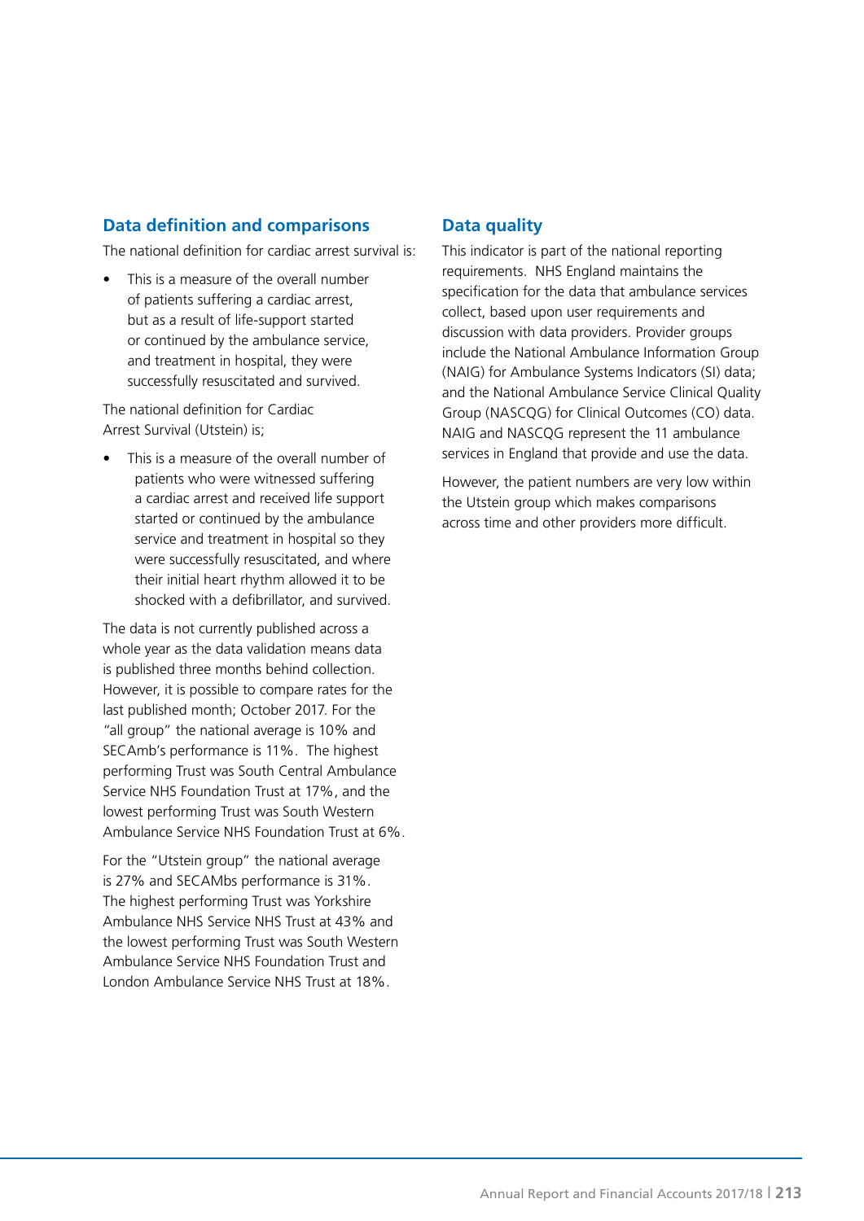## Data definition and comparisons

The national definition for cardiac arrest survival is:

- This is a measure of the overall number of patients suffering a cardiac arrest, but as a result of life-support started or continued by the ambulance service, and treatment in hospital, they were successfully resuscitated and survived.

The national definition for Cardiac Arrest Survival (Utstein) is;

- This is a measure of the overall number of patients who were witnessed suffering a cardiac arrest and received life support started or continued by the ambulance service and treatment in hospital so they were successfully resuscitated, and where their initial heart rhythm allowed it to be shocked with a defibrillator, and survived.

The data is not currently published across a whole year as the data validation means data is published three months behind collection. However, it is possible to compare rates for the last published month; October 2017. For the "all group" the national average is 10% and SECAmb's performance is 11%. The highest performing Trust was South Central Ambulance Service NHS Foundation Trust at 17%, and the lowest performing Trust was South Western Ambulance Service NHS Foundation Trust at 6%.

For the "Utstein group" the national average is 27% and SECAMbs performance is 31%. The highest performing Trust was Yorkshire Ambulance NHS Service NHS Trust at 43% and the lowest performing Trust was South Western Ambulance Service NHS Foundation Trust and London Ambulance Service NHS Trust at 18%.

## Data quality

This indicator is part of the national reporting requirements. NHS England maintains the specification for the data that ambulance services collect, based upon user requirements and discussion with data providers. Provider groups include the National Ambulance Information Group (NAIG) for Ambulance Systems Indicators (SI) data; and the National Ambulance Service Clinical Quality Group (NASCQG) for Clinical Outcomes (CO) data. NAIG and NASCQG represent the 11 ambulance services in England that provide and use the data.

However, the patient numbers are very low within the Utstein group which makes comparisons across time and other providers more difficult.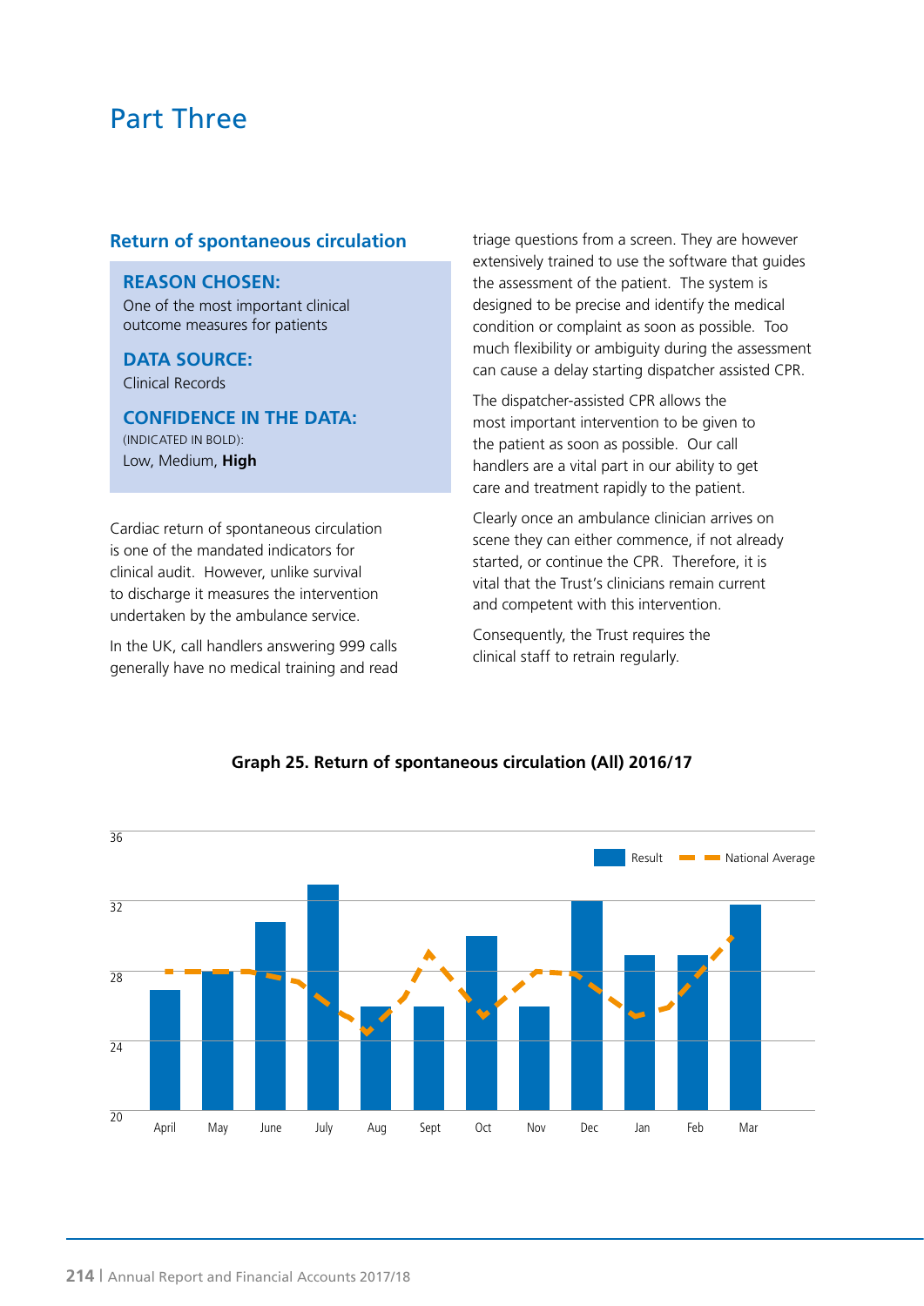# Part Three

## Return of spontaneous circulation

**REASON CHOSEN:**
One of the most important clinical outcome measures for patients

**DATA SOURCE:**
Clinical Records

**CONFIDENCE IN THE DATA:**
(INDICATED IN BOLD):
Low, Medium, **High**

Cardiac return of spontaneous circulation is one of the mandated indicators for clinical audit. However, unlike survival to discharge it measures the intervention undertaken by the ambulance service.

In the UK, call handlers answering 999 calls generally have no medical training and read triage questions from a screen. They are however extensively trained to use the software that guides the assessment of the patient. The system is designed to be precise and identify the medical condition or complaint as soon as possible. Too much flexibility or ambiguity during the assessment can cause a delay starting dispatcher assisted CPR.

The dispatcher-assisted CPR allows the most important intervention to be given to the patient as soon as possible. Our call handlers are a vital part in our ability to get care and treatment rapidly to the patient.

Clearly once an ambulance clinician arrives on scene they can either commence, if not already started, or continue the CPR. Therefore, it is vital that the Trust's clinicians remain current and competent with this intervention.

Consequently, the Trust requires the clinical staff to retrain regularly.

**Graph 25. Return of spontaneous circulation (All) 2016/17**

Legend: Result; National Average

Y-axis: 20, 24, 28, 32, 36

X-axis: April, May, June, July, Aug, Sept, Oct, Nov, Dec, Jan, Feb, Mar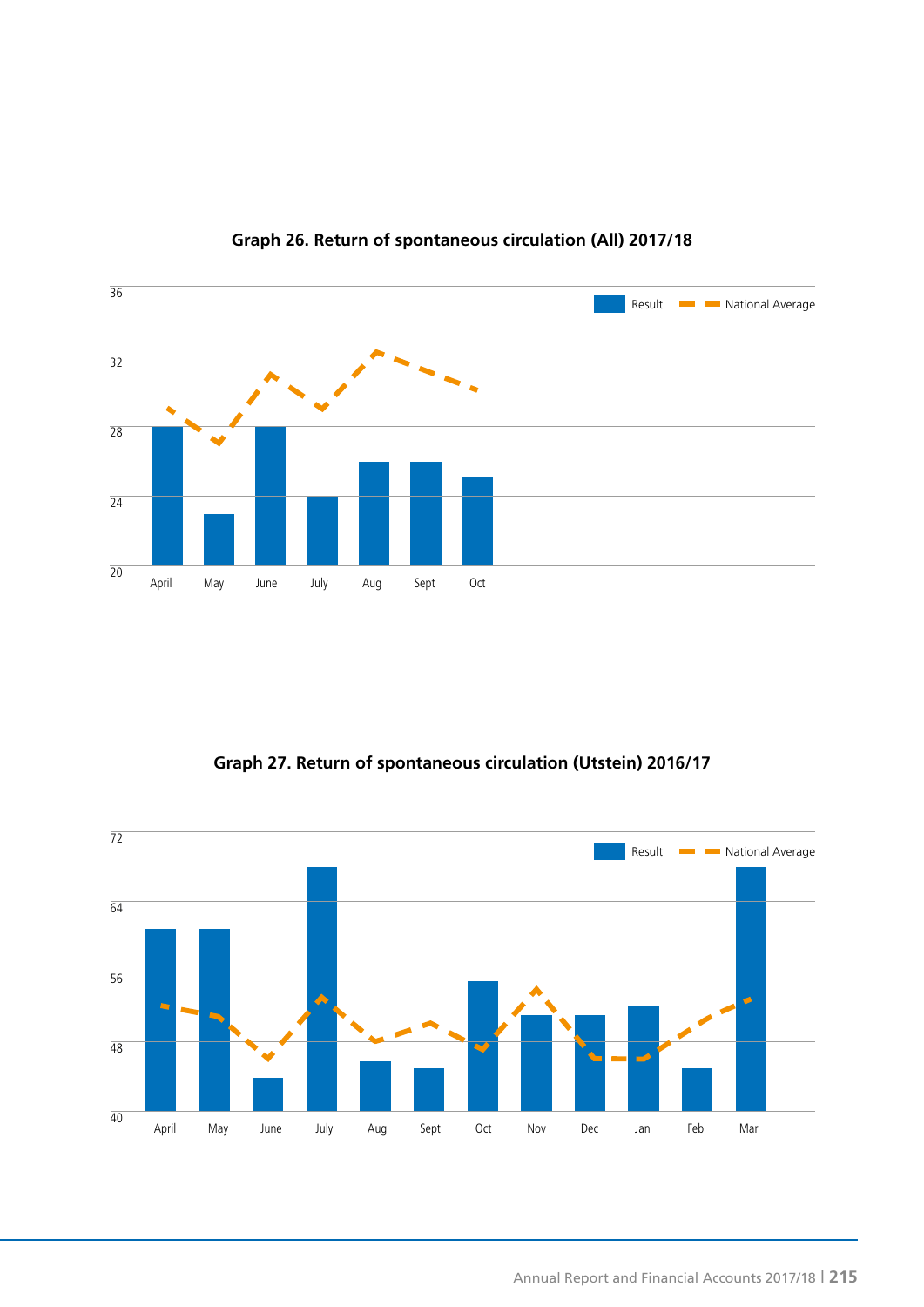**Graph 26. Return of spontaneous circulation (All) 2017/18**

**Graph 27. Return of spontaneous circulation (Utstein) 2016/17**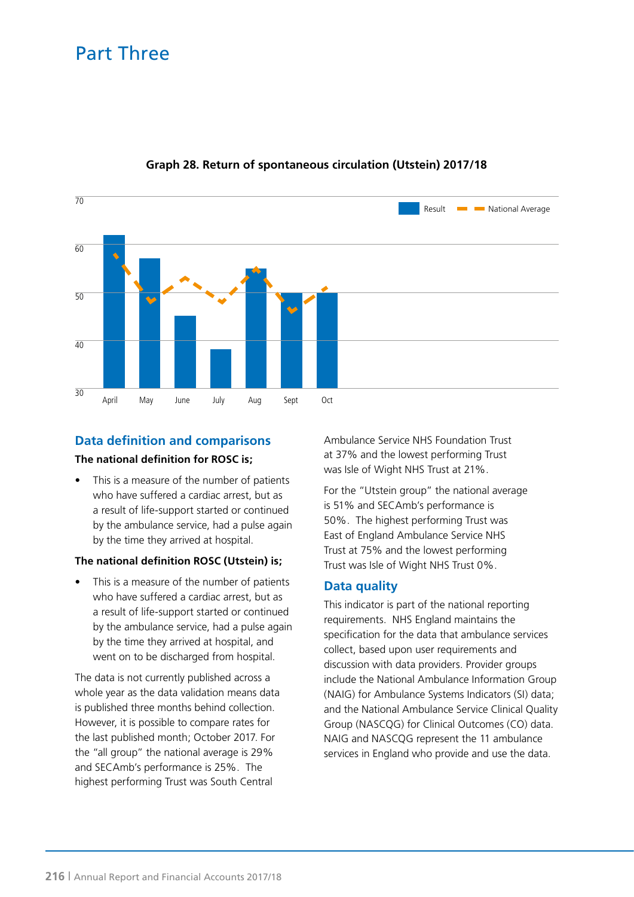# Part Three

**Graph 28. Return of spontaneous circulation (Utstein) 2017/18**

## Data definition and comparisons

**The national definition for ROSC is;**

- This is a measure of the number of patients who have suffered a cardiac arrest, but as a result of life-support started or continued by the ambulance service, had a pulse again by the time they arrived at hospital.

**The national definition ROSC (Utstein) is;**

- This is a measure of the number of patients who have suffered a cardiac arrest, but as a result of life-support started or continued by the ambulance service, had a pulse again by the time they arrived at hospital, and went on to be discharged from hospital.

The data is not currently published across a whole year as the data validation means data is published three months behind collection. However, it is possible to compare rates for the last published month; October 2017. For the "all group" the national average is 29% and SECAmb's performance is 25%. The highest performing Trust was South Central Ambulance Service NHS Foundation Trust at 37% and the lowest performing Trust was Isle of Wight NHS Trust at 21%.

For the "Utstein group" the national average is 51% and SECAmb's performance is 50%. The highest performing Trust was East of England Ambulance Service NHS Trust at 75% and the lowest performing Trust was Isle of Wight NHS Trust 0%.

## Data quality

This indicator is part of the national reporting requirements. NHS England maintains the specification for the data that ambulance services collect, based upon user requirements and discussion with data providers. Provider groups include the National Ambulance Information Group (NAIG) for Ambulance Systems Indicators (SI) data; and the National Ambulance Service Clinical Quality Group (NASCQG) for Clinical Outcomes (CO) data. NAIG and NASCQG represent the 11 ambulance services in England who provide and use the data.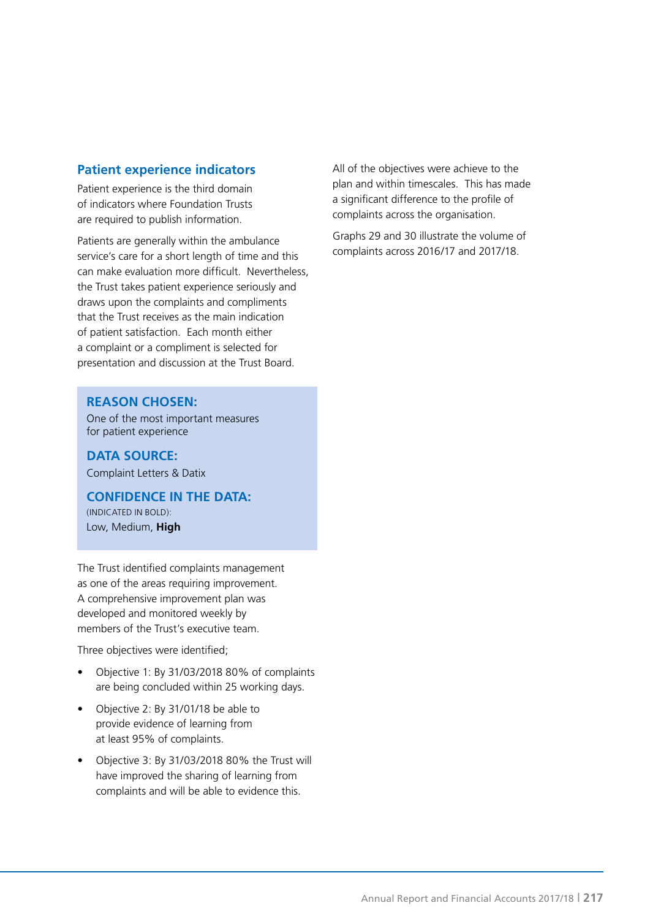## Patient experience indicators

Patient experience is the third domain of indicators where Foundation Trusts are required to publish information.

Patients are generally within the ambulance service's care for a short length of time and this can make evaluation more difficult. Nevertheless, the Trust takes patient experience seriously and draws upon the complaints and compliments that the Trust receives as the main indication of patient satisfaction. Each month either a complaint or a compliment is selected for presentation and discussion at the Trust Board.

### REASON CHOSEN:

One of the most important measures for patient experience

### DATA SOURCE:

Complaint Letters & Datix

### CONFIDENCE IN THE DATA:

(INDICATED IN BOLD):

Low, Medium, **High**

The Trust identified complaints management as one of the areas requiring improvement. A comprehensive improvement plan was developed and monitored weekly by members of the Trust's executive team.

Three objectives were identified;

- Objective 1: By 31/03/2018 80% of complaints are being concluded within 25 working days.
- Objective 2: By 31/01/18 be able to provide evidence of learning from at least 95% of complaints.
- Objective 3: By 31/03/2018 80% the Trust will have improved the sharing of learning from complaints and will be able to evidence this.

All of the objectives were achieve to the plan and within timescales. This has made a significant difference to the profile of complaints across the organisation.

Graphs 29 and 30 illustrate the volume of complaints across 2016/17 and 2017/18.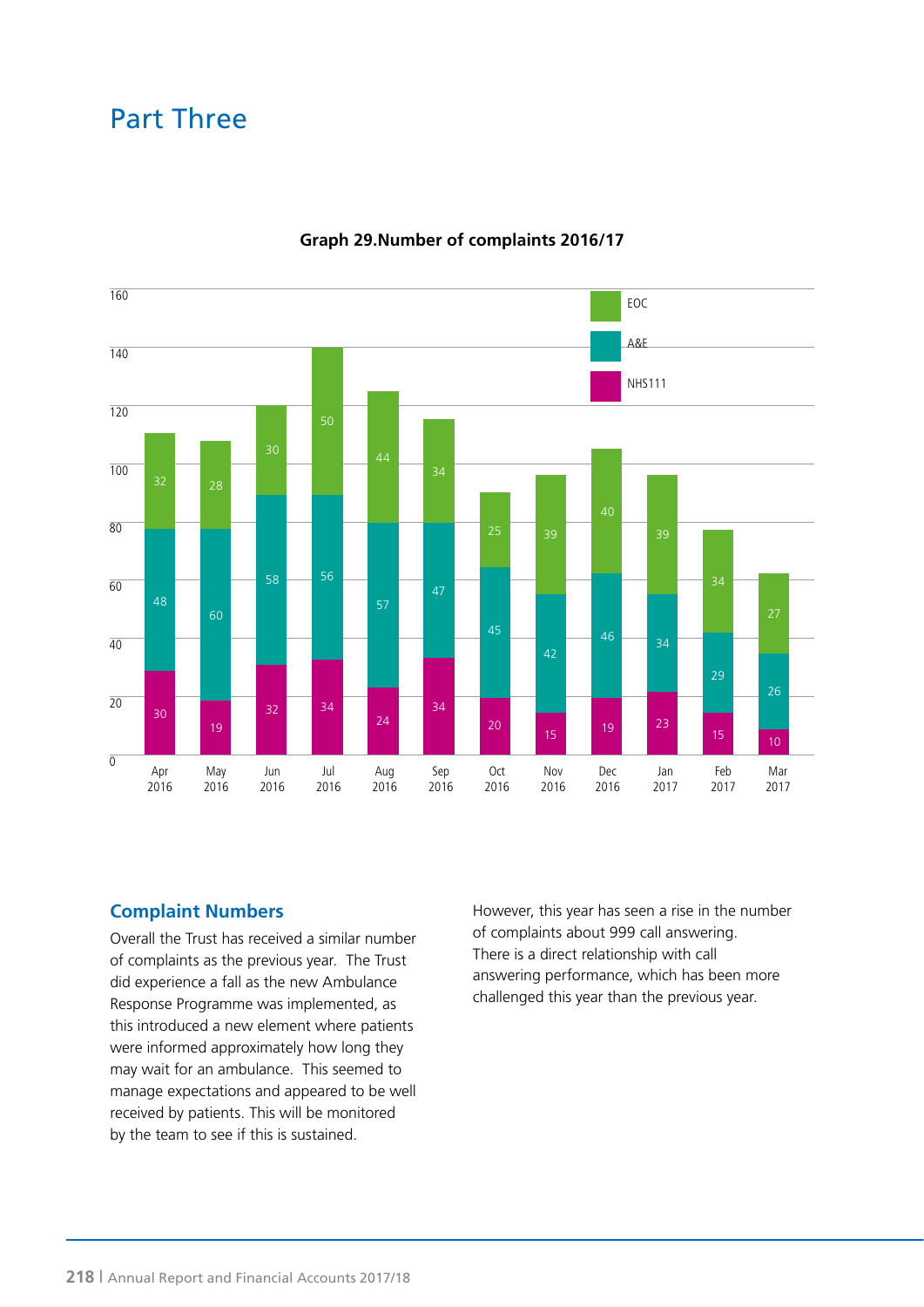# Part Three

**Graph 29.Number of complaints 2016/17**

| Month | NHS111 | A&E | EOC |
|---|---|---|---|
| Apr 2016 | 30 | 48 | 32 |
| May 2016 | 19 | 60 | 28 |
| Jun 2016 | 32 | 58 | 30 |
| Jul 2016 | 34 | 56 | 50 |
| Aug 2016 | 24 | 57 | 44 |
| Sep 2016 | 34 | 47 | 34 |
| Oct 2016 | 20 | 45 | 25 |
| Nov 2016 | 15 | 42 | 39 |
| Dec 2016 | 19 | 46 | 40 |
| Jan 2017 | 23 | 34 | 39 |
| Feb 2017 | 15 | 29 | 34 |
| Mar 2017 | 10 | 26 | 27 |

## Complaint Numbers

Overall the Trust has received a similar number of complaints as the previous year. The Trust did experience a fall as the new Ambulance Response Programme was implemented, as this introduced a new element where patients were informed approximately how long they may wait for an ambulance. This seemed to manage expectations and appeared to be well received by patients. This will be monitored by the team to see if this is sustained.

However, this year has seen a rise in the number of complaints about 999 call answering. There is a direct relationship with call answering performance, which has been more challenged this year than the previous year.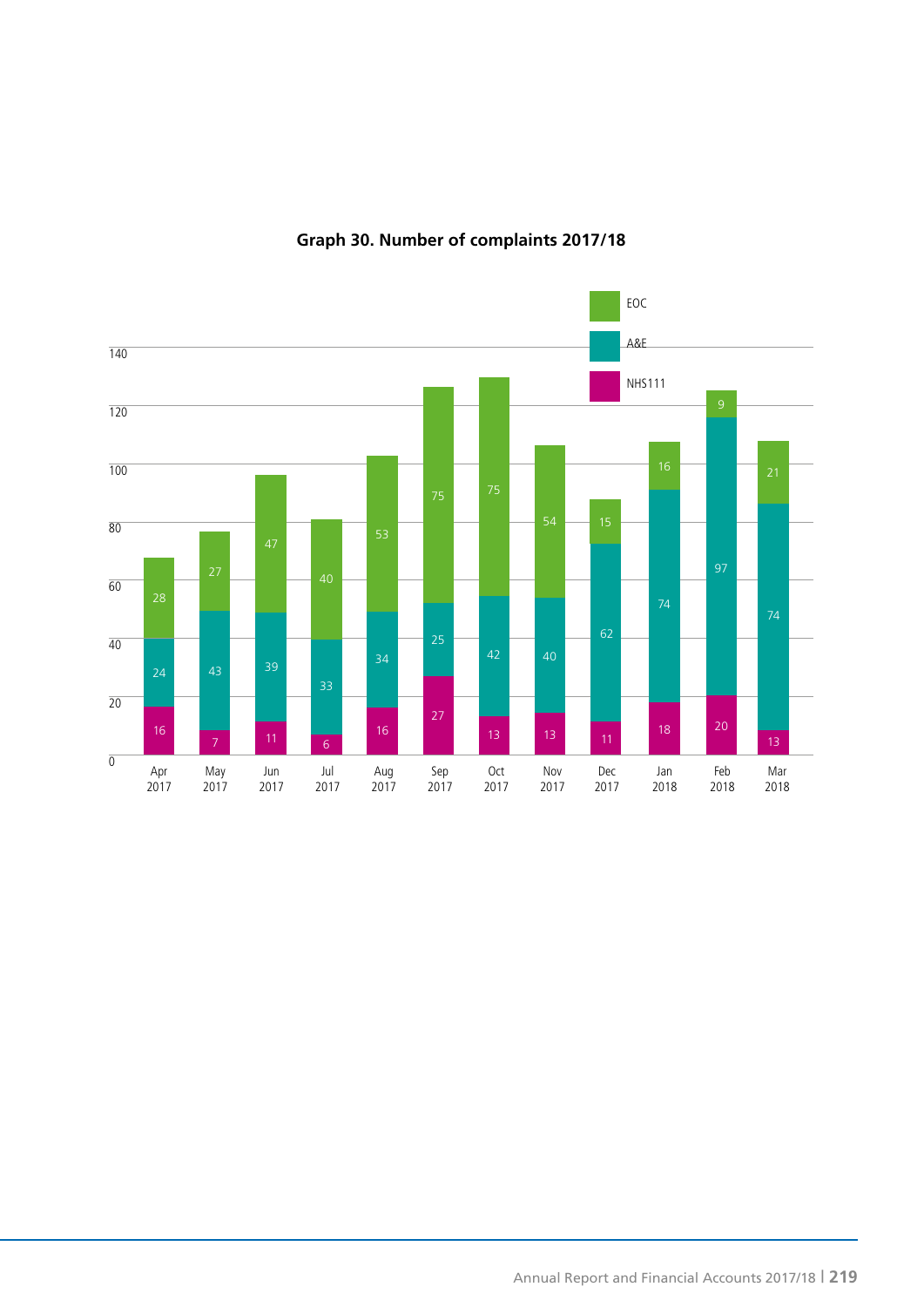**Graph 30. Number of complaints 2017/18**

| Month | NHS111 | A&E | EOC |
|---|---|---|---|
| Apr 2017 | 16 | 24 | 28 |
| May 2017 | 7 | 43 | 27 |
| Jun 2017 | 11 | 39 | 47 |
| Jul 2017 | 6 | 33 | 40 |
| Aug 2017 | 16 | 34 | 53 |
| Sep 2017 | 27 | 25 | 75 |
| Oct 2017 | 13 | 42 | 75 |
| Nov 2017 | 13 | 40 | 54 |
| Dec 2017 | 11 | 62 | 15 |
| Jan 2018 | 18 | 74 | 16 |
| Feb 2018 | 20 | 97 | 9 |
| Mar 2018 | 13 | 74 | 21 |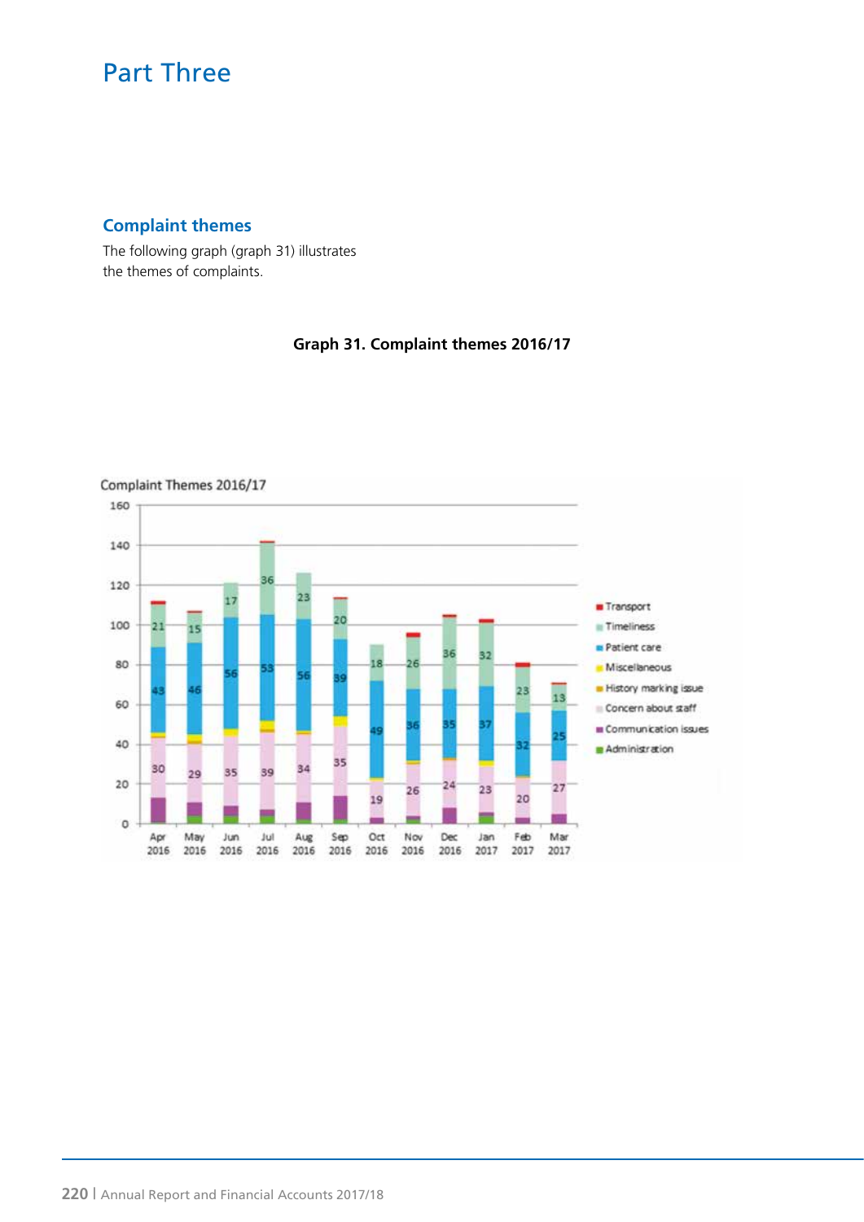# Part Three

## Complaint themes

The following graph (graph 31) illustrates the themes of complaints.

**Graph 31. Complaint themes 2016/17**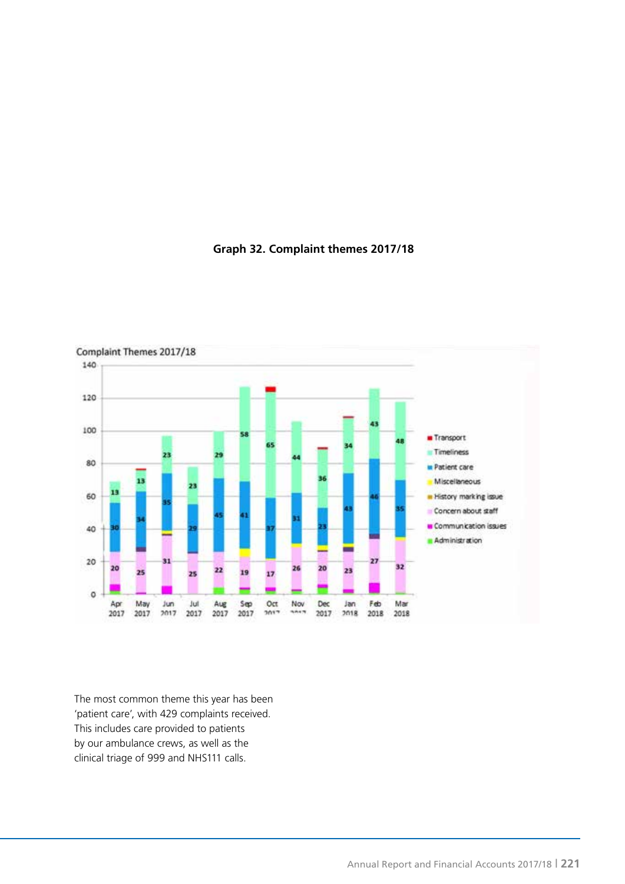**Graph 32. Complaint themes 2017/18**

The most common theme this year has been 'patient care', with 429 complaints received. This includes care provided to patients by our ambulance crews, as well as the clinical triage of 999 and NHS111 calls.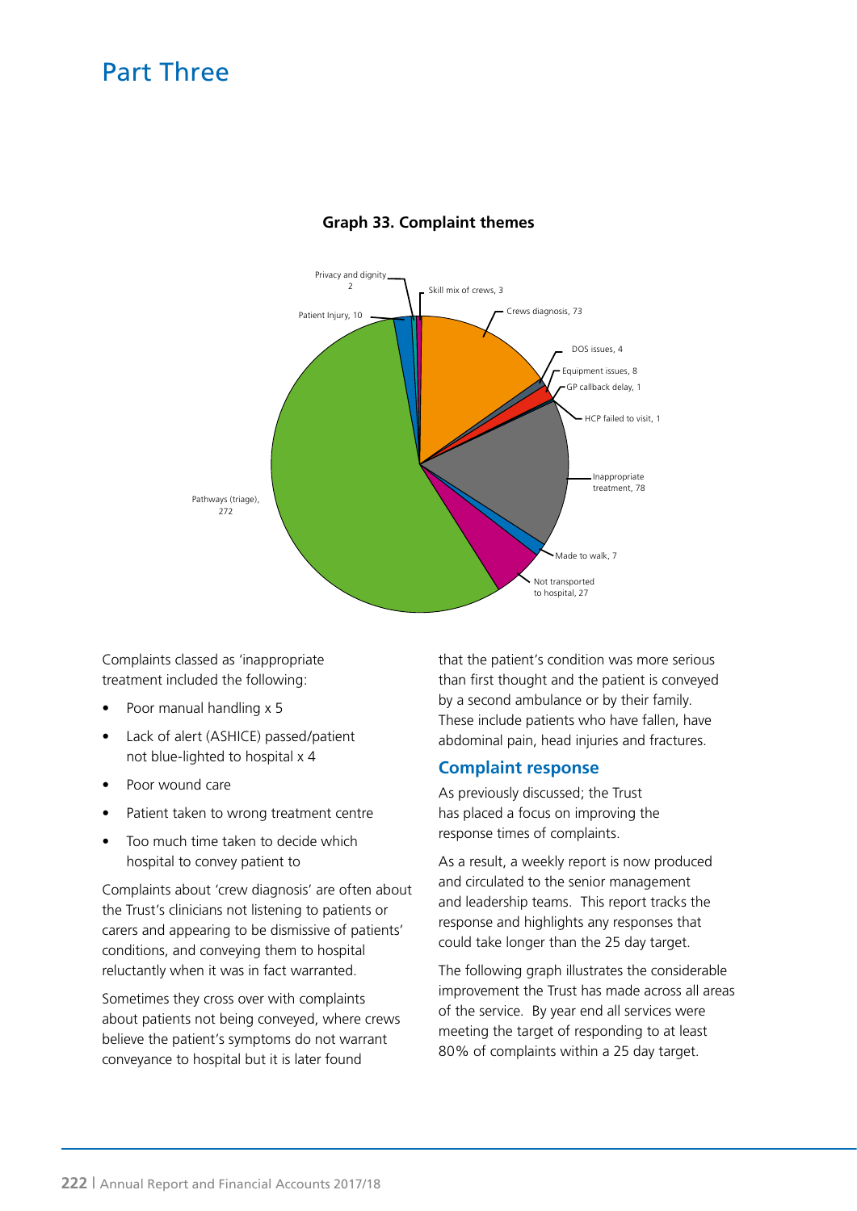# Part Three

**Graph 33. Complaint themes**

Privacy and dignity, 2

Skill mix of crews, 3

Patient Injury, 10

Crews diagnosis, 73

DOS issues, 4

Equipment issues, 8

GP callback delay, 1

HCP failed to visit, 1

Inappropriate treatment, 78

Made to walk, 7

Not transported to hospital, 27

Pathways (triage), 272

Complaints classed as 'inappropriate treatment included the following:

- Poor manual handling x 5
- Lack of alert (ASHICE) passed/patient not blue-lighted to hospital x 4
- Poor wound care
- Patient taken to wrong treatment centre
- Too much time taken to decide which hospital to convey patient to

Complaints about 'crew diagnosis' are often about the Trust's clinicians not listening to patients or carers and appearing to be dismissive of patients' conditions, and conveying them to hospital reluctantly when it was in fact warranted.

Sometimes they cross over with complaints about patients not being conveyed, where crews believe the patient's symptoms do not warrant conveyance to hospital but it is later found that the patient's condition was more serious than first thought and the patient is conveyed by a second ambulance or by their family. These include patients who have fallen, have abdominal pain, head injuries and fractures.

## Complaint response

As previously discussed; the Trust has placed a focus on improving the response times of complaints.

As a result, a weekly report is now produced and circulated to the senior management and leadership teams. This report tracks the response and highlights any responses that could take longer than the 25 day target.

The following graph illustrates the considerable improvement the Trust has made across all areas of the service. By year end all services were meeting the target of responding to at least 80% of complaints within a 25 day target.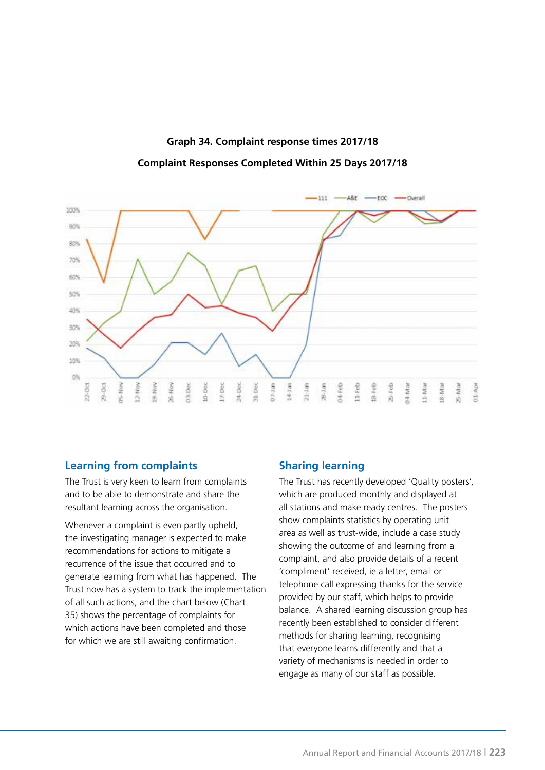**Graph 34. Complaint response times 2017/18**

**Complaint Responses Completed Within 25 Days 2017/18**

## Learning from complaints

The Trust is very keen to learn from complaints and to be able to demonstrate and share the resultant learning across the organisation.

Whenever a complaint is even partly upheld, the investigating manager is expected to make recommendations for actions to mitigate a recurrence of the issue that occurred and to generate learning from what has happened. The Trust now has a system to track the implementation of all such actions, and the chart below (Chart 35) shows the percentage of complaints for which actions have been completed and those for which we are still awaiting confirmation.

## Sharing learning

The Trust has recently developed 'Quality posters', which are produced monthly and displayed at all stations and make ready centres. The posters show complaints statistics by operating unit area as well as trust-wide, include a case study showing the outcome of and learning from a complaint, and also provide details of a recent 'compliment' received, ie a letter, email or telephone call expressing thanks for the service provided by our staff, which helps to provide balance. A shared learning discussion group has recently been established to consider different methods for sharing learning, recognising that everyone learns differently and that a variety of mechanisms is needed in order to engage as many of our staff as possible.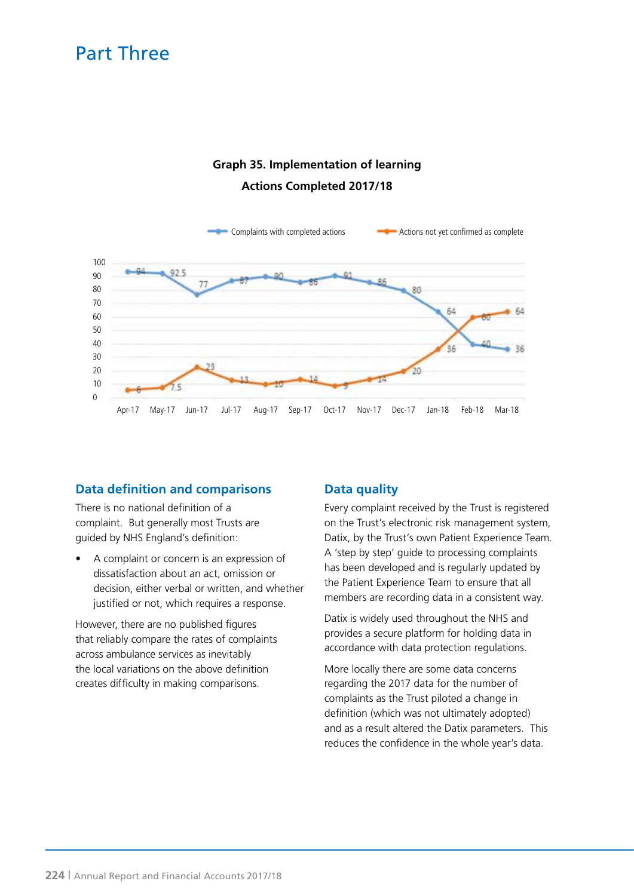# Part Three

**Graph 35. Implementation of learning**
**Actions Completed 2017/18**

| | Apr-17 | May-17 | Jun-17 | Jul-17 | Aug-17 | Sep-17 | Oct-17 | Nov-17 | Dec-17 | Jan-18 | Feb-18 | Mar-18 |
|---|---|---|---|---|---|---|---|---|---|---|---|---|
| Complaints with completed actions | 94 | 92.5 | 77 | 87 | 90 | 85 | 91 | 86 | 80 | 64 | 40 | 36 |
| Actions not yet confirmed as complete | 6 | 7.5 | 23 | 13 | 10 | 14 | 9 | 14 | 20 | 36 | 60 | 64 |

## Data definition and comparisons

There is no national definition of a complaint. But generally most Trusts are guided by NHS England's definition:

- A complaint or concern is an expression of dissatisfaction about an act, omission or decision, either verbal or written, and whether justified or not, which requires a response.

However, there are no published figures that reliably compare the rates of complaints across ambulance services as inevitably the local variations on the above definition creates difficulty in making comparisons.

## Data quality

Every complaint received by the Trust is registered on the Trust's electronic risk management system, Datix, by the Trust's own Patient Experience Team. A 'step by step' guide to processing complaints has been developed and is regularly updated by the Patient Experience Team to ensure that all members are recording data in a consistent way.

Datix is widely used throughout the NHS and provides a secure platform for holding data in accordance with data protection regulations.

More locally there are some data concerns regarding the 2017 data for the number of complaints as the Trust piloted a change in definition (which was not ultimately adopted) and as a result altered the Datix parameters. This reduces the confidence in the whole year's data.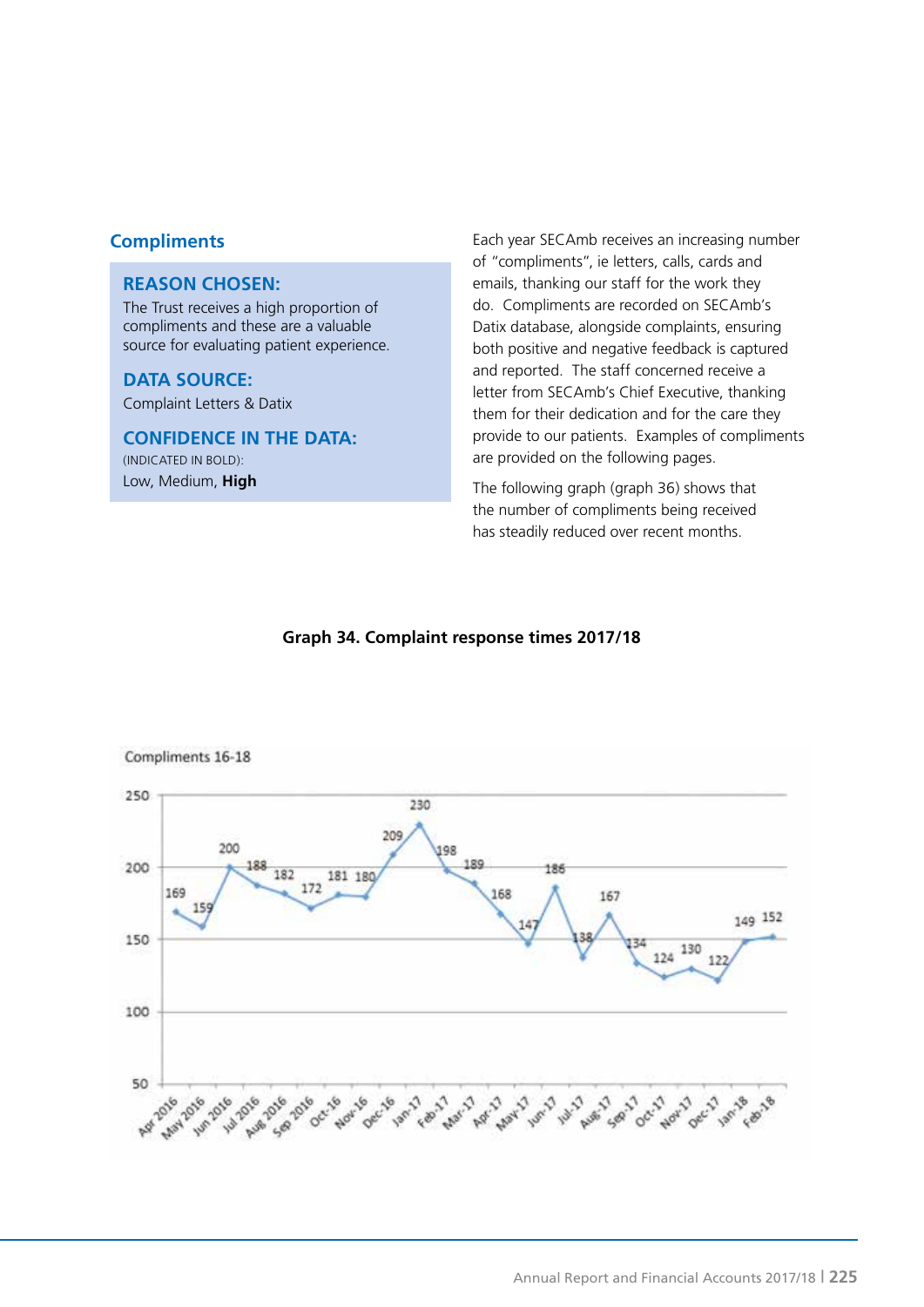## Compliments

**REASON CHOSEN:**

The Trust receives a high proportion of compliments and these are a valuable source for evaluating patient experience.

**DATA SOURCE:**

Complaint Letters & Datix

**CONFIDENCE IN THE DATA:**

(INDICATED IN BOLD):

Low, Medium, **High**

Each year SECAmb receives an increasing number of "compliments", ie letters, calls, cards and emails, thanking our staff for the work they do. Compliments are recorded on SECAmb's Datix database, alongside complaints, ensuring both positive and negative feedback is captured and reported. The staff concerned receive a letter from SECAmb's Chief Executive, thanking them for their dedication and for the care they provide to our patients. Examples of compliments are provided on the following pages.

The following graph (graph 36) shows that the number of compliments being received has steadily reduced over recent months.

**Graph 34. Complaint response times 2017/18**

Compliments 16-18

| Month | Compliments |
|---|---|
| Apr 2016 | 169 |
| May 2016 | 159 |
| Jun 2016 | 200 |
| Jul 2016 | 188 |
| Aug 2016 | 182 |
| Sep 2016 | 172 |
| Oct-16 | 181 |
| Nov-16 | 180 |
| Dec-16 | 209 |
| Jan-17 | 230 |
| Feb-17 | 198 |
| Mar-17 | 189 |
| Apr-17 | 168 |
| May-17 | 147 |
| Jun-17 | 186 |
| Jul-17 | 138 |
| Aug-17 | 167 |
| Sep-17 | 134 |
| Oct-17 | 124 |
| Nov-17 | 130 |
| Dec-17 | 122 |
| Jan-18 | 149 |
| Feb-18 | 152 |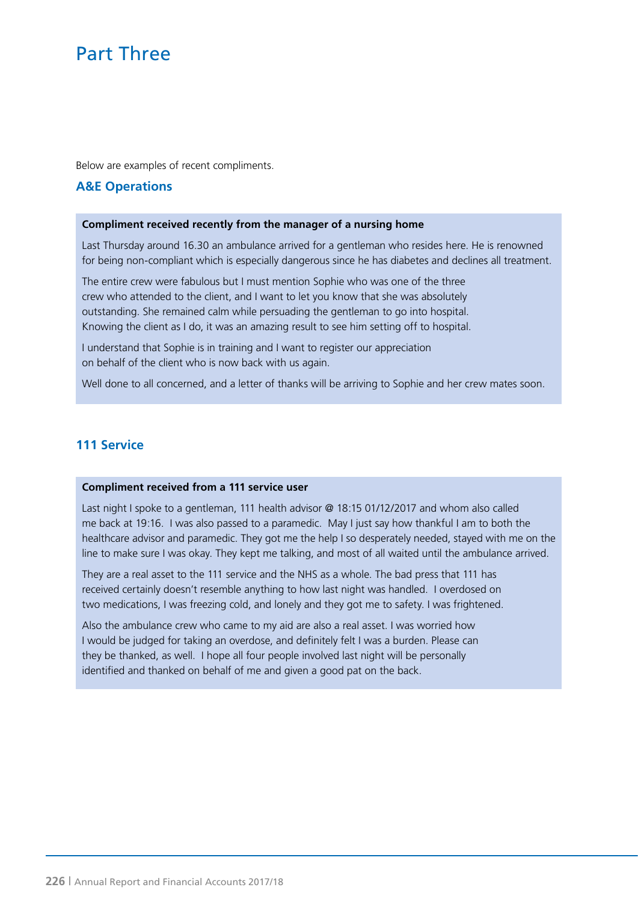# Part Three

Below are examples of recent compliments.

## A&E Operations

**Compliment received recently from the manager of a nursing home**

Last Thursday around 16.30 an ambulance arrived for a gentleman who resides here. He is renowned for being non-compliant which is especially dangerous since he has diabetes and declines all treatment.

The entire crew were fabulous but I must mention Sophie who was one of the three crew who attended to the client, and I want to let you know that she was absolutely outstanding. She remained calm while persuading the gentleman to go into hospital. Knowing the client as I do, it was an amazing result to see him setting off to hospital.

I understand that Sophie is in training and I want to register our appreciation on behalf of the client who is now back with us again.

Well done to all concerned, and a letter of thanks will be arriving to Sophie and her crew mates soon.

## 111 Service

**Compliment received from a 111 service user**

Last night I spoke to a gentleman, 111 health advisor @ 18:15 01/12/2017 and whom also called me back at 19:16. I was also passed to a paramedic. May I just say how thankful I am to both the healthcare advisor and paramedic. They got me the help I so desperately needed, stayed with me on the line to make sure I was okay. They kept me talking, and most of all waited until the ambulance arrived.

They are a real asset to the 111 service and the NHS as a whole. The bad press that 111 has received certainly doesn't resemble anything to how last night was handled. I overdosed on two medications, I was freezing cold, and lonely and they got me to safety. I was frightened.

Also the ambulance crew who came to my aid are also a real asset. I was worried how I would be judged for taking an overdose, and definitely felt I was a burden. Please can they be thanked, as well. I hope all four people involved last night will be personally identified and thanked on behalf of me and given a good pat on the back.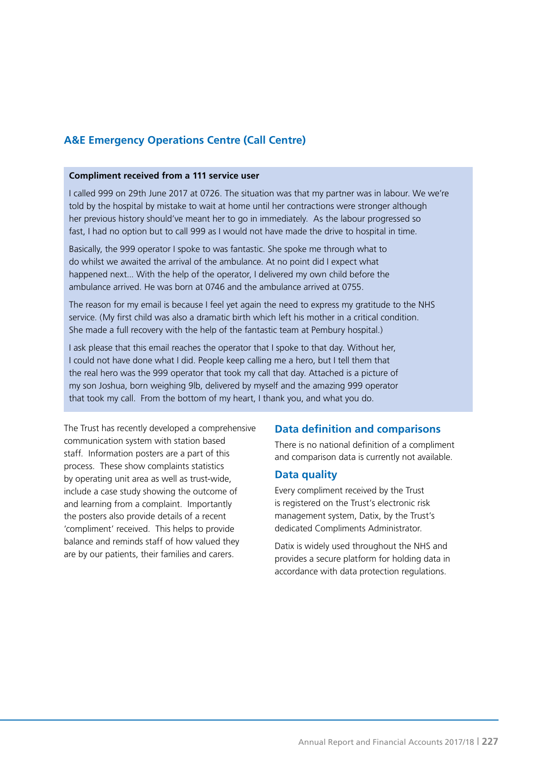## A&E Emergency Operations Centre (Call Centre)

**Compliment received from a 111 service user**

I called 999 on 29th June 2017 at 0726. The situation was that my partner was in labour. We we're told by the hospital by mistake to wait at home until her contractions were stronger although her previous history should've meant her to go in immediately. As the labour progressed so fast, I had no option but to call 999 as I would not have made the drive to hospital in time.

Basically, the 999 operator I spoke to was fantastic. She spoke me through what to do whilst we awaited the arrival of the ambulance. At no point did I expect what happened next... With the help of the operator, I delivered my own child before the ambulance arrived. He was born at 0746 and the ambulance arrived at 0755.

The reason for my email is because I feel yet again the need to express my gratitude to the NHS service. (My first child was also a dramatic birth which left his mother in a critical condition. She made a full recovery with the help of the fantastic team at Pembury hospital.)

I ask please that this email reaches the operator that I spoke to that day. Without her, I could not have done what I did. People keep calling me a hero, but I tell them that the real hero was the 999 operator that took my call that day. Attached is a picture of my son Joshua, born weighing 9lb, delivered by myself and the amazing 999 operator that took my call. From the bottom of my heart, I thank you, and what you do.

The Trust has recently developed a comprehensive communication system with station based staff. Information posters are a part of this process. These show complaints statistics by operating unit area as well as trust-wide, include a case study showing the outcome of and learning from a complaint. Importantly the posters also provide details of a recent 'compliment' received. This helps to provide balance and reminds staff of how valued they are by our patients, their families and carers.

## Data definition and comparisons

There is no national definition of a compliment and comparison data is currently not available.

## Data quality

Every compliment received by the Trust is registered on the Trust's electronic risk management system, Datix, by the Trust's dedicated Compliments Administrator.

Datix is widely used throughout the NHS and provides a secure platform for holding data in accordance with data protection regulations.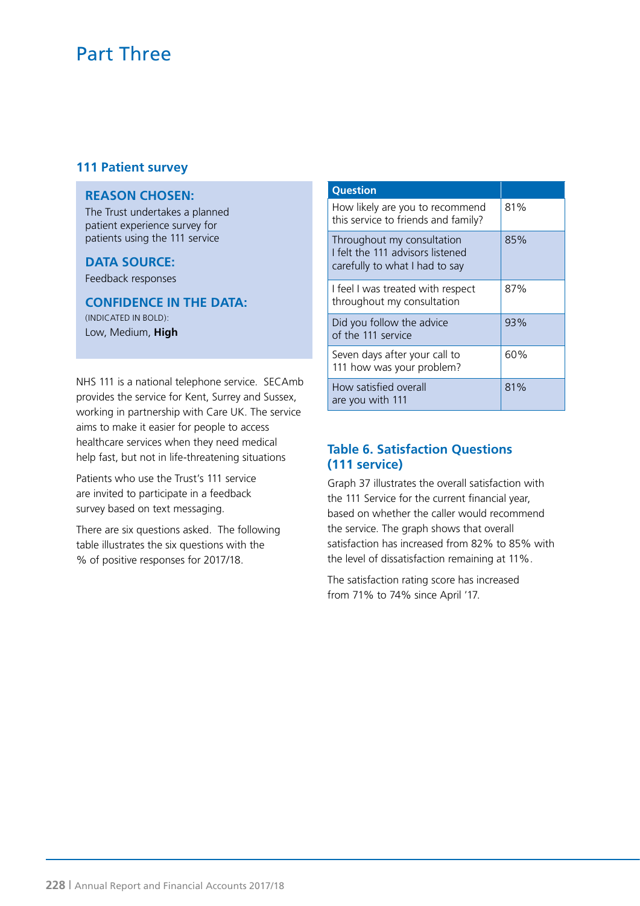# Part Three

## 111 Patient survey

**REASON CHOSEN:**
The Trust undertakes a planned patient experience survey for patients using the 111 service

**DATA SOURCE:**
Feedback responses

**CONFIDENCE IN THE DATA:**
(INDICATED IN BOLD):
Low, Medium, **High**

NHS 111 is a national telephone service. SECAmb provides the service for Kent, Surrey and Sussex, working in partnership with Care UK. The service aims to make it easier for people to access healthcare services when they need medical help fast, but not in life-threatening situations

Patients who use the Trust's 111 service are invited to participate in a feedback survey based on text messaging.

There are six questions asked. The following table illustrates the six questions with the % of positive responses for 2017/18.

| Question | |
|---|---|
| How likely are you to recommend this service to friends and family? | 81% |
| Throughout my consultation I felt the 111 advisors listened carefully to what I had to say | 85% |
| I feel I was treated with respect throughout my consultation | 87% |
| Did you follow the advice of the 111 service | 93% |
| Seven days after your call to 111 how was your problem? | 60% |
| How satisfied overall are you with 111 | 81% |

### Table 6. Satisfaction Questions (111 service)

Graph 37 illustrates the overall satisfaction with the 111 Service for the current financial year, based on whether the caller would recommend the service. The graph shows that overall satisfaction has increased from 82% to 85% with the level of dissatisfaction remaining at 11%.

The satisfaction rating score has increased from 71% to 74% since April '17.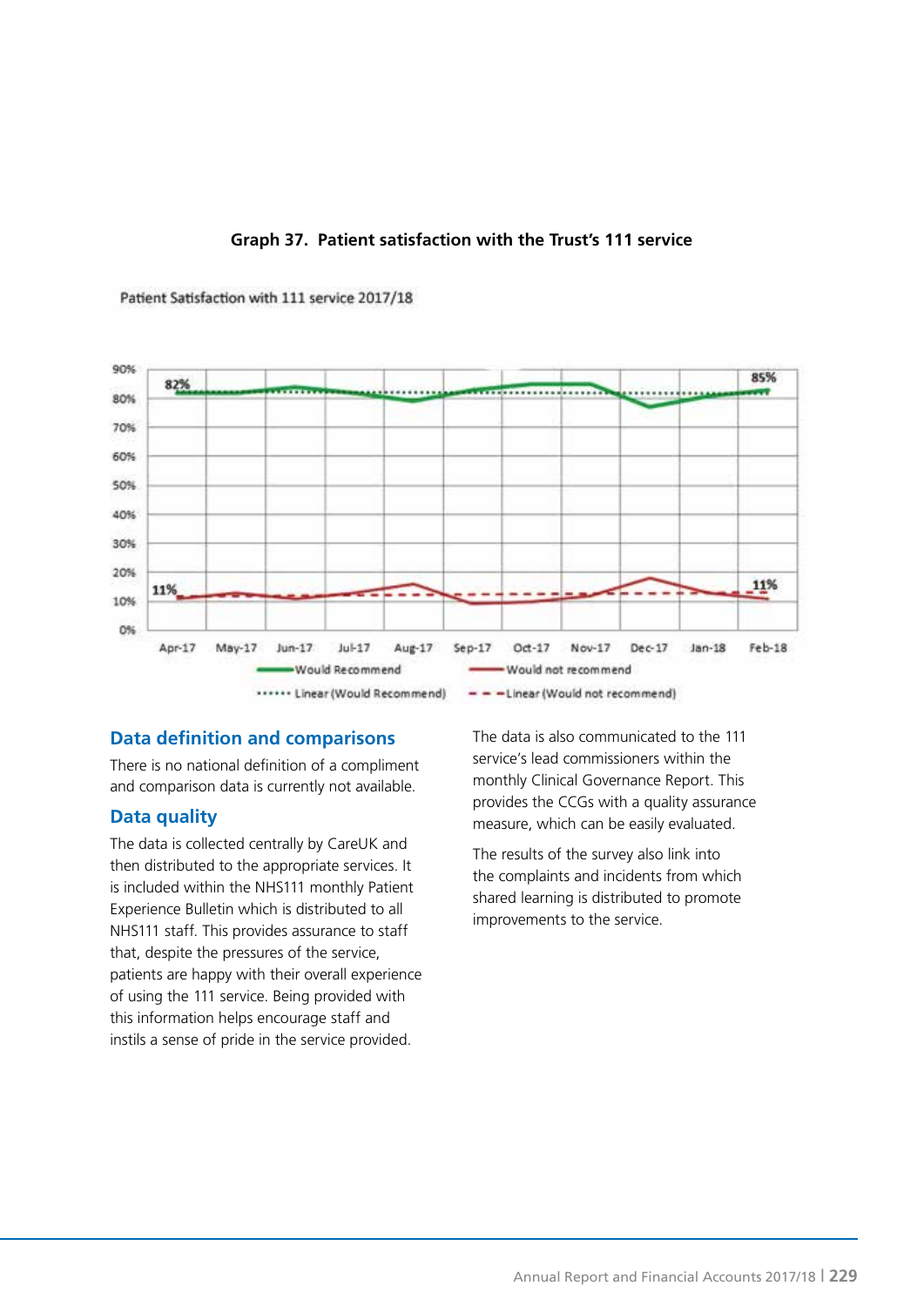**Graph 37. Patient satisfaction with the Trust's 111 service**

## Data definition and comparisons

There is no national definition of a compliment and comparison data is currently not available.

## Data quality

The data is collected centrally by CareUK and then distributed to the appropriate services. It is included within the NHS111 monthly Patient Experience Bulletin which is distributed to all NHS111 staff. This provides assurance to staff that, despite the pressures of the service, patients are happy with their overall experience of using the 111 service. Being provided with this information helps encourage staff and instils a sense of pride in the service provided.

The data is also communicated to the 111 service's lead commissioners within the monthly Clinical Governance Report. This provides the CCGs with a quality assurance measure, which can be easily evaluated.

The results of the survey also link into the complaints and incidents from which shared learning is distributed to promote improvements to the service.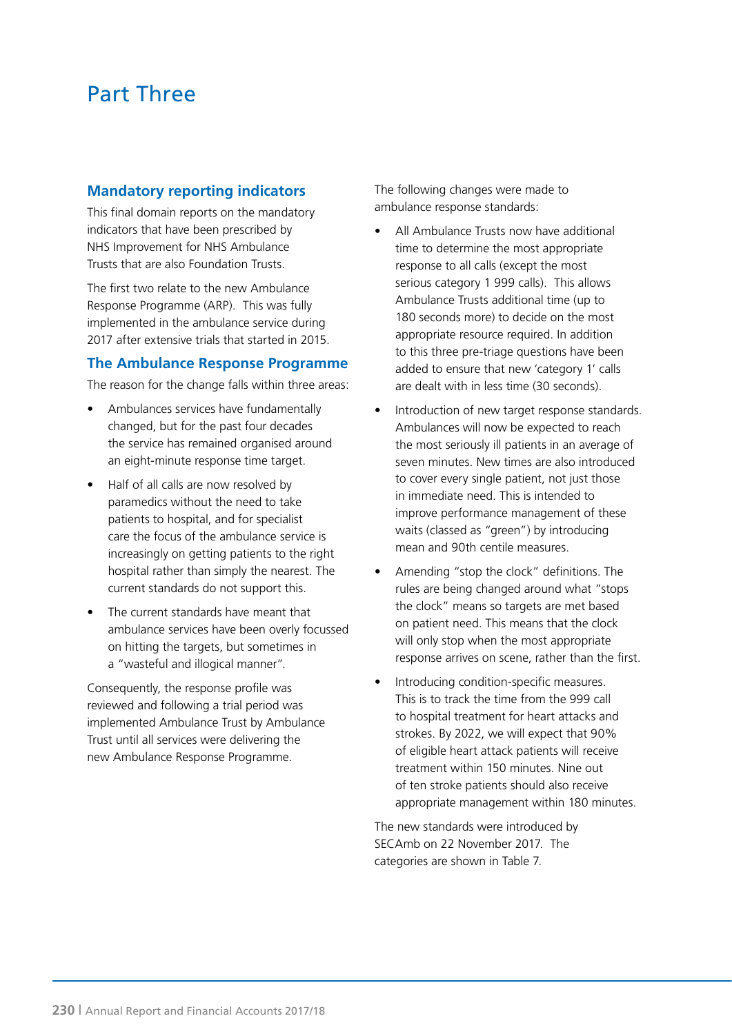# Part Three

## Mandatory reporting indicators

This final domain reports on the mandatory indicators that have been prescribed by NHS Improvement for NHS Ambulance Trusts that are also Foundation Trusts.

The first two relate to the new Ambulance Response Programme (ARP). This was fully implemented in the ambulance service during 2017 after extensive trials that started in 2015.

## The Ambulance Response Programme

The reason for the change falls within three areas:

- Ambulances services have fundamentally changed, but for the past four decades the service has remained organised around an eight-minute response time target.
- Half of all calls are now resolved by paramedics without the need to take patients to hospital, and for specialist care the focus of the ambulance service is increasingly on getting patients to the right hospital rather than simply the nearest. The current standards do not support this.
- The current standards have meant that ambulance services have been overly focussed on hitting the targets, but sometimes in a "wasteful and illogical manner".

Consequently, the response profile was reviewed and following a trial period was implemented Ambulance Trust by Ambulance Trust until all services were delivering the new Ambulance Response Programme.

The following changes were made to ambulance response standards:

- All Ambulance Trusts now have additional time to determine the most appropriate response to all calls (except the most serious category 1 999 calls). This allows Ambulance Trusts additional time (up to 180 seconds more) to decide on the most appropriate resource required. In addition to this three pre-triage questions have been added to ensure that new 'category 1' calls are dealt with in less time (30 seconds).
- Introduction of new target response standards. Ambulances will now be expected to reach the most seriously ill patients in an average of seven minutes. New times are also introduced to cover every single patient, not just those in immediate need. This is intended to improve performance management of these waits (classed as "green") by introducing mean and 90th centile measures.
- Amending "stop the clock" definitions. The rules are being changed around what "stops the clock" means so targets are met based on patient need. This means that the clock will only stop when the most appropriate response arrives on scene, rather than the first.
- Introducing condition-specific measures. This is to track the time from the 999 call to hospital treatment for heart attacks and strokes. By 2022, we will expect that 90% of eligible heart attack patients will receive treatment within 150 minutes. Nine out of ten stroke patients should also receive appropriate management within 180 minutes.

The new standards were introduced by SECAmb on 22 November 2017. The categories are shown in Table 7.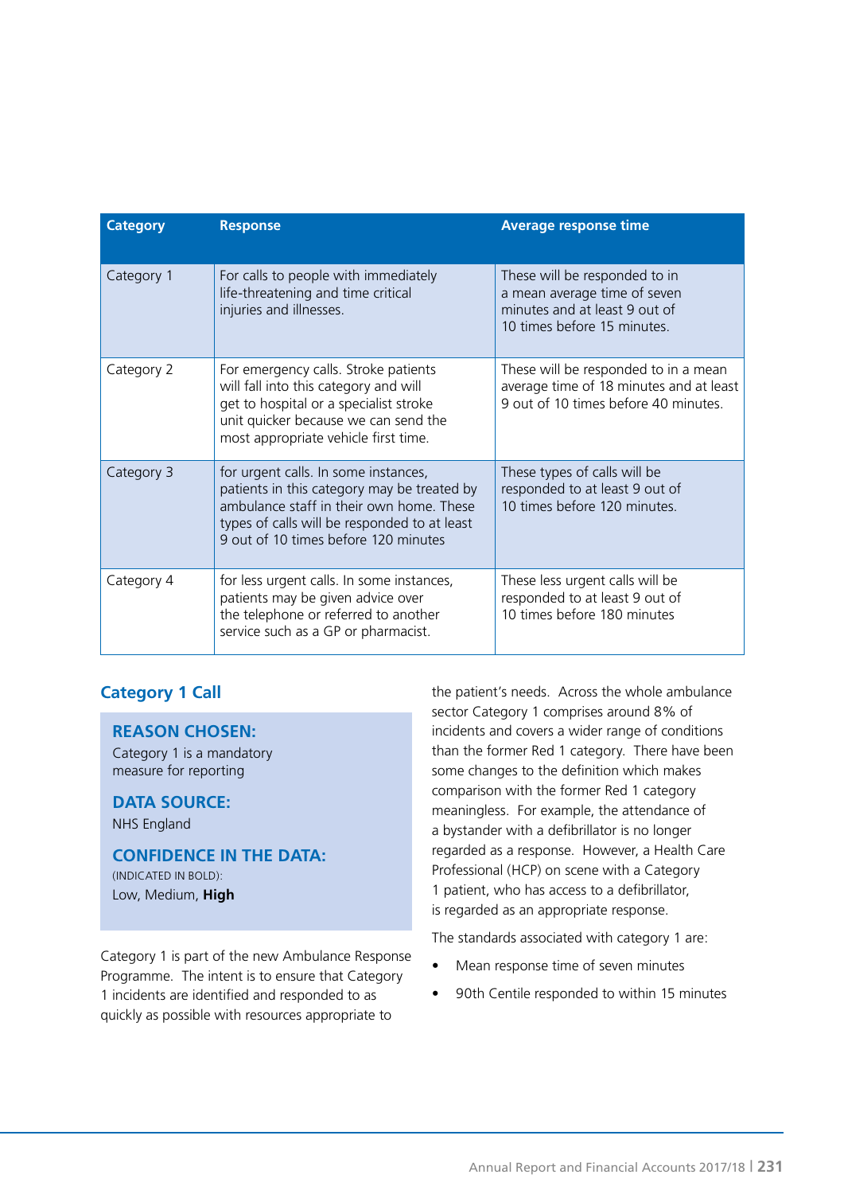| Category | Response | Average response time |
|---|---|---|
| Category 1 | For calls to people with immediately life-threatening and time critical injuries and illnesses. | These will be responded to in a mean average time of seven minutes and at least 9 out of 10 times before 15 minutes. |
| Category 2 | For emergency calls. Stroke patients will fall into this category and will get to hospital or a specialist stroke unit quicker because we can send the most appropriate vehicle first time. | These will be responded to in a mean average time of 18 minutes and at least 9 out of 10 times before 40 minutes. |
| Category 3 | for urgent calls. In some instances, patients in this category may be treated by ambulance staff in their own home. These types of calls will be responded to at least 9 out of 10 times before 120 minutes | These types of calls will be responded to at least 9 out of 10 times before 120 minutes. |
| Category 4 | for less urgent calls. In some instances, patients may be given advice over the telephone or referred to another service such as a GP or pharmacist. | These less urgent calls will be responded to at least 9 out of 10 times before 180 minutes |

## Category 1 Call

**REASON CHOSEN:**
Category 1 is a mandatory measure for reporting

**DATA SOURCE:**
NHS England

**CONFIDENCE IN THE DATA:**
(INDICATED IN BOLD):
Low, Medium, **High**

Category 1 is part of the new Ambulance Response Programme. The intent is to ensure that Category 1 incidents are identified and responded to as quickly as possible with resources appropriate to the patient's needs. Across the whole ambulance sector Category 1 comprises around 8% of incidents and covers a wider range of conditions than the former Red 1 category. There have been some changes to the definition which makes comparison with the former Red 1 category meaningless. For example, the attendance of a bystander with a defibrillator is no longer regarded as a response. However, a Health Care Professional (HCP) on scene with a Category 1 patient, who has access to a defibrillator, is regarded as an appropriate response.

The standards associated with category 1 are:

- Mean response time of seven minutes
- 90th Centile responded to within 15 minutes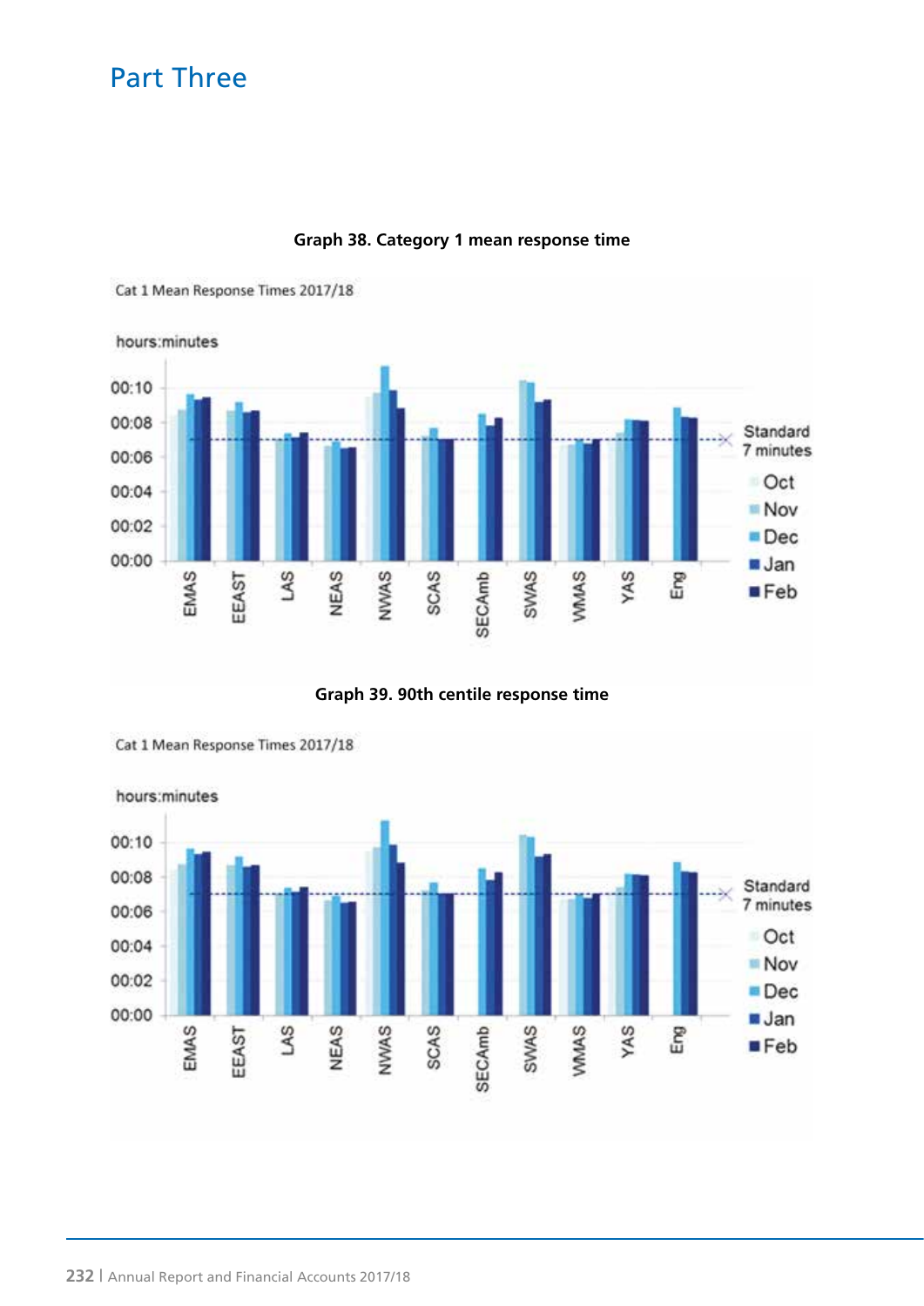# Part Three

**Graph 38. Category 1 mean response time**

Cat 1 Mean Response Times 2017/18

hours:minutes

00:10
00:08
00:06
00:04
00:02
00:00

EMAS EEAST LAS NEAS NWAS SCAS SECAmb SWAS WMAS YAS Eng

Standard 7 minutes

Oct
Nov
Dec
Jan
Feb

**Graph 39. 90th centile response time**

Cat 1 Mean Response Times 2017/18

hours:minutes

00:10
00:08
00:06
00:04
00:02
00:00

EMAS EEAST LAS NEAS NWAS SCAS SECAmb SWAS WMAS YAS Eng

Standard 7 minutes

Oct
Nov
Dec
Jan
Feb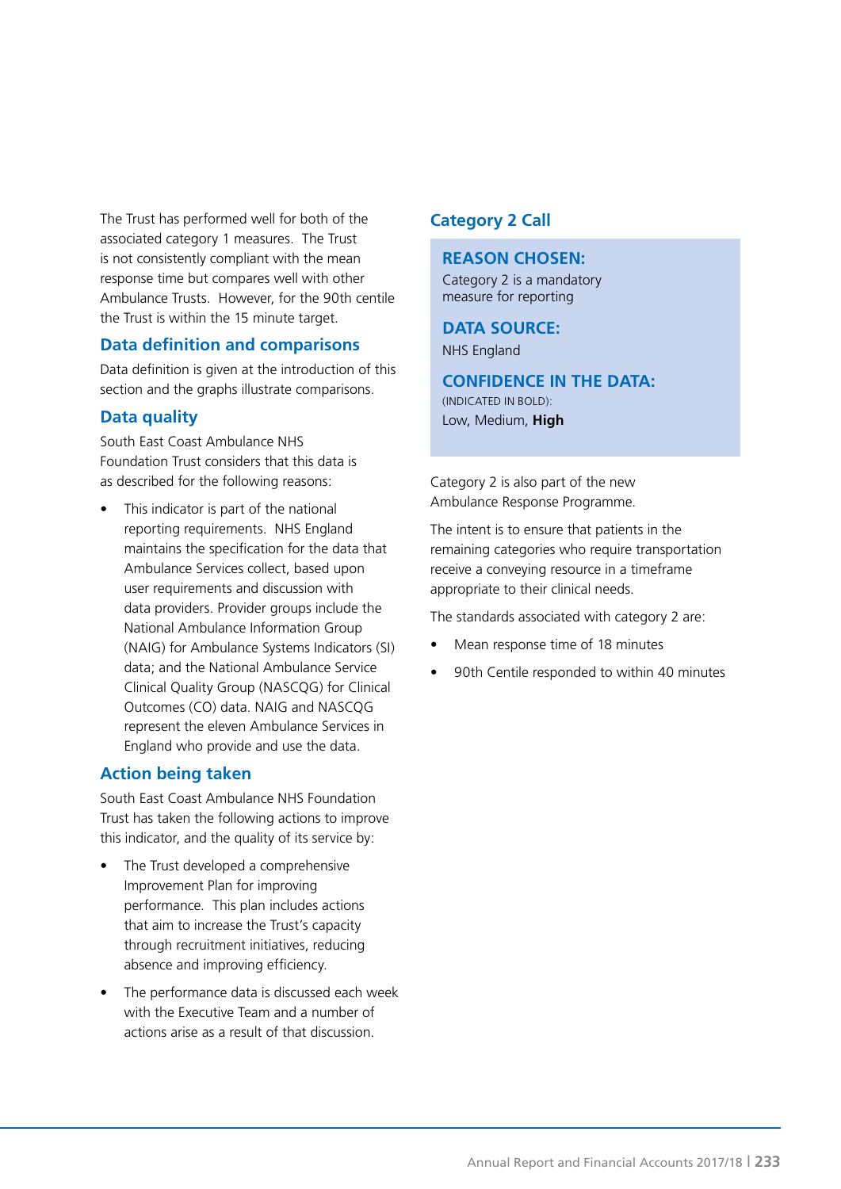The Trust has performed well for both of the associated category 1 measures. The Trust is not consistently compliant with the mean response time but compares well with other Ambulance Trusts. However, for the 90th centile the Trust is within the 15 minute target.

### Data definition and comparisons

Data definition is given at the introduction of this section and the graphs illustrate comparisons.

### Data quality

South East Coast Ambulance NHS Foundation Trust considers that this data is as described for the following reasons:

- This indicator is part of the national reporting requirements. NHS England maintains the specification for the data that Ambulance Services collect, based upon user requirements and discussion with data providers. Provider groups include the National Ambulance Information Group (NAIG) for Ambulance Systems Indicators (SI) data; and the National Ambulance Service Clinical Quality Group (NASCQG) for Clinical Outcomes (CO) data. NAIG and NASCQG represent the eleven Ambulance Services in England who provide and use the data.

### Action being taken

South East Coast Ambulance NHS Foundation Trust has taken the following actions to improve this indicator, and the quality of its service by:

- The Trust developed a comprehensive Improvement Plan for improving performance. This plan includes actions that aim to increase the Trust's capacity through recruitment initiatives, reducing absence and improving efficiency.
- The performance data is discussed each week with the Executive Team and a number of actions arise as a result of that discussion.

## Category 2 Call

**REASON CHOSEN:**
Category 2 is a mandatory measure for reporting

**DATA SOURCE:**
NHS England

**CONFIDENCE IN THE DATA:**
(INDICATED IN BOLD):
Low, Medium, **High**

Category 2 is also part of the new Ambulance Response Programme.

The intent is to ensure that patients in the remaining categories who require transportation receive a conveying resource in a timeframe appropriate to their clinical needs.

The standards associated with category 2 are:

- Mean response time of 18 minutes
- 90th Centile responded to within 40 minutes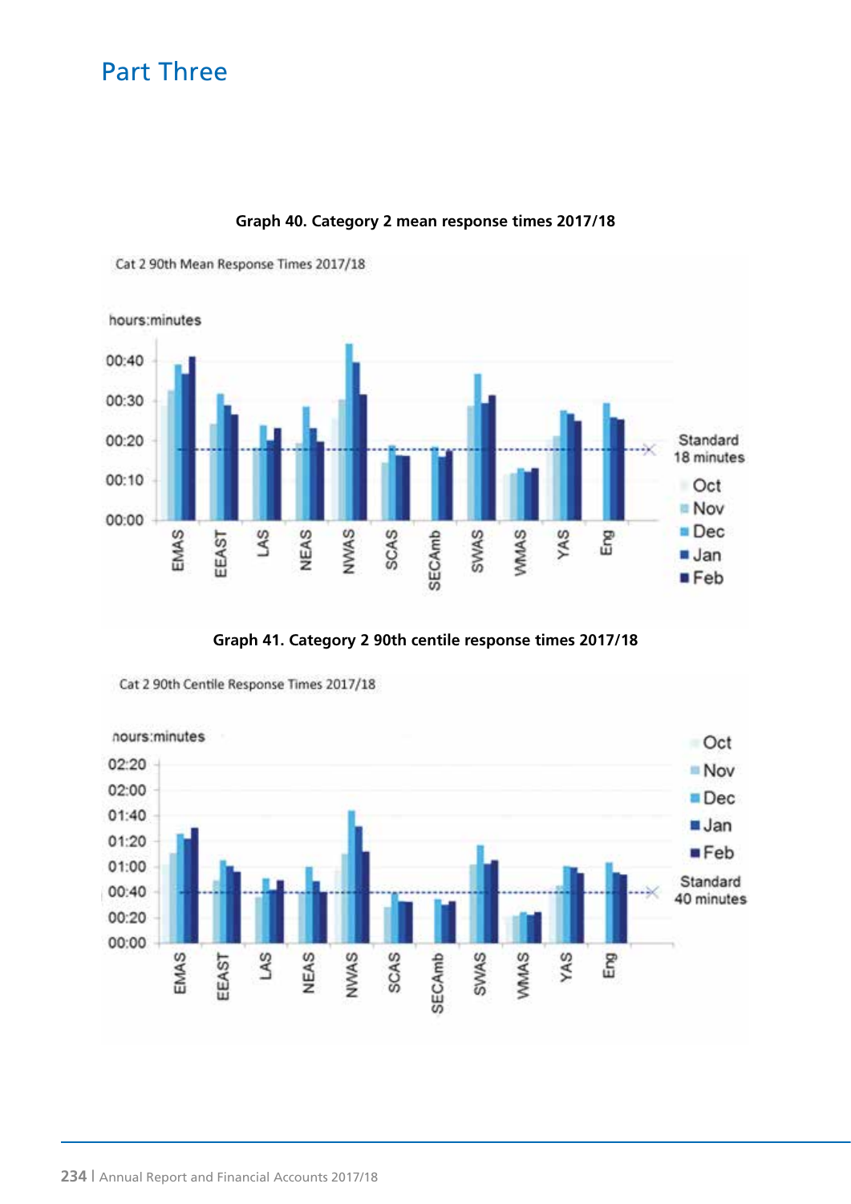# Part Three

**Graph 40. Category 2 mean response times 2017/18**

Cat 2 90th Mean Response Times 2017/18

hours:minutes

Standard 18 minutes

Oct, Nov, Dec, Jan, Feb

EMAS, EEAST, LAS, NEAS, NWAS, SCAS, SECAmb, SWAS, WMAS, YAS, Eng

**Graph 41. Category 2 90th centile response times 2017/18**

Cat 2 90th Centile Response Times 2017/18

hours:minutes

Oct, Nov, Dec, Jan, Feb

Standard 40 minutes

EMAS, EEAST, LAS, NEAS, NWAS, SCAS, SECAmb, SWAS, WMAS, YAS, Eng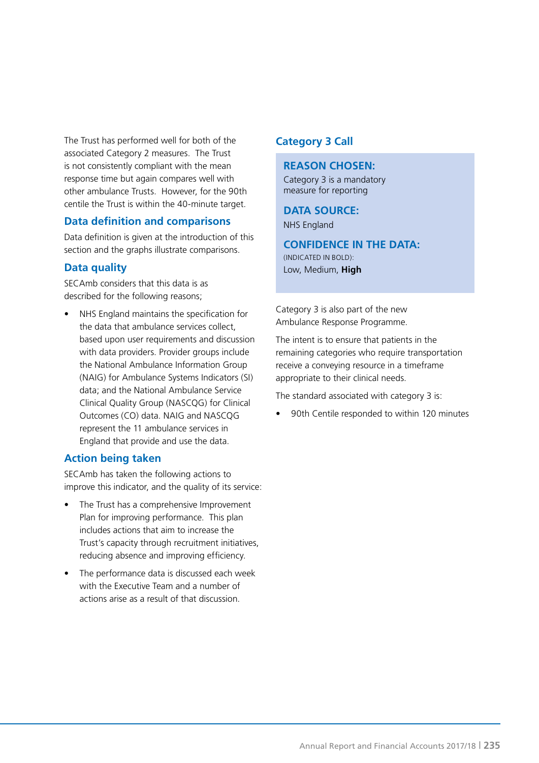The Trust has performed well for both of the associated Category 2 measures. The Trust is not consistently compliant with the mean response time but again compares well with other ambulance Trusts. However, for the 90th centile the Trust is within the 40-minute target.

### Data definition and comparisons

Data definition is given at the introduction of this section and the graphs illustrate comparisons.

### Data quality

SECAmb considers that this data is as described for the following reasons;

- NHS England maintains the specification for the data that ambulance services collect, based upon user requirements and discussion with data providers. Provider groups include the National Ambulance Information Group (NAIG) for Ambulance Systems Indicators (SI) data; and the National Ambulance Service Clinical Quality Group (NASCQG) for Clinical Outcomes (CO) data. NAIG and NASCQG represent the 11 ambulance services in England that provide and use the data.

### Action being taken

SECAmb has taken the following actions to improve this indicator, and the quality of its service:

- The Trust has a comprehensive Improvement Plan for improving performance. This plan includes actions that aim to increase the Trust's capacity through recruitment initiatives, reducing absence and improving efficiency.
- The performance data is discussed each week with the Executive Team and a number of actions arise as a result of that discussion.

## Category 3 Call

**REASON CHOSEN:**

Category 3 is a mandatory measure for reporting

**DATA SOURCE:**

NHS England

**CONFIDENCE IN THE DATA:**

(INDICATED IN BOLD):

Low, Medium, **High**

Category 3 is also part of the new Ambulance Response Programme.

The intent is to ensure that patients in the remaining categories who require transportation receive a conveying resource in a timeframe appropriate to their clinical needs.

The standard associated with category 3 is:

- 90th Centile responded to within 120 minutes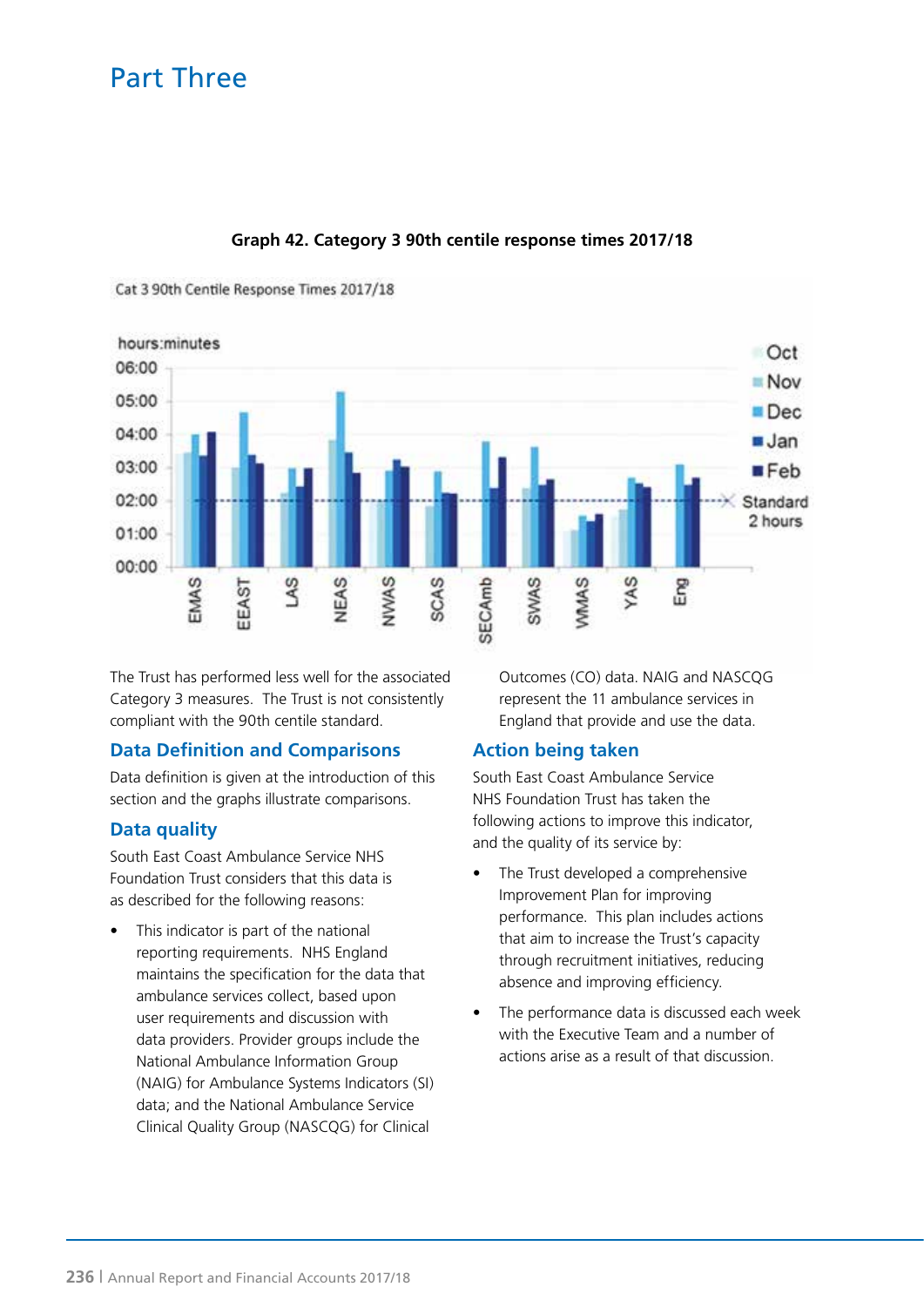# Part Three

**Graph 42. Category 3 90th centile response times 2017/18**

The Trust has performed less well for the associated Category 3 measures. The Trust is not consistently compliant with the 90th centile standard.

## Data Definition and Comparisons

Data definition is given at the introduction of this section and the graphs illustrate comparisons.

## Data quality

South East Coast Ambulance Service NHS Foundation Trust considers that this data is as described for the following reasons:

- This indicator is part of the national reporting requirements. NHS England maintains the specification for the data that ambulance services collect, based upon user requirements and discussion with data providers. Provider groups include the National Ambulance Information Group (NAIG) for Ambulance Systems Indicators (SI) data; and the National Ambulance Service Clinical Quality Group (NASCQG) for Clinical Outcomes (CO) data. NAIG and NASCQG represent the 11 ambulance services in England that provide and use the data.

## Action being taken

South East Coast Ambulance Service NHS Foundation Trust has taken the following actions to improve this indicator, and the quality of its service by:

- The Trust developed a comprehensive Improvement Plan for improving performance. This plan includes actions that aim to increase the Trust's capacity through recruitment initiatives, reducing absence and improving efficiency.
- The performance data is discussed each week with the Executive Team and a number of actions arise as a result of that discussion.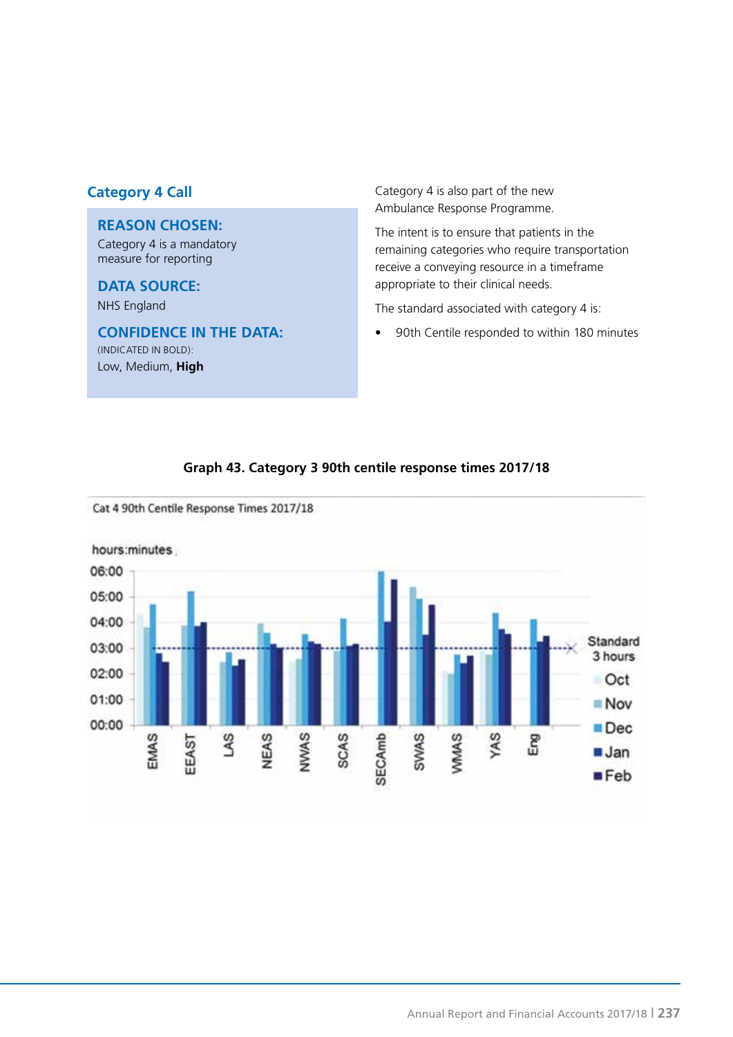## Category 4 Call

**REASON CHOSEN:**
Category 4 is a mandatory measure for reporting

**DATA SOURCE:**
NHS England

**CONFIDENCE IN THE DATA:**
(INDICATED IN BOLD):
Low, Medium, **High**

Category 4 is also part of the new Ambulance Response Programme.

The intent is to ensure that patients in the remaining categories who require transportation receive a conveying resource in a timeframe appropriate to their clinical needs.

The standard associated with category 4 is:

- 90th Centile responded to within 180 minutes

**Graph 43. Category 3 90th centile response times 2017/18**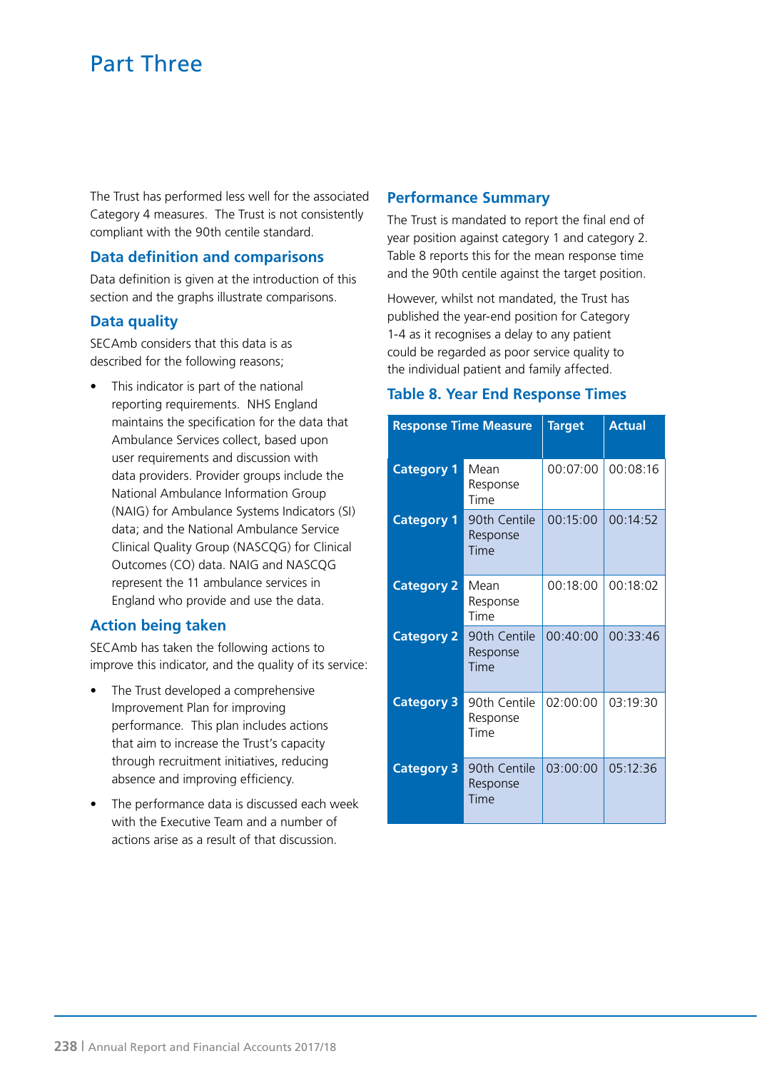# Part Three

The Trust has performed less well for the associated Category 4 measures. The Trust is not consistently compliant with the 90th centile standard.

## Data definition and comparisons

Data definition is given at the introduction of this section and the graphs illustrate comparisons.

## Data quality

SECAmb considers that this data is as described for the following reasons;

- This indicator is part of the national reporting requirements. NHS England maintains the specification for the data that Ambulance Services collect, based upon user requirements and discussion with data providers. Provider groups include the National Ambulance Information Group (NAIG) for Ambulance Systems Indicators (SI) data; and the National Ambulance Service Clinical Quality Group (NASCQG) for Clinical Outcomes (CO) data. NAIG and NASCQG represent the 11 ambulance services in England who provide and use the data.

## Action being taken

SECAmb has taken the following actions to improve this indicator, and the quality of its service:

- The Trust developed a comprehensive Improvement Plan for improving performance. This plan includes actions that aim to increase the Trust's capacity through recruitment initiatives, reducing absence and improving efficiency.
- The performance data is discussed each week with the Executive Team and a number of actions arise as a result of that discussion.

## Performance Summary

The Trust is mandated to report the final end of year position against category 1 and category 2. Table 8 reports this for the mean response time and the 90th centile against the target position.

However, whilst not mandated, the Trust has published the year-end position for Category 1-4 as it recognises a delay to any patient could be regarded as poor service quality to the individual patient and family affected.

## Table 8. Year End Response Times

| Response Time Measure | | Target | Actual |
|---|---|---|---|
| Category 1 | Mean Response Time | 00:07:00 | 00:08:16 |
| Category 1 | 90th Centile Response Time | 00:15:00 | 00:14:52 |
| Category 2 | Mean Response Time | 00:18:00 | 00:18:02 |
| Category 2 | 90th Centile Response Time | 00:40:00 | 00:33:46 |
| Category 3 | 90th Centile Response Time | 02:00:00 | 03:19:30 |
| Category 3 | 90th Centile Response Time | 03:00:00 | 05:12:36 |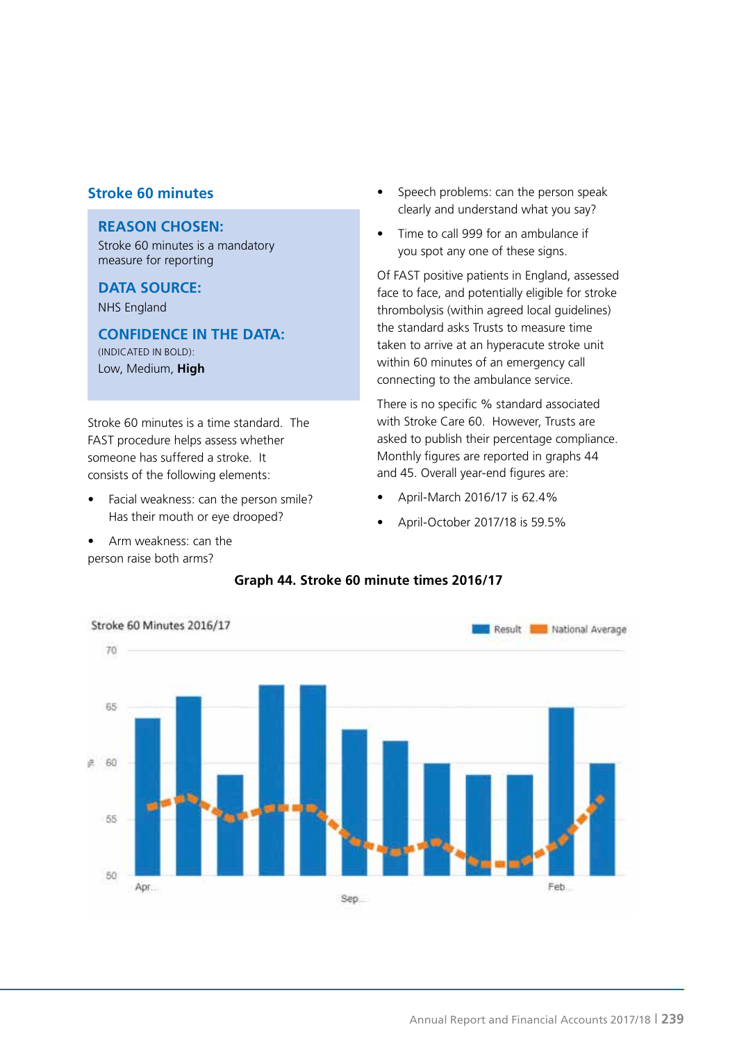## Stroke 60 minutes

**REASON CHOSEN:**
Stroke 60 minutes is a mandatory measure for reporting

**DATA SOURCE:**
NHS England

**CONFIDENCE IN THE DATA:**
(INDICATED IN BOLD):
Low, Medium, **High**

Stroke 60 minutes is a time standard. The FAST procedure helps assess whether someone has suffered a stroke. It consists of the following elements:

- Facial weakness: can the person smile? Has their mouth or eye drooped?
- Arm weakness: can the person raise both arms?
- Speech problems: can the person speak clearly and understand what you say?
- Time to call 999 for an ambulance if you spot any one of these signs.

Of FAST positive patients in England, assessed face to face, and potentially eligible for stroke thrombolysis (within agreed local guidelines) the standard asks Trusts to measure time taken to arrive at an hyperacute stroke unit within 60 minutes of an emergency call connecting to the ambulance service.

There is no specific % standard associated with Stroke Care 60. However, Trusts are asked to publish their percentage compliance. Monthly figures are reported in graphs 44 and 45. Overall year-end figures are:

- April-March 2016/17 is 62.4%
- April-October 2017/18 is 59.5%

**Graph 44. Stroke 60 minute times 2016/17**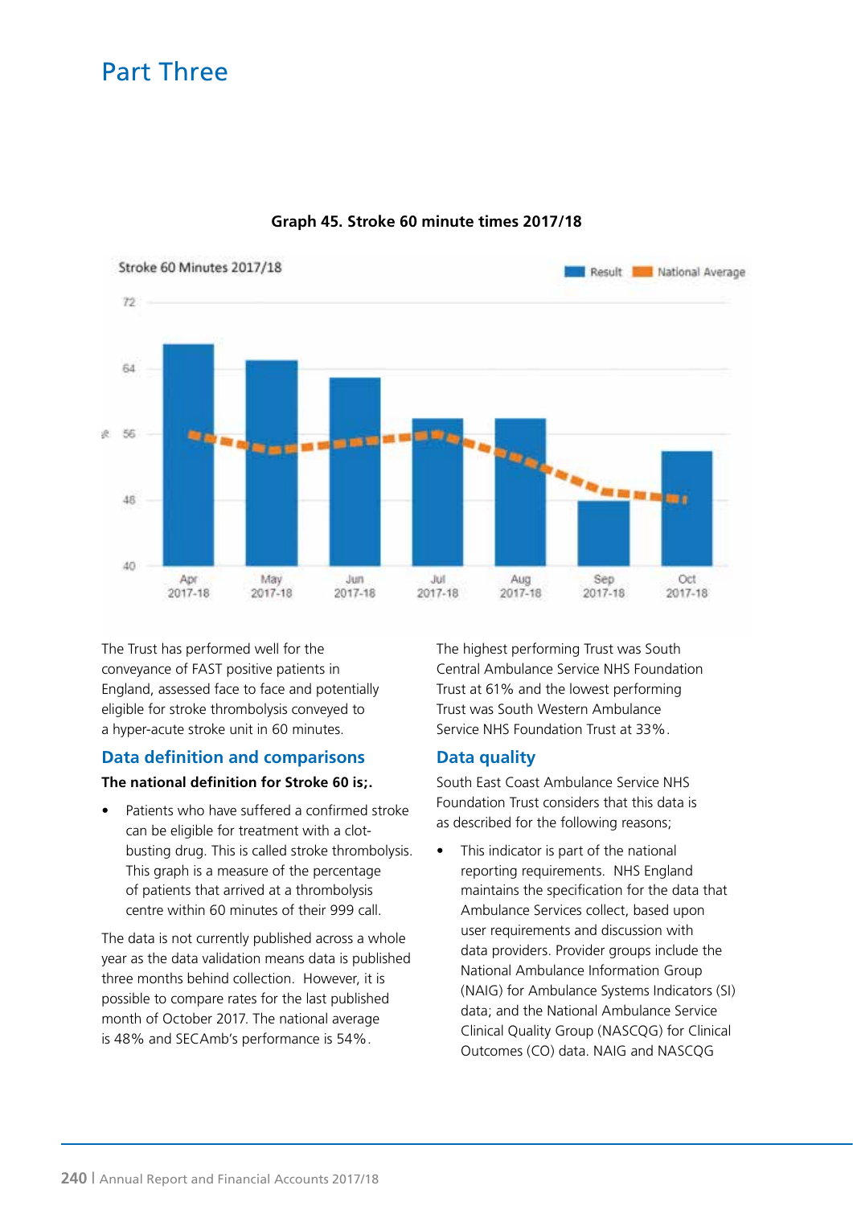# Part Three

**Graph 45. Stroke 60 minute times 2017/18**

The Trust has performed well for the conveyance of FAST positive patients in England, assessed face to face and potentially eligible for stroke thrombolysis conveyed to a hyper-acute stroke unit in 60 minutes.

## Data definition and comparisons

**The national definition for Stroke 60 is;.**

- Patients who have suffered a confirmed stroke can be eligible for treatment with a clot-busting drug. This is called stroke thrombolysis. This graph is a measure of the percentage of patients that arrived at a thrombolysis centre within 60 minutes of their 999 call.

The data is not currently published across a whole year as the data validation means data is published three months behind collection. However, it is possible to compare rates for the last published month of October 2017. The national average is 48% and SECAmb's performance is 54%.

The highest performing Trust was South Central Ambulance Service NHS Foundation Trust at 61% and the lowest performing Trust was South Western Ambulance Service NHS Foundation Trust at 33%.

## Data quality

South East Coast Ambulance Service NHS Foundation Trust considers that this data is as described for the following reasons;

- This indicator is part of the national reporting requirements. NHS England maintains the specification for the data that Ambulance Services collect, based upon user requirements and discussion with data providers. Provider groups include the National Ambulance Information Group (NAIG) for Ambulance Systems Indicators (SI) data; and the National Ambulance Service Clinical Quality Group (NASCQG) for Clinical Outcomes (CO) data. NAIG and NASCQG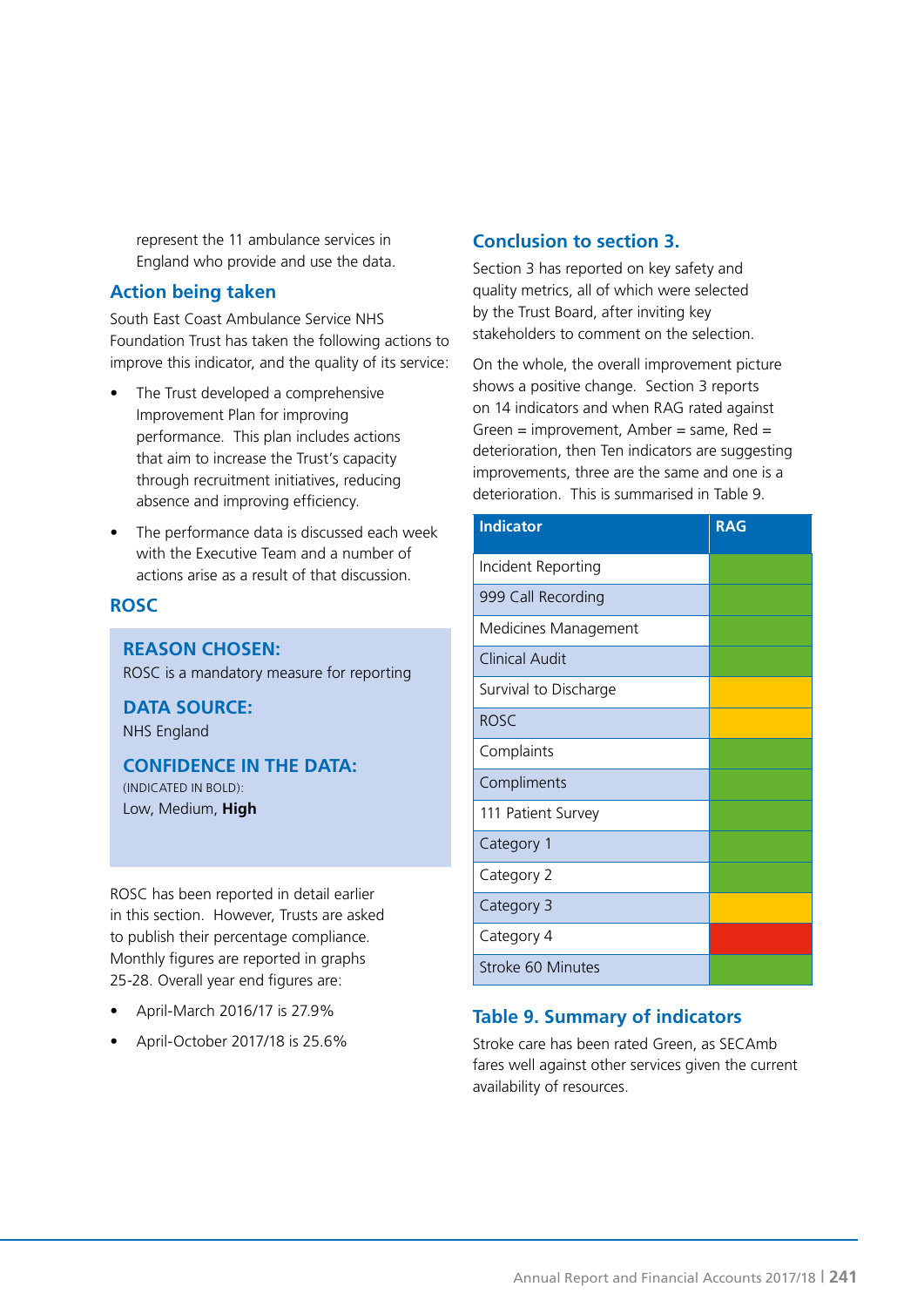represent the 11 ambulance services in England who provide and use the data.

### Action being taken

South East Coast Ambulance Service NHS Foundation Trust has taken the following actions to improve this indicator, and the quality of its service:

- The Trust developed a comprehensive Improvement Plan for improving performance. This plan includes actions that aim to increase the Trust's capacity through recruitment initiatives, reducing absence and improving efficiency.
- The performance data is discussed each week with the Executive Team and a number of actions arise as a result of that discussion.

### ROSC

**REASON CHOSEN:**
ROSC is a mandatory measure for reporting

**DATA SOURCE:**
NHS England

**CONFIDENCE IN THE DATA:**
(INDICATED IN BOLD):
Low, Medium, **High**

ROSC has been reported in detail earlier in this section. However, Trusts are asked to publish their percentage compliance. Monthly figures are reported in graphs 25-28. Overall year end figures are:

- April-March 2016/17 is 27.9%
- April-October 2017/18 is 25.6%

### Conclusion to section 3.

Section 3 has reported on key safety and quality metrics, all of which were selected by the Trust Board, after inviting key stakeholders to comment on the selection.

On the whole, the overall improvement picture shows a positive change. Section 3 reports on 14 indicators and when RAG rated against Green = improvement, Amber = same, Red = deterioration, then Ten indicators are suggesting improvements, three are the same and one is a deterioration. This is summarised in Table 9.

| Indicator | RAG |
|---|---|
| Incident Reporting | Green |
| 999 Call Recording | Green |
| Medicines Management | Green |
| Clinical Audit | Green |
| Survival to Discharge | Amber |
| ROSC | Amber |
| Complaints | Green |
| Compliments | Green |
| 111 Patient Survey | Green |
| Category 1 | Green |
| Category 2 | Green |
| Category 3 | Amber |
| Category 4 | Red |
| Stroke 60 Minutes | Green |

### Table 9. Summary of indicators

Stroke care has been rated Green, as SECAmb fares well against other services given the current availability of resources.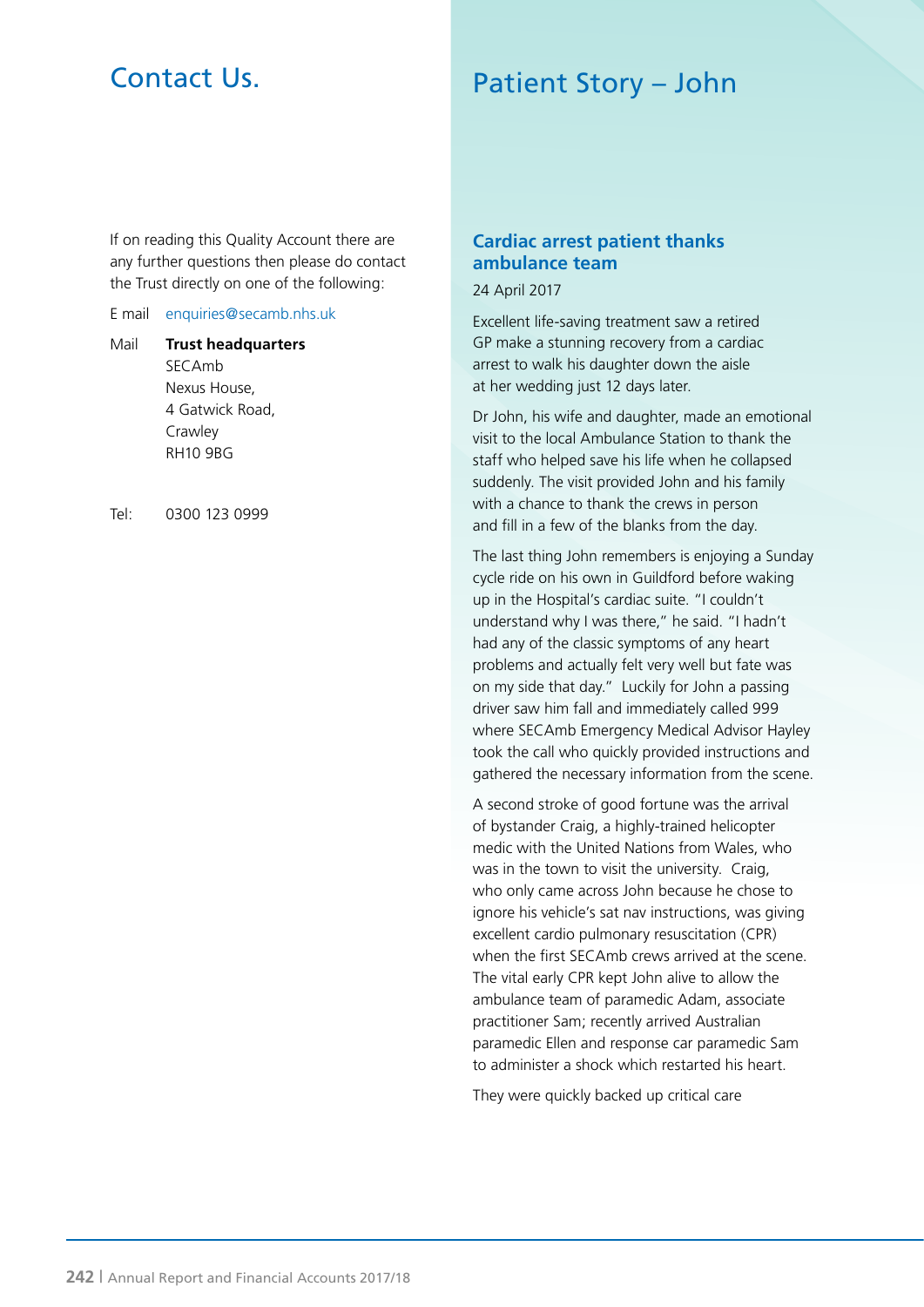# Contact Us.

If on reading this Quality Account there are any further questions then please do contact the Trust directly on one of the following:

E mail enquiries@secamb.nhs.uk

Mail **Trust headquarters**
SECAmb
Nexus House,
4 Gatwick Road,
Crawley
RH10 9BG

Tel: 0300 123 0999

# Patient Story – John

## Cardiac arrest patient thanks ambulance team

24 April 2017

Excellent life-saving treatment saw a retired GP make a stunning recovery from a cardiac arrest to walk his daughter down the aisle at her wedding just 12 days later.

Dr John, his wife and daughter, made an emotional visit to the local Ambulance Station to thank the staff who helped save his life when he collapsed suddenly. The visit provided John and his family with a chance to thank the crews in person and fill in a few of the blanks from the day.

The last thing John remembers is enjoying a Sunday cycle ride on his own in Guildford before waking up in the Hospital's cardiac suite. "I couldn't understand why I was there," he said. "I hadn't had any of the classic symptoms of any heart problems and actually felt very well but fate was on my side that day." Luckily for John a passing driver saw him fall and immediately called 999 where SECAmb Emergency Medical Advisor Hayley took the call who quickly provided instructions and gathered the necessary information from the scene.

A second stroke of good fortune was the arrival of bystander Craig, a highly-trained helicopter medic with the United Nations from Wales, who was in the town to visit the university. Craig, who only came across John because he chose to ignore his vehicle's sat nav instructions, was giving excellent cardio pulmonary resuscitation (CPR) when the first SECAmb crews arrived at the scene. The vital early CPR kept John alive to allow the ambulance team of paramedic Adam, associate practitioner Sam; recently arrived Australian paramedic Ellen and response car paramedic Sam to administer a shock which restarted his heart.

They were quickly backed up critical care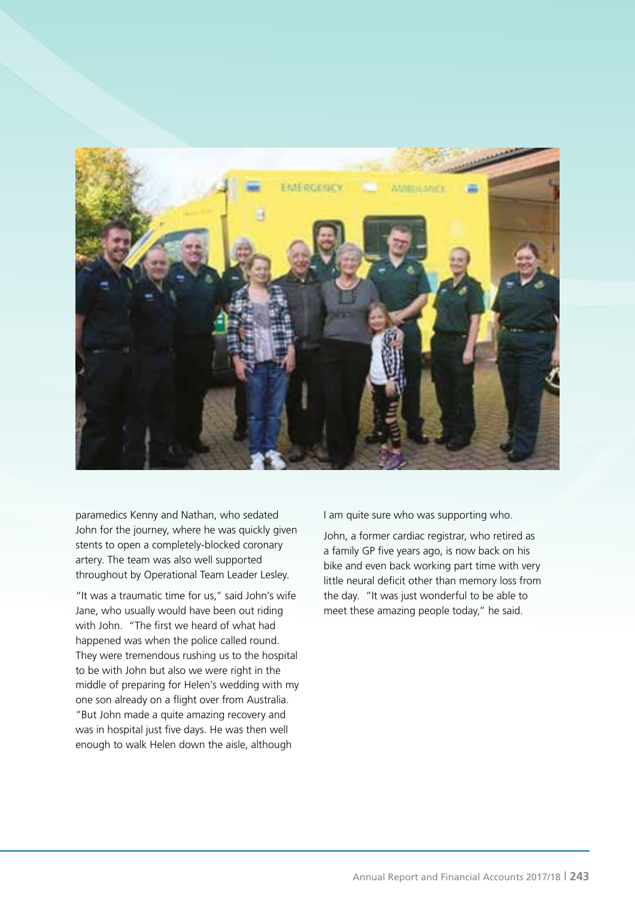paramedics Kenny and Nathan, who sedated John for the journey, where he was quickly given stents to open a completely-blocked coronary artery. The team was also well supported throughout by Operational Team Leader Lesley.

"It was a traumatic time for us," said John's wife Jane, who usually would have been out riding with John. "The first we heard of what had happened was when the police called round. They were tremendous rushing us to the hospital to be with John but also we were right in the middle of preparing for Helen's wedding with my one son already on a flight over from Australia.

"But John made a quite amazing recovery and was in hospital just five days. He was then well enough to walk Helen down the aisle, although I am quite sure who was supporting who.

John, a former cardiac registrar, who retired as a family GP five years ago, is now back on his bike and even back working part time with very little neural deficit other than memory loss from the day. "It was just wonderful to be able to meet these amazing people today," he said.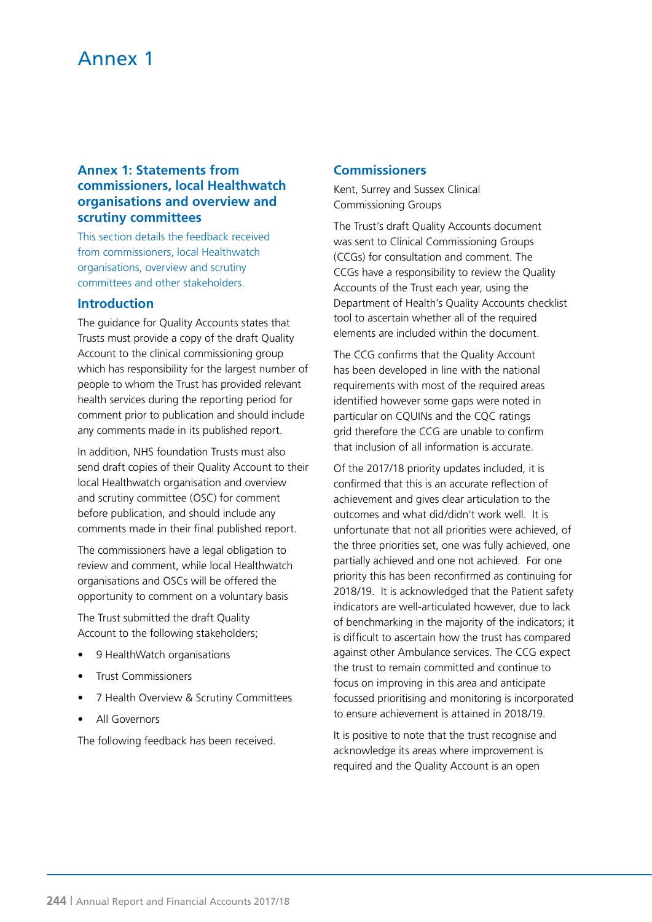# Annex 1

## Annex 1: Statements from commissioners, local Healthwatch organisations and overview and scrutiny committees

This section details the feedback received from commissioners, local Healthwatch organisations, overview and scrutiny committees and other stakeholders.

### Introduction

The guidance for Quality Accounts states that Trusts must provide a copy of the draft Quality Account to the clinical commissioning group which has responsibility for the largest number of people to whom the Trust has provided relevant health services during the reporting period for comment prior to publication and should include any comments made in its published report.

In addition, NHS foundation Trusts must also send draft copies of their Quality Account to their local Healthwatch organisation and overview and scrutiny committee (OSC) for comment before publication, and should include any comments made in their final published report.

The commissioners have a legal obligation to review and comment, while local Healthwatch organisations and OSCs will be offered the opportunity to comment on a voluntary basis

The Trust submitted the draft Quality Account to the following stakeholders;

- 9 HealthWatch organisations
- Trust Commissioners
- 7 Health Overview & Scrutiny Committees
- All Governors

The following feedback has been received.

### Commissioners

Kent, Surrey and Sussex Clinical Commissioning Groups

The Trust's draft Quality Accounts document was sent to Clinical Commissioning Groups (CCGs) for consultation and comment. The CCGs have a responsibility to review the Quality Accounts of the Trust each year, using the Department of Health's Quality Accounts checklist tool to ascertain whether all of the required elements are included within the document.

The CCG confirms that the Quality Account has been developed in line with the national requirements with most of the required areas identified however some gaps were noted in particular on CQUINs and the CQC ratings grid therefore the CCG are unable to confirm that inclusion of all information is accurate.

Of the 2017/18 priority updates included, it is confirmed that this is an accurate reflection of achievement and gives clear articulation to the outcomes and what did/didn't work well. It is unfortunate that not all priorities were achieved, of the three priorities set, one was fully achieved, one partially achieved and one not achieved. For one priority this has been reconfirmed as continuing for 2018/19. It is acknowledged that the Patient safety indicators are well-articulated however, due to lack of benchmarking in the majority of the indicators; it is difficult to ascertain how the trust has compared against other Ambulance services. The CCG expect the trust to remain committed and continue to focus on improving in this area and anticipate focussed prioritising and monitoring is incorporated to ensure achievement is attained in 2018/19.

It is positive to note that the trust recognise and acknowledge its areas where improvement is required and the Quality Account is an open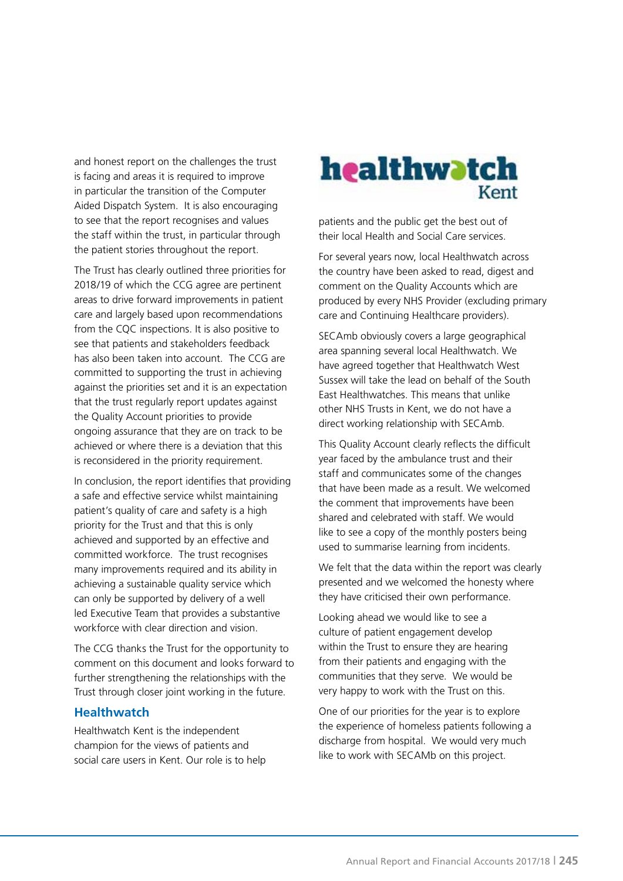and honest report on the challenges the trust is facing and areas it is required to improve in particular the transition of the Computer Aided Dispatch System. It is also encouraging to see that the report recognises and values the staff within the trust, in particular through the patient stories throughout the report.

The Trust has clearly outlined three priorities for 2018/19 of which the CCG agree are pertinent areas to drive forward improvements in patient care and largely based upon recommendations from the CQC inspections. It is also positive to see that patients and stakeholders feedback has also been taken into account. The CCG are committed to supporting the trust in achieving against the priorities set and it is an expectation that the trust regularly report updates against the Quality Account priorities to provide ongoing assurance that they are on track to be achieved or where there is a deviation that this is reconsidered in the priority requirement.

In conclusion, the report identifies that providing a safe and effective service whilst maintaining patient's quality of care and safety is a high priority for the Trust and that this is only achieved and supported by an effective and committed workforce. The trust recognises many improvements required and its ability in achieving a sustainable quality service which can only be supported by delivery of a well led Executive Team that provides a substantive workforce with clear direction and vision.

The CCG thanks the Trust for the opportunity to comment on this document and looks forward to further strengthening the relationships with the Trust through closer joint working in the future.

## Healthwatch

Healthwatch Kent is the independent champion for the views of patients and social care users in Kent. Our role is to help patients and the public get the best out of their local Health and Social Care services.

For several years now, local Healthwatch across the country have been asked to read, digest and comment on the Quality Accounts which are produced by every NHS Provider (excluding primary care and Continuing Healthcare providers).

SECAmb obviously covers a large geographical area spanning several local Healthwatch. We have agreed together that Healthwatch West Sussex will take the lead on behalf of the South East Healthwatches. This means that unlike other NHS Trusts in Kent, we do not have a direct working relationship with SECAmb.

This Quality Account clearly reflects the difficult year faced by the ambulance trust and their staff and communicates some of the changes that have been made as a result. We welcomed the comment that improvements have been shared and celebrated with staff. We would like to see a copy of the monthly posters being used to summarise learning from incidents.

We felt that the data within the report was clearly presented and we welcomed the honesty where they have criticised their own performance.

Looking ahead we would like to see a culture of patient engagement develop within the Trust to ensure they are hearing from their patients and engaging with the communities that they serve. We would be very happy to work with the Trust on this.

One of our priorities for the year is to explore the experience of homeless patients following a discharge from hospital. We would very much like to work with SECAMb on this project.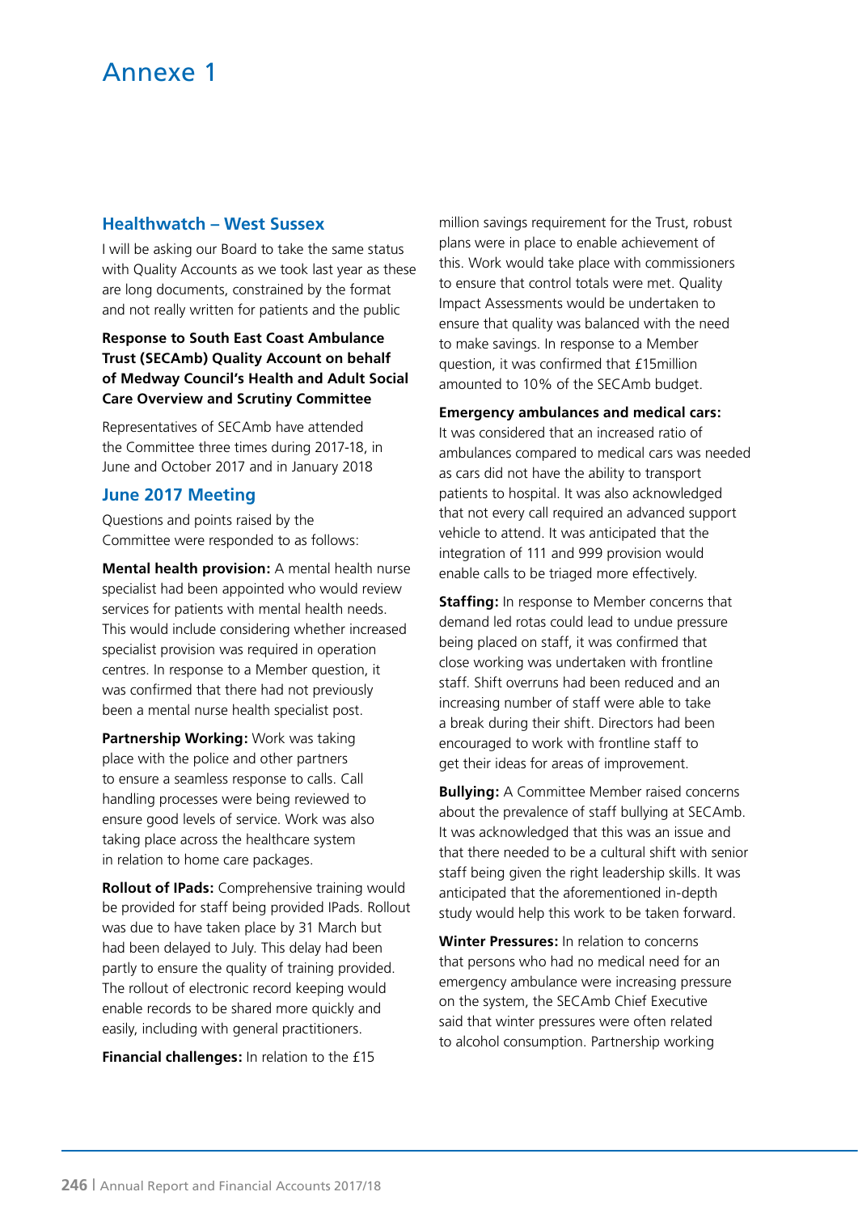# Annexe 1

## Healthwatch – West Sussex

I will be asking our Board to take the same status with Quality Accounts as we took last year as these are long documents, constrained by the format and not really written for patients and the public

**Response to South East Coast Ambulance Trust (SECAmb) Quality Account on behalf of Medway Council's Health and Adult Social Care Overview and Scrutiny Committee**

Representatives of SECAmb have attended the Committee three times during 2017-18, in June and October 2017 and in January 2018

## June 2017 Meeting

Questions and points raised by the Committee were responded to as follows:

**Mental health provision:** A mental health nurse specialist had been appointed who would review services for patients with mental health needs. This would include considering whether increased specialist provision was required in operation centres. In response to a Member question, it was confirmed that there had not previously been a mental nurse health specialist post.

**Partnership Working:** Work was taking place with the police and other partners to ensure a seamless response to calls. Call handling processes were being reviewed to ensure good levels of service. Work was also taking place across the healthcare system in relation to home care packages.

**Rollout of IPads:** Comprehensive training would be provided for staff being provided IPads. Rollout was due to have taken place by 31 March but had been delayed to July. This delay had been partly to ensure the quality of training provided. The rollout of electronic record keeping would enable records to be shared more quickly and easily, including with general practitioners.

**Financial challenges:** In relation to the £15 million savings requirement for the Trust, robust plans were in place to enable achievement of this. Work would take place with commissioners to ensure that control totals were met. Quality Impact Assessments would be undertaken to ensure that quality was balanced with the need to make savings. In response to a Member question, it was confirmed that £15million amounted to 10% of the SECAmb budget.

**Emergency ambulances and medical cars:** It was considered that an increased ratio of ambulances compared to medical cars was needed as cars did not have the ability to transport patients to hospital. It was also acknowledged that not every call required an advanced support vehicle to attend. It was anticipated that the integration of 111 and 999 provision would enable calls to be triaged more effectively.

**Staffing:** In response to Member concerns that demand led rotas could lead to undue pressure being placed on staff, it was confirmed that close working was undertaken with frontline staff. Shift overruns had been reduced and an increasing number of staff were able to take a break during their shift. Directors had been encouraged to work with frontline staff to get their ideas for areas of improvement.

**Bullying:** A Committee Member raised concerns about the prevalence of staff bullying at SECAmb. It was acknowledged that this was an issue and that there needed to be a cultural shift with senior staff being given the right leadership skills. It was anticipated that the aforementioned in-depth study would help this work to be taken forward.

**Winter Pressures:** In relation to concerns that persons who had no medical need for an emergency ambulance were increasing pressure on the system, the SECAmb Chief Executive said that winter pressures were often related to alcohol consumption. Partnership working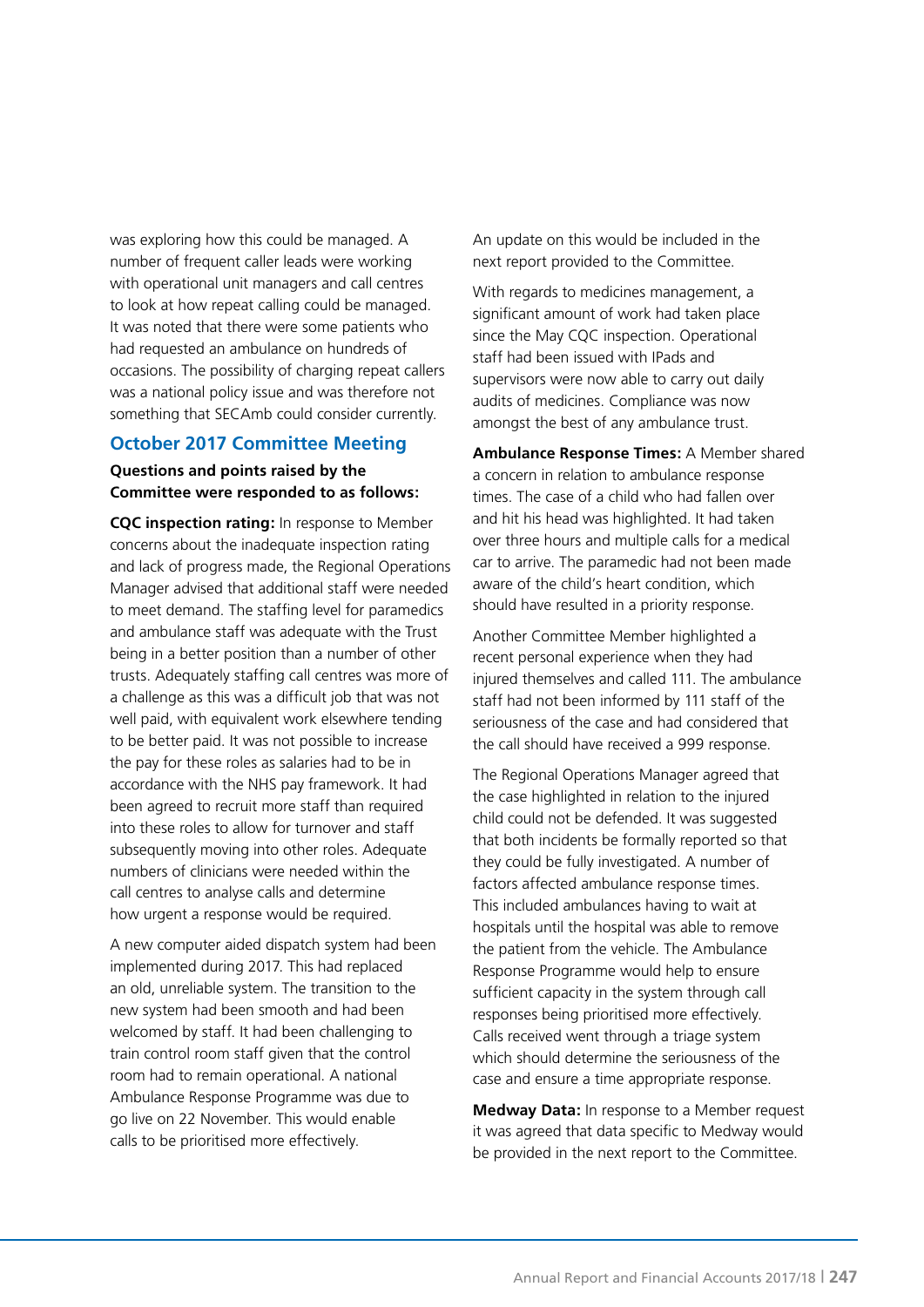was exploring how this could be managed. A number of frequent caller leads were working with operational unit managers and call centres to look at how repeat calling could be managed. It was noted that there were some patients who had requested an ambulance on hundreds of occasions. The possibility of charging repeat callers was a national policy issue and was therefore not something that SECAmb could consider currently.

## October 2017 Committee Meeting

**Questions and points raised by the Committee were responded to as follows:**

**CQC inspection rating:** In response to Member concerns about the inadequate inspection rating and lack of progress made, the Regional Operations Manager advised that additional staff were needed to meet demand. The staffing level for paramedics and ambulance staff was adequate with the Trust being in a better position than a number of other trusts. Adequately staffing call centres was more of a challenge as this was a difficult job that was not well paid, with equivalent work elsewhere tending to be better paid. It was not possible to increase the pay for these roles as salaries had to be in accordance with the NHS pay framework. It had been agreed to recruit more staff than required into these roles to allow for turnover and staff subsequently moving into other roles. Adequate numbers of clinicians were needed within the call centres to analyse calls and determine how urgent a response would be required.

A new computer aided dispatch system had been implemented during 2017. This had replaced an old, unreliable system. The transition to the new system had been smooth and had been welcomed by staff. It had been challenging to train control room staff given that the control room had to remain operational. A national Ambulance Response Programme was due to go live on 22 November. This would enable calls to be prioritised more effectively. An update on this would be included in the next report provided to the Committee.

With regards to medicines management, a significant amount of work had taken place since the May CQC inspection. Operational staff had been issued with IPads and supervisors were now able to carry out daily audits of medicines. Compliance was now amongst the best of any ambulance trust.

**Ambulance Response Times:** A Member shared a concern in relation to ambulance response times. The case of a child who had fallen over and hit his head was highlighted. It had taken over three hours and multiple calls for a medical car to arrive. The paramedic had not been made aware of the child's heart condition, which should have resulted in a priority response.

Another Committee Member highlighted a recent personal experience when they had injured themselves and called 111. The ambulance staff had not been informed by 111 staff of the seriousness of the case and had considered that the call should have received a 999 response.

The Regional Operations Manager agreed that the case highlighted in relation to the injured child could not be defended. It was suggested that both incidents be formally reported so that they could be fully investigated. A number of factors affected ambulance response times. This included ambulances having to wait at hospitals until the hospital was able to remove the patient from the vehicle. The Ambulance Response Programme would help to ensure sufficient capacity in the system through call responses being prioritised more effectively. Calls received went through a triage system which should determine the seriousness of the case and ensure a time appropriate response.

**Medway Data:** In response to a Member request it was agreed that data specific to Medway would be provided in the next report to the Committee.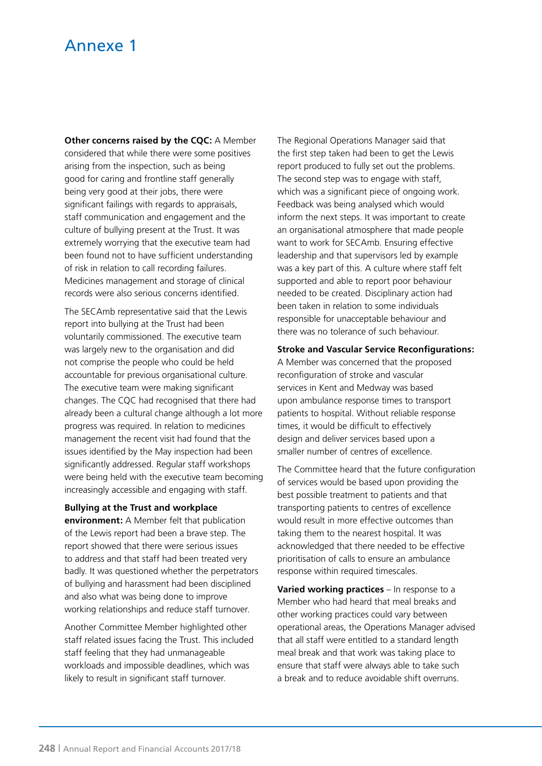# Annexe 1

**Other concerns raised by the CQC:** A Member considered that while there were some positives arising from the inspection, such as being good for caring and frontline staff generally being very good at their jobs, there were significant failings with regards to appraisals, staff communication and engagement and the culture of bullying present at the Trust. It was extremely worrying that the executive team had been found not to have sufficient understanding of risk in relation to call recording failures. Medicines management and storage of clinical records were also serious concerns identified.

The SECAmb representative said that the Lewis report into bullying at the Trust had been voluntarily commissioned. The executive team was largely new to the organisation and did not comprise the people who could be held accountable for previous organisational culture. The executive team were making significant changes. The CQC had recognised that there had already been a cultural change although a lot more progress was required. In relation to medicines management the recent visit had found that the issues identified by the May inspection had been significantly addressed. Regular staff workshops were being held with the executive team becoming increasingly accessible and engaging with staff.

**Bullying at the Trust and workplace environment:** A Member felt that publication of the Lewis report had been a brave step. The report showed that there were serious issues to address and that staff had been treated very badly. It was questioned whether the perpetrators of bullying and harassment had been disciplined and also what was being done to improve working relationships and reduce staff turnover.

Another Committee Member highlighted other staff related issues facing the Trust. This included staff feeling that they had unmanageable workloads and impossible deadlines, which was likely to result in significant staff turnover.

The Regional Operations Manager said that the first step taken had been to get the Lewis report produced to fully set out the problems. The second step was to engage with staff, which was a significant piece of ongoing work. Feedback was being analysed which would inform the next steps. It was important to create an organisational atmosphere that made people want to work for SECAmb. Ensuring effective leadership and that supervisors led by example was a key part of this. A culture where staff felt supported and able to report poor behaviour needed to be created. Disciplinary action had been taken in relation to some individuals responsible for unacceptable behaviour and there was no tolerance of such behaviour.

**Stroke and Vascular Service Reconfigurations:** A Member was concerned that the proposed reconfiguration of stroke and vascular services in Kent and Medway was based upon ambulance response times to transport patients to hospital. Without reliable response times, it would be difficult to effectively design and deliver services based upon a smaller number of centres of excellence.

The Committee heard that the future configuration of services would be based upon providing the best possible treatment to patients and that transporting patients to centres of excellence would result in more effective outcomes than taking them to the nearest hospital. It was acknowledged that there needed to be effective prioritisation of calls to ensure an ambulance response within required timescales.

**Varied working practices** – In response to a Member who had heard that meal breaks and other working practices could vary between operational areas, the Operations Manager advised that all staff were entitled to a standard length meal break and that work was taking place to ensure that staff were always able to take such a break and to reduce avoidable shift overruns.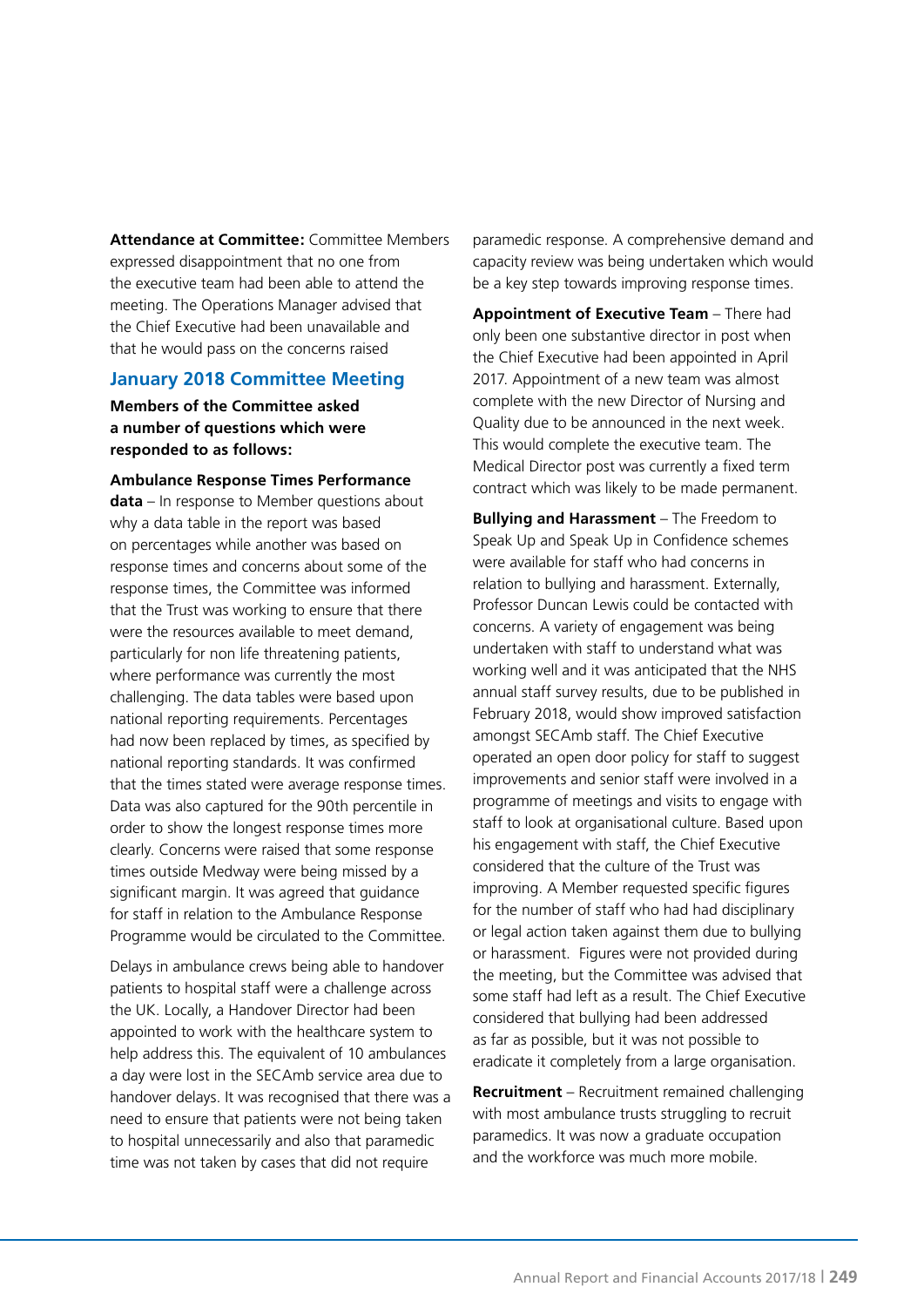**Attendance at Committee:** Committee Members expressed disappointment that no one from the executive team had been able to attend the meeting. The Operations Manager advised that the Chief Executive had been unavailable and that he would pass on the concerns raised

## January 2018 Committee Meeting

**Members of the Committee asked a number of questions which were responded to as follows:**

**Ambulance Response Times Performance data** – In response to Member questions about why a data table in the report was based on percentages while another was based on response times and concerns about some of the response times, the Committee was informed that the Trust was working to ensure that there were the resources available to meet demand, particularly for non life threatening patients, where performance was currently the most challenging. The data tables were based upon national reporting requirements. Percentages had now been replaced by times, as specified by national reporting standards. It was confirmed that the times stated were average response times. Data was also captured for the 90th percentile in order to show the longest response times more clearly. Concerns were raised that some response times outside Medway were being missed by a significant margin. It was agreed that guidance for staff in relation to the Ambulance Response Programme would be circulated to the Committee.

Delays in ambulance crews being able to handover patients to hospital staff were a challenge across the UK. Locally, a Handover Director had been appointed to work with the healthcare system to help address this. The equivalent of 10 ambulances a day were lost in the SECAmb service area due to handover delays. It was recognised that there was a need to ensure that patients were not being taken to hospital unnecessarily and also that paramedic time was not taken by cases that did not require paramedic response. A comprehensive demand and capacity review was being undertaken which would be a key step towards improving response times.

**Appointment of Executive Team** – There had only been one substantive director in post when the Chief Executive had been appointed in April 2017. Appointment of a new team was almost complete with the new Director of Nursing and Quality due to be announced in the next week. This would complete the executive team. The Medical Director post was currently a fixed term contract which was likely to be made permanent.

**Bullying and Harassment** – The Freedom to Speak Up and Speak Up in Confidence schemes were available for staff who had concerns in relation to bullying and harassment. Externally, Professor Duncan Lewis could be contacted with concerns. A variety of engagement was being undertaken with staff to understand what was working well and it was anticipated that the NHS annual staff survey results, due to be published in February 2018, would show improved satisfaction amongst SECAmb staff. The Chief Executive operated an open door policy for staff to suggest improvements and senior staff were involved in a programme of meetings and visits to engage with staff to look at organisational culture. Based upon his engagement with staff, the Chief Executive considered that the culture of the Trust was improving. A Member requested specific figures for the number of staff who had had disciplinary or legal action taken against them due to bullying or harassment. Figures were not provided during the meeting, but the Committee was advised that some staff had left as a result. The Chief Executive considered that bullying had been addressed as far as possible, but it was not possible to eradicate it completely from a large organisation.

**Recruitment** – Recruitment remained challenging with most ambulance trusts struggling to recruit paramedics. It was now a graduate occupation and the workforce was much more mobile.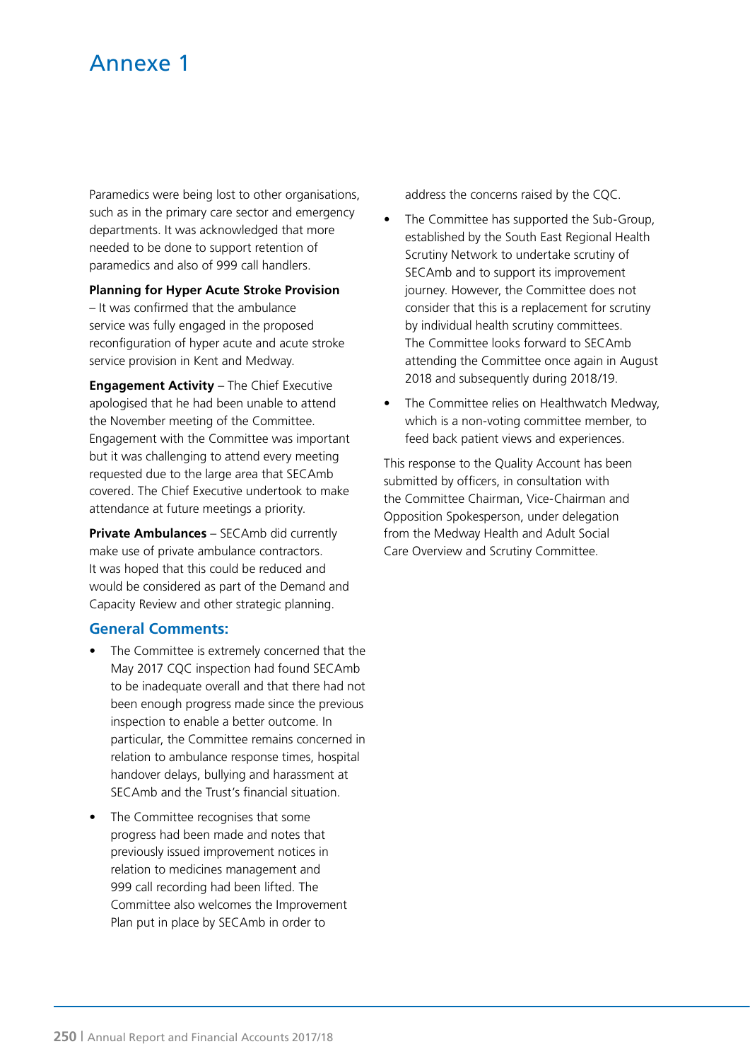# Annexe 1

Paramedics were being lost to other organisations, such as in the primary care sector and emergency departments. It was acknowledged that more needed to be done to support retention of paramedics and also of 999 call handlers.

**Planning for Hyper Acute Stroke Provision** – It was confirmed that the ambulance service was fully engaged in the proposed reconfiguration of hyper acute and acute stroke service provision in Kent and Medway.

**Engagement Activity** – The Chief Executive apologised that he had been unable to attend the November meeting of the Committee. Engagement with the Committee was important but it was challenging to attend every meeting requested due to the large area that SECAmb covered. The Chief Executive undertook to make attendance at future meetings a priority.

**Private Ambulances** – SECAmb did currently make use of private ambulance contractors. It was hoped that this could be reduced and would be considered as part of the Demand and Capacity Review and other strategic planning.

## General Comments:

- The Committee is extremely concerned that the May 2017 CQC inspection had found SECAmb to be inadequate overall and that there had not been enough progress made since the previous inspection to enable a better outcome. In particular, the Committee remains concerned in relation to ambulance response times, hospital handover delays, bullying and harassment at SECAmb and the Trust's financial situation.
- The Committee recognises that some progress had been made and notes that previously issued improvement notices in relation to medicines management and 999 call recording had been lifted. The Committee also welcomes the Improvement Plan put in place by SECAmb in order to address the concerns raised by the CQC.
- The Committee has supported the Sub-Group, established by the South East Regional Health Scrutiny Network to undertake scrutiny of SECAmb and to support its improvement journey. However, the Committee does not consider that this is a replacement for scrutiny by individual health scrutiny committees. The Committee looks forward to SECAmb attending the Committee once again in August 2018 and subsequently during 2018/19.
- The Committee relies on Healthwatch Medway, which is a non-voting committee member, to feed back patient views and experiences.

This response to the Quality Account has been submitted by officers, in consultation with the Committee Chairman, Vice-Chairman and Opposition Spokesperson, under delegation from the Medway Health and Adult Social Care Overview and Scrutiny Committee.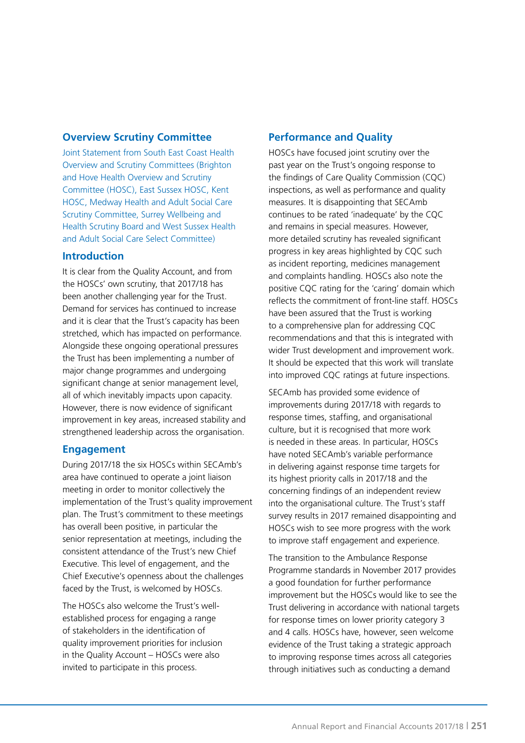## Overview Scrutiny Committee

Joint Statement from South East Coast Health Overview and Scrutiny Committees (Brighton and Hove Health Overview and Scrutiny Committee (HOSC), East Sussex HOSC, Kent HOSC, Medway Health and Adult Social Care Scrutiny Committee, Surrey Wellbeing and Health Scrutiny Board and West Sussex Health and Adult Social Care Select Committee)

### Introduction

It is clear from the Quality Account, and from the HOSCs' own scrutiny, that 2017/18 has been another challenging year for the Trust. Demand for services has continued to increase and it is clear that the Trust's capacity has been stretched, which has impacted on performance. Alongside these ongoing operational pressures the Trust has been implementing a number of major change programmes and undergoing significant change at senior management level, all of which inevitably impacts upon capacity. However, there is now evidence of significant improvement in key areas, increased stability and strengthened leadership across the organisation.

### Engagement

During 2017/18 the six HOSCs within SECAmb's area have continued to operate a joint liaison meeting in order to monitor collectively the implementation of the Trust's quality improvement plan. The Trust's commitment to these meetings has overall been positive, in particular the senior representation at meetings, including the consistent attendance of the Trust's new Chief Executive. This level of engagement, and the Chief Executive's openness about the challenges faced by the Trust, is welcomed by HOSCs.

The HOSCs also welcome the Trust's well-established process for engaging a range of stakeholders in the identification of quality improvement priorities for inclusion in the Quality Account – HOSCs were also invited to participate in this process.

### Performance and Quality

HOSCs have focused joint scrutiny over the past year on the Trust's ongoing response to the findings of Care Quality Commission (CQC) inspections, as well as performance and quality measures. It is disappointing that SECAmb continues to be rated 'inadequate' by the CQC and remains in special measures. However, more detailed scrutiny has revealed significant progress in key areas highlighted by CQC such as incident reporting, medicines management and complaints handling. HOSCs also note the positive CQC rating for the 'caring' domain which reflects the commitment of front-line staff. HOSCs have been assured that the Trust is working to a comprehensive plan for addressing CQC recommendations and that this is integrated with wider Trust development and improvement work. It should be expected that this work will translate into improved CQC ratings at future inspections.

SECAmb has provided some evidence of improvements during 2017/18 with regards to response times, staffing, and organisational culture, but it is recognised that more work is needed in these areas. In particular, HOSCs have noted SECAmb's variable performance in delivering against response time targets for its highest priority calls in 2017/18 and the concerning findings of an independent review into the organisational culture. The Trust's staff survey results in 2017 remained disappointing and HOSCs wish to see more progress with the work to improve staff engagement and experience.

The transition to the Ambulance Response Programme standards in November 2017 provides a good foundation for further performance improvement but the HOSCs would like to see the Trust delivering in accordance with national targets for response times on lower priority category 3 and 4 calls. HOSCs have, however, seen welcome evidence of the Trust taking a strategic approach to improving response times across all categories through initiatives such as conducting a demand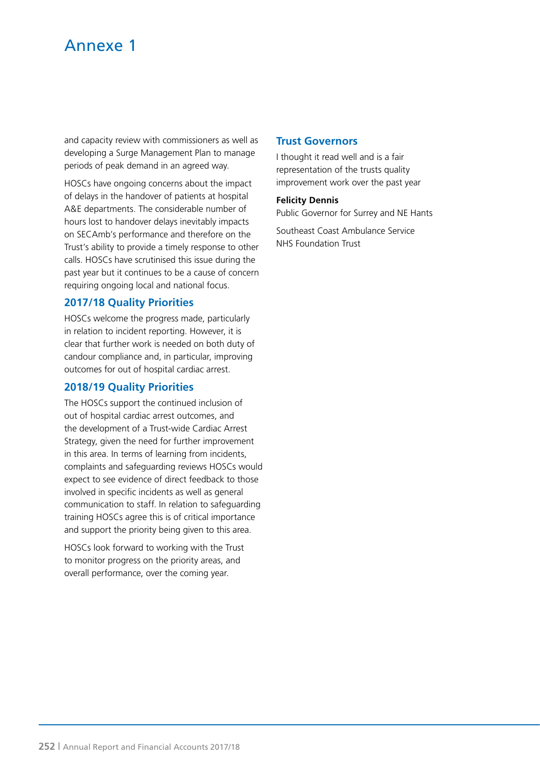# Annexe 1

and capacity review with commissioners as well as developing a Surge Management Plan to manage periods of peak demand in an agreed way.

HOSCs have ongoing concerns about the impact of delays in the handover of patients at hospital A&E departments. The considerable number of hours lost to handover delays inevitably impacts on SECAmb's performance and therefore on the Trust's ability to provide a timely response to other calls. HOSCs have scrutinised this issue during the past year but it continues to be a cause of concern requiring ongoing local and national focus.

## 2017/18 Quality Priorities

HOSCs welcome the progress made, particularly in relation to incident reporting. However, it is clear that further work is needed on both duty of candour compliance and, in particular, improving outcomes for out of hospital cardiac arrest.

## 2018/19 Quality Priorities

The HOSCs support the continued inclusion of out of hospital cardiac arrest outcomes, and the development of a Trust-wide Cardiac Arrest Strategy, given the need for further improvement in this area. In terms of learning from incidents, complaints and safeguarding reviews HOSCs would expect to see evidence of direct feedback to those involved in specific incidents as well as general communication to staff. In relation to safeguarding training HOSCs agree this is of critical importance and support the priority being given to this area.

HOSCs look forward to working with the Trust to monitor progress on the priority areas, and overall performance, over the coming year.

## Trust Governors

I thought it read well and is a fair representation of the trusts quality improvement work over the past year

**Felicity Dennis**
Public Governor for Surrey and NE Hants

Southeast Coast Ambulance Service NHS Foundation Trust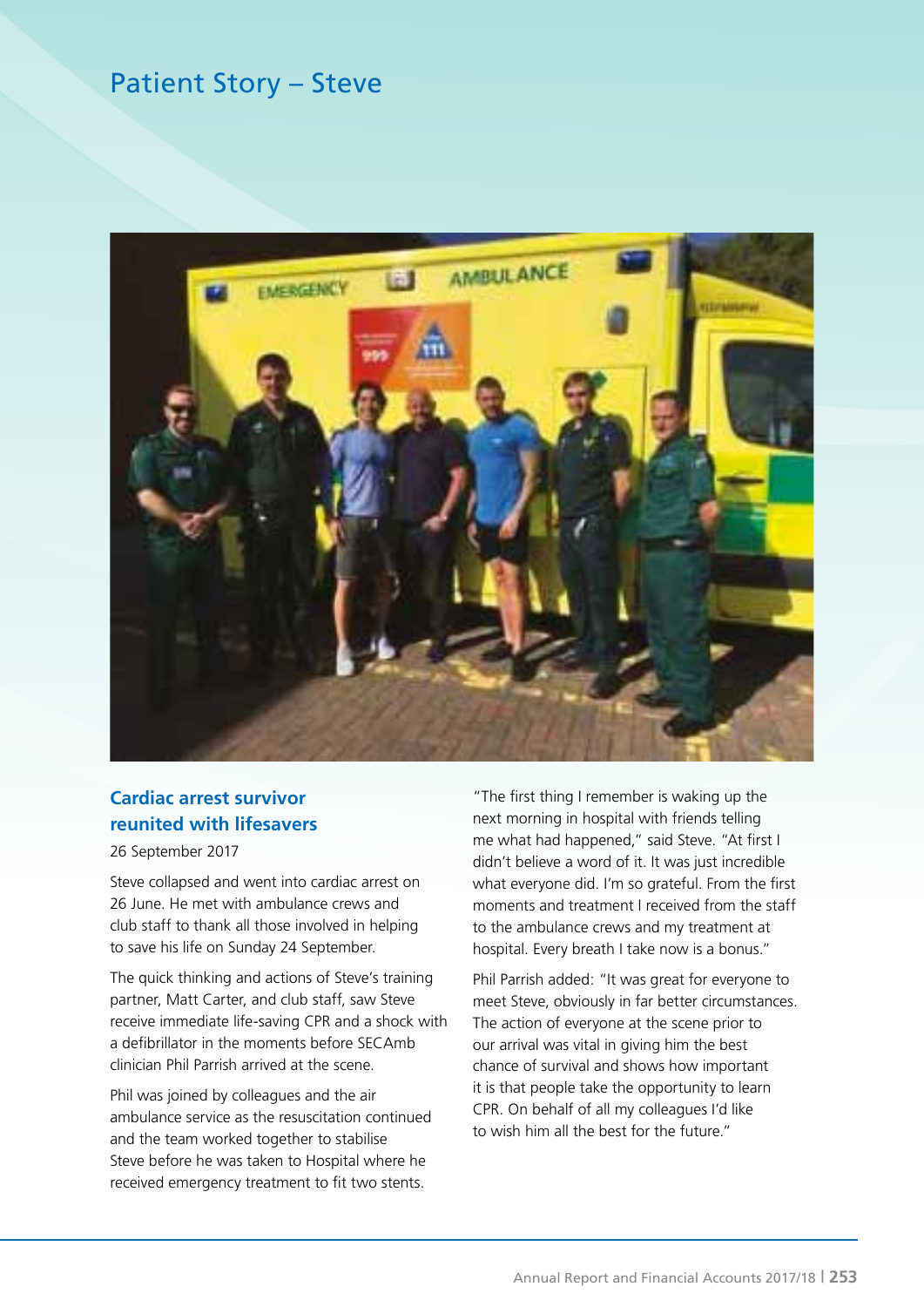# Patient Story – Steve

## Cardiac arrest survivor reunited with lifesavers

26 September 2017

Steve collapsed and went into cardiac arrest on 26 June. He met with ambulance crews and club staff to thank all those involved in helping to save his life on Sunday 24 September.

The quick thinking and actions of Steve's training partner, Matt Carter, and club staff, saw Steve receive immediate life-saving CPR and a shock with a defibrillator in the moments before SECAmb clinician Phil Parrish arrived at the scene.

Phil was joined by colleagues and the air ambulance service as the resuscitation continued and the team worked together to stabilise Steve before he was taken to Hospital where he received emergency treatment to fit two stents.

"The first thing I remember is waking up the next morning in hospital with friends telling me what had happened," said Steve. "At first I didn't believe a word of it. It was just incredible what everyone did. I'm so grateful. From the first moments and treatment I received from the staff to the ambulance crews and my treatment at hospital. Every breath I take now is a bonus."

Phil Parrish added: "It was great for everyone to meet Steve, obviously in far better circumstances. The action of everyone at the scene prior to our arrival was vital in giving him the best chance of survival and shows how important it is that people take the opportunity to learn CPR. On behalf of all my colleagues I'd like to wish him all the best for the future."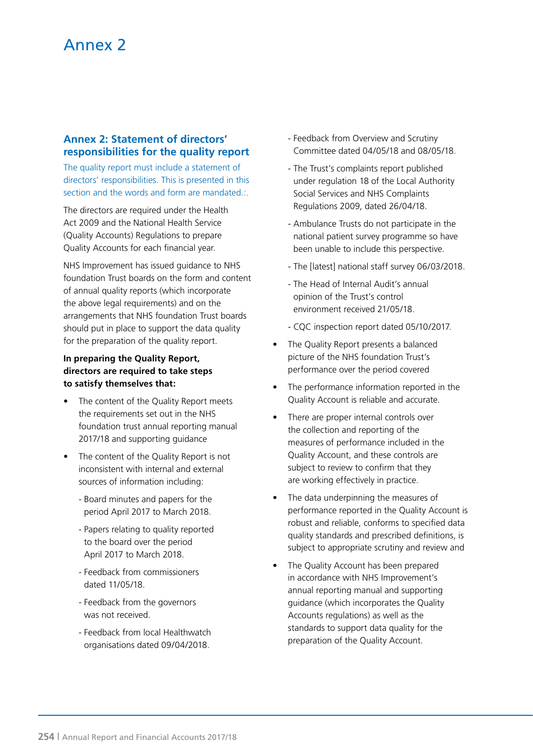# Annex 2

## Annex 2: Statement of directors' responsibilities for the quality report

The quality report must include a statement of directors' responsibilities. This is presented in this section and the words and form are mandated.:.

The directors are required under the Health Act 2009 and the National Health Service (Quality Accounts) Regulations to prepare Quality Accounts for each financial year.

NHS Improvement has issued guidance to NHS foundation Trust boards on the form and content of annual quality reports (which incorporate the above legal requirements) and on the arrangements that NHS foundation Trust boards should put in place to support the data quality for the preparation of the quality report.

**In preparing the Quality Report, directors are required to take steps to satisfy themselves that:**

- The content of the Quality Report meets the requirements set out in the NHS foundation trust annual reporting manual 2017/18 and supporting guidance
- The content of the Quality Report is not inconsistent with internal and external sources of information including:
  - Board minutes and papers for the period April 2017 to March 2018.
  - Papers relating to quality reported to the board over the period April 2017 to March 2018.
  - Feedback from commissioners dated 11/05/18.
  - Feedback from the governors was not received.
  - Feedback from local Healthwatch organisations dated 09/04/2018.
  - Feedback from Overview and Scrutiny Committee dated 04/05/18 and 08/05/18.
  - The Trust's complaints report published under regulation 18 of the Local Authority Social Services and NHS Complaints Regulations 2009, dated 26/04/18.
  - Ambulance Trusts do not participate in the national patient survey programme so have been unable to include this perspective.
  - The [latest] national staff survey 06/03/2018.
  - The Head of Internal Audit's annual opinion of the Trust's control environment received 21/05/18.
  - CQC inspection report dated 05/10/2017.
- The Quality Report presents a balanced picture of the NHS foundation Trust's performance over the period covered
- The performance information reported in the Quality Account is reliable and accurate.
- There are proper internal controls over the collection and reporting of the measures of performance included in the Quality Account, and these controls are subject to review to confirm that they are working effectively in practice.
- The data underpinning the measures of performance reported in the Quality Account is robust and reliable, conforms to specified data quality standards and prescribed definitions, is subject to appropriate scrutiny and review and
- The Quality Account has been prepared in accordance with NHS Improvement's annual reporting manual and supporting guidance (which incorporates the Quality Accounts regulations) as well as the standards to support data quality for the preparation of the Quality Account.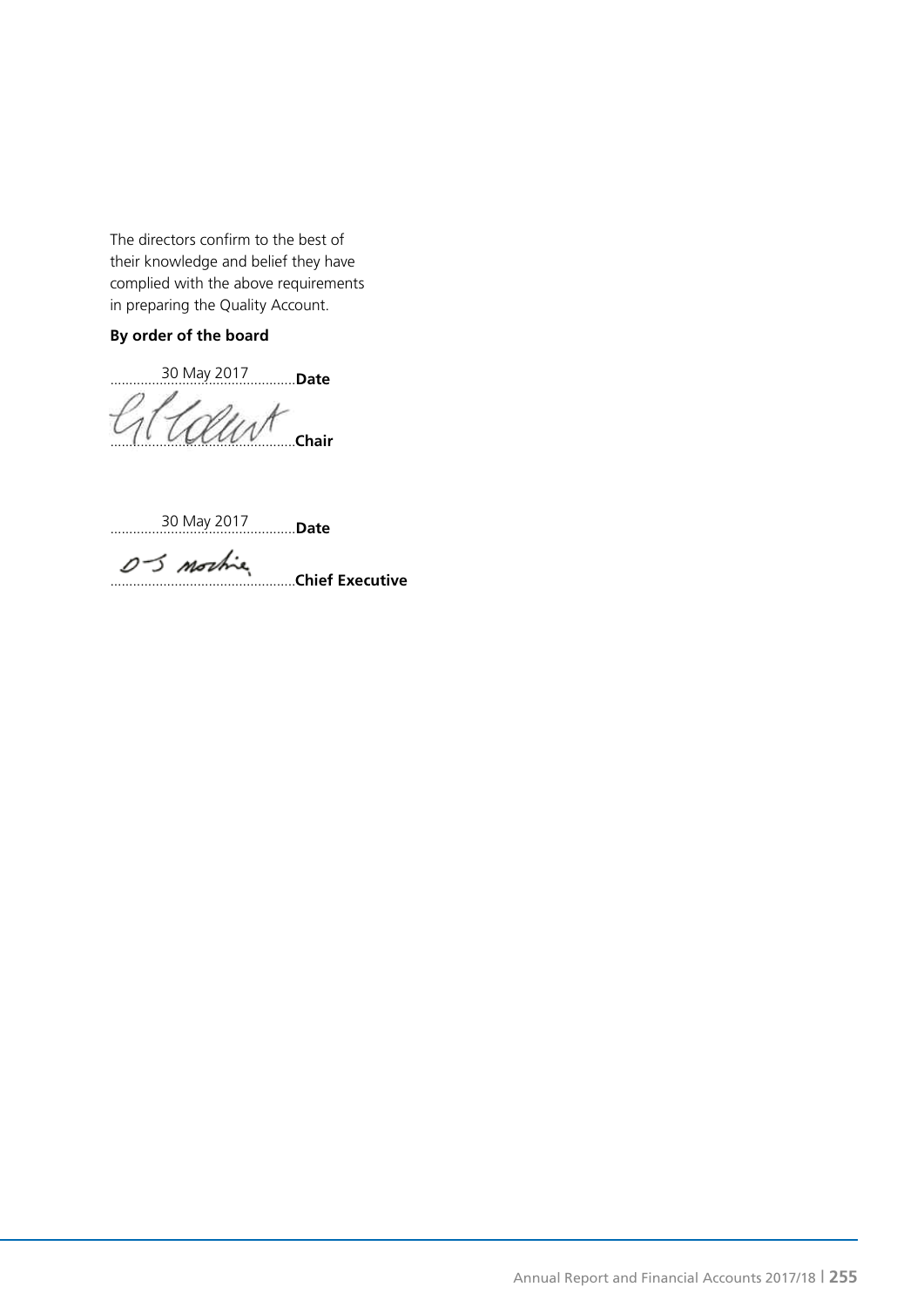The directors confirm to the best of their knowledge and belief they have complied with the above requirements in preparing the Quality Account.

**By order of the board**

30 May 2017 **Date**

**Chair**

30 May 2017 **Date**

**Chief Executive**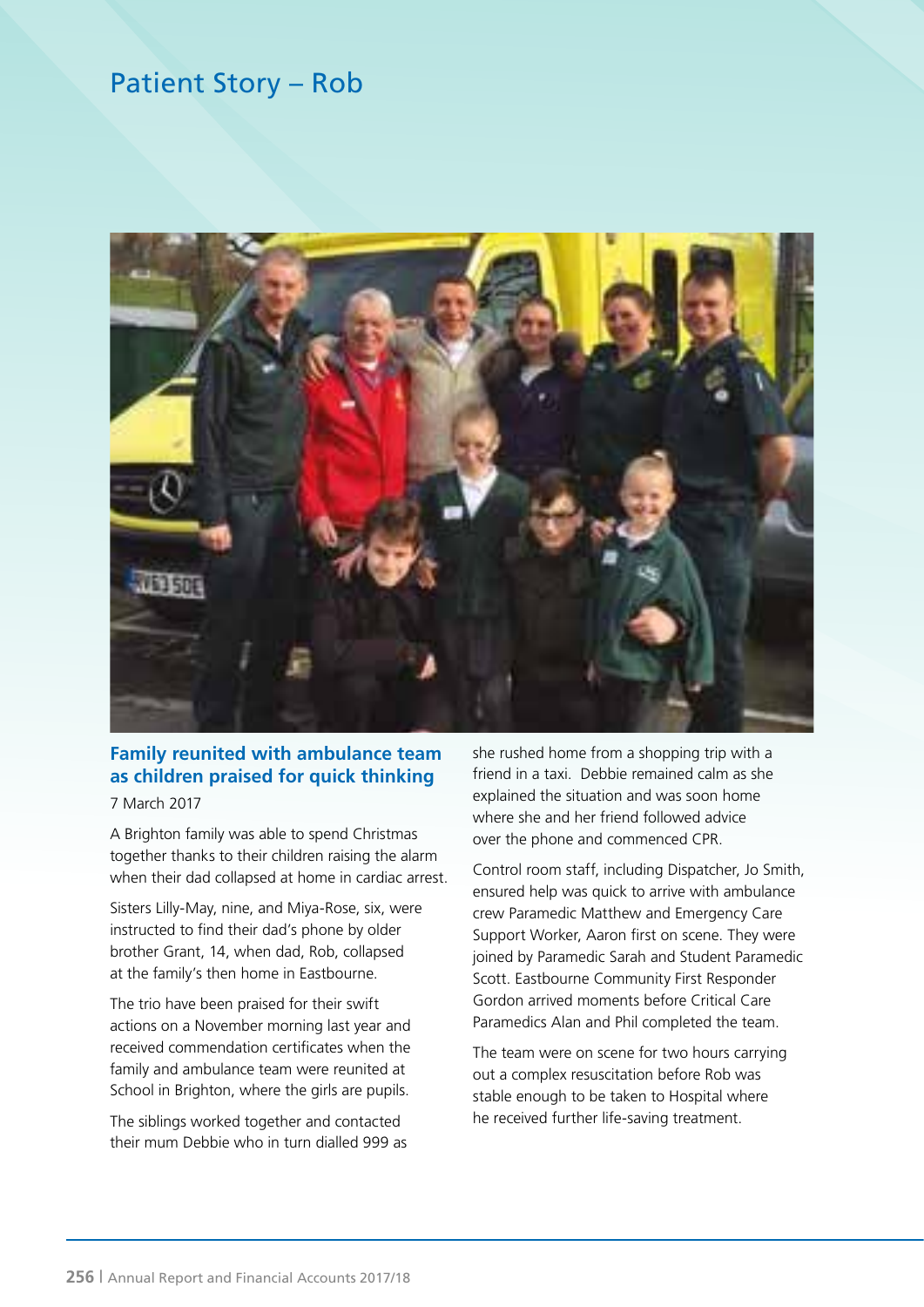# Patient Story – Rob

## Family reunited with ambulance team as children praised for quick thinking

7 March 2017

A Brighton family was able to spend Christmas together thanks to their children raising the alarm when their dad collapsed at home in cardiac arrest.

Sisters Lilly-May, nine, and Miya-Rose, six, were instructed to find their dad's phone by older brother Grant, 14, when dad, Rob, collapsed at the family's then home in Eastbourne.

The trio have been praised for their swift actions on a November morning last year and received commendation certificates when the family and ambulance team were reunited at School in Brighton, where the girls are pupils.

The siblings worked together and contacted their mum Debbie who in turn dialled 999 as she rushed home from a shopping trip with a friend in a taxi. Debbie remained calm as she explained the situation and was soon home where she and her friend followed advice over the phone and commenced CPR.

Control room staff, including Dispatcher, Jo Smith, ensured help was quick to arrive with ambulance crew Paramedic Matthew and Emergency Care Support Worker, Aaron first on scene. They were joined by Paramedic Sarah and Student Paramedic Scott. Eastbourne Community First Responder Gordon arrived moments before Critical Care Paramedics Alan and Phil completed the team.

The team were on scene for two hours carrying out a complex resuscitation before Rob was stable enough to be taken to Hospital where he received further life-saving treatment.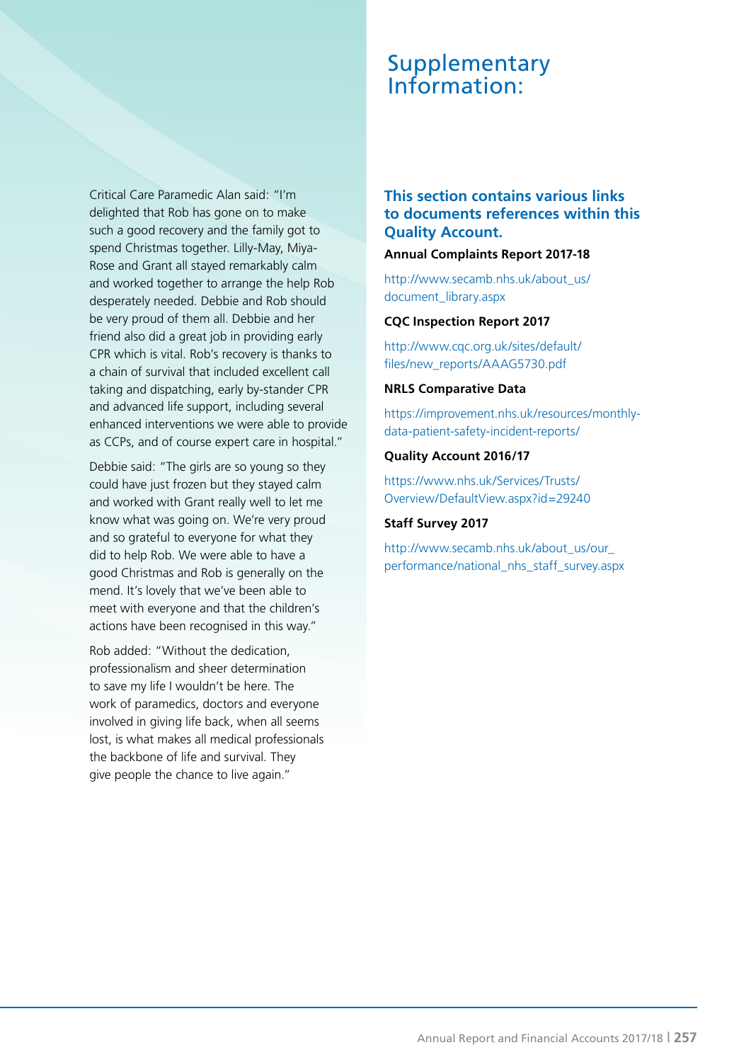Critical Care Paramedic Alan said: "I'm delighted that Rob has gone on to make such a good recovery and the family got to spend Christmas together. Lilly-May, Miya-Rose and Grant all stayed remarkably calm and worked together to arrange the help Rob desperately needed. Debbie and Rob should be very proud of them all. Debbie and her friend also did a great job in providing early CPR which is vital. Rob's recovery is thanks to a chain of survival that included excellent call taking and dispatching, early by-stander CPR and advanced life support, including several enhanced interventions we were able to provide as CCPs, and of course expert care in hospital."

Debbie said: "The girls are so young so they could have just frozen but they stayed calm and worked with Grant really well to let me know what was going on. We're very proud and so grateful to everyone for what they did to help Rob. We were able to have a good Christmas and Rob is generally on the mend. It's lovely that we've been able to meet with everyone and that the children's actions have been recognised in this way."

Rob added: "Without the dedication, professionalism and sheer determination to save my life I wouldn't be here. The work of paramedics, doctors and everyone involved in giving life back, when all seems lost, is what makes all medical professionals the backbone of life and survival. They give people the chance to live again."

# Supplementary Information:

## This section contains various links to documents references within this Quality Account.

**Annual Complaints Report 2017-18**

http://www.secamb.nhs.uk/about_us/document_library.aspx

**CQC Inspection Report 2017**

http://www.cqc.org.uk/sites/default/files/new_reports/AAAG5730.pdf

**NRLS Comparative Data**

https://improvement.nhs.uk/resources/monthly-data-patient-safety-incident-reports/

**Quality Account 2016/17**

https://www.nhs.uk/Services/Trusts/Overview/DefaultView.aspx?id=29240

**Staff Survey 2017**

http://www.secamb.nhs.uk/about_us/our_performance/national_nhs_staff_survey.aspx